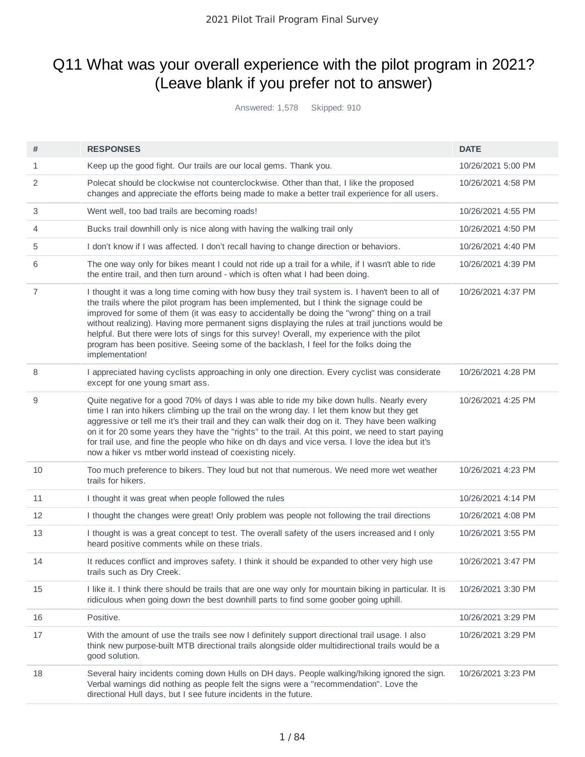# Q11 What was your overall experience with the pilot program in 2021? (Leave blank if you prefer not to answer)

Answered: 1,578 Skipped: 910

| # | RESPONSES | DATE |
|---|---|---|
| 1 | Keep up the good fight. Our trails are our local gems. Thank you. | 10/26/2021 5:00 PM |
| 2 | Polecat should be clockwise not counterclockwise. Other than that, I like the proposed changes and appreciate the efforts being made to make a better trail experience for all users. | 10/26/2021 4:58 PM |
| 3 | Went well, too bad trails are becoming roads! | 10/26/2021 4:55 PM |
| 4 | Bucks trail downhill only is nice along with having the walking trail only | 10/26/2021 4:50 PM |
| 5 | I don't know if I was affected. I don't recall having to change direction or behaviors. | 10/26/2021 4:40 PM |
| 6 | The one way only for bikes meant I could not ride up a trail for a while, if I wasn't able to ride the entire trail, and then turn around - which is often what I had been doing. | 10/26/2021 4:39 PM |
| 7 | I thought it was a long time coming with how busy they trail system is. I haven't been to all of the trails where the pilot program has been implemented, but I think the signage could be improved for some of them (it was easy to accidentally be doing the "wrong" thing on a trail without realizing). Having more permanent signs displaying the rules at trail junctions would be helpful. But there were lots of sings for this survey! Overall, my experience with the pilot program has been positive. Seeing some of the backlash, I feel for the folks doing the implementation! | 10/26/2021 4:37 PM |
| 8 | I appreciated having cyclists approaching in only one direction. Every cyclist was considerate except for one young smart ass. | 10/26/2021 4:28 PM |
| 9 | Quite negative for a good 70% of days I was able to ride my bike down hulls. Nearly every time I ran into hikers climbing up the trail on the wrong day. I let them know but they get aggressive or tell me it's their trail and they can walk their dog on it. They have been walking on it for 20 some years they have the "rights" to the trail. At this point, we need to start paying for trail use, and fine the people who hike on dh days and vice versa. I love the idea but it's now a hiker vs mtber world instead of coexisting nicely. | 10/26/2021 4:25 PM |
| 10 | Too much preference to bikers. They loud but not that numerous. We need more wet weather trails for hikers. | 10/26/2021 4:23 PM |
| 11 | I thought it was great when people followed the rules | 10/26/2021 4:14 PM |
| 12 | I thought the changes were great! Only problem was people not following the trail directions | 10/26/2021 4:08 PM |
| 13 | I thought is was a great concept to test. The overall safety of the users increased and I only heard positive comments while on these trials. | 10/26/2021 3:55 PM |
| 14 | It reduces conflict and improves safety. I think it should be expanded to other very high use trails such as Dry Creek. | 10/26/2021 3:47 PM |
| 15 | I like it. I think there should be trails that are one way only for mountain biking in particular. It is ridiculous when going down the best downhill parts to find some goober going uphill. | 10/26/2021 3:30 PM |
| 16 | Positive. | 10/26/2021 3:29 PM |
| 17 | With the amount of use the trails see now I definitely support directional trail usage. I also think new purpose-built MTB directional trails alongside older multidirectional trails would be a good solution. | 10/26/2021 3:29 PM |
| 18 | Several hairy incidents coming down Hulls on DH days. People walking/hiking ignored the sign. Verbal warnings did nothing as people felt the signs were a "recommendation". Love the directional Hull days, but I see future incidents in the future. | 10/26/2021 3:23 PM |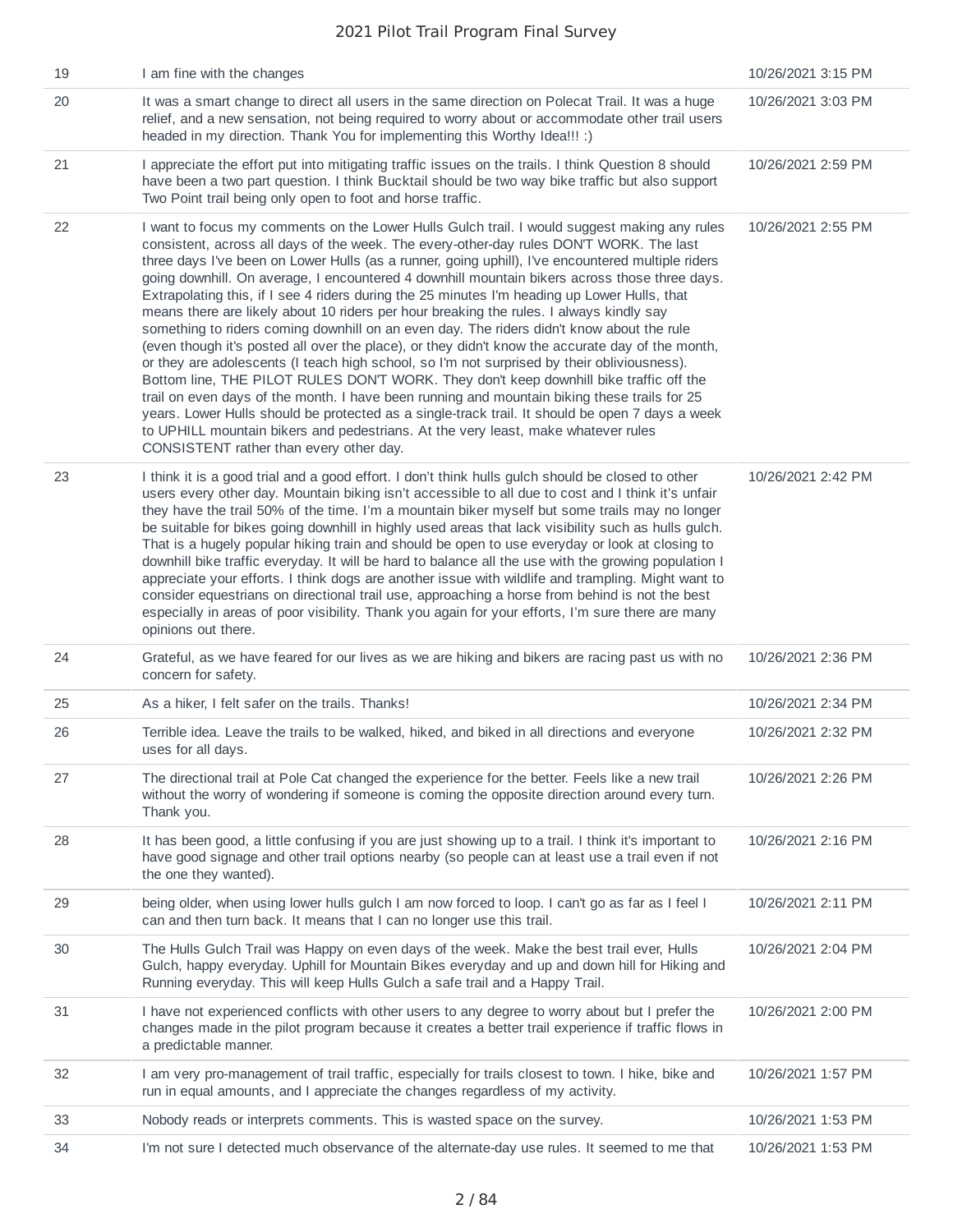| | | |
|---|---|---|
| 19 | I am fine with the changes | 10/26/2021 3:15 PM |
| 20 | It was a smart change to direct all users in the same direction on Polecat Trail. It was a huge relief, and a new sensation, not being required to worry about or accommodate other trail users headed in my direction. Thank You for implementing this Worthy Idea!!! :) | 10/26/2021 3:03 PM |
| 21 | I appreciate the effort put into mitigating traffic issues on the trails. I think Question 8 should have been a two part question. I think Bucktail should be two way bike traffic but also support Two Point trail being only open to foot and horse traffic. | 10/26/2021 2:59 PM |
| 22 | I want to focus my comments on the Lower Hulls Gulch trail. I would suggest making any rules consistent, across all days of the week. The every-other-day rules DON'T WORK. The last three days I've been on Lower Hulls (as a runner, going uphill), I've encountered multiple riders going downhill. On average, I encountered 4 downhill mountain bikers across those three days. Extrapolating this, if I see 4 riders during the 25 minutes I'm heading up Lower Hulls, that means there are likely about 10 riders per hour breaking the rules. I always kindly say something to riders coming downhill on an even day. The riders didn't know about the rule (even though it's posted all over the place), or they didn't know the accurate day of the month, or they are adolescents (I teach high school, so I'm not surprised by their obliviousness). Bottom line, THE PILOT RULES DON'T WORK. They don't keep downhill bike traffic off the trail on even days of the month. I have been running and mountain biking these trails for 25 years. Lower Hulls should be protected as a single-track trail. It should be open 7 days a week to UPHILL mountain bikers and pedestrians. At the very least, make whatever rules CONSISTENT rather than every other day. | 10/26/2021 2:55 PM |
| 23 | I think it is a good trial and a good effort. I don't think hulls gulch should be closed to other users every other day. Mountain biking isn't accessible to all due to cost and I think it's unfair they have the trail 50% of the time. I'm a mountain biker myself but some trails may no longer be suitable for bikes going downhill in highly used areas that lack visibility such as hulls gulch. That is a hugely popular hiking train and should be open to use everyday or look at closing to downhill bike traffic everyday. It will be hard to balance all the use with the growing population I appreciate your efforts. I think dogs are another issue with wildlife and trampling. Might want to consider equestrians on directional trail use, approaching a horse from behind is not the best especially in areas of poor visibility. Thank you again for your efforts, I'm sure there are many opinions out there. | 10/26/2021 2:42 PM |
| 24 | Grateful, as we have feared for our lives as we are hiking and bikers are racing past us with no concern for safety. | 10/26/2021 2:36 PM |
| 25 | As a hiker, I felt safer on the trails. Thanks! | 10/26/2021 2:34 PM |
| 26 | Terrible idea. Leave the trails to be walked, hiked, and biked in all directions and everyone uses for all days. | 10/26/2021 2:32 PM |
| 27 | The directional trail at Pole Cat changed the experience for the better. Feels like a new trail without the worry of wondering if someone is coming the opposite direction around every turn. Thank you. | 10/26/2021 2:26 PM |
| 28 | It has been good, a little confusing if you are just showing up to a trail. I think it's important to have good signage and other trail options nearby (so people can at least use a trail even if not the one they wanted). | 10/26/2021 2:16 PM |
| 29 | being older, when using lower hulls gulch I am now forced to loop. I can't go as far as I feel I can and then turn back. It means that I can no longer use this trail. | 10/26/2021 2:11 PM |
| 30 | The Hulls Gulch Trail was Happy on even days of the week. Make the best trail ever, Hulls Gulch, happy everyday. Uphill for Mountain Bikes everyday and up and down hill for Hiking and Running everyday. This will keep Hulls Gulch a safe trail and a Happy Trail. | 10/26/2021 2:04 PM |
| 31 | I have not experienced conflicts with other users to any degree to worry about but I prefer the changes made in the pilot program because it creates a better trail experience if traffic flows in a predictable manner. | 10/26/2021 2:00 PM |
| 32 | I am very pro-management of trail traffic, especially for trails closest to town. I hike, bike and run in equal amounts, and I appreciate the changes regardless of my activity. | 10/26/2021 1:57 PM |
| 33 | Nobody reads or interprets comments. This is wasted space on the survey. | 10/26/2021 1:53 PM |
| 34 | I'm not sure I detected much observance of the alternate-day use rules. It seemed to me that | 10/26/2021 1:53 PM |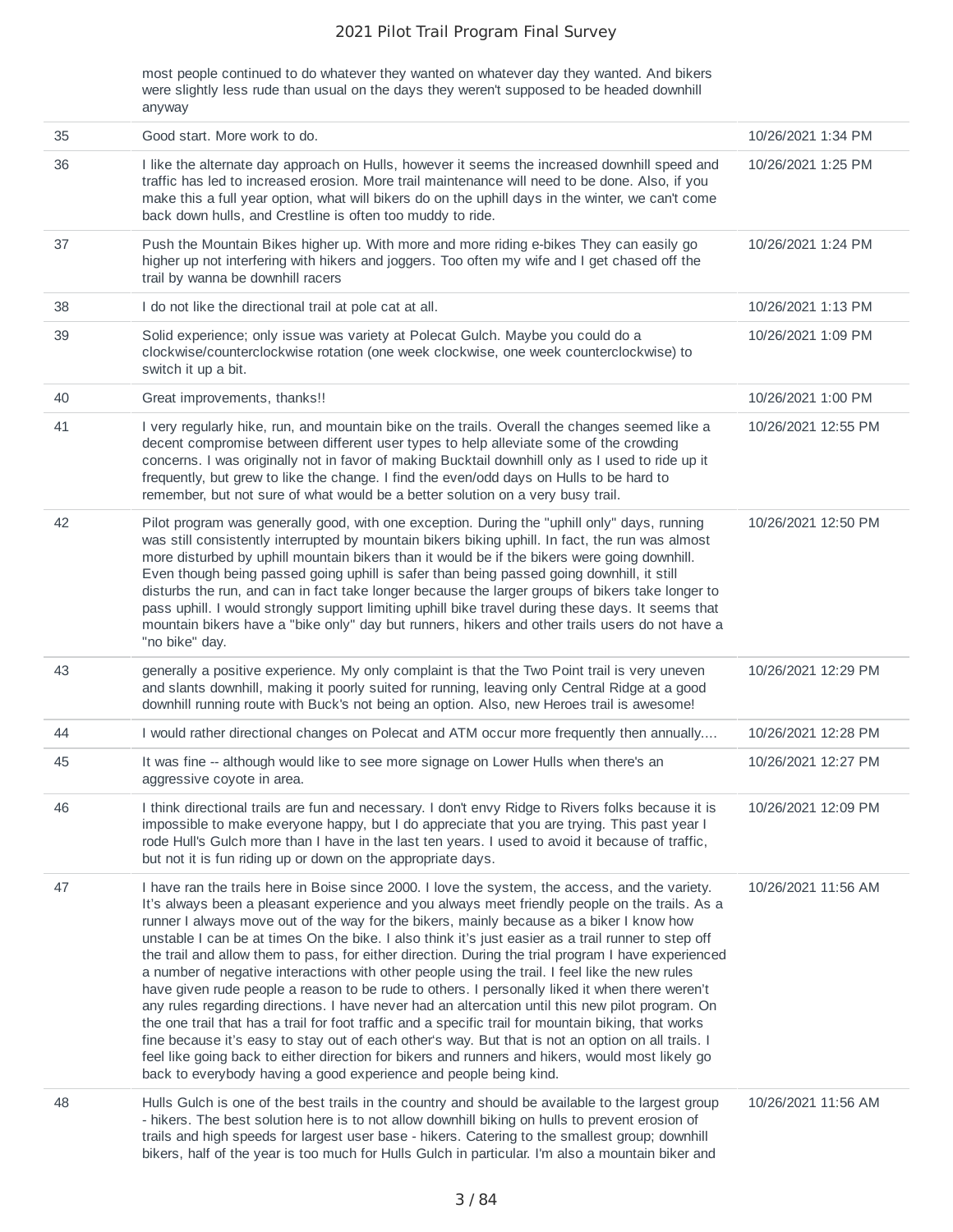| | | |
|---|---|---|
| | most people continued to do whatever they wanted on whatever day they wanted. And bikers were slightly less rude than usual on the days they weren't supposed to be headed downhill anyway | |
| 35 | Good start. More work to do. | 10/26/2021 1:34 PM |
| 36 | I like the alternate day approach on Hulls, however it seems the increased downhill speed and traffic has led to increased erosion. More trail maintenance will need to be done. Also, if you make this a full year option, what will bikers do on the uphill days in the winter, we can't come back down hulls, and Crestline is often too muddy to ride. | 10/26/2021 1:25 PM |
| 37 | Push the Mountain Bikes higher up. With more and more riding e-bikes They can easily go higher up not interfering with hikers and joggers. Too often my wife and I get chased off the trail by wanna be downhill racers | 10/26/2021 1:24 PM |
| 38 | I do not like the directional trail at pole cat at all. | 10/26/2021 1:13 PM |
| 39 | Solid experience; only issue was variety at Polecat Gulch. Maybe you could do a clockwise/counterclockwise rotation (one week clockwise, one week counterclockwise) to switch it up a bit. | 10/26/2021 1:09 PM |
| 40 | Great improvements, thanks!! | 10/26/2021 1:00 PM |
| 41 | I very regularly hike, run, and mountain bike on the trails. Overall the changes seemed like a decent compromise between different user types to help alleviate some of the crowding concerns. I was originally not in favor of making Bucktail downhill only as I used to ride up it frequently, but grew to like the change. I find the even/odd days on Hulls to be hard to remember, but not sure of what would be a better solution on a very busy trail. | 10/26/2021 12:55 PM |
| 42 | Pilot program was generally good, with one exception. During the "uphill only" days, running was still consistently interrupted by mountain bikers biking uphill. In fact, the run was almost more disturbed by uphill mountain bikers than it would be if the bikers were going downhill. Even though being passed going uphill is safer than being passed going downhill, it still disturbs the run, and can in fact take longer because the larger groups of bikers take longer to pass uphill. I would strongly support limiting uphill bike travel during these days. It seems that mountain bikers have a "bike only" day but runners, hikers and other trails users do not have a "no bike" day. | 10/26/2021 12:50 PM |
| 43 | generally a positive experience. My only complaint is that the Two Point trail is very uneven and slants downhill, making it poorly suited for running, leaving only Central Ridge at a good downhill running route with Buck's not being an option. Also, new Heroes trail is awesome! | 10/26/2021 12:29 PM |
| 44 | I would rather directional changes on Polecat and ATM occur more frequently then annually.... | 10/26/2021 12:28 PM |
| 45 | It was fine -- although would like to see more signage on Lower Hulls when there's an aggressive coyote in area. | 10/26/2021 12:27 PM |
| 46 | I think directional trails are fun and necessary. I don't envy Ridge to Rivers folks because it is impossible to make everyone happy, but I do appreciate that you are trying. This past year I rode Hull's Gulch more than I have in the last ten years. I used to avoid it because of traffic, but not it is fun riding up or down on the appropriate days. | 10/26/2021 12:09 PM |
| 47 | I have ran the trails here in Boise since 2000. I love the system, the access, and the variety. It's always been a pleasant experience and you always meet friendly people on the trails. As a runner I always move out of the way for the bikers, mainly because as a biker I know how unstable I can be at times On the bike. I also think it's just easier as a trail runner to step off the trail and allow them to pass, for either direction. During the trial program I have experienced a number of negative interactions with other people using the trail. I feel like the new rules have given rude people a reason to be rude to others. I personally liked it when there weren't any rules regarding directions. I have never had an altercation until this new pilot program. On the one trail that has a trail for foot traffic and a specific trail for mountain biking, that works fine because it's easy to stay out of each other's way. But that is not an option on all trails. I feel like going back to either direction for bikers and runners and hikers, would most likely go back to everybody having a good experience and people being kind. | 10/26/2021 11:56 AM |
| 48 | Hulls Gulch is one of the best trails in the country and should be available to the largest group - hikers. The best solution here is to not allow downhill biking on hulls to prevent erosion of trails and high speeds for largest user base - hikers. Catering to the smallest group; downhill bikers, half of the year is too much for Hulls Gulch in particular. I'm also a mountain biker and | 10/26/2021 11:56 AM |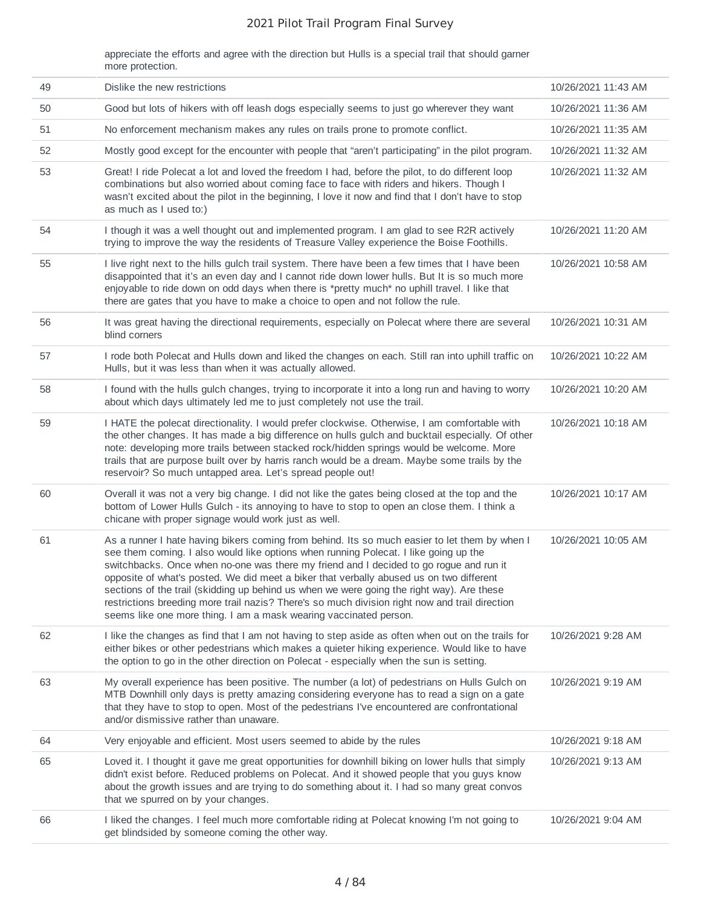| | | |
|---|---|---|
| | appreciate the efforts and agree with the direction but Hulls is a special trail that should garner more protection. | |
| 49 | Dislike the new restrictions | 10/26/2021 11:43 AM |
| 50 | Good but lots of hikers with off leash dogs especially seems to just go wherever they want | 10/26/2021 11:36 AM |
| 51 | No enforcement mechanism makes any rules on trails prone to promote conflict. | 10/26/2021 11:35 AM |
| 52 | Mostly good except for the encounter with people that “aren't participating” in the pilot program. | 10/26/2021 11:32 AM |
| 53 | Great! I ride Polecat a lot and loved the freedom I had, before the pilot, to do different loop combinations but also worried about coming face to face with riders and hikers. Though I wasn't excited about the pilot in the beginning, I love it now and find that I don't have to stop as much as I used to:) | 10/26/2021 11:32 AM |
| 54 | I though it was a well thought out and implemented program. I am glad to see R2R actively trying to improve the way the residents of Treasure Valley experience the Boise Foothills. | 10/26/2021 11:20 AM |
| 55 | I live right next to the hills gulch trail system. There have been a few times that I have been disappointed that it's an even day and I cannot ride down lower hulls. But It is so much more enjoyable to ride down on odd days when there is *pretty much* no uphill travel. I like that there are gates that you have to make a choice to open and not follow the rule. | 10/26/2021 10:58 AM |
| 56 | It was great having the directional requirements, especially on Polecat where there are several blind corners | 10/26/2021 10:31 AM |
| 57 | I rode both Polecat and Hulls down and liked the changes on each. Still ran into uphill traffic on Hulls, but it was less than when it was actually allowed. | 10/26/2021 10:22 AM |
| 58 | I found with the hulls gulch changes, trying to incorporate it into a long run and having to worry about which days ultimately led me to just completely not use the trail. | 10/26/2021 10:20 AM |
| 59 | I HATE the polecat directionality. I would prefer clockwise. Otherwise, I am comfortable with the other changes. It has made a big difference on hulls gulch and bucktail especially. Of other note: developing more trails between stacked rock/hidden springs would be welcome. More trails that are purpose built over by harris ranch would be a dream. Maybe some trails by the reservoir? So much untapped area. Let's spread people out! | 10/26/2021 10:18 AM |
| 60 | Overall it was not a very big change. I did not like the gates being closed at the top and the bottom of Lower Hulls Gulch - its annoying to have to stop to open an close them. I think a chicane with proper signage would work just as well. | 10/26/2021 10:17 AM |
| 61 | As a runner I hate having bikers coming from behind. Its so much easier to let them by when I see them coming. I also would like options when running Polecat. I like going up the switchbacks. Once when no-one was there my friend and I decided to go rogue and run it opposite of what's posted. We did meet a biker that verbally abused us on two different sections of the trail (skidding up behind us when we were going the right way). Are these restrictions breeding more trail nazis? There's so much division right now and trail direction seems like one more thing. I am a mask wearing vaccinated person. | 10/26/2021 10:05 AM |
| 62 | I like the changes as find that I am not having to step aside as often when out on the trails for either bikes or other pedestrians which makes a quieter hiking experience. Would like to have the option to go in the other direction on Polecat - especially when the sun is setting. | 10/26/2021 9:28 AM |
| 63 | My overall experience has been positive. The number (a lot) of pedestrians on Hulls Gulch on MTB Downhill only days is pretty amazing considering everyone has to read a sign on a gate that they have to stop to open. Most of the pedestrians I've encountered are confrontational and/or dismissive rather than unaware. | 10/26/2021 9:19 AM |
| 64 | Very enjoyable and efficient. Most users seemed to abide by the rules | 10/26/2021 9:18 AM |
| 65 | Loved it. I thought it gave me great opportunities for downhill biking on lower hulls that simply didn't exist before. Reduced problems on Polecat. And it showed people that you guys know about the growth issues and are trying to do something about it. I had so many great convos that we spurred on by your changes. | 10/26/2021 9:13 AM |
| 66 | I liked the changes. I feel much more comfortable riding at Polecat knowing I'm not going to get blindsided by someone coming the other way. | 10/26/2021 9:04 AM |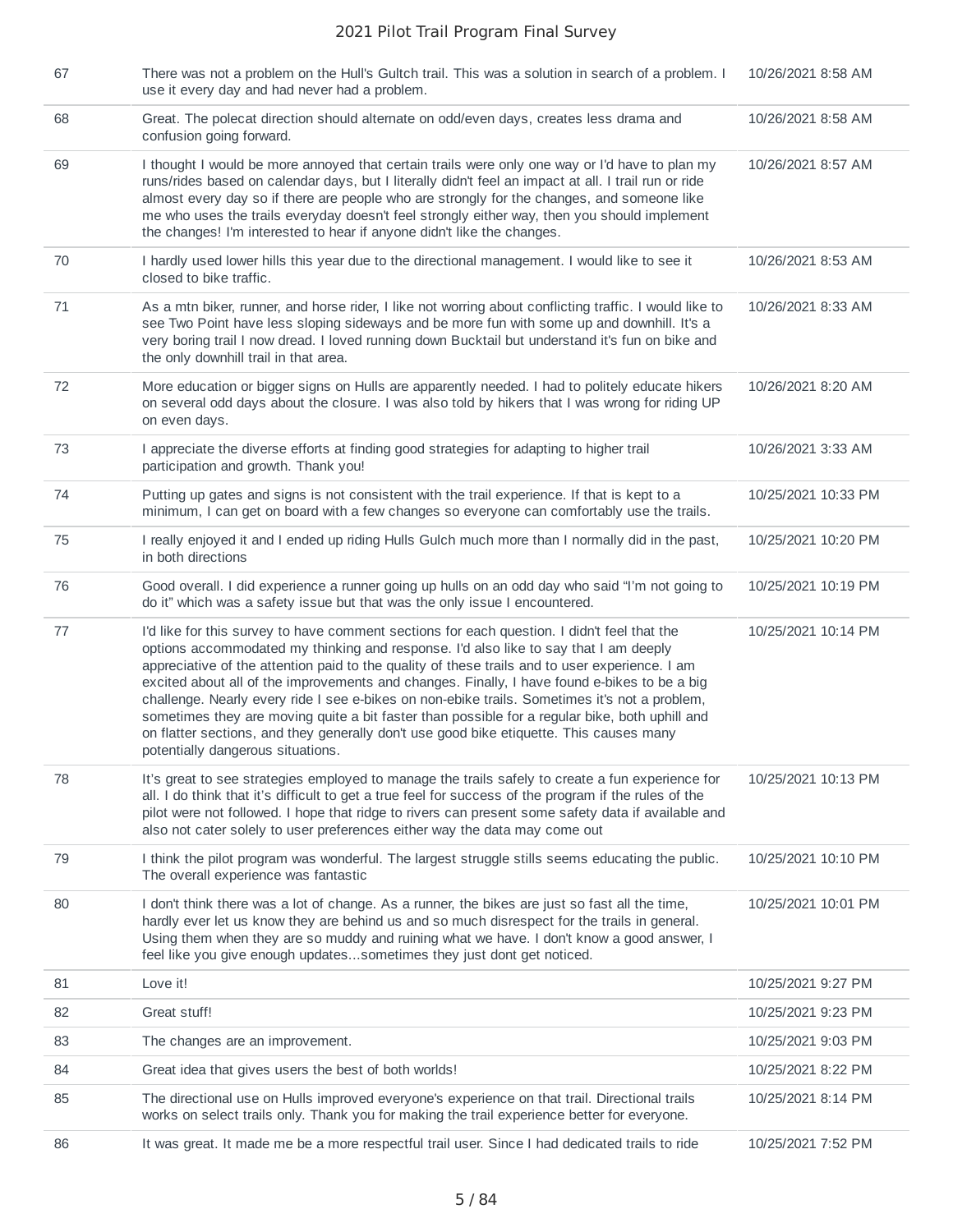| | | |
|---|---|---|
| 67 | There was not a problem on the Hull's Gultch trail. This was a solution in search of a problem. I use it every day and had never had a problem. | 10/26/2021 8:58 AM |
| 68 | Great. The polecat direction should alternate on odd/even days, creates less drama and confusion going forward. | 10/26/2021 8:58 AM |
| 69 | I thought I would be more annoyed that certain trails were only one way or I'd have to plan my runs/rides based on calendar days, but I literally didn't feel an impact at all. I trail run or ride almost every day so if there are people who are strongly for the changes, and someone like me who uses the trails everyday doesn't feel strongly either way, then you should implement the changes! I'm interested to hear if anyone didn't like the changes. | 10/26/2021 8:57 AM |
| 70 | I hardly used lower hills this year due to the directional management. I would like to see it closed to bike traffic. | 10/26/2021 8:53 AM |
| 71 | As a mtn biker, runner, and horse rider, I like not worring about conflicting traffic. I would like to see Two Point have less sloping sideways and be more fun with some up and downhill. It's a very boring trail I now dread. I loved running down Bucktail but understand it's fun on bike and the only downhill trail in that area. | 10/26/2021 8:33 AM |
| 72 | More education or bigger signs on Hulls are apparently needed. I had to politely educate hikers on several odd days about the closure. I was also told by hikers that I was wrong for riding UP on even days. | 10/26/2021 8:20 AM |
| 73 | I appreciate the diverse efforts at finding good strategies for adapting to higher trail participation and growth. Thank you! | 10/26/2021 3:33 AM |
| 74 | Putting up gates and signs is not consistent with the trail experience. If that is kept to a minimum, I can get on board with a few changes so everyone can comfortably use the trails. | 10/25/2021 10:33 PM |
| 75 | I really enjoyed it and I ended up riding Hulls Gulch much more than I normally did in the past, in both directions | 10/25/2021 10:20 PM |
| 76 | Good overall. I did experience a runner going up hulls on an odd day who said "I'm not going to do it" which was a safety issue but that was the only issue I encountered. | 10/25/2021 10:19 PM |
| 77 | I'd like for this survey to have comment sections for each question. I didn't feel that the options accommodated my thinking and response. I'd also like to say that I am deeply appreciative of the attention paid to the quality of these trails and to user experience. I am excited about all of the improvements and changes. Finally, I have found e-bikes to be a big challenge. Nearly every ride I see e-bikes on non-ebike trails. Sometimes it's not a problem, sometimes they are moving quite a bit faster than possible for a regular bike, both uphill and on flatter sections, and they generally don't use good bike etiquette. This causes many potentially dangerous situations. | 10/25/2021 10:14 PM |
| 78 | It's great to see strategies employed to manage the trails safely to create a fun experience for all. I do think that it's difficult to get a true feel for success of the program if the rules of the pilot were not followed. I hope that ridge to rivers can present some safety data if available and also not cater solely to user preferences either way the data may come out | 10/25/2021 10:13 PM |
| 79 | I think the pilot program was wonderful. The largest struggle stills seems educating the public. The overall experience was fantastic | 10/25/2021 10:10 PM |
| 80 | I don't think there was a lot of change. As a runner, the bikes are just so fast all the time, hardly ever let us know they are behind us and so much disrespect for the trails in general. Using them when they are so muddy and ruining what we have. I don't know a good answer, I feel like you give enough updates...sometimes they just dont get noticed. | 10/25/2021 10:01 PM |
| 81 | Love it! | 10/25/2021 9:27 PM |
| 82 | Great stuff! | 10/25/2021 9:23 PM |
| 83 | The changes are an improvement. | 10/25/2021 9:03 PM |
| 84 | Great idea that gives users the best of both worlds! | 10/25/2021 8:22 PM |
| 85 | The directional use on Hulls improved everyone's experience on that trail. Directional trails works on select trails only. Thank you for making the trail experience better for everyone. | 10/25/2021 8:14 PM |
| 86 | It was great. It made me be a more respectful trail user. Since I had dedicated trails to ride | 10/25/2021 7:52 PM |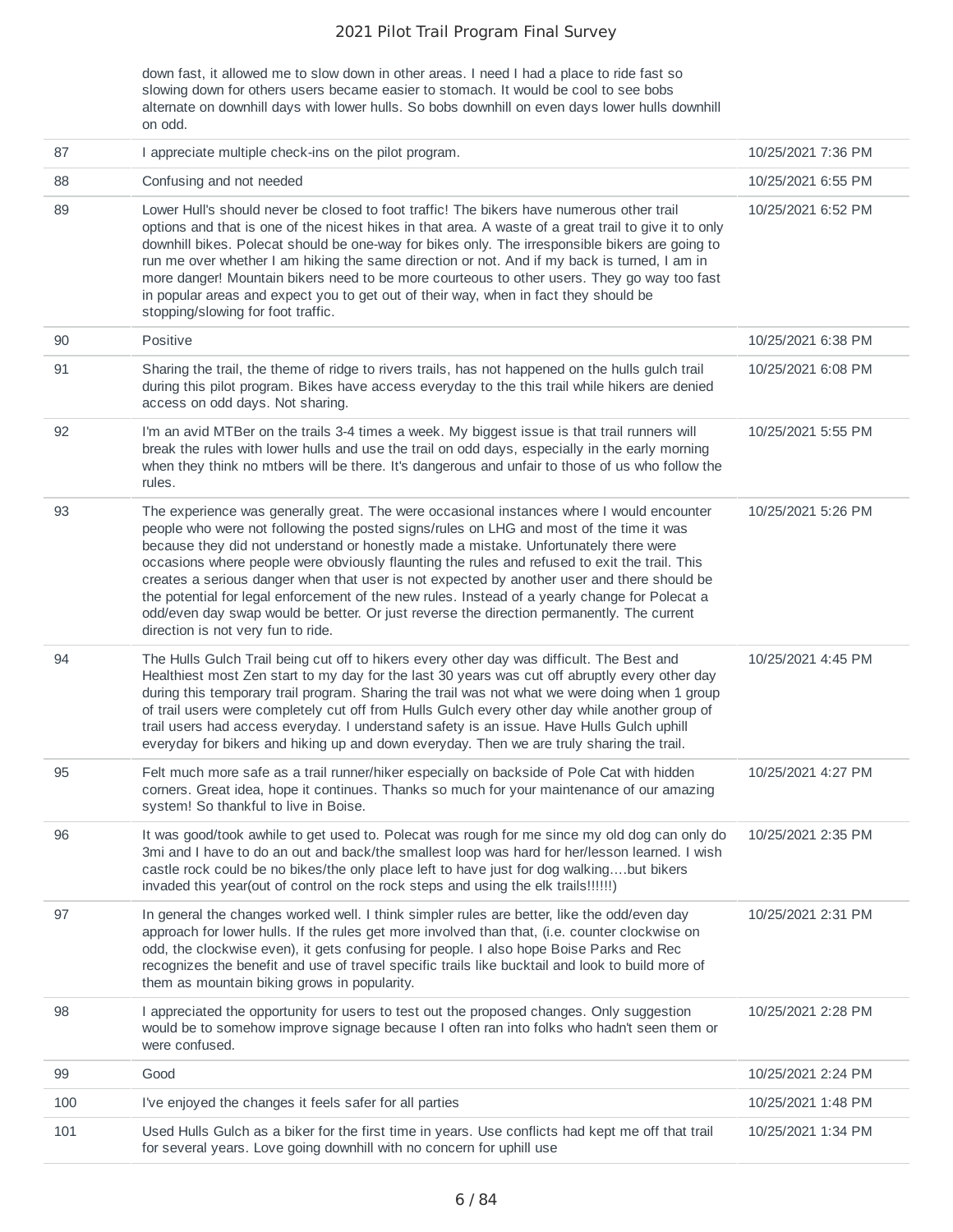| | | |
|---|---|---|
| | down fast, it allowed me to slow down in other areas. I need I had a place to ride fast so slowing down for others users became easier to stomach. It would be cool to see bobs alternate on downhill days with lower hulls. So bobs downhill on even days lower hulls downhill on odd. | |
| 87 | I appreciate multiple check-ins on the pilot program. | 10/25/2021 7:36 PM |
| 88 | Confusing and not needed | 10/25/2021 6:55 PM |
| 89 | Lower Hull's should never be closed to foot traffic! The bikers have numerous other trail options and that is one of the nicest hikes in that area. A waste of a great trail to give it to only downhill bikes. Polecat should be one-way for bikes only. The irresponsible bikers are going to run me over whether I am hiking the same direction or not. And if my back is turned, I am in more danger! Mountain bikers need to be more courteous to other users. They go way too fast in popular areas and expect you to get out of their way, when in fact they should be stopping/slowing for foot traffic. | 10/25/2021 6:52 PM |
| 90 | Positive | 10/25/2021 6:38 PM |
| 91 | Sharing the trail, the theme of ridge to rivers trails, has not happened on the hulls gulch trail during this pilot program. Bikes have access everyday to the this trail while hikers are denied access on odd days. Not sharing. | 10/25/2021 6:08 PM |
| 92 | I'm an avid MTBer on the trails 3-4 times a week. My biggest issue is that trail runners will break the rules with lower hulls and use the trail on odd days, especially in the early morning when they think no mtbers will be there. It's dangerous and unfair to those of us who follow the rules. | 10/25/2021 5:55 PM |
| 93 | The experience was generally great. The were occasional instances where I would encounter people who were not following the posted signs/rules on LHG and most of the time it was because they did not understand or honestly made a mistake. Unfortunately there were occasions where people were obviously flaunting the rules and refused to exit the trail. This creates a serious danger when that user is not expected by another user and there should be the potential for legal enforcement of the new rules. Instead of a yearly change for Polecat a odd/even day swap would be better. Or just reverse the direction permanently. The current direction is not very fun to ride. | 10/25/2021 5:26 PM |
| 94 | The Hulls Gulch Trail being cut off to hikers every other day was difficult. The Best and Healthiest most Zen start to my day for the last 30 years was cut off abruptly every other day during this temporary trail program. Sharing the trail was not what we were doing when 1 group of trail users were completely cut off from Hulls Gulch every other day while another group of trail users had access everyday. I understand safety is an issue. Have Hulls Gulch uphill everyday for bikers and hiking up and down everyday. Then we are truly sharing the trail. | 10/25/2021 4:45 PM |
| 95 | Felt much more safe as a trail runner/hiker especially on backside of Pole Cat with hidden corners. Great idea, hope it continues. Thanks so much for your maintenance of our amazing system! So thankful to live in Boise. | 10/25/2021 4:27 PM |
| 96 | It was good/took awhile to get used to. Polecat was rough for me since my old dog can only do 3mi and I have to do an out and back/the smallest loop was hard for her/lesson learned. I wish castle rock could be no bikes/the only place left to have just for dog walking….but bikers invaded this year(out of control on the rock steps and using the elk trails!!!!!!) | 10/25/2021 2:35 PM |
| 97 | In general the changes worked well. I think simpler rules are better, like the odd/even day approach for lower hulls. If the rules get more involved than that, (i.e. counter clockwise on odd, the clockwise even), it gets confusing for people. I also hope Boise Parks and Rec recognizes the benefit and use of travel specific trails like bucktail and look to build more of them as mountain biking grows in popularity. | 10/25/2021 2:31 PM |
| 98 | I appreciated the opportunity for users to test out the proposed changes. Only suggestion would be to somehow improve signage because I often ran into folks who hadn't seen them or were confused. | 10/25/2021 2:28 PM |
| 99 | Good | 10/25/2021 2:24 PM |
| 100 | I've enjoyed the changes it feels safer for all parties | 10/25/2021 1:48 PM |
| 101 | Used Hulls Gulch as a biker for the first time in years. Use conflicts had kept me off that trail for several years. Love going downhill with no concern for uphill use | 10/25/2021 1:34 PM |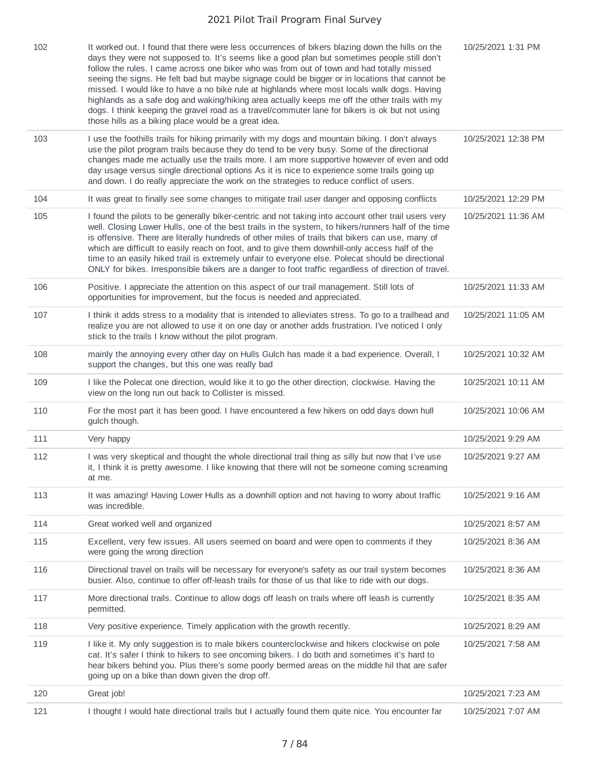| | | |
|---|---|---|
| 102 | It worked out. I found that there were less occurrences of bikers blazing down the hills on the days they were not supposed to. It's seems like a good plan but sometimes people still don't follow the rules. I came across one biker who was from out of town and had totally missed seeing the signs. He felt bad but maybe signage could be bigger or in locations that cannot be missed. I would like to have a no bike rule at highlands where most locals walk dogs. Having highlands as a safe dog and waking/hiking area actually keeps me off the other trails with my dogs. I think keeping the gravel road as a travel/commuter lane for bikers is ok but not using those hills as a biking place would be a great idea. | 10/25/2021 1:31 PM |
| 103 | I use the foothills trails for hiking primarily with my dogs and mountain biking. I don't always use the pilot program trails because they do tend to be very busy. Some of the directional changes made me actually use the trails more. I am more supportive however of even and odd day usage versus single directional options As it is nice to experience some trails going up and down. I do really appreciate the work on the strategies to reduce conflict of users. | 10/25/2021 12:38 PM |
| 104 | It was great to finally see some changes to mitigate trail user danger and opposing conflicts | 10/25/2021 12:29 PM |
| 105 | I found the pilots to be generally biker-centric and not taking into account other trail users very well. Closing Lower Hulls, one of the best trails in the system, to hikers/runners half of the time is offensive. There are literally hundreds of other miles of trails that bikers can use, many of which are difficult to easily reach on foot, and to give them downhill-only access half of the time to an easily hiked trail is extremely unfair to everyone else. Polecat should be directional ONLY for bikes. Irresponsible bikers are a danger to foot traffic regardless of direction of travel. | 10/25/2021 11:36 AM |
| 106 | Positive. I appreciate the attention on this aspect of our trail management. Still lots of opportunities for improvement, but the focus is needed and appreciated. | 10/25/2021 11:33 AM |
| 107 | I think it adds stress to a modality that is intended to alleviates stress. To go to a trailhead and realize you are not allowed to use it on one day or another adds frustration. I've noticed I only stick to the trails I know without the pilot program. | 10/25/2021 11:05 AM |
| 108 | mainly the annoying every other day on Hulls Gulch has made it a bad experience. Overall, I support the changes, but this one was really bad | 10/25/2021 10:32 AM |
| 109 | I like the Polecat one direction, would like it to go the other direction, clockwise. Having the view on the long run out back to Collister is missed. | 10/25/2021 10:11 AM |
| 110 | For the most part it has been good. I have encountered a few hikers on odd days down hull gulch though. | 10/25/2021 10:06 AM |
| 111 | Very happy | 10/25/2021 9:29 AM |
| 112 | I was very skeptical and thought the whole directional trail thing as silly but now that I've use it, I think it is pretty awesome. I like knowing that there will not be someone coming screaming at me. | 10/25/2021 9:27 AM |
| 113 | It was amazing! Having Lower Hulls as a downhill option and not having to worry about traffic was incredible. | 10/25/2021 9:16 AM |
| 114 | Great worked well and organized | 10/25/2021 8:57 AM |
| 115 | Excellent, very few issues. All users seemed on board and were open to comments if they were going the wrong direction | 10/25/2021 8:36 AM |
| 116 | Directional travel on trails will be necessary for everyone's safety as our trail system becomes busier. Also, continue to offer off-leash trails for those of us that like to ride with our dogs. | 10/25/2021 8:36 AM |
| 117 | More directional trails. Continue to allow dogs off leash on trails where off leash is currently permitted. | 10/25/2021 8:35 AM |
| 118 | Very positive experience. Timely application with the growth recently. | 10/25/2021 8:29 AM |
| 119 | I like it. My only suggestion is to male bikers counterclockwise and hikers clockwise on pole cat. It's safer I think to hikers to see oncoming bikers. I do both and sometimes it's hard to hear bikers behind you. Plus there's some poorly bermed areas on the middle hil that are safer going up on a bike than down given the drop off. | 10/25/2021 7:58 AM |
| 120 | Great job! | 10/25/2021 7:23 AM |
| 121 | I thought I would hate directional trails but I actually found them quite nice. You encounter far | 10/25/2021 7:07 AM |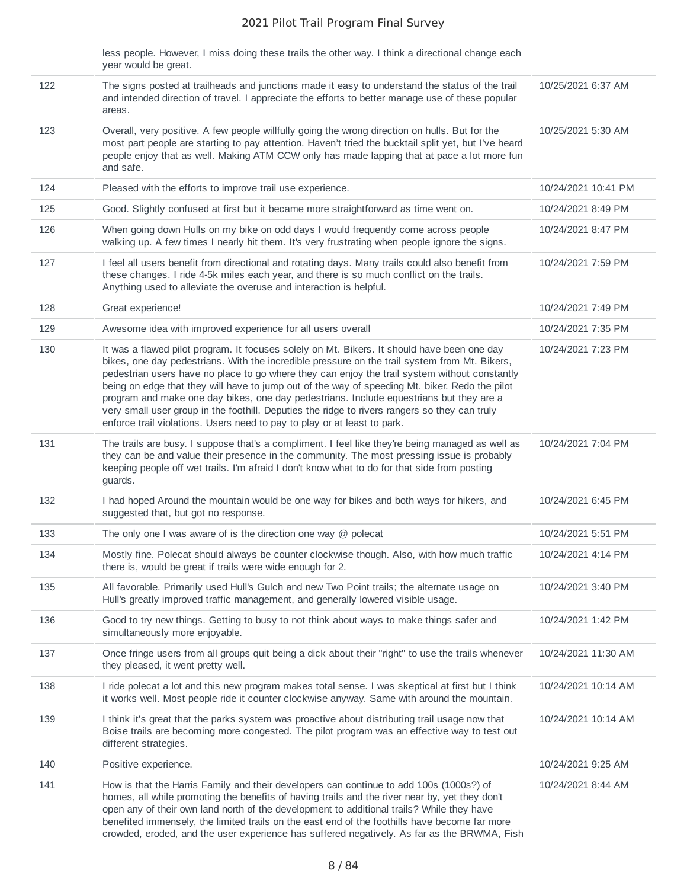| | | |
|---|---|---|
| | less people. However, I miss doing these trails the other way. I think a directional change each year would be great. | |
| 122 | The signs posted at trailheads and junctions made it easy to understand the status of the trail and intended direction of travel. I appreciate the efforts to better manage use of these popular areas. | 10/25/2021 6:37 AM |
| 123 | Overall, very positive. A few people willfully going the wrong direction on hulls. But for the most part people are starting to pay attention. Haven't tried the bucktail split yet, but I've heard people enjoy that as well. Making ATM CCW only has made lapping that at pace a lot more fun and safe. | 10/25/2021 5:30 AM |
| 124 | Pleased with the efforts to improve trail use experience. | 10/24/2021 10:41 PM |
| 125 | Good. Slightly confused at first but it became more straightforward as time went on. | 10/24/2021 8:49 PM |
| 126 | When going down Hulls on my bike on odd days I would frequently come across people walking up. A few times I nearly hit them. It's very frustrating when people ignore the signs. | 10/24/2021 8:47 PM |
| 127 | I feel all users benefit from directional and rotating days. Many trails could also benefit from these changes. I ride 4-5k miles each year, and there is so much conflict on the trails. Anything used to alleviate the overuse and interaction is helpful. | 10/24/2021 7:59 PM |
| 128 | Great experience! | 10/24/2021 7:49 PM |
| 129 | Awesome idea with improved experience for all users overall | 10/24/2021 7:35 PM |
| 130 | It was a flawed pilot program. It focuses solely on Mt. Bikers. It should have been one day bikes, one day pedestrians. With the incredible pressure on the trail system from Mt. Bikers, pedestrian users have no place to go where they can enjoy the trail system without constantly being on edge that they will have to jump out of the way of speeding Mt. biker. Redo the pilot program and make one day bikes, one day pedestrians. Include equestrians but they are a very small user group in the foothill. Deputies the ridge to rivers rangers so they can truly enforce trail violations. Users need to pay to play or at least to park. | 10/24/2021 7:23 PM |
| 131 | The trails are busy. I suppose that's a compliment. I feel like they're being managed as well as they can be and value their presence in the community. The most pressing issue is probably keeping people off wet trails. I'm afraid I don't know what to do for that side from posting guards. | 10/24/2021 7:04 PM |
| 132 | I had hoped Around the mountain would be one way for bikes and both ways for hikers, and suggested that, but got no response. | 10/24/2021 6:45 PM |
| 133 | The only one I was aware of is the direction one way @ polecat | 10/24/2021 5:51 PM |
| 134 | Mostly fine. Polecat should always be counter clockwise though. Also, with how much traffic there is, would be great if trails were wide enough for 2. | 10/24/2021 4:14 PM |
| 135 | All favorable. Primarily used Hull's Gulch and new Two Point trails; the alternate usage on Hull's greatly improved traffic management, and generally lowered visible usage. | 10/24/2021 3:40 PM |
| 136 | Good to try new things. Getting to busy to not think about ways to make things safer and simultaneously more enjoyable. | 10/24/2021 1:42 PM |
| 137 | Once fringe users from all groups quit being a dick about their "right" to use the trails whenever they pleased, it went pretty well. | 10/24/2021 11:30 AM |
| 138 | I ride polecat a lot and this new program makes total sense. I was skeptical at first but I think it works well. Most people ride it counter clockwise anyway. Same with around the mountain. | 10/24/2021 10:14 AM |
| 139 | I think it's great that the parks system was proactive about distributing trail usage now that Boise trails are becoming more congested. The pilot program was an effective way to test out different strategies. | 10/24/2021 10:14 AM |
| 140 | Positive experience. | 10/24/2021 9:25 AM |
| 141 | How is that the Harris Family and their developers can continue to add 100s (1000s?) of homes, all while promoting the benefits of having trails and the river near by, yet they don't open any of their own land north of the development to additional trails? While they have benefited immensely, the limited trails on the east end of the foothills have become far more crowded, eroded, and the user experience has suffered negatively. As far as the BRWMA, Fish | 10/24/2021 8:44 AM |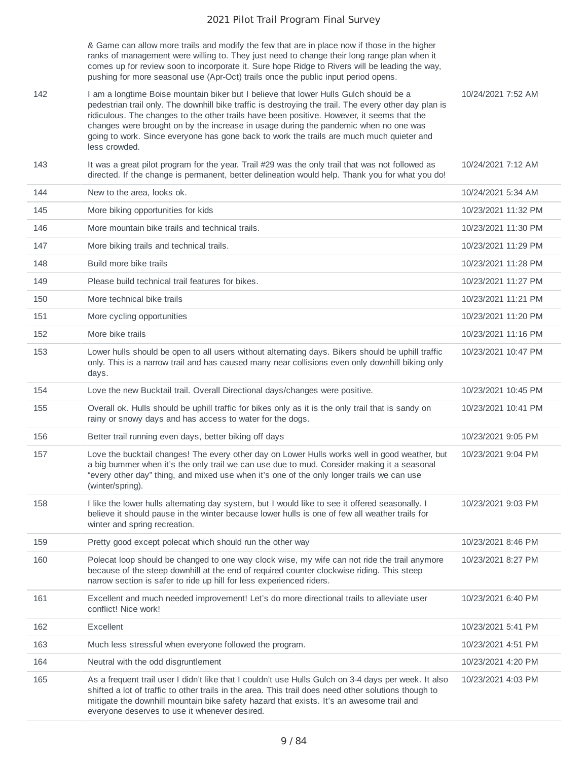| | | |
|---|---|---|
| | & Game can allow more trails and modify the few that are in place now if those in the higher ranks of management were willing to. They just need to change their long range plan when it comes up for review soon to incorporate it. Sure hope Ridge to Rivers will be leading the way, pushing for more seasonal use (Apr-Oct) trails once the public input period opens. | |
| 142 | I am a longtime Boise mountain biker but I believe that lower Hulls Gulch should be a pedestrian trail only. The downhill bike traffic is destroying the trail. The every other day plan is ridiculous. The changes to the other trails have been positive. However, it seems that the changes were brought on by the increase in usage during the pandemic when no one was going to work. Since everyone has gone back to work the trails are much much quieter and less crowded. | 10/24/2021 7:52 AM |
| 143 | It was a great pilot program for the year. Trail #29 was the only trail that was not followed as directed. If the change is permanent, better delineation would help. Thank you for what you do! | 10/24/2021 7:12 AM |
| 144 | New to the area, looks ok. | 10/24/2021 5:34 AM |
| 145 | More biking opportunities for kids | 10/23/2021 11:32 PM |
| 146 | More mountain bike trails and technical trails. | 10/23/2021 11:30 PM |
| 147 | More biking trails and technical trails. | 10/23/2021 11:29 PM |
| 148 | Build more bike trails | 10/23/2021 11:28 PM |
| 149 | Please build technical trail features for bikes. | 10/23/2021 11:27 PM |
| 150 | More technical bike trails | 10/23/2021 11:21 PM |
| 151 | More cycling opportunities | 10/23/2021 11:20 PM |
| 152 | More bike trails | 10/23/2021 11:16 PM |
| 153 | Lower hulls should be open to all users without alternating days. Bikers should be uphill traffic only. This is a narrow trail and has caused many near collisions even only downhill biking only days. | 10/23/2021 10:47 PM |
| 154 | Love the new Bucktail trail. Overall Directional days/changes were positive. | 10/23/2021 10:45 PM |
| 155 | Overall ok. Hulls should be uphill traffic for bikes only as it is the only trail that is sandy on rainy or snowy days and has access to water for the dogs. | 10/23/2021 10:41 PM |
| 156 | Better trail running even days, better biking off days | 10/23/2021 9:05 PM |
| 157 | Love the bucktail changes! The every other day on Lower Hulls works well in good weather, but a big bummer when it's the only trail we can use due to mud. Consider making it a seasonal "every other day" thing, and mixed use when it's one of the only longer trails we can use (winter/spring). | 10/23/2021 9:04 PM |
| 158 | I like the lower hulls alternating day system, but I would like to see it offered seasonally. I believe it should pause in the winter because lower hulls is one of few all weather trails for winter and spring recreation. | 10/23/2021 9:03 PM |
| 159 | Pretty good except polecat which should run the other way | 10/23/2021 8:46 PM |
| 160 | Polecat loop should be changed to one way clock wise, my wife can not ride the trail anymore because of the steep downhill at the end of required counter clockwise riding. This steep narrow section is safer to ride up hill for less experienced riders. | 10/23/2021 8:27 PM |
| 161 | Excellent and much needed improvement! Let's do more directional trails to alleviate user conflict! Nice work! | 10/23/2021 6:40 PM |
| 162 | Excellent | 10/23/2021 5:41 PM |
| 163 | Much less stressful when everyone followed the program. | 10/23/2021 4:51 PM |
| 164 | Neutral with the odd disgruntlement | 10/23/2021 4:20 PM |
| 165 | As a frequent trail user I didn't like that I couldn't use Hulls Gulch on 3-4 days per week. It also shifted a lot of traffic to other trails in the area. This trail does need other solutions though to mitigate the downhill mountain bike safety hazard that exists. It's an awesome trail and everyone deserves to use it whenever desired. | 10/23/2021 4:03 PM |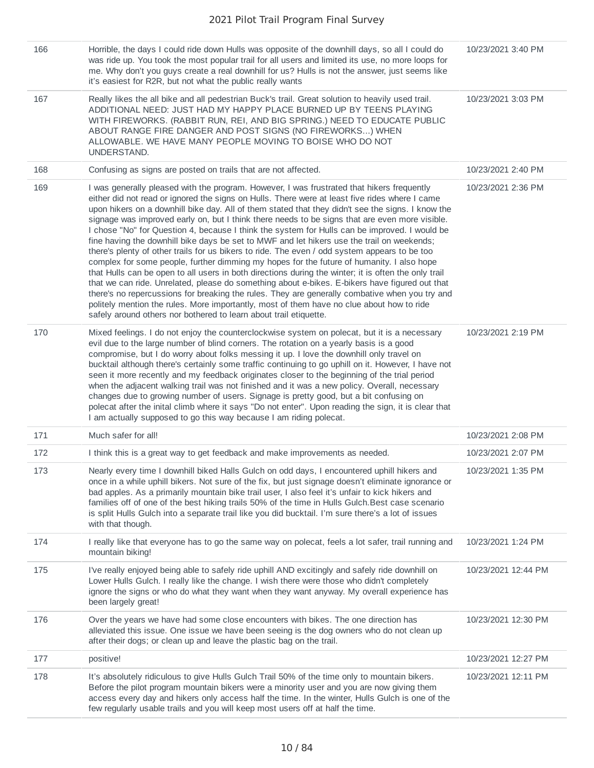| | | |
|---|---|---|
| 166 | Horrible, the days I could ride down Hulls was opposite of the downhill days, so all I could do was ride up. You took the most popular trail for all users and limited its use, no more loops for me. Why don't you guys create a real downhill for us? Hulls is not the answer, just seems like it's easiest for R2R, but not what the public really wants | 10/23/2021 3:40 PM |
| 167 | Really likes the all bike and all pedestrian Buck's trail. Great solution to heavily used trail. ADDITIONAL NEED: JUST HAD MY HAPPY PLACE BURNED UP BY TEENS PLAYING WITH FIREWORKS. (RABBIT RUN, REI, AND BIG SPRING.) NEED TO EDUCATE PUBLIC ABOUT RANGE FIRE DANGER AND POST SIGNS (NO FIREWORKS...) WHEN ALLOWABLE. WE HAVE MANY PEOPLE MOVING TO BOISE WHO DO NOT UNDERSTAND. | 10/23/2021 3:03 PM |
| 168 | Confusing as signs are posted on trails that are not affected. | 10/23/2021 2:40 PM |
| 169 | I was generally pleased with the program. However, I was frustrated that hikers frequently either did not read or ignored the signs on Hulls. There were at least five rides where I came upon hikers on a downhill bike day. All of them stated that they didn't see the signs. I know the signage was improved early on, but I think there needs to be signs that are even more visible. I chose "No" for Question 4, because I think the system for Hulls can be improved. I would be fine having the downhill bike days be set to MWF and let hikers use the trail on weekends; there's plenty of other trails for us bikers to ride. The even / odd system appears to be too complex for some people, further dimming my hopes for the future of humanity. I also hope that Hulls can be open to all users in both directions during the winter; it is often the only trail that we can ride. Unrelated, please do something about e-bikes. E-bikers have figured out that there's no repercussions for breaking the rules. They are generally combative when you try and politely mention the rules. More importantly, most of them have no clue about how to ride safely around others nor bothered to learn about trail etiquette. | 10/23/2021 2:36 PM |
| 170 | Mixed feelings. I do not enjoy the counterclockwise system on polecat, but it is a necessary evil due to the large number of blind corners. The rotation on a yearly basis is a good compromise, but I do worry about folks messing it up. I love the downhill only travel on bucktail although there's certainly some traffic continuing to go uphill on it. However, I have not seen it more recently and my feedback originates closer to the beginning of the trial period when the adjacent walking trail was not finished and it was a new policy. Overall, necessary changes due to growing number of users. Signage is pretty good, but a bit confusing on polecat after the inital climb where it says "Do not enter". Upon reading the sign, it is clear that I am actually supposed to go this way because I am riding polecat. | 10/23/2021 2:19 PM |
| 171 | Much safer for all! | 10/23/2021 2:08 PM |
| 172 | I think this is a great way to get feedback and make improvements as needed. | 10/23/2021 2:07 PM |
| 173 | Nearly every time I downhill biked Halls Gulch on odd days, I encountered uphill hikers and once in a while uphill bikers. Not sure of the fix, but just signage doesn't eliminate ignorance or bad apples. As a primarily mountain bike trail user, I also feel it's unfair to kick hikers and families off of one of the best hiking trails 50% of the time in Hulls Gulch.Best case scenario is split Hulls Gulch into a separate trail like you did bucktail. I'm sure there's a lot of issues with that though. | 10/23/2021 1:35 PM |
| 174 | I really like that everyone has to go the same way on polecat, feels a lot safer, trail running and mountain biking! | 10/23/2021 1:24 PM |
| 175 | I've really enjoyed being able to safely ride uphill AND excitingly and safely ride downhill on Lower Hulls Gulch. I really like the change. I wish there were those who didn't completely ignore the signs or who do what they want when they want anyway. My overall experience has been largely great! | 10/23/2021 12:44 PM |
| 176 | Over the years we have had some close encounters with bikes. The one direction has alleviated this issue. One issue we have been seeing is the dog owners who do not clean up after their dogs; or clean up and leave the plastic bag on the trail. | 10/23/2021 12:30 PM |
| 177 | positive! | 10/23/2021 12:27 PM |
| 178 | It's absolutely ridiculous to give Hulls Gulch Trail 50% of the time only to mountain bikers. Before the pilot program mountain bikers were a minority user and you are now giving them access every day and hikers only access half the time. In the winter, Hulls Gulch is one of the few regularly usable trails and you will keep most users off at half the time. | 10/23/2021 12:11 PM |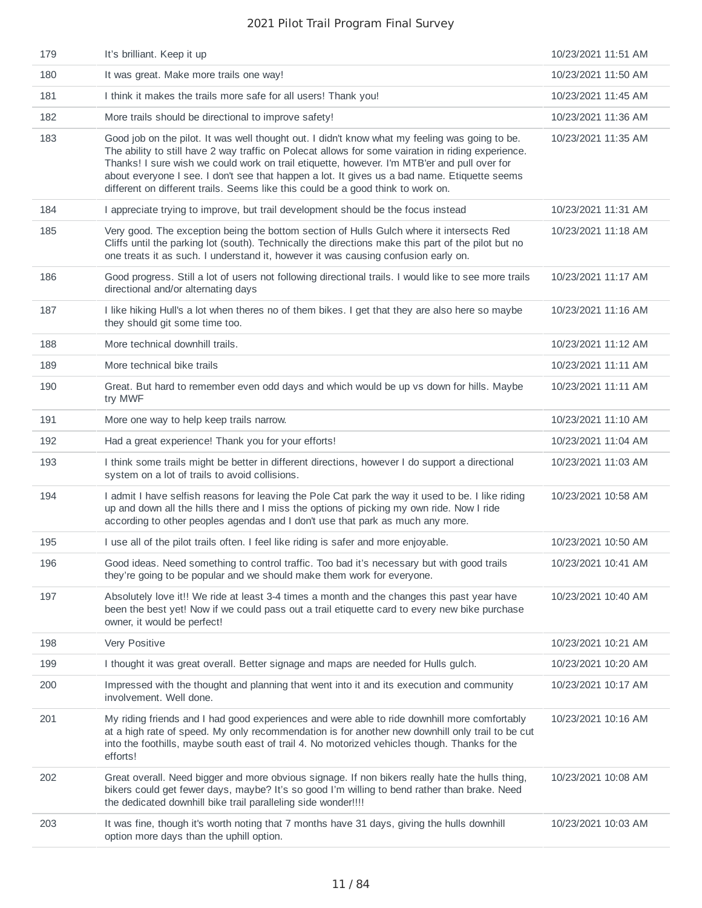| | | |
|---|---|---|
| 179 | It's brilliant. Keep it up | 10/23/2021 11:51 AM |
| 180 | It was great. Make more trails one way! | 10/23/2021 11:50 AM |
| 181 | I think it makes the trails more safe for all users! Thank you! | 10/23/2021 11:45 AM |
| 182 | More trails should be directional to improve safety! | 10/23/2021 11:36 AM |
| 183 | Good job on the pilot. It was well thought out. I didn't know what my feeling was going to be. The ability to still have 2 way traffic on Polecat allows for some vairation in riding experience. Thanks! I sure wish we could work on trail etiquette, however. I'm MTB'er and pull over for about everyone I see. I don't see that happen a lot. It gives us a bad name. Etiquette seems different on different trails. Seems like this could be a good think to work on. | 10/23/2021 11:35 AM |
| 184 | I appreciate trying to improve, but trail development should be the focus instead | 10/23/2021 11:31 AM |
| 185 | Very good. The exception being the bottom section of Hulls Gulch where it intersects Red Cliffs until the parking lot (south). Technically the directions make this part of the pilot but no one treats it as such. I understand it, however it was causing confusion early on. | 10/23/2021 11:18 AM |
| 186 | Good progress. Still a lot of users not following directional trails. I would like to see more trails directional and/or alternating days | 10/23/2021 11:17 AM |
| 187 | I like hiking Hull's a lot when theres no of them bikes. I get that they are also here so maybe they should git some time too. | 10/23/2021 11:16 AM |
| 188 | More technical downhill trails. | 10/23/2021 11:12 AM |
| 189 | More technical bike trails | 10/23/2021 11:11 AM |
| 190 | Great. But hard to remember even odd days and which would be up vs down for hills. Maybe try MWF | 10/23/2021 11:11 AM |
| 191 | More one way to help keep trails narrow. | 10/23/2021 11:10 AM |
| 192 | Had a great experience! Thank you for your efforts! | 10/23/2021 11:04 AM |
| 193 | I think some trails might be better in different directions, however I do support a directional system on a lot of trails to avoid collisions. | 10/23/2021 11:03 AM |
| 194 | I admit I have selfish reasons for leaving the Pole Cat park the way it used to be. I like riding up and down all the hills there and I miss the options of picking my own ride. Now I ride according to other peoples agendas and I don't use that park as much any more. | 10/23/2021 10:58 AM |
| 195 | I use all of the pilot trails often. I feel like riding is safer and more enjoyable. | 10/23/2021 10:50 AM |
| 196 | Good ideas. Need something to control traffic. Too bad it's necessary but with good trails they're going to be popular and we should make them work for everyone. | 10/23/2021 10:41 AM |
| 197 | Absolutely love it!! We ride at least 3-4 times a month and the changes this past year have been the best yet! Now if we could pass out a trail etiquette card to every new bike purchase owner, it would be perfect! | 10/23/2021 10:40 AM |
| 198 | Very Positive | 10/23/2021 10:21 AM |
| 199 | I thought it was great overall. Better signage and maps are needed for Hulls gulch. | 10/23/2021 10:20 AM |
| 200 | Impressed with the thought and planning that went into it and its execution and community involvement. Well done. | 10/23/2021 10:17 AM |
| 201 | My riding friends and I had good experiences and were able to ride downhill more comfortably at a high rate of speed. My only recommendation is for another new downhill only trail to be cut into the foothills, maybe south east of trail 4. No motorized vehicles though. Thanks for the efforts! | 10/23/2021 10:16 AM |
| 202 | Great overall. Need bigger and more obvious signage. If non bikers really hate the hulls thing, bikers could get fewer days, maybe? It's so good I'm willing to bend rather than brake. Need the dedicated downhill bike trail paralleling side wonder!!!! | 10/23/2021 10:08 AM |
| 203 | It was fine, though it's worth noting that 7 months have 31 days, giving the hulls downhill option more days than the uphill option. | 10/23/2021 10:03 AM |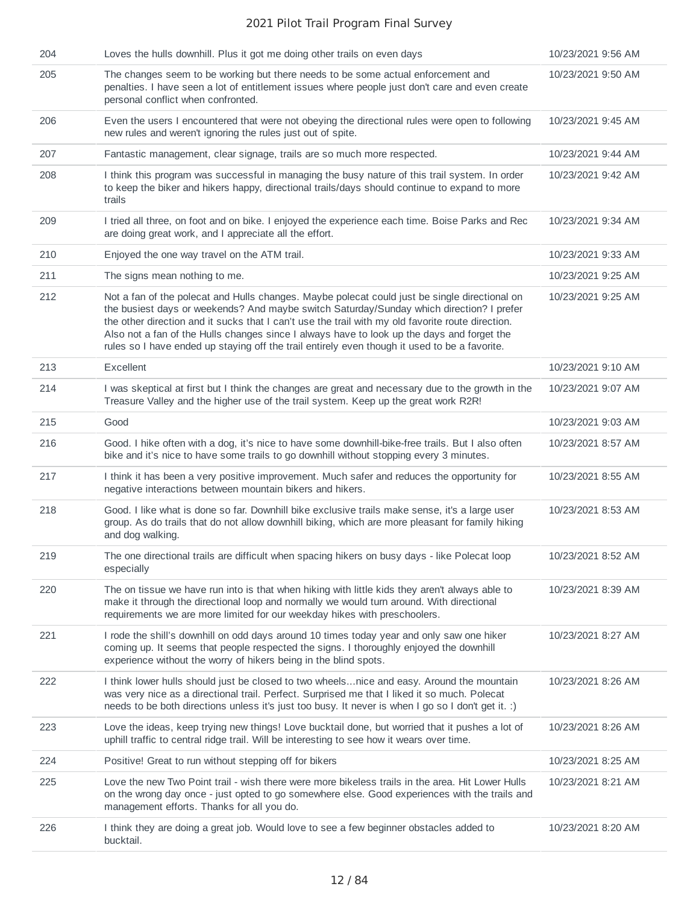| | | |
|---|---|---|
| 204 | Loves the hulls downhill. Plus it got me doing other trails on even days | 10/23/2021 9:56 AM |
| 205 | The changes seem to be working but there needs to be some actual enforcement and penalties. I have seen a lot of entitlement issues where people just don't care and even create personal conflict when confronted. | 10/23/2021 9:50 AM |
| 206 | Even the users I encountered that were not obeying the directional rules were open to following new rules and weren't ignoring the rules just out of spite. | 10/23/2021 9:45 AM |
| 207 | Fantastic management, clear signage, trails are so much more respected. | 10/23/2021 9:44 AM |
| 208 | I think this program was successful in managing the busy nature of this trail system. In order to keep the biker and hikers happy, directional trails/days should continue to expand to more trails | 10/23/2021 9:42 AM |
| 209 | I tried all three, on foot and on bike. I enjoyed the experience each time. Boise Parks and Rec are doing great work, and I appreciate all the effort. | 10/23/2021 9:34 AM |
| 210 | Enjoyed the one way travel on the ATM trail. | 10/23/2021 9:33 AM |
| 211 | The signs mean nothing to me. | 10/23/2021 9:25 AM |
| 212 | Not a fan of the polecat and Hulls changes. Maybe polecat could just be single directional on the busiest days or weekends? And maybe switch Saturday/Sunday which direction? I prefer the other direction and it sucks that I can't use the trail with my old favorite route direction. Also not a fan of the Hulls changes since I always have to look up the days and forget the rules so I have ended up staying off the trail entirely even though it used to be a favorite. | 10/23/2021 9:25 AM |
| 213 | Excellent | 10/23/2021 9:10 AM |
| 214 | I was skeptical at first but I think the changes are great and necessary due to the growth in the Treasure Valley and the higher use of the trail system. Keep up the great work R2R! | 10/23/2021 9:07 AM |
| 215 | Good | 10/23/2021 9:03 AM |
| 216 | Good. I hike often with a dog, it's nice to have some downhill-bike-free trails. But I also often bike and it's nice to have some trails to go downhill without stopping every 3 minutes. | 10/23/2021 8:57 AM |
| 217 | I think it has been a very positive improvement. Much safer and reduces the opportunity for negative interactions between mountain bikers and hikers. | 10/23/2021 8:55 AM |
| 218 | Good. I like what is done so far. Downhill bike exclusive trails make sense, it's a large user group. As do trails that do not allow downhill biking, which are more pleasant for family hiking and dog walking. | 10/23/2021 8:53 AM |
| 219 | The one directional trails are difficult when spacing hikers on busy days - like Polecat loop especially | 10/23/2021 8:52 AM |
| 220 | The on tissue we have run into is that when hiking with little kids they aren't always able to make it through the directional loop and normally we would turn around. With directional requirements we are more limited for our weekday hikes with preschoolers. | 10/23/2021 8:39 AM |
| 221 | I rode the shill's downhill on odd days around 10 times today year and only saw one hiker coming up. It seems that people respected the signs. I thoroughly enjoyed the downhill experience without the worry of hikers being in the blind spots. | 10/23/2021 8:27 AM |
| 222 | I think lower hulls should just be closed to two wheels...nice and easy. Around the mountain was very nice as a directional trail. Perfect. Surprised me that I liked it so much. Polecat needs to be both directions unless it's just too busy. It never is when I go so I don't get it. :) | 10/23/2021 8:26 AM |
| 223 | Love the ideas, keep trying new things! Love bucktail done, but worried that it pushes a lot of uphill traffic to central ridge trail. Will be interesting to see how it wears over time. | 10/23/2021 8:26 AM |
| 224 | Positive! Great to run without stepping off for bikers | 10/23/2021 8:25 AM |
| 225 | Love the new Two Point trail - wish there were more bikeless trails in the area. Hit Lower Hulls on the wrong day once - just opted to go somewhere else. Good experiences with the trails and management efforts. Thanks for all you do. | 10/23/2021 8:21 AM |
| 226 | I think they are doing a great job. Would love to see a few beginner obstacles added to bucktail. | 10/23/2021 8:20 AM |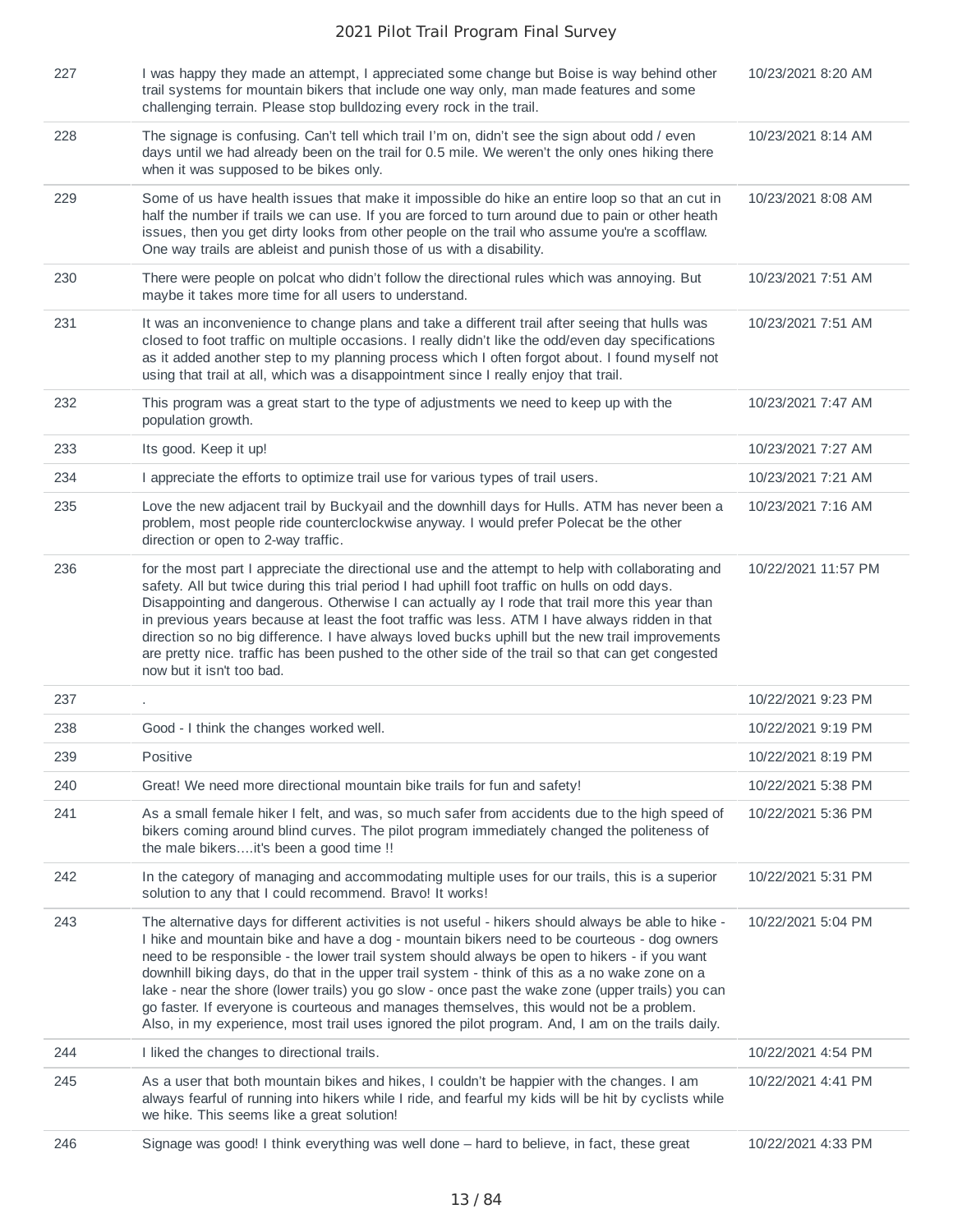| | | |
|---|---|---|
| 227 | I was happy they made an attempt, I appreciated some change but Boise is way behind other trail systems for mountain bikers that include one way only, man made features and some challenging terrain. Please stop bulldozing every rock in the trail. | 10/23/2021 8:20 AM |
| 228 | The signage is confusing. Can't tell which trail I'm on, didn't see the sign about odd / even days until we had already been on the trail for 0.5 mile. We weren't the only ones hiking there when it was supposed to be bikes only. | 10/23/2021 8:14 AM |
| 229 | Some of us have health issues that make it impossible do hike an entire loop so that an cut in half the number if trails we can use. If you are forced to turn around due to pain or other heath issues, then you get dirty looks from other people on the trail who assume you're a scofflaw. One way trails are ableist and punish those of us with a disability. | 10/23/2021 8:08 AM |
| 230 | There were people on polcat who didn't follow the directional rules which was annoying. But maybe it takes more time for all users to understand. | 10/23/2021 7:51 AM |
| 231 | It was an inconvenience to change plans and take a different trail after seeing that hulls was closed to foot traffic on multiple occasions. I really didn't like the odd/even day specifications as it added another step to my planning process which I often forgot about. I found myself not using that trail at all, which was a disappointment since I really enjoy that trail. | 10/23/2021 7:51 AM |
| 232 | This program was a great start to the type of adjustments we need to keep up with the population growth. | 10/23/2021 7:47 AM |
| 233 | Its good. Keep it up! | 10/23/2021 7:27 AM |
| 234 | I appreciate the efforts to optimize trail use for various types of trail users. | 10/23/2021 7:21 AM |
| 235 | Love the new adjacent trail by Buckyail and the downhill days for Hulls. ATM has never been a problem, most people ride counterclockwise anyway. I would prefer Polecat be the other direction or open to 2-way traffic. | 10/23/2021 7:16 AM |
| 236 | for the most part I appreciate the directional use and the attempt to help with collaborating and safety. All but twice during this trial period I had uphill foot traffic on hulls on odd days. Disappointing and dangerous. Otherwise I can actually ay I rode that trail more this year than in previous years because at least the foot traffic was less. ATM I have always ridden in that direction so no big difference. I have always loved bucks uphill but the new trail improvements are pretty nice. traffic has been pushed to the other side of the trail so that can get congested now but it isn't too bad. | 10/22/2021 11:57 PM |
| 237 | . | 10/22/2021 9:23 PM |
| 238 | Good - I think the changes worked well. | 10/22/2021 9:19 PM |
| 239 | Positive | 10/22/2021 8:19 PM |
| 240 | Great! We need more directional mountain bike trails for fun and safety! | 10/22/2021 5:38 PM |
| 241 | As a small female hiker I felt, and was, so much safer from accidents due to the high speed of bikers coming around blind curves. The pilot program immediately changed the politeness of the male bikers....it's been a good time !! | 10/22/2021 5:36 PM |
| 242 | In the category of managing and accommodating multiple uses for our trails, this is a superior solution to any that I could recommend. Bravo! It works! | 10/22/2021 5:31 PM |
| 243 | The alternative days for different activities is not useful - hikers should always be able to hike - I hike and mountain bike and have a dog - mountain bikers need to be courteous - dog owners need to be responsible - the lower trail system should always be open to hikers - if you want downhill biking days, do that in the upper trail system - think of this as a no wake zone on a lake - near the shore (lower trails) you go slow - once past the wake zone (upper trails) you can go faster. If everyone is courteous and manages themselves, this would not be a problem. Also, in my experience, most trail uses ignored the pilot program. And, I am on the trails daily. | 10/22/2021 5:04 PM |
| 244 | I liked the changes to directional trails. | 10/22/2021 4:54 PM |
| 245 | As a user that both mountain bikes and hikes, I couldn't be happier with the changes. I am always fearful of running into hikers while I ride, and fearful my kids will be hit by cyclists while we hike. This seems like a great solution! | 10/22/2021 4:41 PM |
| 246 | Signage was good! I think everything was well done – hard to believe, in fact, these great | 10/22/2021 4:33 PM |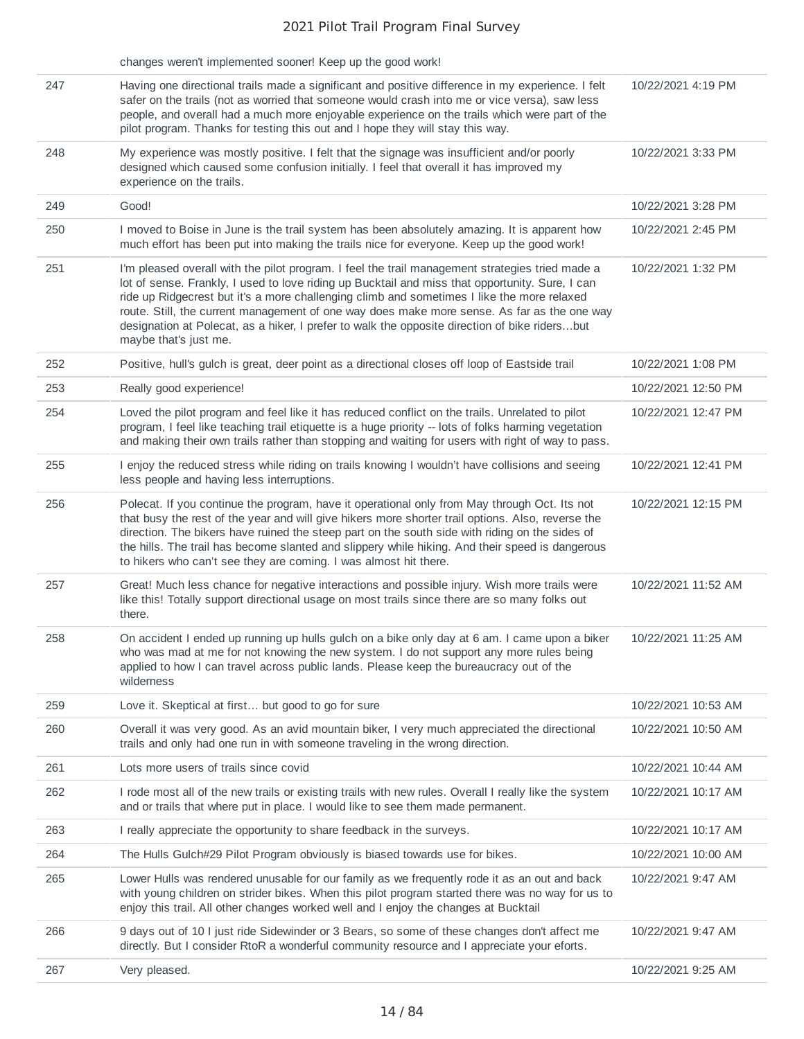| | | |
|---|---|---|
| | changes weren't implemented sooner! Keep up the good work! | |
| 247 | Having one directional trails made a significant and positive difference in my experience. I felt safer on the trails (not as worried that someone would crash into me or vice versa), saw less people, and overall had a much more enjoyable experience on the trails which were part of the pilot program. Thanks for testing this out and I hope they will stay this way. | 10/22/2021 4:19 PM |
| 248 | My experience was mostly positive. I felt that the signage was insufficient and/or poorly designed which caused some confusion initially. I feel that overall it has improved my experience on the trails. | 10/22/2021 3:33 PM |
| 249 | Good! | 10/22/2021 3:28 PM |
| 250 | I moved to Boise in June is the trail system has been absolutely amazing. It is apparent how much effort has been put into making the trails nice for everyone. Keep up the good work! | 10/22/2021 2:45 PM |
| 251 | I'm pleased overall with the pilot program. I feel the trail management strategies tried made a lot of sense. Frankly, I used to love riding up Bucktail and miss that opportunity. Sure, I can ride up Ridgecrest but it's a more challenging climb and sometimes I like the more relaxed route. Still, the current management of one way does make more sense. As far as the one way designation at Polecat, as a hiker, I prefer to walk the opposite direction of bike riders...but maybe that's just me. | 10/22/2021 1:32 PM |
| 252 | Positive, hull's gulch is great, deer point as a directional closes off loop of Eastside trail | 10/22/2021 1:08 PM |
| 253 | Really good experience! | 10/22/2021 12:50 PM |
| 254 | Loved the pilot program and feel like it has reduced conflict on the trails. Unrelated to pilot program, I feel like teaching trail etiquette is a huge priority -- lots of folks harming vegetation and making their own trails rather than stopping and waiting for users with right of way to pass. | 10/22/2021 12:47 PM |
| 255 | I enjoy the reduced stress while riding on trails knowing I wouldn't have collisions and seeing less people and having less interruptions. | 10/22/2021 12:41 PM |
| 256 | Polecat. If you continue the program, have it operational only from May through Oct. Its not that busy the rest of the year and will give hikers more shorter trail options. Also, reverse the direction. The bikers have ruined the steep part on the south side with riding on the sides of the hills. The trail has become slanted and slippery while hiking. And their speed is dangerous to hikers who can't see they are coming. I was almost hit there. | 10/22/2021 12:15 PM |
| 257 | Great! Much less chance for negative interactions and possible injury. Wish more trails were like this! Totally support directional usage on most trails since there are so many folks out there. | 10/22/2021 11:52 AM |
| 258 | On accident I ended up running up hulls gulch on a bike only day at 6 am. I came upon a biker who was mad at me for not knowing the new system. I do not support any more rules being applied to how I can travel across public lands. Please keep the bureaucracy out of the wilderness | 10/22/2021 11:25 AM |
| 259 | Love it. Skeptical at first… but good to go for sure | 10/22/2021 10:53 AM |
| 260 | Overall it was very good. As an avid mountain biker, I very much appreciated the directional trails and only had one run in with someone traveling in the wrong direction. | 10/22/2021 10:50 AM |
| 261 | Lots more users of trails since covid | 10/22/2021 10:44 AM |
| 262 | I rode most all of the new trails or existing trails with new rules. Overall I really like the system and or trails that where put in place. I would like to see them made permanent. | 10/22/2021 10:17 AM |
| 263 | I really appreciate the opportunity to share feedback in the surveys. | 10/22/2021 10:17 AM |
| 264 | The Hulls Gulch#29 Pilot Program obviously is biased towards use for bikes. | 10/22/2021 10:00 AM |
| 265 | Lower Hulls was rendered unusable for our family as we frequently rode it as an out and back with young children on strider bikes. When this pilot program started there was no way for us to enjoy this trail. All other changes worked well and I enjoy the changes at Bucktail | 10/22/2021 9:47 AM |
| 266 | 9 days out of 10 I just ride Sidewinder or 3 Bears, so some of these changes don't affect me directly. But I consider RtoR a wonderful community resource and I appreciate your eforts. | 10/22/2021 9:47 AM |
| 267 | Very pleased. | 10/22/2021 9:25 AM |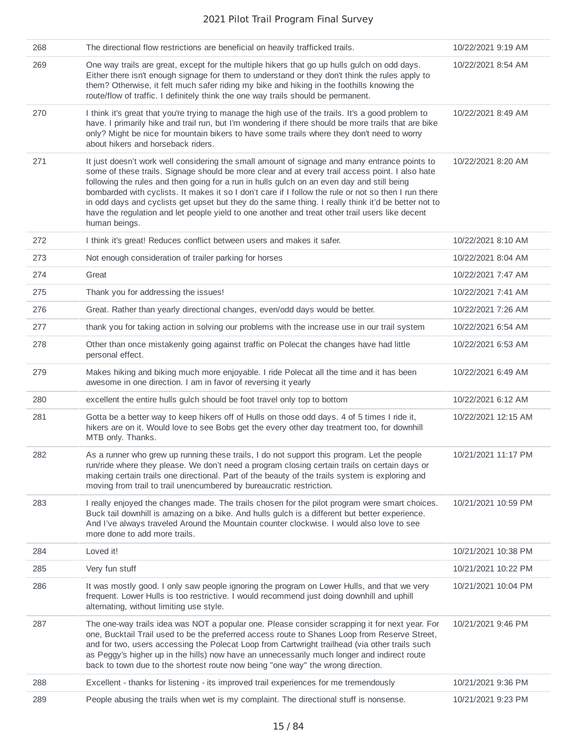| | | |
|---|---|---|
| 268 | The directional flow restrictions are beneficial on heavily trafficked trails. | 10/22/2021 9:19 AM |
| 269 | One way trails are great, except for the multiple hikers that go up hulls gulch on odd days. Either there isn't enough signage for them to understand or they don't think the rules apply to them? Otherwise, it felt much safer riding my bike and hiking in the foothills knowing the route/flow of traffic. I definitely think the one way trails should be permanent. | 10/22/2021 8:54 AM |
| 270 | I think it's great that you're trying to manage the high use of the trails. It's a good problem to have. I primarily hike and trail run, but I'm wondering if there should be more trails that are bike only? Might be nice for mountain bikers to have some trails where they don't need to worry about hikers and horseback riders. | 10/22/2021 8:49 AM |
| 271 | It just doesn't work well considering the small amount of signage and many entrance points to some of these trails. Signage should be more clear and at every trail access point. I also hate following the rules and then going for a run in hulls gulch on an even day and still being bombarded with cyclists. It makes it so I don't care if I follow the rule or not so then I run there in odd days and cyclists get upset but they do the same thing. I really think it'd be better not to have the regulation and let people yield to one another and treat other trail users like decent human beings. | 10/22/2021 8:20 AM |
| 272 | I think it's great! Reduces conflict between users and makes it safer. | 10/22/2021 8:10 AM |
| 273 | Not enough consideration of trailer parking for horses | 10/22/2021 8:04 AM |
| 274 | Great | 10/22/2021 7:47 AM |
| 275 | Thank you for addressing the issues! | 10/22/2021 7:41 AM |
| 276 | Great. Rather than yearly directional changes, even/odd days would be better. | 10/22/2021 7:26 AM |
| 277 | thank you for taking action in solving our problems with the increase use in our trail system | 10/22/2021 6:54 AM |
| 278 | Other than once mistakenly going against traffic on Polecat the changes have had little personal effect. | 10/22/2021 6:53 AM |
| 279 | Makes hiking and biking much more enjoyable. I ride Polecat all the time and it has been awesome in one direction. I am in favor of reversing it yearly | 10/22/2021 6:49 AM |
| 280 | excellent the entire hulls gulch should be foot travel only top to bottom | 10/22/2021 6:12 AM |
| 281 | Gotta be a better way to keep hikers off of Hulls on those odd days. 4 of 5 times I ride it, hikers are on it. Would love to see Bobs get the every other day treatment too, for downhill MTB only. Thanks. | 10/22/2021 12:15 AM |
| 282 | As a runner who grew up running these trails, I do not support this program. Let the people run/ride where they please. We don't need a program closing certain trails on certain days or making certain trails one directional. Part of the beauty of the trails system is exploring and moving from trail to trail unencumbered by bureaucratic restriction. | 10/21/2021 11:17 PM |
| 283 | I really enjoyed the changes made. The trails chosen for the pilot program were smart choices. Buck tail downhill is amazing on a bike. And hulls gulch is a different but better experience. And I've always traveled Around the Mountain counter clockwise. I would also love to see more done to add more trails. | 10/21/2021 10:59 PM |
| 284 | Loved it! | 10/21/2021 10:38 PM |
| 285 | Very fun stuff | 10/21/2021 10:22 PM |
| 286 | It was mostly good. I only saw people ignoring the program on Lower Hulls, and that we very frequent. Lower Hulls is too restrictive. I would recommend just doing downhill and uphill alternating, without limiting use style. | 10/21/2021 10:04 PM |
| 287 | The one-way trails idea was NOT a popular one. Please consider scrapping it for next year. For one, Bucktail Trail used to be the preferred access route to Shanes Loop from Reserve Street, and for two, users accessing the Polecat Loop from Cartwright trailhead (via other trails such as Peggy's higher up in the hills) now have an unnecessarily much longer and indirect route back to town due to the shortest route now being "one way" the wrong direction. | 10/21/2021 9:46 PM |
| 288 | Excellent - thanks for listening - its improved trail experiences for me tremendously | 10/21/2021 9:36 PM |
| 289 | People abusing the trails when wet is my complaint. The directional stuff is nonsense. | 10/21/2021 9:23 PM |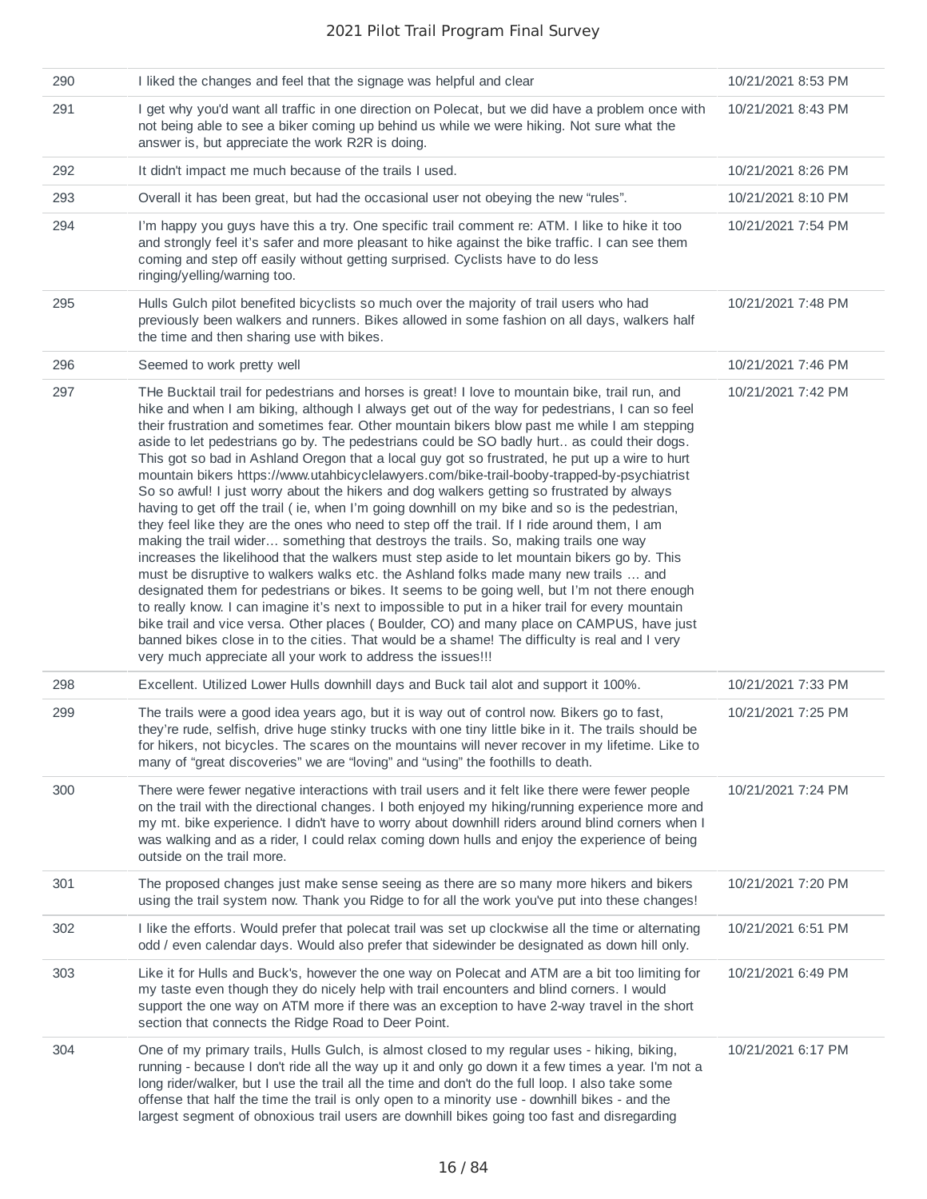| | | |
|---|---|---|
| 290 | I liked the changes and feel that the signage was helpful and clear | 10/21/2021 8:53 PM |
| 291 | I get why you'd want all traffic in one direction on Polecat, but we did have a problem once with not being able to see a biker coming up behind us while we were hiking. Not sure what the answer is, but appreciate the work R2R is doing. | 10/21/2021 8:43 PM |
| 292 | It didn't impact me much because of the trails I used. | 10/21/2021 8:26 PM |
| 293 | Overall it has been great, but had the occasional user not obeying the new “rules”. | 10/21/2021 8:10 PM |
| 294 | I’m happy you guys have this a try. One specific trail comment re: ATM. I like to hike it too and strongly feel it’s safer and more pleasant to hike against the bike traffic. I can see them coming and step off easily without getting surprised. Cyclists have to do less ringing/yelling/warning too. | 10/21/2021 7:54 PM |
| 295 | Hulls Gulch pilot benefited bicyclists so much over the majority of trail users who had previously been walkers and runners. Bikes allowed in some fashion on all days, walkers half the time and then sharing use with bikes. | 10/21/2021 7:48 PM |
| 296 | Seemed to work pretty well | 10/21/2021 7:46 PM |
| 297 | THe Bucktail trail for pedestrians and horses is great! I love to mountain bike, trail run, and hike and when I am biking, although I always get out of the way for pedestrians, I can so feel their frustration and sometimes fear. Other mountain bikers blow past me while I am stepping aside to let pedestrians go by. The pedestrians could be SO badly hurt.. as could their dogs. This got so bad in Ashland Oregon that a local guy got so frustrated, he put up a wire to hurt mountain bikers https://www.utahbicyclelawyers.com/bike-trail-booby-trapped-by-psychiatrist So so awful! I just worry about the hikers and dog walkers getting so frustrated by always having to get off the trail ( ie, when I’m going downhill on my bike and so is the pedestrian, they feel like they are the ones who need to step off the trail. If I ride around them, I am making the trail wider… something that destroys the trails. So, making trails one way increases the likelihood that the walkers must step aside to let mountain bikers go by. This must be disruptive to walkers walks etc. the Ashland folks made many new trails … and designated them for pedestrians or bikes. It seems to be going well, but I’m not there enough to really know. I can imagine it’s next to impossible to put in a hiker trail for every mountain bike trail and vice versa. Other places ( Boulder, CO) and many place on CAMPUS, have just banned bikes close in to the cities. That would be a shame! The difficulty is real and I very very much appreciate all your work to address the issues!!! | 10/21/2021 7:42 PM |
| 298 | Excellent. Utilized Lower Hulls downhill days and Buck tail alot and support it 100%. | 10/21/2021 7:33 PM |
| 299 | The trails were a good idea years ago, but it is way out of control now. Bikers go to fast, they’re rude, selfish, drive huge stinky trucks with one tiny little bike in it. The trails should be for hikers, not bicycles. The scares on the mountains will never recover in my lifetime. Like to many of “great discoveries” we are “loving” and “using” the foothills to death. | 10/21/2021 7:25 PM |
| 300 | There were fewer negative interactions with trail users and it felt like there were fewer people on the trail with the directional changes. I both enjoyed my hiking/running experience more and my mt. bike experience. I didn't have to worry about downhill riders around blind corners when I was walking and as a rider, I could relax coming down hulls and enjoy the experience of being outside on the trail more. | 10/21/2021 7:24 PM |
| 301 | The proposed changes just make sense seeing as there are so many more hikers and bikers using the trail system now. Thank you Ridge to for all the work you've put into these changes! | 10/21/2021 7:20 PM |
| 302 | I like the efforts. Would prefer that polecat trail was set up clockwise all the time or alternating odd / even calendar days. Would also prefer that sidewinder be designated as down hill only. | 10/21/2021 6:51 PM |
| 303 | Like it for Hulls and Buck's, however the one way on Polecat and ATM are a bit too limiting for my taste even though they do nicely help with trail encounters and blind corners. I would support the one way on ATM more if there was an exception to have 2-way travel in the short section that connects the Ridge Road to Deer Point. | 10/21/2021 6:49 PM |
| 304 | One of my primary trails, Hulls Gulch, is almost closed to my regular uses - hiking, biking, running - because I don't ride all the way up it and only go down it a few times a year. I'm not a long rider/walker, but I use the trail all the time and don't do the full loop. I also take some offense that half the time the trail is only open to a minority use - downhill bikes - and the largest segment of obnoxious trail users are downhill bikes going too fast and disregarding | 10/21/2021 6:17 PM |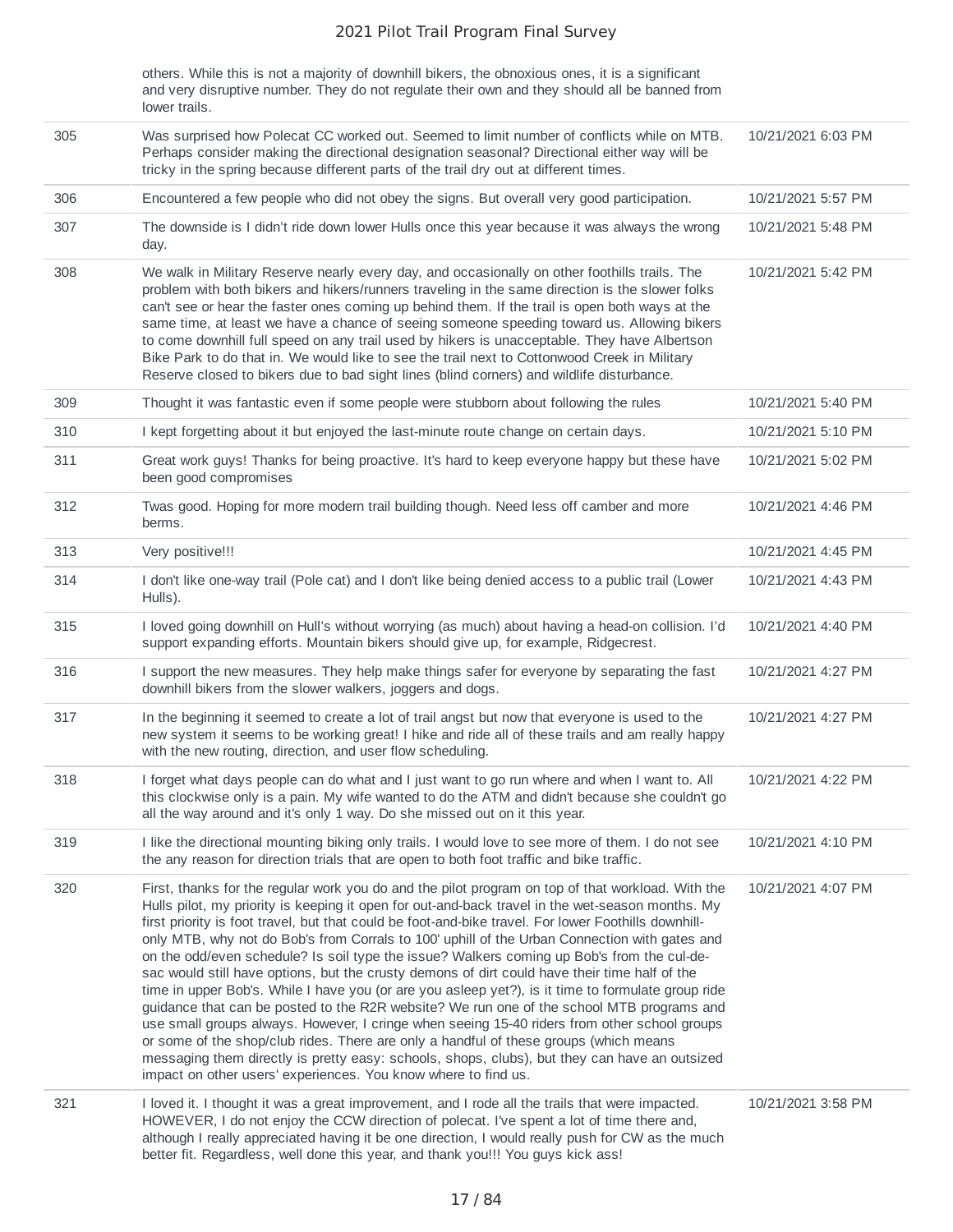| | | |
|---|---|---|
| | others. While this is not a majority of downhill bikers, the obnoxious ones, it is a significant and very disruptive number. They do not regulate their own and they should all be banned from lower trails. | |
| 305 | Was surprised how Polecat CC worked out. Seemed to limit number of conflicts while on MTB. Perhaps consider making the directional designation seasonal? Directional either way will be tricky in the spring because different parts of the trail dry out at different times. | 10/21/2021 6:03 PM |
| 306 | Encountered a few people who did not obey the signs. But overall very good participation. | 10/21/2021 5:57 PM |
| 307 | The downside is I didn't ride down lower Hulls once this year because it was always the wrong day. | 10/21/2021 5:48 PM |
| 308 | We walk in Military Reserve nearly every day, and occasionally on other foothills trails. The problem with both bikers and hikers/runners traveling in the same direction is the slower folks can't see or hear the faster ones coming up behind them. If the trail is open both ways at the same time, at least we have a chance of seeing someone speeding toward us. Allowing bikers to come downhill full speed on any trail used by hikers is unacceptable. They have Albertson Bike Park to do that in. We would like to see the trail next to Cottonwood Creek in Military Reserve closed to bikers due to bad sight lines (blind corners) and wildlife disturbance. | 10/21/2021 5:42 PM |
| 309 | Thought it was fantastic even if some people were stubborn about following the rules | 10/21/2021 5:40 PM |
| 310 | I kept forgetting about it but enjoyed the last-minute route change on certain days. | 10/21/2021 5:10 PM |
| 311 | Great work guys! Thanks for being proactive. It's hard to keep everyone happy but these have been good compromises | 10/21/2021 5:02 PM |
| 312 | Twas good. Hoping for more modern trail building though. Need less off camber and more berms. | 10/21/2021 4:46 PM |
| 313 | Very positive!!! | 10/21/2021 4:45 PM |
| 314 | I don't like one-way trail (Pole cat) and I don't like being denied access to a public trail (Lower Hulls). | 10/21/2021 4:43 PM |
| 315 | I loved going downhill on Hull's without worrying (as much) about having a head-on collision. I'd support expanding efforts. Mountain bikers should give up, for example, Ridgecrest. | 10/21/2021 4:40 PM |
| 316 | I support the new measures. They help make things safer for everyone by separating the fast downhill bikers from the slower walkers, joggers and dogs. | 10/21/2021 4:27 PM |
| 317 | In the beginning it seemed to create a lot of trail angst but now that everyone is used to the new system it seems to be working great! I hike and ride all of these trails and am really happy with the new routing, direction, and user flow scheduling. | 10/21/2021 4:27 PM |
| 318 | I forget what days people can do what and I just want to go run where and when I want to. All this clockwise only is a pain. My wife wanted to do the ATM and didn't because she couldn't go all the way around and it's only 1 way. Do she missed out on it this year. | 10/21/2021 4:22 PM |
| 319 | I like the directional mounting biking only trails. I would love to see more of them. I do not see the any reason for direction trials that are open to both foot traffic and bike traffic. | 10/21/2021 4:10 PM |
| 320 | First, thanks for the regular work you do and the pilot program on top of that workload. With the Hulls pilot, my priority is keeping it open for out-and-back travel in the wet-season months. My first priority is foot travel, but that could be foot-and-bike travel. For lower Foothills downhill-only MTB, why not do Bob's from Corrals to 100' uphill of the Urban Connection with gates and on the odd/even schedule? Is soil type the issue? Walkers coming up Bob's from the cul-de-sac would still have options, but the crusty demons of dirt could have their time half of the time in upper Bob's. While I have you (or are you asleep yet?), is it time to formulate group ride guidance that can be posted to the R2R website? We run one of the school MTB programs and use small groups always. However, I cringe when seeing 15-40 riders from other school groups or some of the shop/club rides. There are only a handful of these groups (which means messaging them directly is pretty easy: schools, shops, clubs), but they can have an outsized impact on other users' experiences. You know where to find us. | 10/21/2021 4:07 PM |
| 321 | I loved it. I thought it was a great improvement, and I rode all the trails that were impacted. HOWEVER, I do not enjoy the CCW direction of polecat. I've spent a lot of time there and, although I really appreciated having it be one direction, I would really push for CW as the much better fit. Regardless, well done this year, and thank you!!! You guys kick ass! | 10/21/2021 3:58 PM |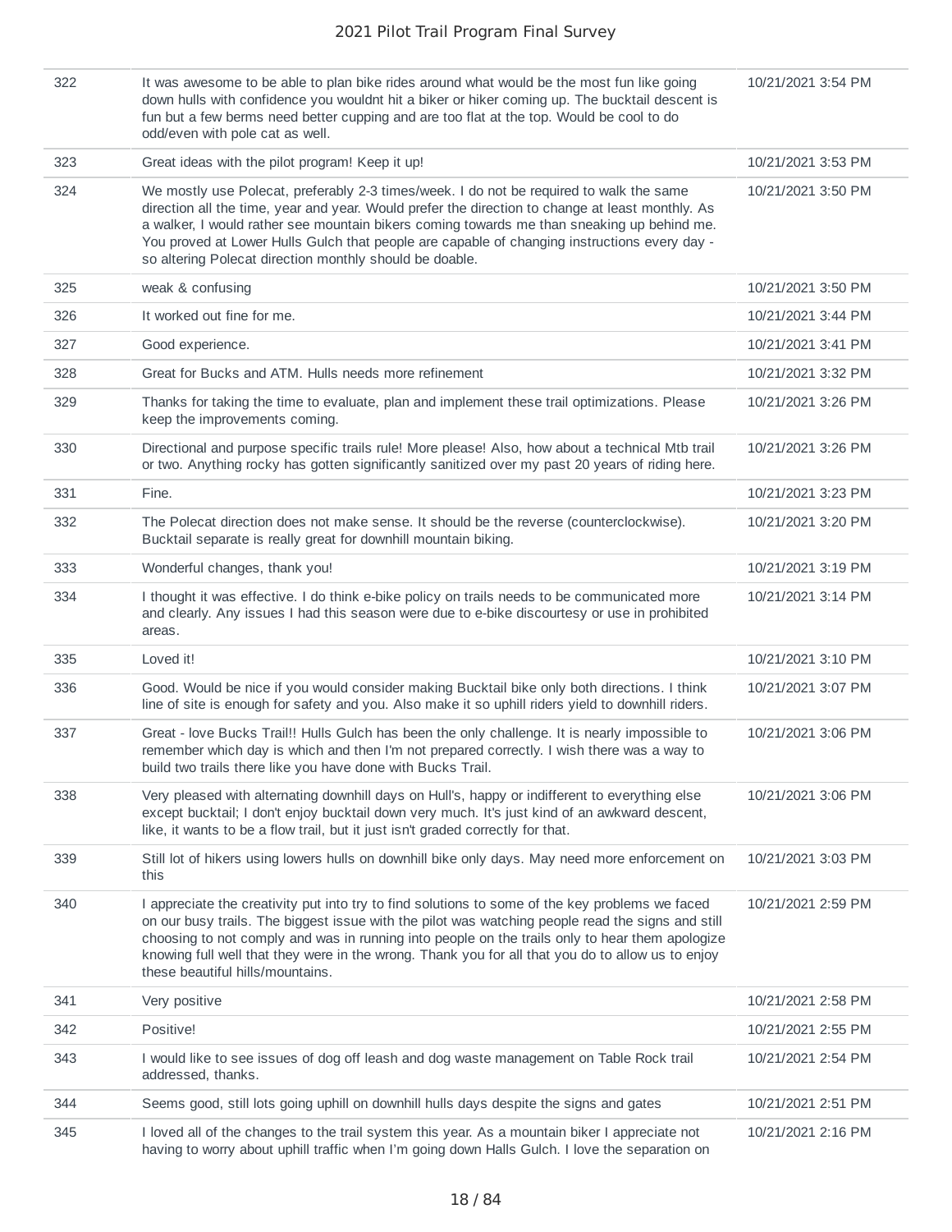| | | |
|---|---|---|
| 322 | It was awesome to be able to plan bike rides around what would be the most fun like going down hulls with confidence you wouldnt hit a biker or hiker coming up. The bucktail descent is fun but a few berms need better cupping and are too flat at the top. Would be cool to do odd/even with pole cat as well. | 10/21/2021 3:54 PM |
| 323 | Great ideas with the pilot program! Keep it up! | 10/21/2021 3:53 PM |
| 324 | We mostly use Polecat, preferably 2-3 times/week. I do not be required to walk the same direction all the time, year and year. Would prefer the direction to change at least monthly. As a walker, I would rather see mountain bikers coming towards me than sneaking up behind me. You proved at Lower Hulls Gulch that people are capable of changing instructions every day - so altering Polecat direction monthly should be doable. | 10/21/2021 3:50 PM |
| 325 | weak & confusing | 10/21/2021 3:50 PM |
| 326 | It worked out fine for me. | 10/21/2021 3:44 PM |
| 327 | Good experience. | 10/21/2021 3:41 PM |
| 328 | Great for Bucks and ATM. Hulls needs more refinement | 10/21/2021 3:32 PM |
| 329 | Thanks for taking the time to evaluate, plan and implement these trail optimizations. Please keep the improvements coming. | 10/21/2021 3:26 PM |
| 330 | Directional and purpose specific trails rule! More please! Also, how about a technical Mtb trail or two. Anything rocky has gotten significantly sanitized over my past 20 years of riding here. | 10/21/2021 3:26 PM |
| 331 | Fine. | 10/21/2021 3:23 PM |
| 332 | The Polecat direction does not make sense. It should be the reverse (counterclockwise). Bucktail separate is really great for downhill mountain biking. | 10/21/2021 3:20 PM |
| 333 | Wonderful changes, thank you! | 10/21/2021 3:19 PM |
| 334 | I thought it was effective. I do think e-bike policy on trails needs to be communicated more and clearly. Any issues I had this season were due to e-bike discourtesy or use in prohibited areas. | 10/21/2021 3:14 PM |
| 335 | Loved it! | 10/21/2021 3:10 PM |
| 336 | Good. Would be nice if you would consider making Bucktail bike only both directions. I think line of site is enough for safety and you. Also make it so uphill riders yield to downhill riders. | 10/21/2021 3:07 PM |
| 337 | Great - love Bucks Trail!! Hulls Gulch has been the only challenge. It is nearly impossible to remember which day is which and then I'm not prepared correctly. I wish there was a way to build two trails there like you have done with Bucks Trail. | 10/21/2021 3:06 PM |
| 338 | Very pleased with alternating downhill days on Hull's, happy or indifferent to everything else except bucktail; I don't enjoy bucktail down very much. It's just kind of an awkward descent, like, it wants to be a flow trail, but it just isn't graded correctly for that. | 10/21/2021 3:06 PM |
| 339 | Still lot of hikers using lowers hulls on downhill bike only days. May need more enforcement on this | 10/21/2021 3:03 PM |
| 340 | I appreciate the creativity put into try to find solutions to some of the key problems we faced on our busy trails. The biggest issue with the pilot was watching people read the signs and still choosing to not comply and was in running into people on the trails only to hear them apologize knowing full well that they were in the wrong. Thank you for all that you do to allow us to enjoy these beautiful hills/mountains. | 10/21/2021 2:59 PM |
| 341 | Very positive | 10/21/2021 2:58 PM |
| 342 | Positive! | 10/21/2021 2:55 PM |
| 343 | I would like to see issues of dog off leash and dog waste management on Table Rock trail addressed, thanks. | 10/21/2021 2:54 PM |
| 344 | Seems good, still lots going uphill on downhill hulls days despite the signs and gates | 10/21/2021 2:51 PM |
| 345 | I loved all of the changes to the trail system this year. As a mountain biker I appreciate not having to worry about uphill traffic when I'm going down Halls Gulch. I love the separation on | 10/21/2021 2:16 PM |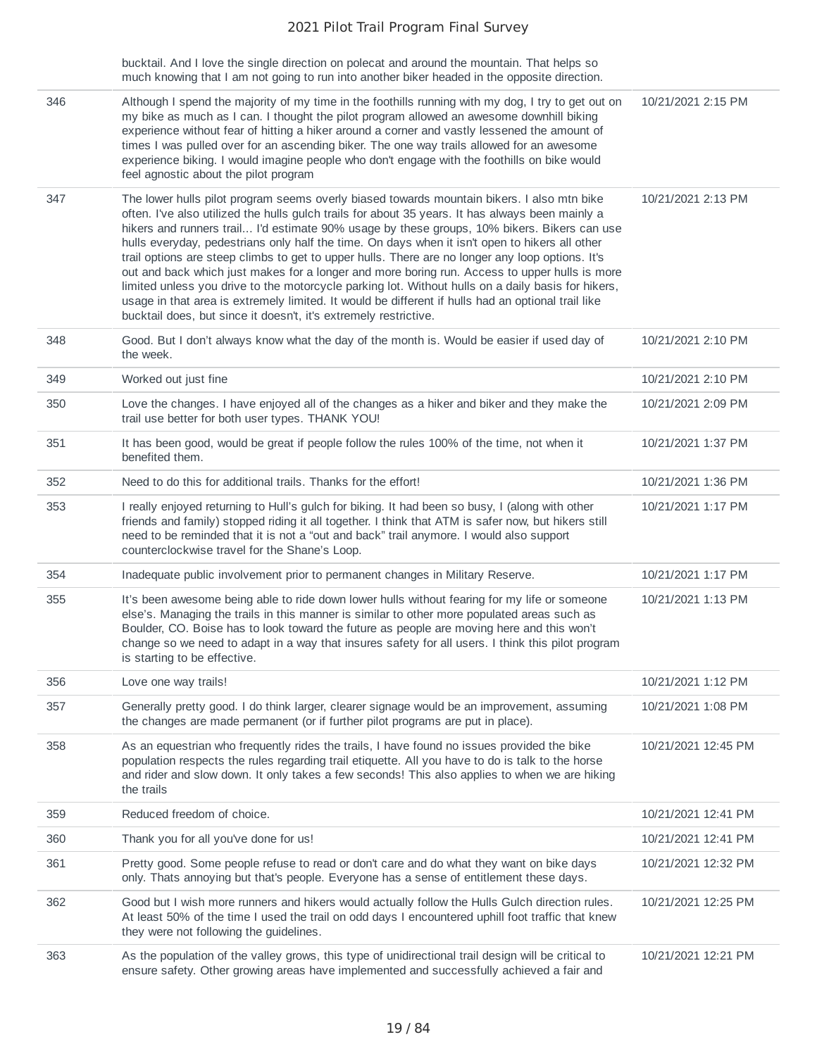| | | |
|---|---|---|
| | bucktail. And I love the single direction on polecat and around the mountain. That helps so much knowing that I am not going to run into another biker headed in the opposite direction. | |
| 346 | Although I spend the majority of my time in the foothills running with my dog, I try to get out on my bike as much as I can. I thought the pilot program allowed an awesome downhill biking experience without fear of hitting a hiker around a corner and vastly lessened the amount of times I was pulled over for an ascending biker. The one way trails allowed for an awesome experience biking. I would imagine people who don't engage with the foothills on bike would feel agnostic about the pilot program | 10/21/2021 2:15 PM |
| 347 | The lower hulls pilot program seems overly biased towards mountain bikers. I also mtn bike often. I've also utilized the hulls gulch trails for about 35 years. It has always been mainly a hikers and runners trail... I'd estimate 90% usage by these groups, 10% bikers. Bikers can use hulls everyday, pedestrians only half the time. On days when it isn't open to hikers all other trail options are steep climbs to get to upper hulls. There are no longer any loop options. It's out and back which just makes for a longer and more boring run. Access to upper hulls is more limited unless you drive to the motorcycle parking lot. Without hulls on a daily basis for hikers, usage in that area is extremely limited. It would be different if hulls had an optional trail like bucktail does, but since it doesn't, it's extremely restrictive. | 10/21/2021 2:13 PM |
| 348 | Good. But I don't always know what the day of the month is. Would be easier if used day of the week. | 10/21/2021 2:10 PM |
| 349 | Worked out just fine | 10/21/2021 2:10 PM |
| 350 | Love the changes. I have enjoyed all of the changes as a hiker and biker and they make the trail use better for both user types. THANK YOU! | 10/21/2021 2:09 PM |
| 351 | It has been good, would be great if people follow the rules 100% of the time, not when it benefited them. | 10/21/2021 1:37 PM |
| 352 | Need to do this for additional trails. Thanks for the effort! | 10/21/2021 1:36 PM |
| 353 | I really enjoyed returning to Hull's gulch for biking. It had been so busy, I (along with other friends and family) stopped riding it all together. I think that ATM is safer now, but hikers still need to be reminded that it is not a "out and back" trail anymore. I would also support counterclockwise travel for the Shane's Loop. | 10/21/2021 1:17 PM |
| 354 | Inadequate public involvement prior to permanent changes in Military Reserve. | 10/21/2021 1:17 PM |
| 355 | It's been awesome being able to ride down lower hulls without fearing for my life or someone else's. Managing the trails in this manner is similar to other more populated areas such as Boulder, CO. Boise has to look toward the future as people are moving here and this won't change so we need to adapt in a way that insures safety for all users. I think this pilot program is starting to be effective. | 10/21/2021 1:13 PM |
| 356 | Love one way trails! | 10/21/2021 1:12 PM |
| 357 | Generally pretty good. I do think larger, clearer signage would be an improvement, assuming the changes are made permanent (or if further pilot programs are put in place). | 10/21/2021 1:08 PM |
| 358 | As an equestrian who frequently rides the trails, I have found no issues provided the bike population respects the rules regarding trail etiquette. All you have to do is talk to the horse and rider and slow down. It only takes a few seconds! This also applies to when we are hiking the trails | 10/21/2021 12:45 PM |
| 359 | Reduced freedom of choice. | 10/21/2021 12:41 PM |
| 360 | Thank you for all you've done for us! | 10/21/2021 12:41 PM |
| 361 | Pretty good. Some people refuse to read or don't care and do what they want on bike days only. Thats annoying but that's people. Everyone has a sense of entitlement these days. | 10/21/2021 12:32 PM |
| 362 | Good but I wish more runners and hikers would actually follow the Hulls Gulch direction rules. At least 50% of the time I used the trail on odd days I encountered uphill foot traffic that knew they were not following the guidelines. | 10/21/2021 12:25 PM |
| 363 | As the population of the valley grows, this type of unidirectional trail design will be critical to ensure safety. Other growing areas have implemented and successfully achieved a fair and | 10/21/2021 12:21 PM |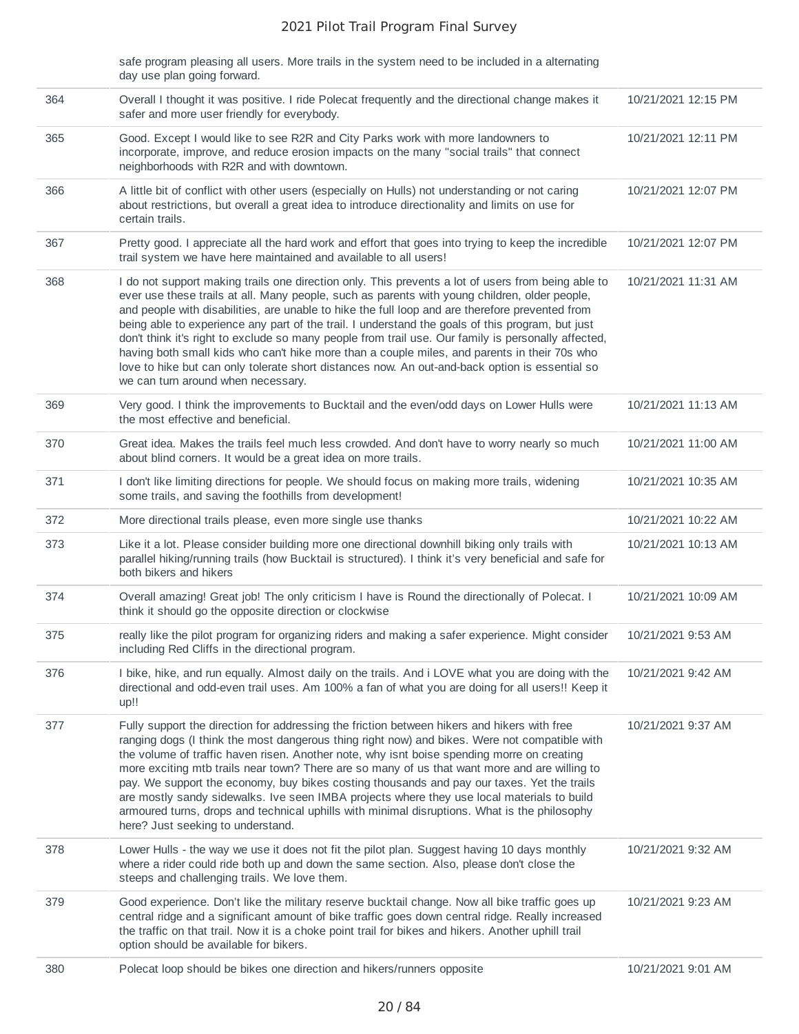| | | |
|---|---|---|
| | safe program pleasing all users. More trails in the system need to be included in a alternating day use plan going forward. | |
| 364 | Overall I thought it was positive. I ride Polecat frequently and the directional change makes it safer and more user friendly for everybody. | 10/21/2021 12:15 PM |
| 365 | Good. Except I would like to see R2R and City Parks work with more landowners to incorporate, improve, and reduce erosion impacts on the many "social trails" that connect neighborhoods with R2R and with downtown. | 10/21/2021 12:11 PM |
| 366 | A little bit of conflict with other users (especially on Hulls) not understanding or not caring about restrictions, but overall a great idea to introduce directionality and limits on use for certain trails. | 10/21/2021 12:07 PM |
| 367 | Pretty good. I appreciate all the hard work and effort that goes into trying to keep the incredible trail system we have here maintained and available to all users! | 10/21/2021 12:07 PM |
| 368 | I do not support making trails one direction only. This prevents a lot of users from being able to ever use these trails at all. Many people, such as parents with young children, older people, and people with disabilities, are unable to hike the full loop and are therefore prevented from being able to experience any part of the trail. I understand the goals of this program, but just don't think it's right to exclude so many people from trail use. Our family is personally affected, having both small kids who can't hike more than a couple miles, and parents in their 70s who love to hike but can only tolerate short distances now. An out-and-back option is essential so we can turn around when necessary. | 10/21/2021 11:31 AM |
| 369 | Very good. I think the improvements to Bucktail and the even/odd days on Lower Hulls were the most effective and beneficial. | 10/21/2021 11:13 AM |
| 370 | Great idea. Makes the trails feel much less crowded. And don't have to worry nearly so much about blind corners. It would be a great idea on more trails. | 10/21/2021 11:00 AM |
| 371 | I don't like limiting directions for people. We should focus on making more trails, widening some trails, and saving the foothills from development! | 10/21/2021 10:35 AM |
| 372 | More directional trails please, even more single use thanks | 10/21/2021 10:22 AM |
| 373 | Like it a lot. Please consider building more one directional downhill biking only trails with parallel hiking/running trails (how Bucktail is structured). I think it's very beneficial and safe for both bikers and hikers | 10/21/2021 10:13 AM |
| 374 | Overall amazing! Great job! The only criticism I have is Round the directionally of Polecat. I think it should go the opposite direction or clockwise | 10/21/2021 10:09 AM |
| 375 | really like the pilot program for organizing riders and making a safer experience. Might consider including Red Cliffs in the directional program. | 10/21/2021 9:53 AM |
| 376 | I bike, hike, and run equally. Almost daily on the trails. And i LOVE what you are doing with the directional and odd-even trail uses. Am 100% a fan of what you are doing for all users!! Keep it up!! | 10/21/2021 9:42 AM |
| 377 | Fully support the direction for addressing the friction between hikers and hikers with free ranging dogs (I think the most dangerous thing right now) and bikes. Were not compatible with the volume of traffic haven risen. Another note, why isnt boise spending morre on creating more exciting mtb trails near town? There are so many of us that want more and are willing to pay. We support the economy, buy bikes costing thousands and pay our taxes. Yet the trails are mostly sandy sidewalks. Ive seen IMBA projects where they use local materials to build armoured turns, drops and technical uphills with minimal disruptions. What is the philosophy here? Just seeking to understand. | 10/21/2021 9:37 AM |
| 378 | Lower Hulls - the way we use it does not fit the pilot plan. Suggest having 10 days monthly where a rider could ride both up and down the same section. Also, please don't close the steeps and challenging trails. We love them. | 10/21/2021 9:32 AM |
| 379 | Good experience. Don't like the military reserve bucktail change. Now all bike traffic goes up central ridge and a significant amount of bike traffic goes down central ridge. Really increased the traffic on that trail. Now it is a choke point trail for bikes and hikers. Another uphill trail option should be available for bikers. | 10/21/2021 9:23 AM |
| 380 | Polecat loop should be bikes one direction and hikers/runners opposite | 10/21/2021 9:01 AM |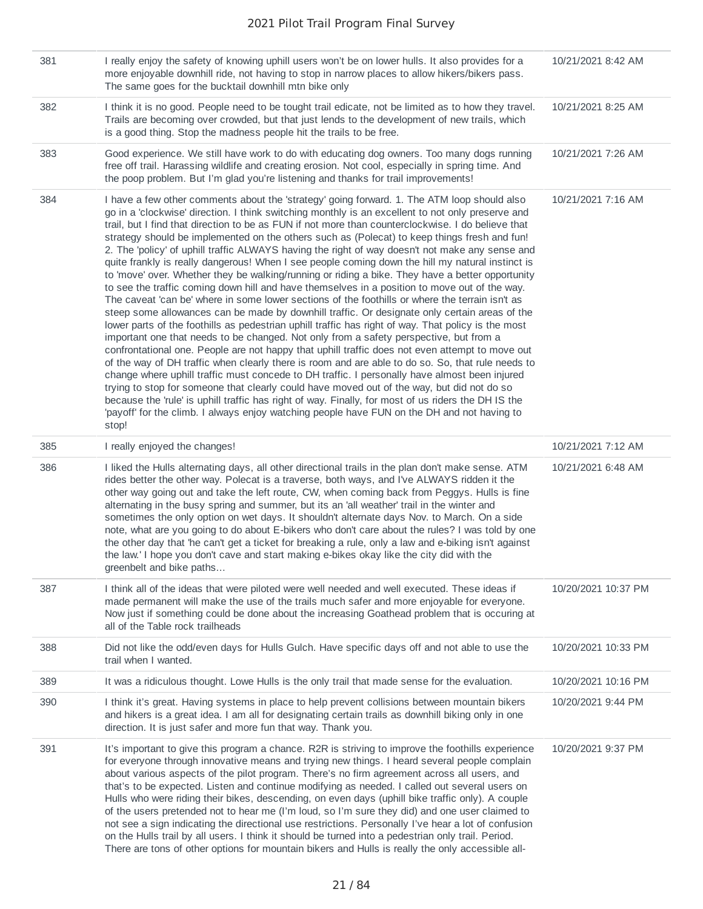| | | |
|---|---|---|
| 381 | I really enjoy the safety of knowing uphill users won't be on lower hulls. It also provides for a more enjoyable downhill ride, not having to stop in narrow places to allow hikers/bikers pass. The same goes for the bucktail downhill mtn bike only | 10/21/2021 8:42 AM |
| 382 | I think it is no good. People need to be tought trail edicate, not be limited as to how they travel. Trails are becoming over crowded, but that just lends to the development of new trails, which is a good thing. Stop the madness people hit the trails to be free. | 10/21/2021 8:25 AM |
| 383 | Good experience. We still have work to do with educating dog owners. Too many dogs running free off trail. Harassing wildlife and creating erosion. Not cool, especially in spring time. And the poop problem. But I'm glad you're listening and thanks for trail improvements! | 10/21/2021 7:26 AM |
| 384 | I have a few other comments about the 'strategy' going forward. 1. The ATM loop should also go in a 'clockwise' direction. I think switching monthly is an excellent to not only preserve and trail, but I find that direction to be as FUN if not more than counterclockwise. I do believe that strategy should be implemented on the others such as (Polecat) to keep things fresh and fun! 2. The 'policy' of uphill traffic ALWAYS having the right of way doesn't not make any sense and quite frankly is really dangerous! When I see people coming down the hill my natural instinct is to 'move' over. Whether they be walking/running or riding a bike. They have a better opportunity to see the traffic coming down hill and have themselves in a position to move out of the way. The caveat 'can be' where in some lower sections of the foothills or where the terrain isn't as steep some allowances can be made by downhill traffic. Or designate only certain areas of the lower parts of the foothills as pedestrian uphill traffic has right of way. That policy is the most important one that needs to be changed. Not only from a safety perspective, but from a confrontational one. People are not happy that uphill traffic does not even attempt to move out of the way of DH traffic when clearly there is room and are able to do so. So, that rule needs to change where uphill traffic must concede to DH traffic. I personally have almost been injured trying to stop for someone that clearly could have moved out of the way, but did not do so because the 'rule' is uphill traffic has right of way. Finally, for most of us riders the DH IS the 'payoff' for the climb. I always enjoy watching people have FUN on the DH and not having to stop! | 10/21/2021 7:16 AM |
| 385 | I really enjoyed the changes! | 10/21/2021 7:12 AM |
| 386 | I liked the Hulls alternating days, all other directional trails in the plan don't make sense. ATM rides better the other way. Polecat is a traverse, both ways, and I've ALWAYS ridden it the other way going out and take the left route, CW, when coming back from Peggys. Hulls is fine alternating in the busy spring and summer, but its an 'all weather' trail in the winter and sometimes the only option on wet days. It shouldn't alternate days Nov. to March. On a side note, what are you going to do about E-bikers who don't care about the rules? I was told by one the other day that 'he can't get a ticket for breaking a rule, only a law and e-biking isn't against the law.' I hope you don't cave and start making e-bikes okay like the city did with the greenbelt and bike paths... | 10/21/2021 6:48 AM |
| 387 | I think all of the ideas that were piloted were well needed and well executed. These ideas if made permanent will make the use of the trails much safer and more enjoyable for everyone. Now just if something could be done about the increasing Goathead problem that is occuring at all of the Table rock trailheads | 10/20/2021 10:37 PM |
| 388 | Did not like the odd/even days for Hulls Gulch. Have specific days off and not able to use the trail when I wanted. | 10/20/2021 10:33 PM |
| 389 | It was a ridiculous thought. Lowe Hulls is the only trail that made sense for the evaluation. | 10/20/2021 10:16 PM |
| 390 | I think it's great. Having systems in place to help prevent collisions between mountain bikers and hikers is a great idea. I am all for designating certain trails as downhill biking only in one direction. It is just safer and more fun that way. Thank you. | 10/20/2021 9:44 PM |
| 391 | It's important to give this program a chance. R2R is striving to improve the foothills experience for everyone through innovative means and trying new things. I heard several people complain about various aspects of the pilot program. There's no firm agreement across all users, and that's to be expected. Listen and continue modifying as needed. I called out several users on Hulls who were riding their bikes, descending, on even days (uphill bike traffic only). A couple of the users pretended not to hear me (I'm loud, so I'm sure they did) and one user claimed to not see a sign indicating the directional use restrictions. Personally I've hear a lot of confusion on the Hulls trail by all users. I think it should be turned into a pedestrian only trail. Period. There are tons of other options for mountain bikers and Hulls is really the only accessible all- | 10/20/2021 9:37 PM |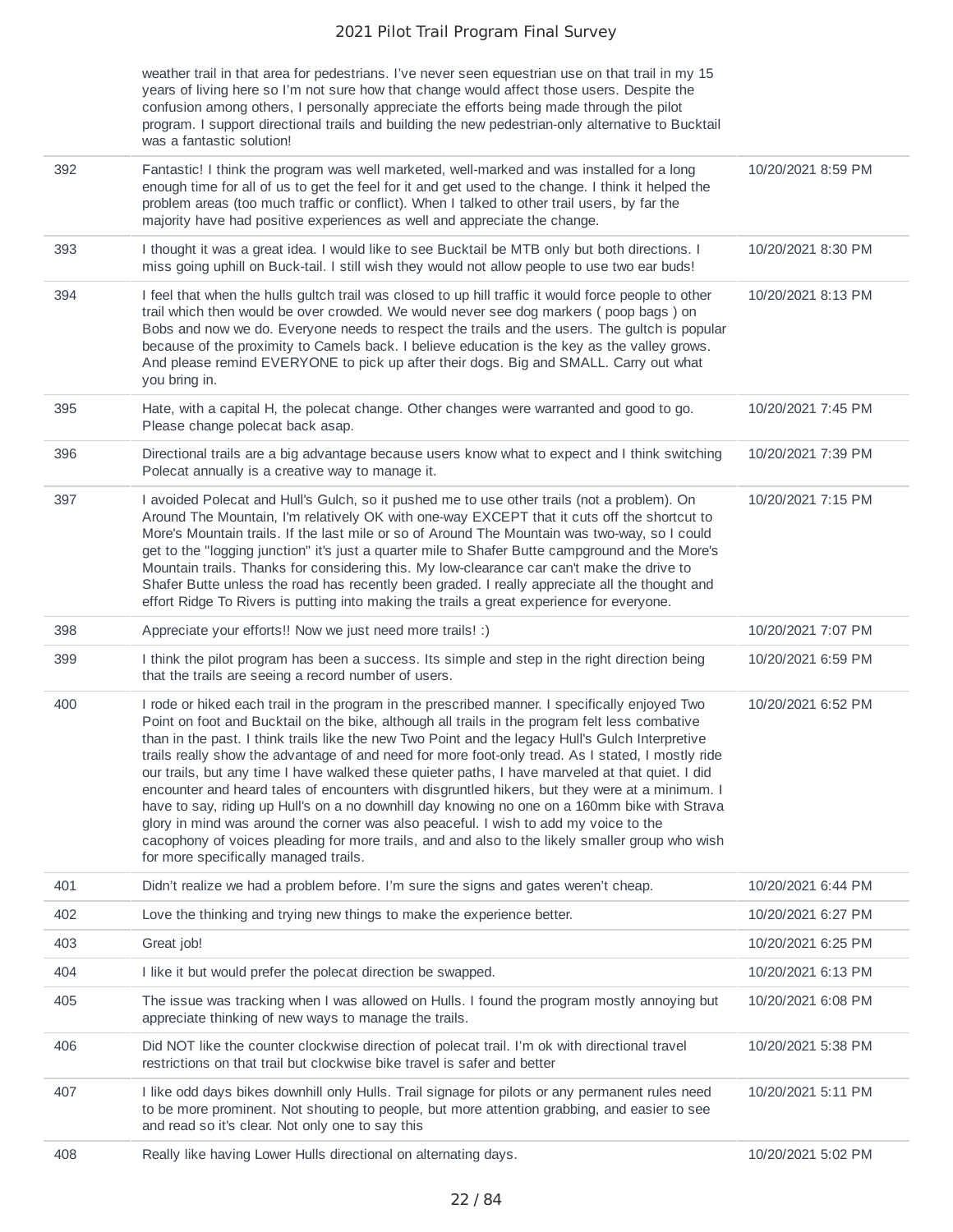| | | |
|---|---|---|
| | weather trail in that area for pedestrians. I've never seen equestrian use on that trail in my 15 years of living here so I'm not sure how that change would affect those users. Despite the confusion among others, I personally appreciate the efforts being made through the pilot program. I support directional trails and building the new pedestrian-only alternative to Bucktail was a fantastic solution! | |
| 392 | Fantastic! I think the program was well marketed, well-marked and was installed for a long enough time for all of us to get the feel for it and get used to the change. I think it helped the problem areas (too much traffic or conflict). When I talked to other trail users, by far the majority have had positive experiences as well and appreciate the change. | 10/20/2021 8:59 PM |
| 393 | I thought it was a great idea. I would like to see Bucktail be MTB only but both directions. I miss going uphill on Buck-tail. I still wish they would not allow people to use two ear buds! | 10/20/2021 8:30 PM |
| 394 | I feel that when the hulls gultch trail was closed to up hill traffic it would force people to other trail which then would be over crowded. We would never see dog markers ( poop bags ) on Bobs and now we do. Everyone needs to respect the trails and the users. The gultch is popular because of the proximity to Camels back. I believe education is the key as the valley grows. And please remind EVERYONE to pick up after their dogs. Big and SMALL. Carry out what you bring in. | 10/20/2021 8:13 PM |
| 395 | Hate, with a capital H, the polecat change. Other changes were warranted and good to go. Please change polecat back asap. | 10/20/2021 7:45 PM |
| 396 | Directional trails are a big advantage because users know what to expect and I think switching Polecat annually is a creative way to manage it. | 10/20/2021 7:39 PM |
| 397 | I avoided Polecat and Hull's Gulch, so it pushed me to use other trails (not a problem). On Around The Mountain, I'm relatively OK with one-way EXCEPT that it cuts off the shortcut to More's Mountain trails. If the last mile or so of Around The Mountain was two-way, so I could get to the "logging junction" it's just a quarter mile to Shafer Butte campground and the More's Mountain trails. Thanks for considering this. My low-clearance car can't make the drive to Shafer Butte unless the road has recently been graded. I really appreciate all the thought and effort Ridge To Rivers is putting into making the trails a great experience for everyone. | 10/20/2021 7:15 PM |
| 398 | Appreciate your efforts!! Now we just need more trails! :) | 10/20/2021 7:07 PM |
| 399 | I think the pilot program has been a success. Its simple and step in the right direction being that the trails are seeing a record number of users. | 10/20/2021 6:59 PM |
| 400 | I rode or hiked each trail in the program in the prescribed manner. I specifically enjoyed Two Point on foot and Bucktail on the bike, although all trails in the program felt less combative than in the past. I think trails like the new Two Point and the legacy Hull's Gulch Interpretive trails really show the advantage of and need for more foot-only tread. As I stated, I mostly ride our trails, but any time I have walked these quieter paths, I have marveled at that quiet. I did encounter and heard tales of encounters with disgruntled hikers, but they were at a minimum. I have to say, riding up Hull's on a no downhill day knowing no one on a 160mm bike with Strava glory in mind was around the corner was also peaceful. I wish to add my voice to the cacophony of voices pleading for more trails, and and also to the likely smaller group who wish for more specifically managed trails. | 10/20/2021 6:52 PM |
| 401 | Didn't realize we had a problem before. I'm sure the signs and gates weren't cheap. | 10/20/2021 6:44 PM |
| 402 | Love the thinking and trying new things to make the experience better. | 10/20/2021 6:27 PM |
| 403 | Great job! | 10/20/2021 6:25 PM |
| 404 | I like it but would prefer the polecat direction be swapped. | 10/20/2021 6:13 PM |
| 405 | The issue was tracking when I was allowed on Hulls. I found the program mostly annoying but appreciate thinking of new ways to manage the trails. | 10/20/2021 6:08 PM |
| 406 | Did NOT like the counter clockwise direction of polecat trail. I'm ok with directional travel restrictions on that trail but clockwise bike travel is safer and better | 10/20/2021 5:38 PM |
| 407 | I like odd days bikes downhill only Hulls. Trail signage for pilots or any permanent rules need to be more prominent. Not shouting to people, but more attention grabbing, and easier to see and read so it's clear. Not only one to say this | 10/20/2021 5:11 PM |
| 408 | Really like having Lower Hulls directional on alternating days. | 10/20/2021 5:02 PM |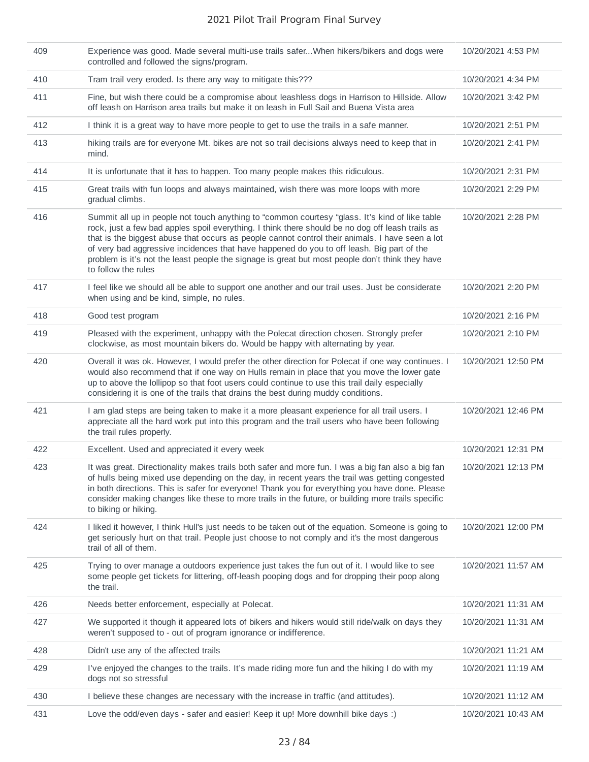| | | |
|---|---|---|
| 409 | Experience was good. Made several multi-use trails safer...When hikers/bikers and dogs were controlled and followed the signs/program. | 10/20/2021 4:53 PM |
| 410 | Tram trail very eroded. Is there any way to mitigate this??? | 10/20/2021 4:34 PM |
| 411 | Fine, but wish there could be a compromise about leashless dogs in Harrison to Hillside. Allow off leash on Harrison area trails but make it on leash in Full Sail and Buena Vista area | 10/20/2021 3:42 PM |
| 412 | I think it is a great way to have more people to get to use the trails in a safe manner. | 10/20/2021 2:51 PM |
| 413 | hiking trails are for everyone Mt. bikes are not so trail decisions always need to keep that in mind. | 10/20/2021 2:41 PM |
| 414 | It is unfortunate that it has to happen. Too many people makes this ridiculous. | 10/20/2021 2:31 PM |
| 415 | Great trails with fun loops and always maintained, wish there was more loops with more gradual climbs. | 10/20/2021 2:29 PM |
| 416 | Summit all up in people not touch anything to “common courtesy “glass. It’s kind of like table rock, just a few bad apples spoil everything. I think there should be no dog off leash trails as that is the biggest abuse that occurs as people cannot control their animals. I have seen a lot of very bad aggressive incidences that have happened do you to off leash. Big part of the problem is it’s not the least people the signage is great but most people don’t think they have to follow the rules | 10/20/2021 2:28 PM |
| 417 | I feel like we should all be able to support one another and our trail uses. Just be considerate when using and be kind, simple, no rules. | 10/20/2021 2:20 PM |
| 418 | Good test program | 10/20/2021 2:16 PM |
| 419 | Pleased with the experiment, unhappy with the Polecat direction chosen. Strongly prefer clockwise, as most mountain bikers do. Would be happy with alternating by year. | 10/20/2021 2:10 PM |
| 420 | Overall it was ok. However, I would prefer the other direction for Polecat if one way continues. I would also recommend that if one way on Hulls remain in place that you move the lower gate up to above the lollipop so that foot users could continue to use this trail daily especially considering it is one of the trails that drains the best during muddy conditions. | 10/20/2021 12:50 PM |
| 421 | I am glad steps are being taken to make it a more pleasant experience for all trail users. I appreciate all the hard work put into this program and the trail users who have been following the trail rules properly. | 10/20/2021 12:46 PM |
| 422 | Excellent. Used and appreciated it every week | 10/20/2021 12:31 PM |
| 423 | It was great. Directionality makes trails both safer and more fun. I was a big fan also a big fan of hulls being mixed use depending on the day, in recent years the trail was getting congested in both directions. This is safer for everyone! Thank you for everything you have done. Please consider making changes like these to more trails in the future, or building more trails specific to biking or hiking. | 10/20/2021 12:13 PM |
| 424 | I liked it however, I think Hull's just needs to be taken out of the equation. Someone is going to get seriously hurt on that trail. People just choose to not comply and it's the most dangerous trail of all of them. | 10/20/2021 12:00 PM |
| 425 | Trying to over manage a outdoors experience just takes the fun out of it. I would like to see some people get tickets for littering, off-leash pooping dogs and for dropping their poop along the trail. | 10/20/2021 11:57 AM |
| 426 | Needs better enforcement, especially at Polecat. | 10/20/2021 11:31 AM |
| 427 | We supported it though it appeared lots of bikers and hikers would still ride/walk on days they weren’t supposed to - out of program ignorance or indifference. | 10/20/2021 11:31 AM |
| 428 | Didn't use any of the affected trails | 10/20/2021 11:21 AM |
| 429 | I’ve enjoyed the changes to the trails. It’s made riding more fun and the hiking I do with my dogs not so stressful | 10/20/2021 11:19 AM |
| 430 | I believe these changes are necessary with the increase in traffic (and attitudes). | 10/20/2021 11:12 AM |
| 431 | Love the odd/even days - safer and easier! Keep it up! More downhill bike days :) | 10/20/2021 10:43 AM |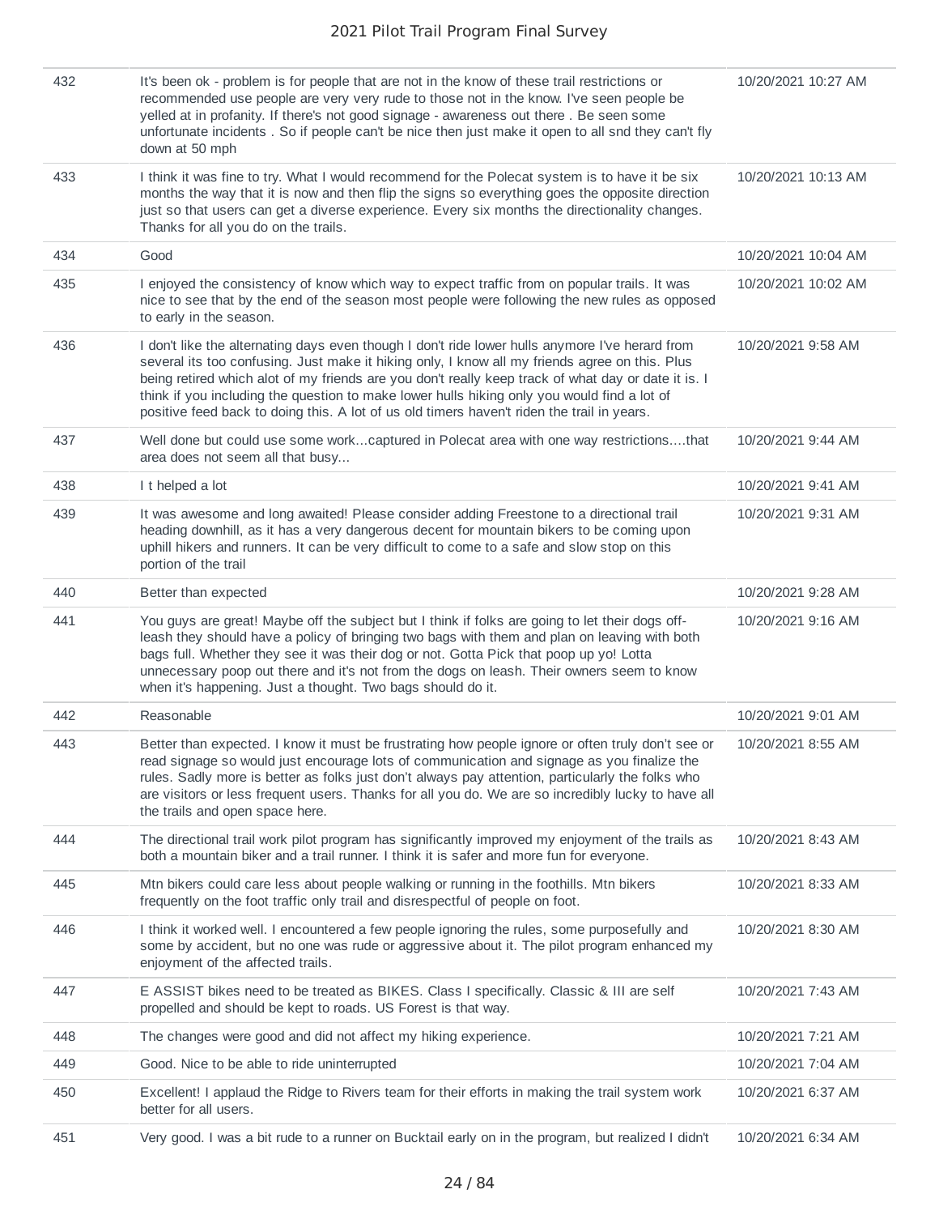| | | |
|---|---|---|
| 432 | It's been ok - problem is for people that are not in the know of these trail restrictions or recommended use people are very very rude to those not in the know. I've seen people be yelled at in profanity. If there's not good signage - awareness out there . Be seen some unfortunate incidents . So if people can't be nice then just make it open to all snd they can't fly down at 50 mph | 10/20/2021 10:27 AM |
| 433 | I think it was fine to try. What I would recommend for the Polecat system is to have it be six months the way that it is now and then flip the signs so everything goes the opposite direction just so that users can get a diverse experience. Every six months the directionality changes. Thanks for all you do on the trails. | 10/20/2021 10:13 AM |
| 434 | Good | 10/20/2021 10:04 AM |
| 435 | I enjoyed the consistency of know which way to expect traffic from on popular trails. It was nice to see that by the end of the season most people were following the new rules as opposed to early in the season. | 10/20/2021 10:02 AM |
| 436 | I don't like the alternating days even though I don't ride lower hulls anymore I've herard from several its too confusing. Just make it hiking only, I know all my friends agree on this. Plus being retired which alot of my friends are you don't really keep track of what day or date it is. I think if you including the question to make lower hulls hiking only you would find a lot of positive feed back to doing this. A lot of us old timers haven't riden the trail in years. | 10/20/2021 9:58 AM |
| 437 | Well done but could use some work...captured in Polecat area with one way restrictions....that area does not seem all that busy... | 10/20/2021 9:44 AM |
| 438 | I t helped a lot | 10/20/2021 9:41 AM |
| 439 | It was awesome and long awaited! Please consider adding Freestone to a directional trail heading downhill, as it has a very dangerous decent for mountain bikers to be coming upon uphill hikers and runners. It can be very difficult to come to a safe and slow stop on this portion of the trail | 10/20/2021 9:31 AM |
| 440 | Better than expected | 10/20/2021 9:28 AM |
| 441 | You guys are great! Maybe off the subject but I think if folks are going to let their dogs off-leash they should have a policy of bringing two bags with them and plan on leaving with both bags full. Whether they see it was their dog or not. Gotta Pick that poop up yo! Lotta unnecessary poop out there and it's not from the dogs on leash. Their owners seem to know when it's happening. Just a thought. Two bags should do it. | 10/20/2021 9:16 AM |
| 442 | Reasonable | 10/20/2021 9:01 AM |
| 443 | Better than expected. I know it must be frustrating how people ignore or often truly don't see or read signage so would just encourage lots of communication and signage as you finalize the rules. Sadly more is better as folks just don't always pay attention, particularly the folks who are visitors or less frequent users. Thanks for all you do. We are so incredibly lucky to have all the trails and open space here. | 10/20/2021 8:55 AM |
| 444 | The directional trail work pilot program has significantly improved my enjoyment of the trails as both a mountain biker and a trail runner. I think it is safer and more fun for everyone. | 10/20/2021 8:43 AM |
| 445 | Mtn bikers could care less about people walking or running in the foothills. Mtn bikers frequently on the foot traffic only trail and disrespectful of people on foot. | 10/20/2021 8:33 AM |
| 446 | I think it worked well. I encountered a few people ignoring the rules, some purposefully and some by accident, but no one was rude or aggressive about it. The pilot program enhanced my enjoyment of the affected trails. | 10/20/2021 8:30 AM |
| 447 | E ASSIST bikes need to be treated as BIKES. Class I specifically. Classic & III are self propelled and should be kept to roads. US Forest is that way. | 10/20/2021 7:43 AM |
| 448 | The changes were good and did not affect my hiking experience. | 10/20/2021 7:21 AM |
| 449 | Good. Nice to be able to ride uninterrupted | 10/20/2021 7:04 AM |
| 450 | Excellent! I applaud the Ridge to Rivers team for their efforts in making the trail system work better for all users. | 10/20/2021 6:37 AM |
| 451 | Very good. I was a bit rude to a runner on Bucktail early on in the program, but realized I didn't | 10/20/2021 6:34 AM |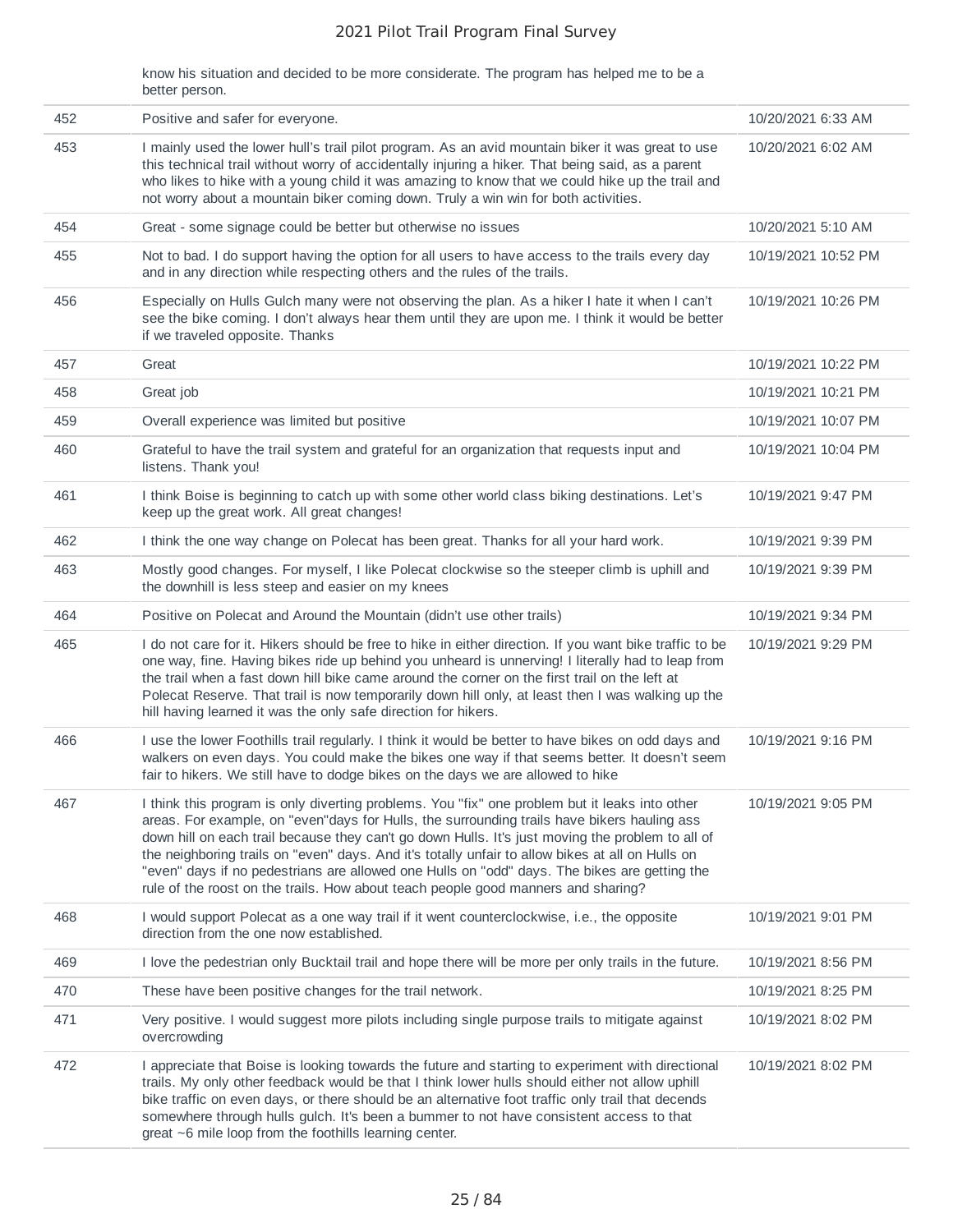| | know his situation and decided to be more considerate. The program has helped me to be a better person. | |
|---|---|---|
| 452 | Positive and safer for everyone. | 10/20/2021 6:33 AM |
| 453 | I mainly used the lower hull's trail pilot program. As an avid mountain biker it was great to use this technical trail without worry of accidentally injuring a hiker. That being said, as a parent who likes to hike with a young child it was amazing to know that we could hike up the trail and not worry about a mountain biker coming down. Truly a win win for both activities. | 10/20/2021 6:02 AM |
| 454 | Great - some signage could be better but otherwise no issues | 10/20/2021 5:10 AM |
| 455 | Not to bad. I do support having the option for all users to have access to the trails every day and in any direction while respecting others and the rules of the trails. | 10/19/2021 10:52 PM |
| 456 | Especially on Hulls Gulch many were not observing the plan. As a hiker I hate it when I can't see the bike coming. I don't always hear them until they are upon me. I think it would be better if we traveled opposite. Thanks | 10/19/2021 10:26 PM |
| 457 | Great | 10/19/2021 10:22 PM |
| 458 | Great job | 10/19/2021 10:21 PM |
| 459 | Overall experience was limited but positive | 10/19/2021 10:07 PM |
| 460 | Grateful to have the trail system and grateful for an organization that requests input and listens. Thank you! | 10/19/2021 10:04 PM |
| 461 | I think Boise is beginning to catch up with some other world class biking destinations. Let's keep up the great work. All great changes! | 10/19/2021 9:47 PM |
| 462 | I think the one way change on Polecat has been great. Thanks for all your hard work. | 10/19/2021 9:39 PM |
| 463 | Mostly good changes. For myself, I like Polecat clockwise so the steeper climb is uphill and the downhill is less steep and easier on my knees | 10/19/2021 9:39 PM |
| 464 | Positive on Polecat and Around the Mountain (didn't use other trails) | 10/19/2021 9:34 PM |
| 465 | I do not care for it. Hikers should be free to hike in either direction. If you want bike traffic to be one way, fine. Having bikes ride up behind you unheard is unnerving! I literally had to leap from the trail when a fast down hill bike came around the corner on the first trail on the left at Polecat Reserve. That trail is now temporarily down hill only, at least then I was walking up the hill having learned it was the only safe direction for hikers. | 10/19/2021 9:29 PM |
| 466 | I use the lower Foothills trail regularly. I think it would be better to have bikes on odd days and walkers on even days. You could make the bikes one way if that seems better. It doesn't seem fair to hikers. We still have to dodge bikes on the days we are allowed to hike | 10/19/2021 9:16 PM |
| 467 | I think this program is only diverting problems. You "fix" one problem but it leaks into other areas. For example, on "even"days for Hulls, the surrounding trails have bikers hauling ass down hill on each trail because they can't go down Hulls. It's just moving the problem to all of the neighboring trails on "even" days. And it's totally unfair to allow bikes at all on Hulls on "even" days if no pedestrians are allowed one Hulls on "odd" days. The bikes are getting the rule of the roost on the trails. How about teach people good manners and sharing? | 10/19/2021 9:05 PM |
| 468 | I would support Polecat as a one way trail if it went counterclockwise, i.e., the opposite direction from the one now established. | 10/19/2021 9:01 PM |
| 469 | I love the pedestrian only Bucktail trail and hope there will be more per only trails in the future. | 10/19/2021 8:56 PM |
| 470 | These have been positive changes for the trail network. | 10/19/2021 8:25 PM |
| 471 | Very positive. I would suggest more pilots including single purpose trails to mitigate against overcrowding | 10/19/2021 8:02 PM |
| 472 | I appreciate that Boise is looking towards the future and starting to experiment with directional trails. My only other feedback would be that I think lower hulls should either not allow uphill bike traffic on even days, or there should be an alternative foot traffic only trail that decends somewhere through hulls gulch. It's been a bummer to not have consistent access to that great ~6 mile loop from the foothills learning center. | 10/19/2021 8:02 PM |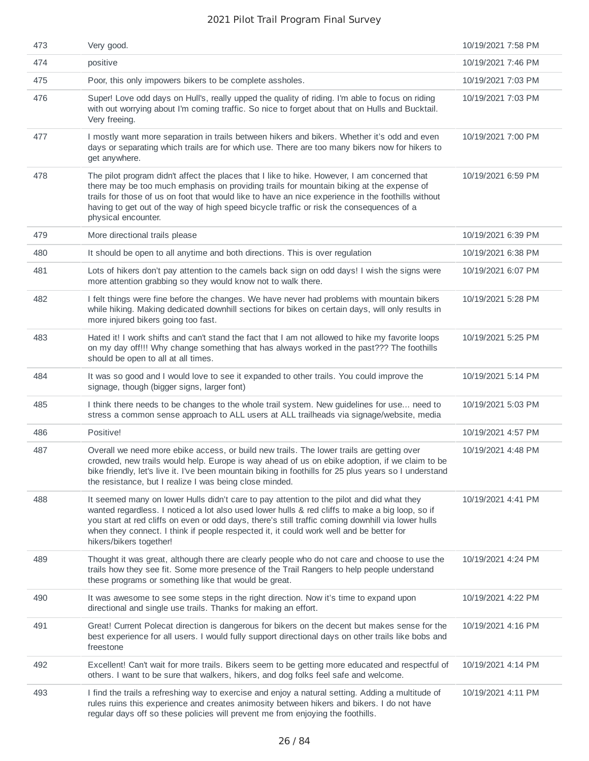| | | |
|---|---|---|
| 473 | Very good. | 10/19/2021 7:58 PM |
| 474 | positive | 10/19/2021 7:46 PM |
| 475 | Poor, this only impowers bikers to be complete assholes. | 10/19/2021 7:03 PM |
| 476 | Super! Love odd days on Hull's, really upped the quality of riding. I'm able to focus on riding with out worrying about I'm coming traffic. So nice to forget about that on Hulls and Bucktail. Very freeing. | 10/19/2021 7:03 PM |
| 477 | I mostly want more separation in trails between hikers and bikers. Whether it's odd and even days or separating which trails are for which use. There are too many bikers now for hikers to get anywhere. | 10/19/2021 7:00 PM |
| 478 | The pilot program didn't affect the places that I like to hike. However, I am concerned that there may be too much emphasis on providing trails for mountain biking at the expense of trails for those of us on foot that would like to have an nice experience in the foothills without having to get out of the way of high speed bicycle traffic or risk the consequences of a physical encounter. | 10/19/2021 6:59 PM |
| 479 | More directional trails please | 10/19/2021 6:39 PM |
| 480 | It should be open to all anytime and both directions. This is over regulation | 10/19/2021 6:38 PM |
| 481 | Lots of hikers don't pay attention to the camels back sign on odd days! I wish the signs were more attention grabbing so they would know not to walk there. | 10/19/2021 6:07 PM |
| 482 | I felt things were fine before the changes. We have never had problems with mountain bikers while hiking. Making dedicated downhill sections for bikes on certain days, will only results in more injured bikers going too fast. | 10/19/2021 5:28 PM |
| 483 | Hated it! I work shifts and can't stand the fact that I am not allowed to hike my favorite loops on my day off!!! Why change something that has always worked in the past??? The foothills should be open to all at all times. | 10/19/2021 5:25 PM |
| 484 | It was so good and I would love to see it expanded to other trails. You could improve the signage, though (bigger signs, larger font) | 10/19/2021 5:14 PM |
| 485 | I think there needs to be changes to the whole trail system. New guidelines for use... need to stress a common sense approach to ALL users at ALL trailheads via signage/website, media | 10/19/2021 5:03 PM |
| 486 | Positive! | 10/19/2021 4:57 PM |
| 487 | Overall we need more ebike access, or build new trails. The lower trails are getting over crowded, new trails would help. Europe is way ahead of us on ebike adoption, if we claim to be bike friendly, let's live it. I've been mountain biking in foothills for 25 plus years so I understand the resistance, but I realize I was being close minded. | 10/19/2021 4:48 PM |
| 488 | It seemed many on lower Hulls didn't care to pay attention to the pilot and did what they wanted regardless. I noticed a lot also used lower hulls & red cliffs to make a big loop, so if you start at red cliffs on even or odd days, there's still traffic coming downhill via lower hulls when they connect. I think if people respected it, it could work well and be better for hikers/bikers together! | 10/19/2021 4:41 PM |
| 489 | Thought it was great, although there are clearly people who do not care and choose to use the trails how they see fit. Some more presence of the Trail Rangers to help people understand these programs or something like that would be great. | 10/19/2021 4:24 PM |
| 490 | It was awesome to see some steps in the right direction. Now it's time to expand upon directional and single use trails. Thanks for making an effort. | 10/19/2021 4:22 PM |
| 491 | Great! Current Polecat direction is dangerous for bikers on the decent but makes sense for the best experience for all users. I would fully support directional days on other trails like bobs and freestone | 10/19/2021 4:16 PM |
| 492 | Excellent! Can't wait for more trails. Bikers seem to be getting more educated and respectful of others. I want to be sure that walkers, hikers, and dog folks feel safe and welcome. | 10/19/2021 4:14 PM |
| 493 | I find the trails a refreshing way to exercise and enjoy a natural setting. Adding a multitude of rules ruins this experience and creates animosity between hikers and bikers. I do not have regular days off so these policies will prevent me from enjoying the foothills. | 10/19/2021 4:11 PM |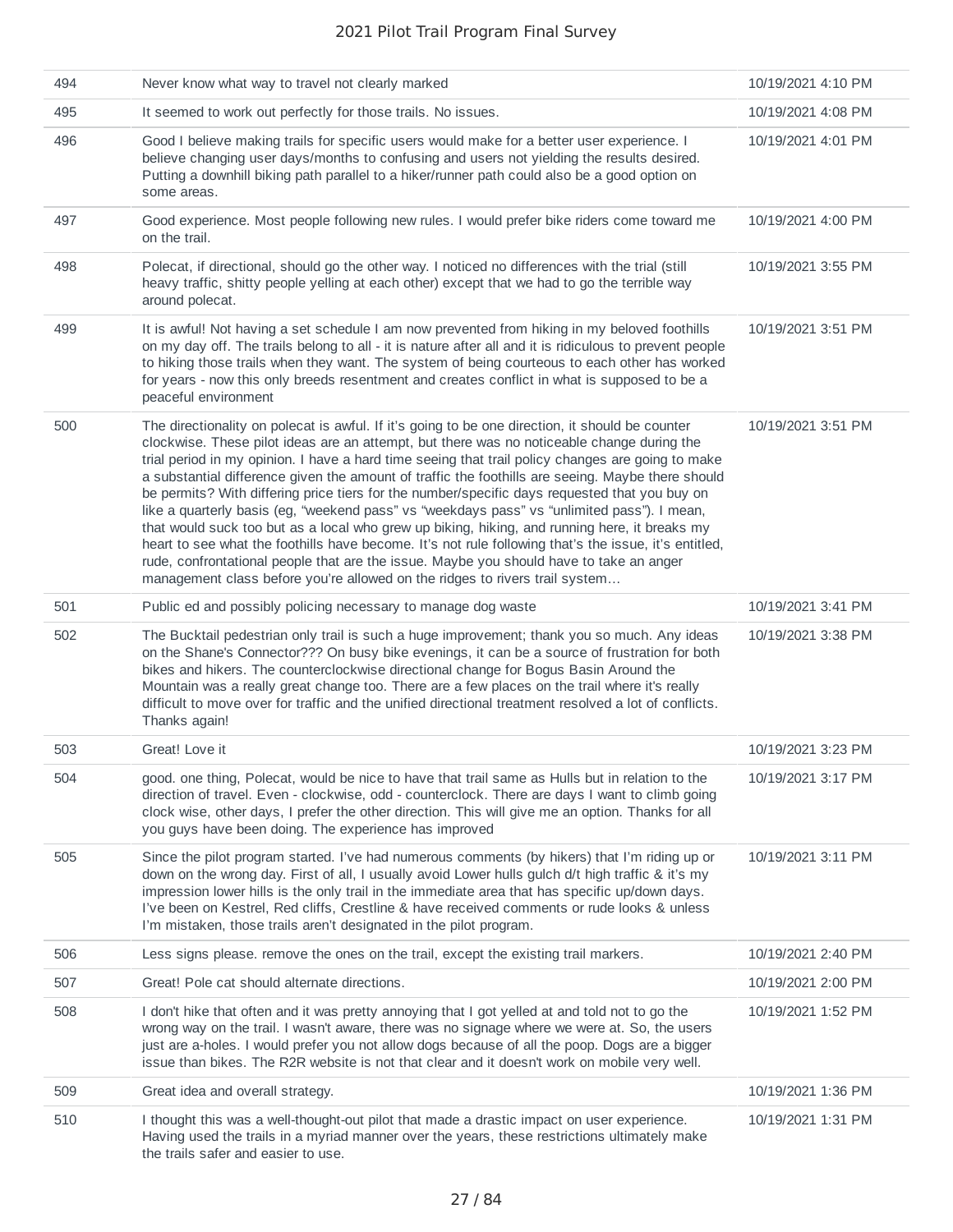| | | |
|---|---|---|
| 494 | Never know what way to travel not clearly marked | 10/19/2021 4:10 PM |
| 495 | It seemed to work out perfectly for those trails. No issues. | 10/19/2021 4:08 PM |
| 496 | Good I believe making trails for specific users would make for a better user experience. I believe changing user days/months to confusing and users not yielding the results desired. Putting a downhill biking path parallel to a hiker/runner path could also be a good option on some areas. | 10/19/2021 4:01 PM |
| 497 | Good experience. Most people following new rules. I would prefer bike riders come toward me on the trail. | 10/19/2021 4:00 PM |
| 498 | Polecat, if directional, should go the other way. I noticed no differences with the trial (still heavy traffic, shitty people yelling at each other) except that we had to go the terrible way around polecat. | 10/19/2021 3:55 PM |
| 499 | It is awful! Not having a set schedule I am now prevented from hiking in my beloved foothills on my day off. The trails belong to all - it is nature after all and it is ridiculous to prevent people to hiking those trails when they want. The system of being courteous to each other has worked for years - now this only breeds resentment and creates conflict in what is supposed to be a peaceful environment | 10/19/2021 3:51 PM |
| 500 | The directionality on polecat is awful. If it's going to be one direction, it should be counter clockwise. These pilot ideas are an attempt, but there was no noticeable change during the trial period in my opinion. I have a hard time seeing that trail policy changes are going to make a substantial difference given the amount of traffic the foothills are seeing. Maybe there should be permits? With differing price tiers for the number/specific days requested that you buy on like a quarterly basis (eg, "weekend pass" vs "weekdays pass" vs "unlimited pass"). I mean, that would suck too but as a local who grew up biking, hiking, and running here, it breaks my heart to see what the foothills have become. It's not rule following that's the issue, it's entitled, rude, confrontational people that are the issue. Maybe you should have to take an anger management class before you're allowed on the ridges to rivers trail system… | 10/19/2021 3:51 PM |
| 501 | Public ed and possibly policing necessary to manage dog waste | 10/19/2021 3:41 PM |
| 502 | The Bucktail pedestrian only trail is such a huge improvement; thank you so much. Any ideas on the Shane's Connector??? On busy bike evenings, it can be a source of frustration for both bikes and hikers. The counterclockwise directional change for Bogus Basin Around the Mountain was a really great change too. There are a few places on the trail where it's really difficult to move over for traffic and the unified directional treatment resolved a lot of conflicts. Thanks again! | 10/19/2021 3:38 PM |
| 503 | Great! Love it | 10/19/2021 3:23 PM |
| 504 | good. one thing, Polecat, would be nice to have that trail same as Hulls but in relation to the direction of travel. Even - clockwise, odd - counterclock. There are days I want to climb going clock wise, other days, I prefer the other direction. This will give me an option. Thanks for all you guys have been doing. The experience has improved | 10/19/2021 3:17 PM |
| 505 | Since the pilot program started. I've had numerous comments (by hikers) that I'm riding up or down on the wrong day. First of all, I usually avoid Lower hulls gulch d/t high traffic & it's my impression lower hills is the only trail in the immediate area that has specific up/down days. I've been on Kestrel, Red cliffs, Crestline & have received comments or rude looks & unless I'm mistaken, those trails aren't designated in the pilot program. | 10/19/2021 3:11 PM |
| 506 | Less signs please. remove the ones on the trail, except the existing trail markers. | 10/19/2021 2:40 PM |
| 507 | Great! Pole cat should alternate directions. | 10/19/2021 2:00 PM |
| 508 | I don't hike that often and it was pretty annoying that I got yelled at and told not to go the wrong way on the trail. I wasn't aware, there was no signage where we were at. So, the users just are a-holes. I would prefer you not allow dogs because of all the poop. Dogs are a bigger issue than bikes. The R2R website is not that clear and it doesn't work on mobile very well. | 10/19/2021 1:52 PM |
| 509 | Great idea and overall strategy. | 10/19/2021 1:36 PM |
| 510 | I thought this was a well-thought-out pilot that made a drastic impact on user experience. Having used the trails in a myriad manner over the years, these restrictions ultimately make the trails safer and easier to use. | 10/19/2021 1:31 PM |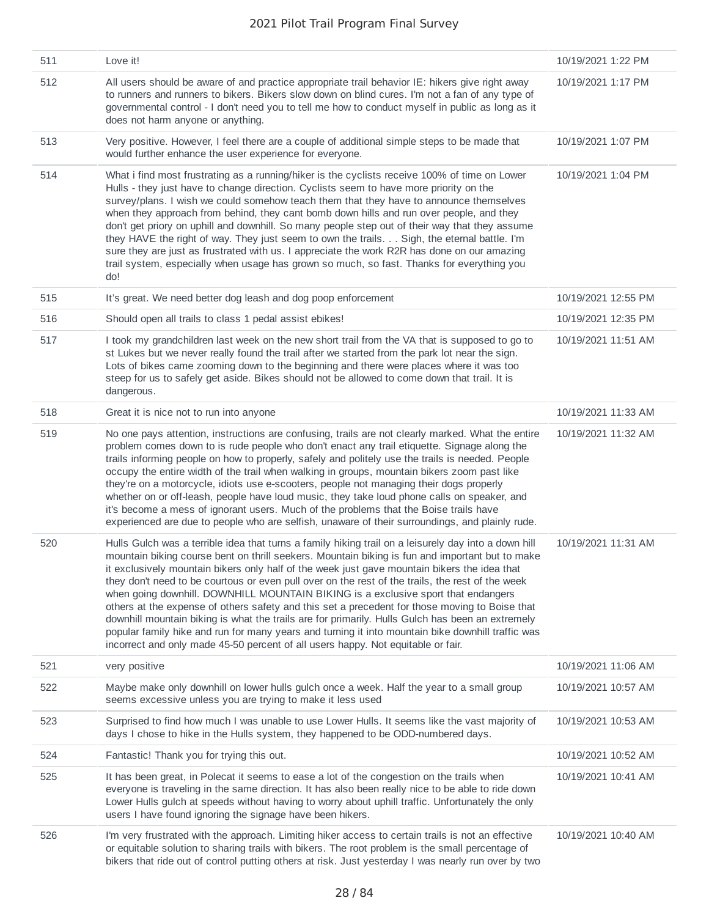| | | |
|---|---|---|
| 511 | Love it! | 10/19/2021 1:22 PM |
| 512 | All users should be aware of and practice appropriate trail behavior IE: hikers give right away to runners and runners to bikers. Bikers slow down on blind cures. I'm not a fan of any type of governmental control - I don't need you to tell me how to conduct myself in public as long as it does not harm anyone or anything. | 10/19/2021 1:17 PM |
| 513 | Very positive. However, I feel there are a couple of additional simple steps to be made that would further enhance the user experience for everyone. | 10/19/2021 1:07 PM |
| 514 | What i find most frustrating as a running/hiker is the cyclists receive 100% of time on Lower Hulls - they just have to change direction. Cyclists seem to have more priority on the survey/plans. I wish we could somehow teach them that they have to announce themselves when they approach from behind, they cant bomb down hills and run over people, and they don't get priory on uphill and downhill. So many people step out of their way that they assume they HAVE the right of way. They just seem to own the trails. . . Sigh, the eternal battle. I'm sure they are just as frustrated with us. I appreciate the work R2R has done on our amazing trail system, especially when usage has grown so much, so fast. Thanks for everything you do! | 10/19/2021 1:04 PM |
| 515 | It's great. We need better dog leash and dog poop enforcement | 10/19/2021 12:55 PM |
| 516 | Should open all trails to class 1 pedal assist ebikes! | 10/19/2021 12:35 PM |
| 517 | I took my grandchildren last week on the new short trail from the VA that is supposed to go to st Lukes but we never really found the trail after we started from the park lot near the sign. Lots of bikes came zooming down to the beginning and there were places where it was too steep for us to safely get aside. Bikes should not be allowed to come down that trail. It is dangerous. | 10/19/2021 11:51 AM |
| 518 | Great it is nice not to run into anyone | 10/19/2021 11:33 AM |
| 519 | No one pays attention, instructions are confusing, trails are not clearly marked. What the entire problem comes down to is rude people who don't enact any trail etiquette. Signage along the trails informing people on how to properly, safely and politely use the trails is needed. People occupy the entire width of the trail when walking in groups, mountain bikers zoom past like they're on a motorcycle, idiots use e-scooters, people not managing their dogs properly whether on or off-leash, people have loud music, they take loud phone calls on speaker, and it's become a mess of ignorant users. Much of the problems that the Boise trails have experienced are due to people who are selfish, unaware of their surroundings, and plainly rude. | 10/19/2021 11:32 AM |
| 520 | Hulls Gulch was a terrible idea that turns a family hiking trail on a leisurely day into a down hill mountain biking course bent on thrill seekers. Mountain biking is fun and important but to make it exclusively mountain bikers only half of the week just gave mountain bikers the idea that they don't need to be courtous or even pull over on the rest of the trails, the rest of the week when going downhill. DOWNHILL MOUNTAIN BIKING is a exclusive sport that endangers others at the expense of others safety and this set a precedent for those moving to Boise that downhill mountain biking is what the trails are for primarily. Hulls Gulch has been an extremely popular family hike and run for many years and turning it into mountain bike downhill traffic was incorrect and only made 45-50 percent of all users happy. Not equitable or fair. | 10/19/2021 11:31 AM |
| 521 | very positive | 10/19/2021 11:06 AM |
| 522 | Maybe make only downhill on lower hulls gulch once a week. Half the year to a small group seems excessive unless you are trying to make it less used | 10/19/2021 10:57 AM |
| 523 | Surprised to find how much I was unable to use Lower Hulls. It seems like the vast majority of days I chose to hike in the Hulls system, they happened to be ODD-numbered days. | 10/19/2021 10:53 AM |
| 524 | Fantastic! Thank you for trying this out. | 10/19/2021 10:52 AM |
| 525 | It has been great, in Polecat it seems to ease a lot of the congestion on the trails when everyone is traveling in the same direction. It has also been really nice to be able to ride down Lower Hulls gulch at speeds without having to worry about uphill traffic. Unfortunately the only users I have found ignoring the signage have been hikers. | 10/19/2021 10:41 AM |
| 526 | I'm very frustrated with the approach. Limiting hiker access to certain trails is not an effective or equitable solution to sharing trails with bikers. The root problem is the small percentage of bikers that ride out of control putting others at risk. Just yesterday I was nearly run over by two | 10/19/2021 10:40 AM |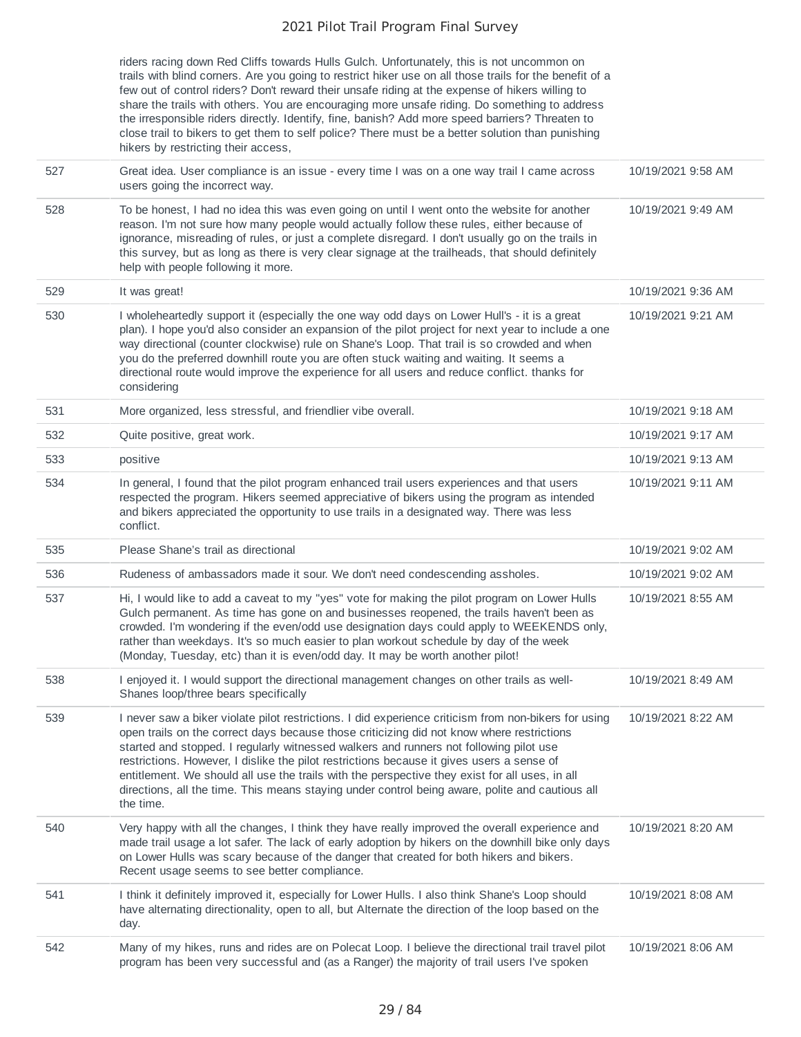| | | |
|---|---|---|
| | riders racing down Red Cliffs towards Hulls Gulch. Unfortunately, this is not uncommon on trails with blind corners. Are you going to restrict hiker use on all those trails for the benefit of a few out of control riders? Don't reward their unsafe riding at the expense of hikers willing to share the trails with others. You are encouraging more unsafe riding. Do something to address the irresponsible riders directly. Identify, fine, banish? Add more speed barriers? Threaten to close trail to bikers to get them to self police? There must be a better solution than punishing hikers by restricting their access, | |
| 527 | Great idea. User compliance is an issue - every time I was on a one way trail I came across users going the incorrect way. | 10/19/2021 9:58 AM |
| 528 | To be honest, I had no idea this was even going on until I went onto the website for another reason. I'm not sure how many people would actually follow these rules, either because of ignorance, misreading of rules, or just a complete disregard. I don't usually go on the trails in this survey, but as long as there is very clear signage at the trailheads, that should definitely help with people following it more. | 10/19/2021 9:49 AM |
| 529 | It was great! | 10/19/2021 9:36 AM |
| 530 | I wholeheartedly support it (especially the one way odd days on Lower Hull's - it is a great plan). I hope you'd also consider an expansion of the pilot project for next year to include a one way directional (counter clockwise) rule on Shane's Loop. That trail is so crowded and when you do the preferred downhill route you are often stuck waiting and waiting. It seems a directional route would improve the experience for all users and reduce conflict. thanks for considering | 10/19/2021 9:21 AM |
| 531 | More organized, less stressful, and friendlier vibe overall. | 10/19/2021 9:18 AM |
| 532 | Quite positive, great work. | 10/19/2021 9:17 AM |
| 533 | positive | 10/19/2021 9:13 AM |
| 534 | In general, I found that the pilot program enhanced trail users experiences and that users respected the program. Hikers seemed appreciative of bikers using the program as intended and bikers appreciated the opportunity to use trails in a designated way. There was less conflict. | 10/19/2021 9:11 AM |
| 535 | Please Shane's trail as directional | 10/19/2021 9:02 AM |
| 536 | Rudeness of ambassadors made it sour. We don't need condescending assholes. | 10/19/2021 9:02 AM |
| 537 | Hi, I would like to add a caveat to my "yes" vote for making the pilot program on Lower Hulls Gulch permanent. As time has gone on and businesses reopened, the trails haven't been as crowded. I'm wondering if the even/odd use designation days could apply to WEEKENDS only, rather than weekdays. It's so much easier to plan workout schedule by day of the week (Monday, Tuesday, etc) than it is even/odd day. It may be worth another pilot! | 10/19/2021 8:55 AM |
| 538 | I enjoyed it. I would support the directional management changes on other trails as well- Shanes loop/three bears specifically | 10/19/2021 8:49 AM |
| 539 | I never saw a biker violate pilot restrictions. I did experience criticism from non-bikers for using open trails on the correct days because those criticizing did not know where restrictions started and stopped. I regularly witnessed walkers and runners not following pilot use restrictions. However, I dislike the pilot restrictions because it gives users a sense of entitlement. We should all use the trails with the perspective they exist for all uses, in all directions, all the time. This means staying under control being aware, polite and cautious all the time. | 10/19/2021 8:22 AM |
| 540 | Very happy with all the changes, I think they have really improved the overall experience and made trail usage a lot safer. The lack of early adoption by hikers on the downhill bike only days on Lower Hulls was scary because of the danger that created for both hikers and bikers. Recent usage seems to see better compliance. | 10/19/2021 8:20 AM |
| 541 | I think it definitely improved it, especially for Lower Hulls. I also think Shane's Loop should have alternating directionality, open to all, but Alternate the direction of the loop based on the day. | 10/19/2021 8:08 AM |
| 542 | Many of my hikes, runs and rides are on Polecat Loop. I believe the directional trail travel pilot program has been very successful and (as a Ranger) the majority of trail users I've spoken | 10/19/2021 8:06 AM |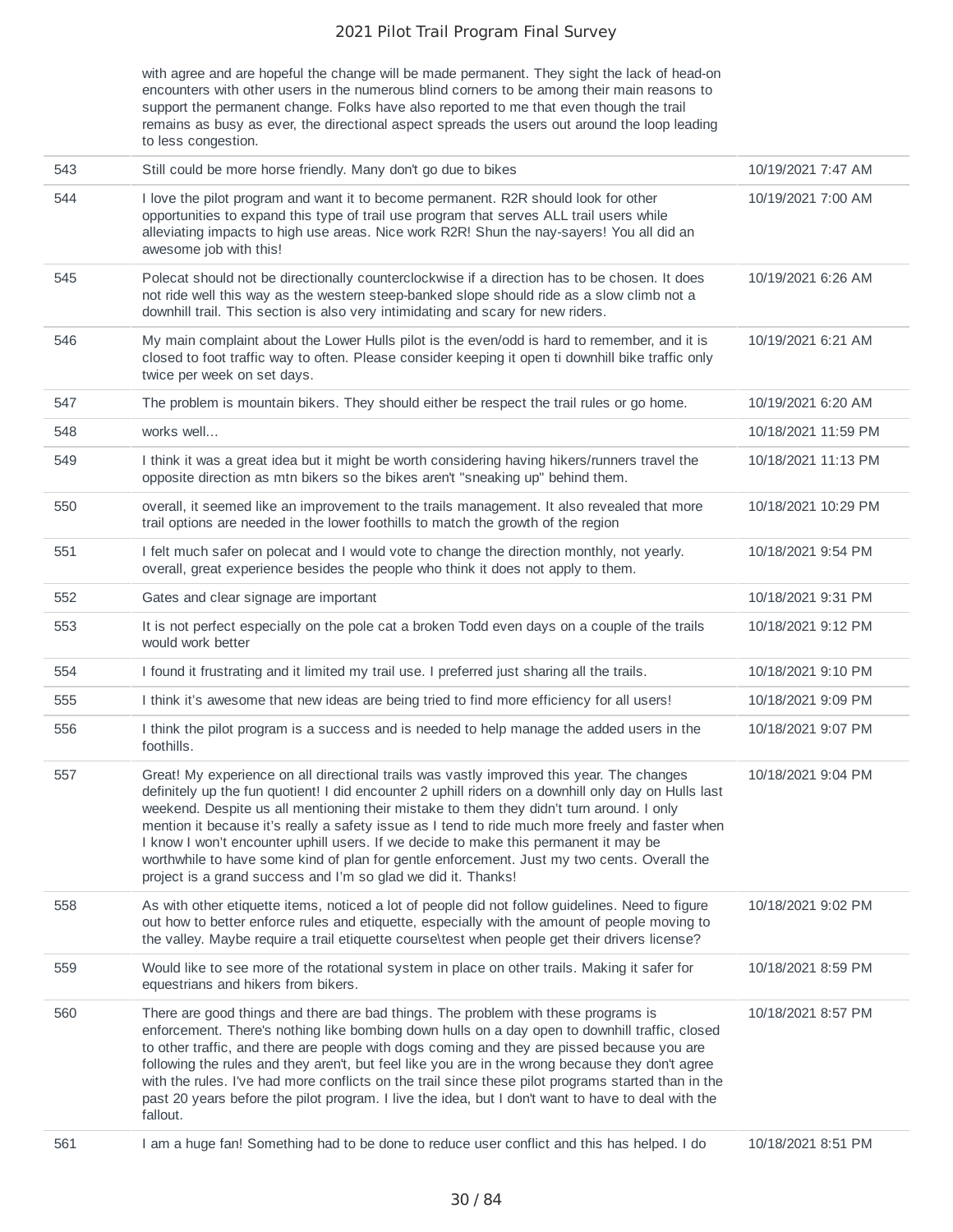| | | |
|---|---|---|
| | with agree and are hopeful the change will be made permanent. They sight the lack of head-on encounters with other users in the numerous blind corners to be among their main reasons to support the permanent change. Folks have also reported to me that even though the trail remains as busy as ever, the directional aspect spreads the users out around the loop leading to less congestion. | |
| 543 | Still could be more horse friendly. Many don't go due to bikes | 10/19/2021 7:47 AM |
| 544 | I love the pilot program and want it to become permanent. R2R should look for other opportunities to expand this type of trail use program that serves ALL trail users while alleviating impacts to high use areas. Nice work R2R! Shun the nay-sayers! You all did an awesome job with this! | 10/19/2021 7:00 AM |
| 545 | Polecat should not be directionally counterclockwise if a direction has to be chosen. It does not ride well this way as the western steep-banked slope should ride as a slow climb not a downhill trail. This section is also very intimidating and scary for new riders. | 10/19/2021 6:26 AM |
| 546 | My main complaint about the Lower Hulls pilot is the even/odd is hard to remember, and it is closed to foot traffic way to often. Please consider keeping it open ti downhill bike traffic only twice per week on set days. | 10/19/2021 6:21 AM |
| 547 | The problem is mountain bikers. They should either be respect the trail rules or go home. | 10/19/2021 6:20 AM |
| 548 | works well... | 10/18/2021 11:59 PM |
| 549 | I think it was a great idea but it might be worth considering having hikers/runners travel the opposite direction as mtn bikers so the bikes aren't "sneaking up" behind them. | 10/18/2021 11:13 PM |
| 550 | overall, it seemed like an improvement to the trails management. It also revealed that more trail options are needed in the lower foothills to match the growth of the region | 10/18/2021 10:29 PM |
| 551 | I felt much safer on polecat and I would vote to change the direction monthly, not yearly. overall, great experience besides the people who think it does not apply to them. | 10/18/2021 9:54 PM |
| 552 | Gates and clear signage are important | 10/18/2021 9:31 PM |
| 553 | It is not perfect especially on the pole cat a broken Todd even days on a couple of the trails would work better | 10/18/2021 9:12 PM |
| 554 | I found it frustrating and it limited my trail use. I preferred just sharing all the trails. | 10/18/2021 9:10 PM |
| 555 | I think it's awesome that new ideas are being tried to find more efficiency for all users! | 10/18/2021 9:09 PM |
| 556 | I think the pilot program is a success and is needed to help manage the added users in the foothills. | 10/18/2021 9:07 PM |
| 557 | Great! My experience on all directional trails was vastly improved this year. The changes definitely up the fun quotient! I did encounter 2 uphill riders on a downhill only day on Hulls last weekend. Despite us all mentioning their mistake to them they didn't turn around. I only mention it because it's really a safety issue as I tend to ride much more freely and faster when I know I won't encounter uphill users. If we decide to make this permanent it may be worthwhile to have some kind of plan for gentle enforcement. Just my two cents. Overall the project is a grand success and I'm so glad we did it. Thanks! | 10/18/2021 9:04 PM |
| 558 | As with other etiquette items, noticed a lot of people did not follow guidelines. Need to figure out how to better enforce rules and etiquette, especially with the amount of people moving to the valley. Maybe require a trail etiquette course\test when people get their drivers license? | 10/18/2021 9:02 PM |
| 559 | Would like to see more of the rotational system in place on other trails. Making it safer for equestrians and hikers from bikers. | 10/18/2021 8:59 PM |
| 560 | There are good things and there are bad things. The problem with these programs is enforcement. There's nothing like bombing down hulls on a day open to downhill traffic, closed to other traffic, and there are people with dogs coming and they are pissed because you are following the rules and they aren't, but feel like you are in the wrong because they don't agree with the rules. I've had more conflicts on the trail since these pilot programs started than in the past 20 years before the pilot program. I live the idea, but I don't want to have to deal with the fallout. | 10/18/2021 8:57 PM |
| 561 | I am a huge fan! Something had to be done to reduce user conflict and this has helped. I do | 10/18/2021 8:51 PM |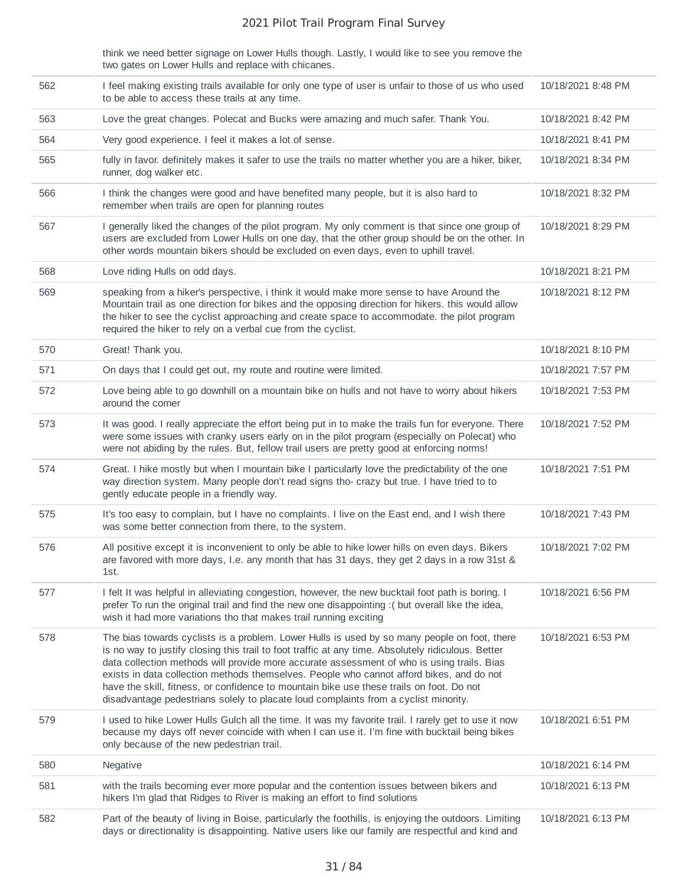| | | |
|---|---|---|
| | think we need better signage on Lower Hulls though. Lastly, I would like to see you remove the two gates on Lower Hulls and replace with chicanes. | |
| 562 | I feel making existing trails available for only one type of user is unfair to those of us who used to be able to access these trails at any time. | 10/18/2021 8:48 PM |
| 563 | Love the great changes. Polecat and Bucks were amazing and much safer. Thank You. | 10/18/2021 8:42 PM |
| 564 | Very good experience. I feel it makes a lot of sense. | 10/18/2021 8:41 PM |
| 565 | fully in favor. definitely makes it safer to use the trails no matter whether you are a hiker, biker, runner, dog walker etc. | 10/18/2021 8:34 PM |
| 566 | I think the changes were good and have benefited many people, but it is also hard to remember when trails are open for planning routes | 10/18/2021 8:32 PM |
| 567 | I generally liked the changes of the pilot program. My only comment is that since one group of users are excluded from Lower Hulls on one day, that the other group should be on the other. In other words mountain bikers should be excluded on even days, even to uphill travel. | 10/18/2021 8:29 PM |
| 568 | Love riding Hulls on odd days. | 10/18/2021 8:21 PM |
| 569 | speaking from a hiker's perspective, i think it would make more sense to have Around the Mountain trail as one direction for bikes and the opposing direction for hikers. this would allow the hiker to see the cyclist approaching and create space to accommodate. the pilot program required the hiker to rely on a verbal cue from the cyclist. | 10/18/2021 8:12 PM |
| 570 | Great! Thank you. | 10/18/2021 8:10 PM |
| 571 | On days that I could get out, my route and routine were limited. | 10/18/2021 7:57 PM |
| 572 | Love being able to go downhill on a mountain bike on hulls and not have to worry about hikers around the corner | 10/18/2021 7:53 PM |
| 573 | It was good. I really appreciate the effort being put in to make the trails fun for everyone. There were some issues with cranky users early on in the pilot program (especially on Polecat) who were not abiding by the rules. But, fellow trail users are pretty good at enforcing norms! | 10/18/2021 7:52 PM |
| 574 | Great. I hike mostly but when I mountain bike I particularly love the predictability of the one way direction system. Many people don't read signs tho- crazy but true. I have tried to to gently educate people in a friendly way. | 10/18/2021 7:51 PM |
| 575 | It's too easy to complain, but I have no complaints. I live on the East end, and I wish there was some better connection from there, to the system. | 10/18/2021 7:43 PM |
| 576 | All positive except it is inconvenient to only be able to hike lower hills on even days. Bikers are favored with more days, I.e. any month that has 31 days, they get 2 days in a row 31st & 1st. | 10/18/2021 7:02 PM |
| 577 | I felt It was helpful in alleviating congestion, however, the new bucktail foot path is boring. I prefer To run the original trail and find the new one disappointing :( but overall like the idea, wish it had more variations tho that makes trail running exciting | 10/18/2021 6:56 PM |
| 578 | The bias towards cyclists is a problem. Lower Hulls is used by so many people on foot, there is no way to justify closing this trail to foot traffic at any time. Absolutely ridiculous. Better data collection methods will provide more accurate assessment of who is using trails. Bias exists in data collection methods themselves. People who cannot afford bikes, and do not have the skill, fitness, or confidence to mountain bike use these trails on foot. Do not disadvantage pedestrians solely to placate loud complaints from a cyclist minority. | 10/18/2021 6:53 PM |
| 579 | I used to hike Lower Hulls Gulch all the time. It was my favorite trail. I rarely get to use it now because my days off never coincide with when I can use it. I'm fine with bucktail being bikes only because of the new pedestrian trail. | 10/18/2021 6:51 PM |
| 580 | Negative | 10/18/2021 6:14 PM |
| 581 | with the trails becoming ever more popular and the contention issues between bikers and hikers I'm glad that Ridges to River is making an effort to find solutions | 10/18/2021 6:13 PM |
| 582 | Part of the beauty of living in Boise, particularly the foothills, is enjoying the outdoors. Limiting days or directionality is disappointing. Native users like our family are respectful and kind and | 10/18/2021 6:13 PM |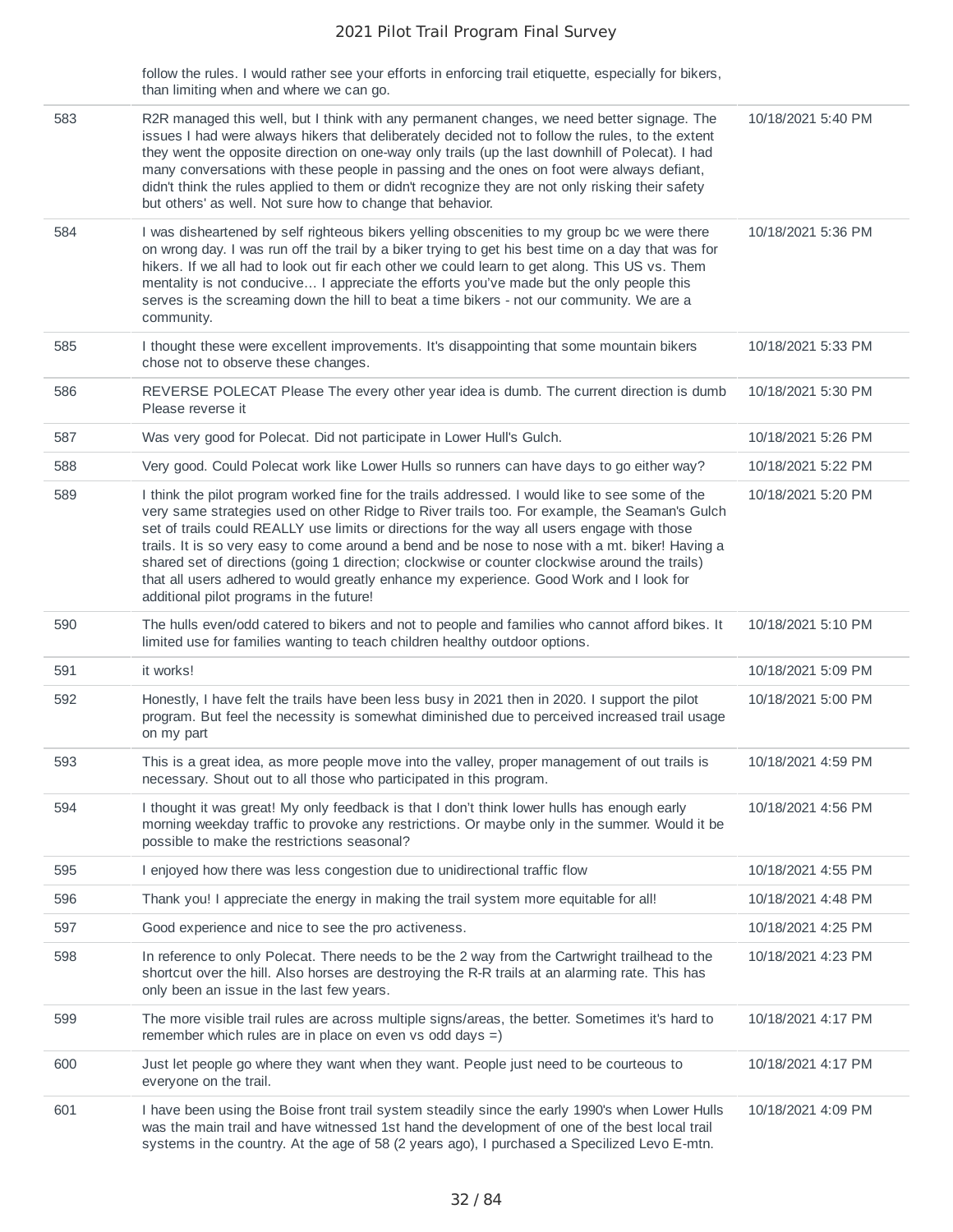| | | |
|---|---|---|
| | follow the rules. I would rather see your efforts in enforcing trail etiquette, especially for bikers, than limiting when and where we can go. | |
| 583 | R2R managed this well, but I think with any permanent changes, we need better signage. The issues I had were always hikers that deliberately decided not to follow the rules, to the extent they went the opposite direction on one-way only trails (up the last downhill of Polecat). I had many conversations with these people in passing and the ones on foot were always defiant, didn't think the rules applied to them or didn't recognize they are not only risking their safety but others' as well. Not sure how to change that behavior. | 10/18/2021 5:40 PM |
| 584 | I was disheartened by self righteous bikers yelling obscenities to my group bc we were there on wrong day. I was run off the trail by a biker trying to get his best time on a day that was for hikers. If we all had to look out fir each other we could learn to get along. This US vs. Them mentality is not conducive… I appreciate the efforts you've made but the only people this serves is the screaming down the hill to beat a time bikers - not our community. We are a community. | 10/18/2021 5:36 PM |
| 585 | I thought these were excellent improvements. It's disappointing that some mountain bikers chose not to observe these changes. | 10/18/2021 5:33 PM |
| 586 | REVERSE POLECAT Please The every other year idea is dumb. The current direction is dumb Please reverse it | 10/18/2021 5:30 PM |
| 587 | Was very good for Polecat. Did not participate in Lower Hull's Gulch. | 10/18/2021 5:26 PM |
| 588 | Very good. Could Polecat work like Lower Hulls so runners can have days to go either way? | 10/18/2021 5:22 PM |
| 589 | I think the pilot program worked fine for the trails addressed. I would like to see some of the very same strategies used on other Ridge to River trails too. For example, the Seaman's Gulch set of trails could REALLY use limits or directions for the way all users engage with those trails. It is so very easy to come around a bend and be nose to nose with a mt. biker! Having a shared set of directions (going 1 direction; clockwise or counter clockwise around the trails) that all users adhered to would greatly enhance my experience. Good Work and I look for additional pilot programs in the future! | 10/18/2021 5:20 PM |
| 590 | The hulls even/odd catered to bikers and not to people and families who cannot afford bikes. It limited use for families wanting to teach children healthy outdoor options. | 10/18/2021 5:10 PM |
| 591 | it works! | 10/18/2021 5:09 PM |
| 592 | Honestly, I have felt the trails have been less busy in 2021 then in 2020. I support the pilot program. But feel the necessity is somewhat diminished due to perceived increased trail usage on my part | 10/18/2021 5:00 PM |
| 593 | This is a great idea, as more people move into the valley, proper management of out trails is necessary. Shout out to all those who participated in this program. | 10/18/2021 4:59 PM |
| 594 | I thought it was great! My only feedback is that I don't think lower hulls has enough early morning weekday traffic to provoke any restrictions. Or maybe only in the summer. Would it be possible to make the restrictions seasonal? | 10/18/2021 4:56 PM |
| 595 | I enjoyed how there was less congestion due to unidirectional traffic flow | 10/18/2021 4:55 PM |
| 596 | Thank you! I appreciate the energy in making the trail system more equitable for all! | 10/18/2021 4:48 PM |
| 597 | Good experience and nice to see the pro activeness. | 10/18/2021 4:25 PM |
| 598 | In reference to only Polecat. There needs to be the 2 way from the Cartwright trailhead to the shortcut over the hill. Also horses are destroying the R-R trails at an alarming rate. This has only been an issue in the last few years. | 10/18/2021 4:23 PM |
| 599 | The more visible trail rules are across multiple signs/areas, the better. Sometimes it's hard to remember which rules are in place on even vs odd days =) | 10/18/2021 4:17 PM |
| 600 | Just let people go where they want when they want. People just need to be courteous to everyone on the trail. | 10/18/2021 4:17 PM |
| 601 | I have been using the Boise front trail system steadily since the early 1990's when Lower Hulls was the main trail and have witnessed 1st hand the development of one of the best local trail systems in the country. At the age of 58 (2 years ago), I purchased a Specilized Levo E-mtn. | 10/18/2021 4:09 PM |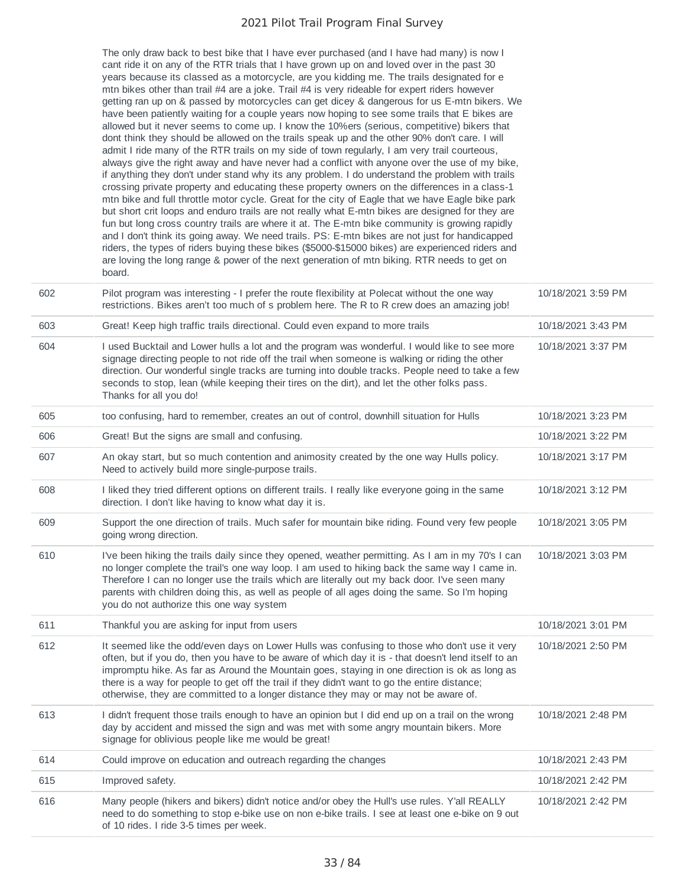| | | |
|---|---|---|
| | The only draw back to best bike that I have ever purchased (and I have had many) is now I cant ride it on any of the RTR trials that I have grown up on and loved over in the past 30 years because its classed as a motorcycle, are you kidding me. The trails designated for e mtn bikes other than trail #4 are a joke. Trail #4 is very rideable for expert riders however getting ran up on & passed by motorcycles can get dicey & dangerous for us E-mtn bikers. We have been patiently waiting for a couple years now hoping to see some trails that E bikes are allowed but it never seems to come up. I know the 10%ers (serious, competitive) bikers that dont think they should be allowed on the trails speak up and the other 90% don't care. I will admit I ride many of the RTR trails on my side of town regularly, I am very trail courteous, always give the right away and have never had a conflict with anyone over the use of my bike, if anything they don't under stand why its any problem. I do understand the problem with trails crossing private property and educating these property owners on the differences in a class-1 mtn bike and full throttle motor cycle. Great for the city of Eagle that we have Eagle bike park but short crit loops and enduro trails are not really what E-mtn bikes are designed for they are fun but long cross country trails are where it at. The E-mtn bike community is growing rapidly and I don't think its going away. We need trails. PS: E-mtn bikes are not just for handicapped riders, the types of riders buying these bikes ($5000-$15000 bikes) are experienced riders and are loving the long range & power of the next generation of mtn biking. RTR needs to get on board. | |
| 602 | Pilot program was interesting - I prefer the route flexibility at Polecat without the one way restrictions. Bikes aren't too much of s problem here. The R to R crew does an amazing job! | 10/18/2021 3:59 PM |
| 603 | Great! Keep high traffic trails directional. Could even expand to more trails | 10/18/2021 3:43 PM |
| 604 | I used Bucktail and Lower hulls a lot and the program was wonderful. I would like to see more signage directing people to not ride off the trail when someone is walking or riding the other direction. Our wonderful single tracks are turning into double tracks. People need to take a few seconds to stop, lean (while keeping their tires on the dirt), and let the other folks pass. Thanks for all you do! | 10/18/2021 3:37 PM |
| 605 | too confusing, hard to remember, creates an out of control, downhill situation for Hulls | 10/18/2021 3:23 PM |
| 606 | Great! But the signs are small and confusing. | 10/18/2021 3:22 PM |
| 607 | An okay start, but so much contention and animosity created by the one way Hulls policy. Need to actively build more single-purpose trails. | 10/18/2021 3:17 PM |
| 608 | I liked they tried different options on different trails. I really like everyone going in the same direction. I don't like having to know what day it is. | 10/18/2021 3:12 PM |
| 609 | Support the one direction of trails. Much safer for mountain bike riding. Found very few people going wrong direction. | 10/18/2021 3:05 PM |
| 610 | I've been hiking the trails daily since they opened, weather permitting. As I am in my 70's I can no longer complete the trail's one way loop. I am used to hiking back the same way I came in. Therefore I can no longer use the trails which are literally out my back door. I've seen many parents with children doing this, as well as people of all ages doing the same. So I'm hoping you do not authorize this one way system | 10/18/2021 3:03 PM |
| 611 | Thankful you are asking for input from users | 10/18/2021 3:01 PM |
| 612 | It seemed like the odd/even days on Lower Hulls was confusing to those who don't use it very often, but if you do, then you have to be aware of which day it is - that doesn't lend itself to an impromptu hike. As far as Around the Mountain goes, staying in one direction is ok as long as there is a way for people to get off the trail if they didn't want to go the entire distance; otherwise, they are committed to a longer distance they may or may not be aware of. | 10/18/2021 2:50 PM |
| 613 | I didn't frequent those trails enough to have an opinion but I did end up on a trail on the wrong day by accident and missed the sign and was met with some angry mountain bikers. More signage for oblivious people like me would be great! | 10/18/2021 2:48 PM |
| 614 | Could improve on education and outreach regarding the changes | 10/18/2021 2:43 PM |
| 615 | Improved safety. | 10/18/2021 2:42 PM |
| 616 | Many people (hikers and bikers) didn't notice and/or obey the Hull's use rules. Y'all REALLY need to do something to stop e-bike use on non e-bike trails. I see at least one e-bike on 9 out of 10 rides. I ride 3-5 times per week. | 10/18/2021 2:42 PM |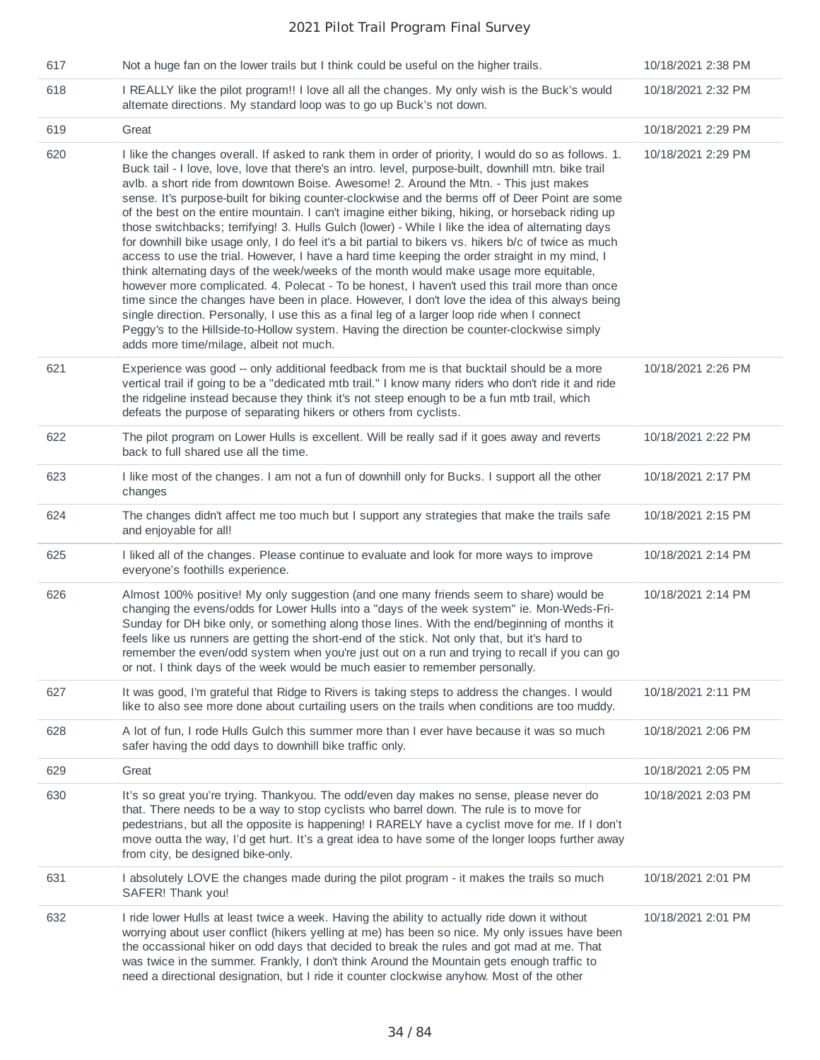| | | |
|---|---|---|
| 617 | Not a huge fan on the lower trails but I think could be useful on the higher trails. | 10/18/2021 2:38 PM |
| 618 | I REALLY like the pilot program!! I love all all the changes. My only wish is the Buck's would alternate directions. My standard loop was to go up Buck's not down. | 10/18/2021 2:32 PM |
| 619 | Great | 10/18/2021 2:29 PM |
| 620 | I like the changes overall. If asked to rank them in order of priority, I would do so as follows. 1. Buck tail - I love, love, love that there's an intro. level, purpose-built, downhill mtn. bike trail avlb. a short ride from downtown Boise. Awesome! 2. Around the Mtn. - This just makes sense. It's purpose-built for biking counter-clockwise and the berms off of Deer Point are some of the best on the entire mountain. I can't imagine either biking, hiking, or horseback riding up those switchbacks; terrifying! 3. Hulls Gulch (lower) - While I like the idea of alternating days for downhill bike usage only, I do feel it's a bit partial to bikers vs. hikers b/c of twice as much access to use the trial. However, I have a hard time keeping the order straight in my mind, I think alternating days of the week/weeks of the month would make usage more equitable, however more complicated. 4. Polecat - To be honest, I haven't used this trail more than once time since the changes have been in place. However, I don't love the idea of this always being single direction. Personally, I use this as a final leg of a larger loop ride when I connect Peggy's to the Hillside-to-Hollow system. Having the direction be counter-clockwise simply adds more time/milage, albeit not much. | 10/18/2021 2:29 PM |
| 621 | Experience was good -- only additional feedback from me is that bucktail should be a more vertical trail if going to be a "dedicated mtb trail." I know many riders who don't ride it and ride the ridgeline instead because they think it's not steep enough to be a fun mtb trail, which defeats the purpose of separating hikers or others from cyclists. | 10/18/2021 2:26 PM |
| 622 | The pilot program on Lower Hulls is excellent. Will be really sad if it goes away and reverts back to full shared use all the time. | 10/18/2021 2:22 PM |
| 623 | I like most of the changes. I am not a fun of downhill only for Bucks. I support all the other changes | 10/18/2021 2:17 PM |
| 624 | The changes didn't affect me too much but I support any strategies that make the trails safe and enjoyable for all! | 10/18/2021 2:15 PM |
| 625 | I liked all of the changes. Please continue to evaluate and look for more ways to improve everyone's foothills experience. | 10/18/2021 2:14 PM |
| 626 | Almost 100% positive! My only suggestion (and one many friends seem to share) would be changing the evens/odds for Lower Hulls into a "days of the week system" ie. Mon-Weds-Fri-Sunday for DH bike only, or something along those lines. With the end/beginning of months it feels like us runners are getting the short-end of the stick. Not only that, but it's hard to remember the even/odd system when you're just out on a run and trying to recall if you can go or not. I think days of the week would be much easier to remember personally. | 10/18/2021 2:14 PM |
| 627 | It was good, I'm grateful that Ridge to Rivers is taking steps to address the changes. I would like to also see more done about curtailing users on the trails when conditions are too muddy. | 10/18/2021 2:11 PM |
| 628 | A lot of fun, I rode Hulls Gulch this summer more than I ever have because it was so much safer having the odd days to downhill bike traffic only. | 10/18/2021 2:06 PM |
| 629 | Great | 10/18/2021 2:05 PM |
| 630 | It's so great you're trying. Thankyou. The odd/even day makes no sense, please never do that. There needs to be a way to stop cyclists who barrel down. The rule is to move for pedestrians, but all the opposite is happening! I RARELY have a cyclist move for me. If I don't move outta the way, I'd get hurt. It's a great idea to have some of the longer loops further away from city, be designed bike-only. | 10/18/2021 2:03 PM |
| 631 | I absolutely LOVE the changes made during the pilot program - it makes the trails so much SAFER! Thank you! | 10/18/2021 2:01 PM |
| 632 | I ride lower Hulls at least twice a week. Having the ability to actually ride down it without worrying about user conflict (hikers yelling at me) has been so nice. My only issues have been the occassional hiker on odd days that decided to break the rules and got mad at me. That was twice in the summer. Frankly, I don't think Around the Mountain gets enough traffic to need a directional designation, but I ride it counter clockwise anyhow. Most of the other | 10/18/2021 2:01 PM |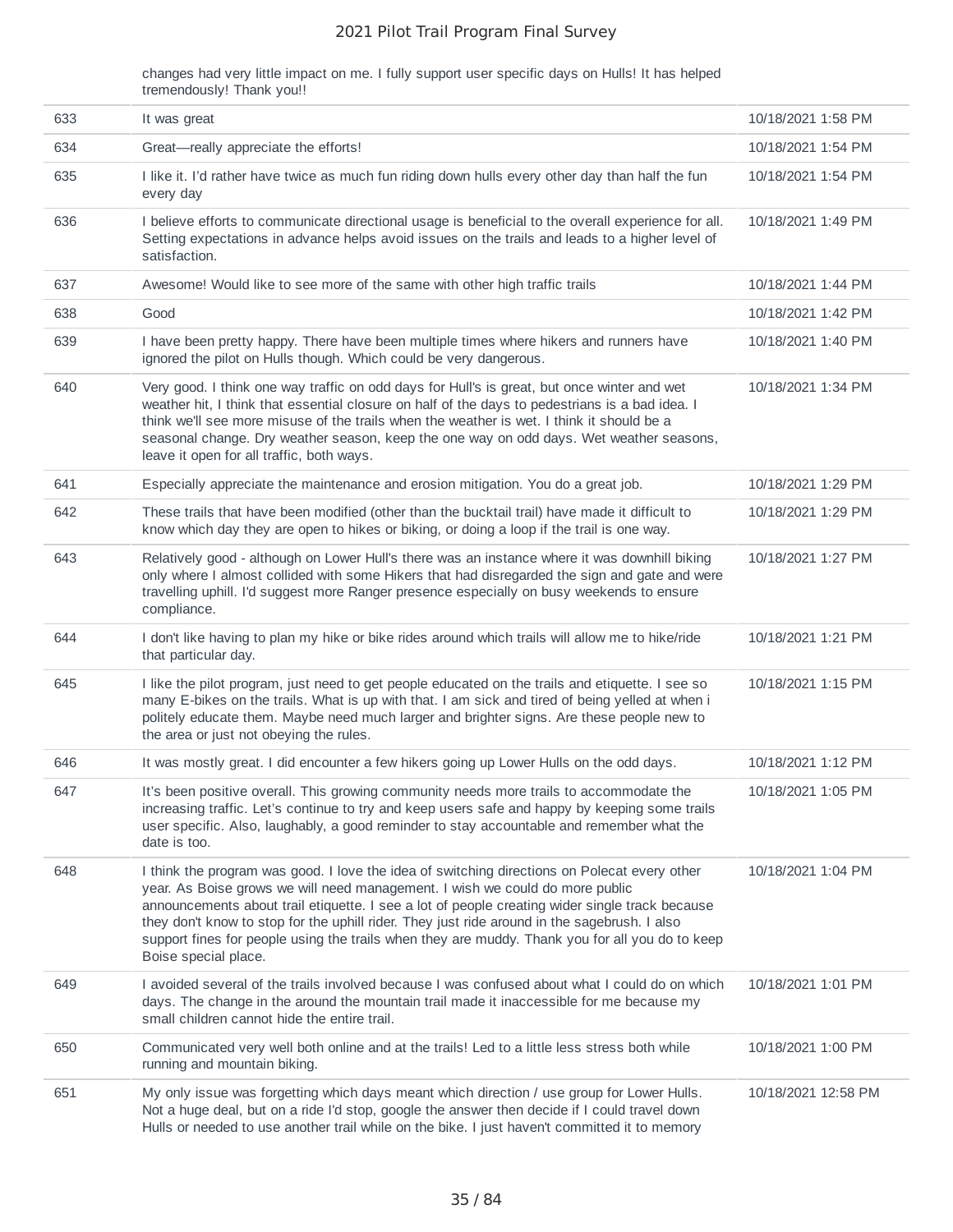| | | |
|---|---|---|
| | changes had very little impact on me. I fully support user specific days on Hulls! It has helped tremendously! Thank you!! | |
| 633 | It was great | 10/18/2021 1:58 PM |
| 634 | Great—really appreciate the efforts! | 10/18/2021 1:54 PM |
| 635 | I like it. I'd rather have twice as much fun riding down hulls every other day than half the fun every day | 10/18/2021 1:54 PM |
| 636 | I believe efforts to communicate directional usage is beneficial to the overall experience for all. Setting expectations in advance helps avoid issues on the trails and leads to a higher level of satisfaction. | 10/18/2021 1:49 PM |
| 637 | Awesome! Would like to see more of the same with other high traffic trails | 10/18/2021 1:44 PM |
| 638 | Good | 10/18/2021 1:42 PM |
| 639 | I have been pretty happy. There have been multiple times where hikers and runners have ignored the pilot on Hulls though. Which could be very dangerous. | 10/18/2021 1:40 PM |
| 640 | Very good. I think one way traffic on odd days for Hull's is great, but once winter and wet weather hit, I think that essential closure on half of the days to pedestrians is a bad idea. I think we'll see more misuse of the trails when the weather is wet. I think it should be a seasonal change. Dry weather season, keep the one way on odd days. Wet weather seasons, leave it open for all traffic, both ways. | 10/18/2021 1:34 PM |
| 641 | Especially appreciate the maintenance and erosion mitigation. You do a great job. | 10/18/2021 1:29 PM |
| 642 | These trails that have been modified (other than the bucktail trail) have made it difficult to know which day they are open to hikes or biking, or doing a loop if the trail is one way. | 10/18/2021 1:29 PM |
| 643 | Relatively good - although on Lower Hull's there was an instance where it was downhill biking only where I almost collided with some Hikers that had disregarded the sign and gate and were travelling uphill. I'd suggest more Ranger presence especially on busy weekends to ensure compliance. | 10/18/2021 1:27 PM |
| 644 | I don't like having to plan my hike or bike rides around which trails will allow me to hike/ride that particular day. | 10/18/2021 1:21 PM |
| 645 | I like the pilot program, just need to get people educated on the trails and etiquette. I see so many E-bikes on the trails. What is up with that. I am sick and tired of being yelled at when i politely educate them. Maybe need much larger and brighter signs. Are these people new to the area or just not obeying the rules. | 10/18/2021 1:15 PM |
| 646 | It was mostly great. I did encounter a few hikers going up Lower Hulls on the odd days. | 10/18/2021 1:12 PM |
| 647 | It's been positive overall. This growing community needs more trails to accommodate the increasing traffic. Let's continue to try and keep users safe and happy by keeping some trails user specific. Also, laughably, a good reminder to stay accountable and remember what the date is too. | 10/18/2021 1:05 PM |
| 648 | I think the program was good. I love the idea of switching directions on Polecat every other year. As Boise grows we will need management. I wish we could do more public announcements about trail etiquette. I see a lot of people creating wider single track because they don't know to stop for the uphill rider. They just ride around in the sagebrush. I also support fines for people using the trails when they are muddy. Thank you for all you do to keep Boise special place. | 10/18/2021 1:04 PM |
| 649 | I avoided several of the trails involved because I was confused about what I could do on which days. The change in the around the mountain trail made it inaccessible for me because my small children cannot hide the entire trail. | 10/18/2021 1:01 PM |
| 650 | Communicated very well both online and at the trails! Led to a little less stress both while running and mountain biking. | 10/18/2021 1:00 PM |
| 651 | My only issue was forgetting which days meant which direction / use group for Lower Hulls. Not a huge deal, but on a ride I'd stop, google the answer then decide if I could travel down Hulls or needed to use another trail while on the bike. I just haven't committed it to memory | 10/18/2021 12:58 PM |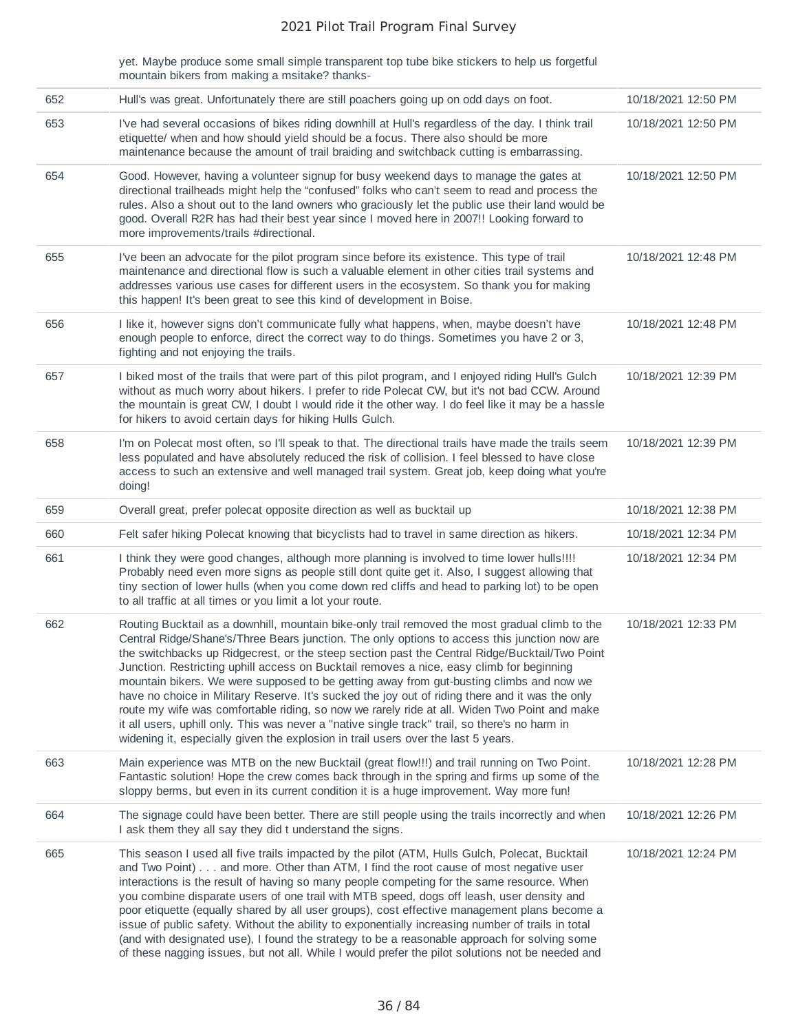| | | |
|---|---|---|
| | yet. Maybe produce some small simple transparent top tube bike stickers to help us forgetful mountain bikers from making a msitake? thanks- | |
| 652 | Hull's was great. Unfortunately there are still poachers going up on odd days on foot. | 10/18/2021 12:50 PM |
| 653 | I've had several occasions of bikes riding downhill at Hull's regardless of the day. I think trail etiquette/ when and how should yield should be a focus. There also should be more maintenance because the amount of trail braiding and switchback cutting is embarrassing. | 10/18/2021 12:50 PM |
| 654 | Good. However, having a volunteer signup for busy weekend days to manage the gates at directional trailheads might help the "confused" folks who can't seem to read and process the rules. Also a shout out to the land owners who graciously let the public use their land would be good. Overall R2R has had their best year since I moved here in 2007!! Looking forward to more improvements/trails #directional. | 10/18/2021 12:50 PM |
| 655 | I've been an advocate for the pilot program since before its existence. This type of trail maintenance and directional flow is such a valuable element in other cities trail systems and addresses various use cases for different users in the ecosystem. So thank you for making this happen! It's been great to see this kind of development in Boise. | 10/18/2021 12:48 PM |
| 656 | I like it, however signs don't communicate fully what happens, when, maybe doesn't have enough people to enforce, direct the correct way to do things. Sometimes you have 2 or 3, fighting and not enjoying the trails. | 10/18/2021 12:48 PM |
| 657 | I biked most of the trails that were part of this pilot program, and I enjoyed riding Hull's Gulch without as much worry about hikers. I prefer to ride Polecat CW, but it's not bad CCW. Around the mountain is great CW, I doubt I would ride it the other way. I do feel like it may be a hassle for hikers to avoid certain days for hiking Hulls Gulch. | 10/18/2021 12:39 PM |
| 658 | I'm on Polecat most often, so I'll speak to that. The directional trails have made the trails seem less populated and have absolutely reduced the risk of collision. I feel blessed to have close access to such an extensive and well managed trail system. Great job, keep doing what you're doing! | 10/18/2021 12:39 PM |
| 659 | Overall great, prefer polecat opposite direction as well as bucktail up | 10/18/2021 12:38 PM |
| 660 | Felt safer hiking Polecat knowing that bicyclists had to travel in same direction as hikers. | 10/18/2021 12:34 PM |
| 661 | I think they were good changes, although more planning is involved to time lower hulls!!!! Probably need even more signs as people still dont quite get it. Also, I suggest allowing that tiny section of lower hulls (when you come down red cliffs and head to parking lot) to be open to all traffic at all times or you limit a lot your route. | 10/18/2021 12:34 PM |
| 662 | Routing Bucktail as a downhill, mountain bike-only trail removed the most gradual climb to the Central Ridge/Shane's/Three Bears junction. The only options to access this junction now are the switchbacks up Ridgecrest, or the steep section past the Central Ridge/Bucktail/Two Point Junction. Restricting uphill access on Bucktail removes a nice, easy climb for beginning mountain bikers. We were supposed to be getting away from gut-busting climbs and now we have no choice in Military Reserve. It's sucked the joy out of riding there and it was the only route my wife was comfortable riding, so now we rarely ride at all. Widen Two Point and make it all users, uphill only. This was never a "native single track" trail, so there's no harm in widening it, especially given the explosion in trail users over the last 5 years. | 10/18/2021 12:33 PM |
| 663 | Main experience was MTB on the new Bucktail (great flow!!!) and trail running on Two Point. Fantastic solution! Hope the crew comes back through in the spring and firms up some of the sloppy berms, but even in its current condition it is a huge improvement. Way more fun! | 10/18/2021 12:28 PM |
| 664 | The signage could have been better. There are still people using the trails incorrectly and when I ask them they all say they did t understand the signs. | 10/18/2021 12:26 PM |
| 665 | This season I used all five trails impacted by the pilot (ATM, Hulls Gulch, Polecat, Bucktail and Two Point) . . . and more. Other than ATM, I find the root cause of most negative user interactions is the result of having so many people competing for the same resource. When you combine disparate users of one trail with MTB speed, dogs off leash, user density and poor etiquette (equally shared by all user groups), cost effective management plans become a issue of public safety. Without the ability to exponentially increasing number of trails in total (and with designated use), I found the strategy to be a reasonable approach for solving some of these nagging issues, but not all. While I would prefer the pilot solutions not be needed and | 10/18/2021 12:24 PM |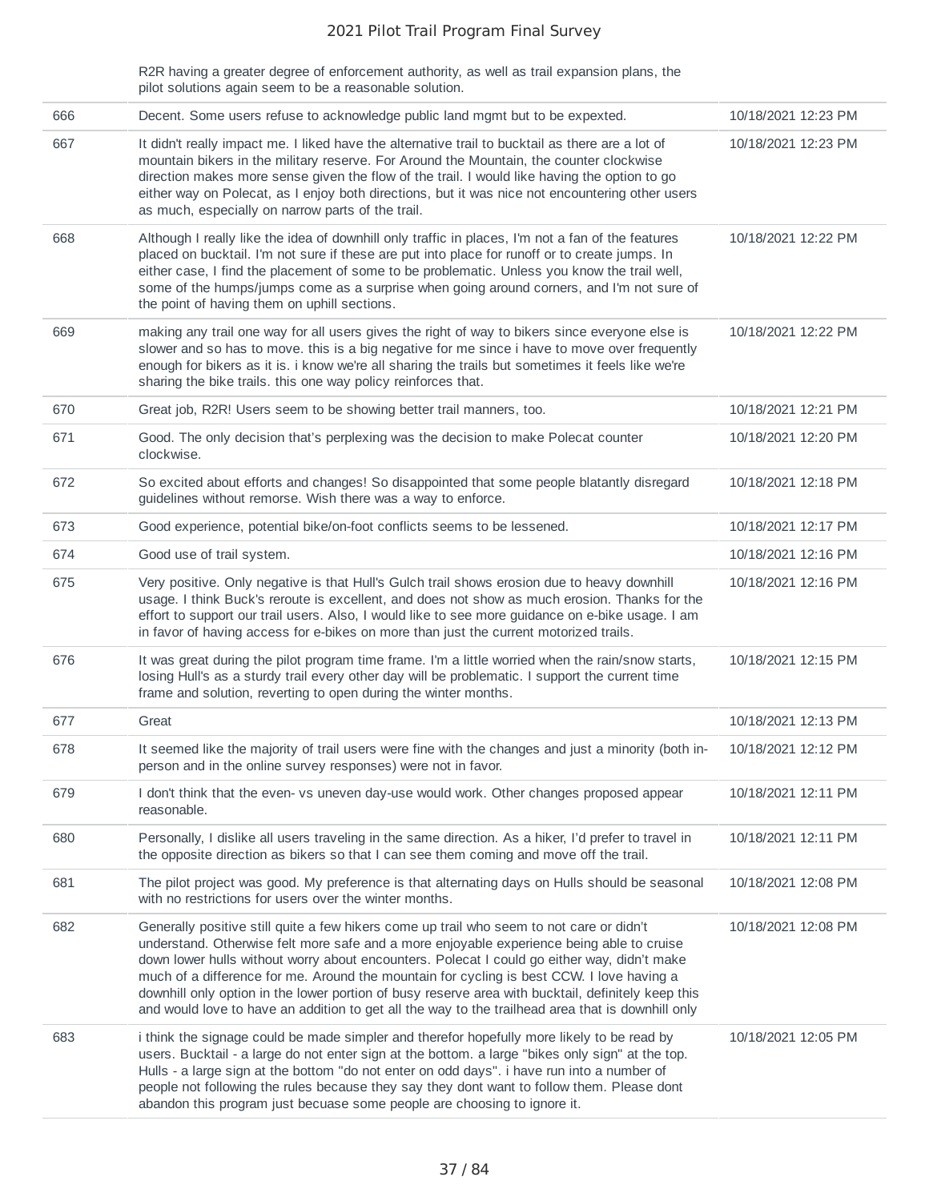| | R2R having a greater degree of enforcement authority, as well as trail expansion plans, the pilot solutions again seem to be a reasonable solution. | |
|---|---|---|
| 666 | Decent. Some users refuse to acknowledge public land mgmt but to be expexted. | 10/18/2021 12:23 PM |
| 667 | It didn't really impact me. I liked have the alternative trail to bucktail as there are a lot of mountain bikers in the military reserve. For Around the Mountain, the counter clockwise direction makes more sense given the flow of the trail. I would like having the option to go either way on Polecat, as I enjoy both directions, but it was nice not encountering other users as much, especially on narrow parts of the trail. | 10/18/2021 12:23 PM |
| 668 | Although I really like the idea of downhill only traffic in places, I'm not a fan of the features placed on bucktail. I'm not sure if these are put into place for runoff or to create jumps. In either case, I find the placement of some to be problematic. Unless you know the trail well, some of the humps/jumps come as a surprise when going around corners, and I'm not sure of the point of having them on uphill sections. | 10/18/2021 12:22 PM |
| 669 | making any trail one way for all users gives the right of way to bikers since everyone else is slower and so has to move. this is a big negative for me since i have to move over frequently enough for bikers as it is. i know we're all sharing the trails but sometimes it feels like we're sharing the bike trails. this one way policy reinforces that. | 10/18/2021 12:22 PM |
| 670 | Great job, R2R! Users seem to be showing better trail manners, too. | 10/18/2021 12:21 PM |
| 671 | Good. The only decision that's perplexing was the decision to make Polecat counter clockwise. | 10/18/2021 12:20 PM |
| 672 | So excited about efforts and changes! So disappointed that some people blatantly disregard guidelines without remorse. Wish there was a way to enforce. | 10/18/2021 12:18 PM |
| 673 | Good experience, potential bike/on-foot conflicts seems to be lessened. | 10/18/2021 12:17 PM |
| 674 | Good use of trail system. | 10/18/2021 12:16 PM |
| 675 | Very positive. Only negative is that Hull's Gulch trail shows erosion due to heavy downhill usage. I think Buck's reroute is excellent, and does not show as much erosion. Thanks for the effort to support our trail users. Also, I would like to see more guidance on e-bike usage. I am in favor of having access for e-bikes on more than just the current motorized trails. | 10/18/2021 12:16 PM |
| 676 | It was great during the pilot program time frame. I'm a little worried when the rain/snow starts, losing Hull's as a sturdy trail every other day will be problematic. I support the current time frame and solution, reverting to open during the winter months. | 10/18/2021 12:15 PM |
| 677 | Great | 10/18/2021 12:13 PM |
| 678 | It seemed like the majority of trail users were fine with the changes and just a minority (both in-person and in the online survey responses) were not in favor. | 10/18/2021 12:12 PM |
| 679 | I don't think that the even- vs uneven day-use would work. Other changes proposed appear reasonable. | 10/18/2021 12:11 PM |
| 680 | Personally, I dislike all users traveling in the same direction. As a hiker, I'd prefer to travel in the opposite direction as bikers so that I can see them coming and move off the trail. | 10/18/2021 12:11 PM |
| 681 | The pilot project was good. My preference is that alternating days on Hulls should be seasonal with no restrictions for users over the winter months. | 10/18/2021 12:08 PM |
| 682 | Generally positive still quite a few hikers come up trail who seem to not care or didn't understand. Otherwise felt more safe and a more enjoyable experience being able to cruise down lower hulls without worry about encounters. Polecat I could go either way, didn't make much of a difference for me. Around the mountain for cycling is best CCW. I love having a downhill only option in the lower portion of busy reserve area with bucktail, definitely keep this and would love to have an addition to get all the way to the trailhead area that is downhill only | 10/18/2021 12:08 PM |
| 683 | i think the signage could be made simpler and therefor hopefully more likely to be read by users. Bucktail - a large do not enter sign at the bottom. a large "bikes only sign" at the top. Hulls - a large sign at the bottom "do not enter on odd days". i have run into a number of people not following the rules because they say they dont want to follow them. Please dont abandon this program just becuase some people are choosing to ignore it. | 10/18/2021 12:05 PM |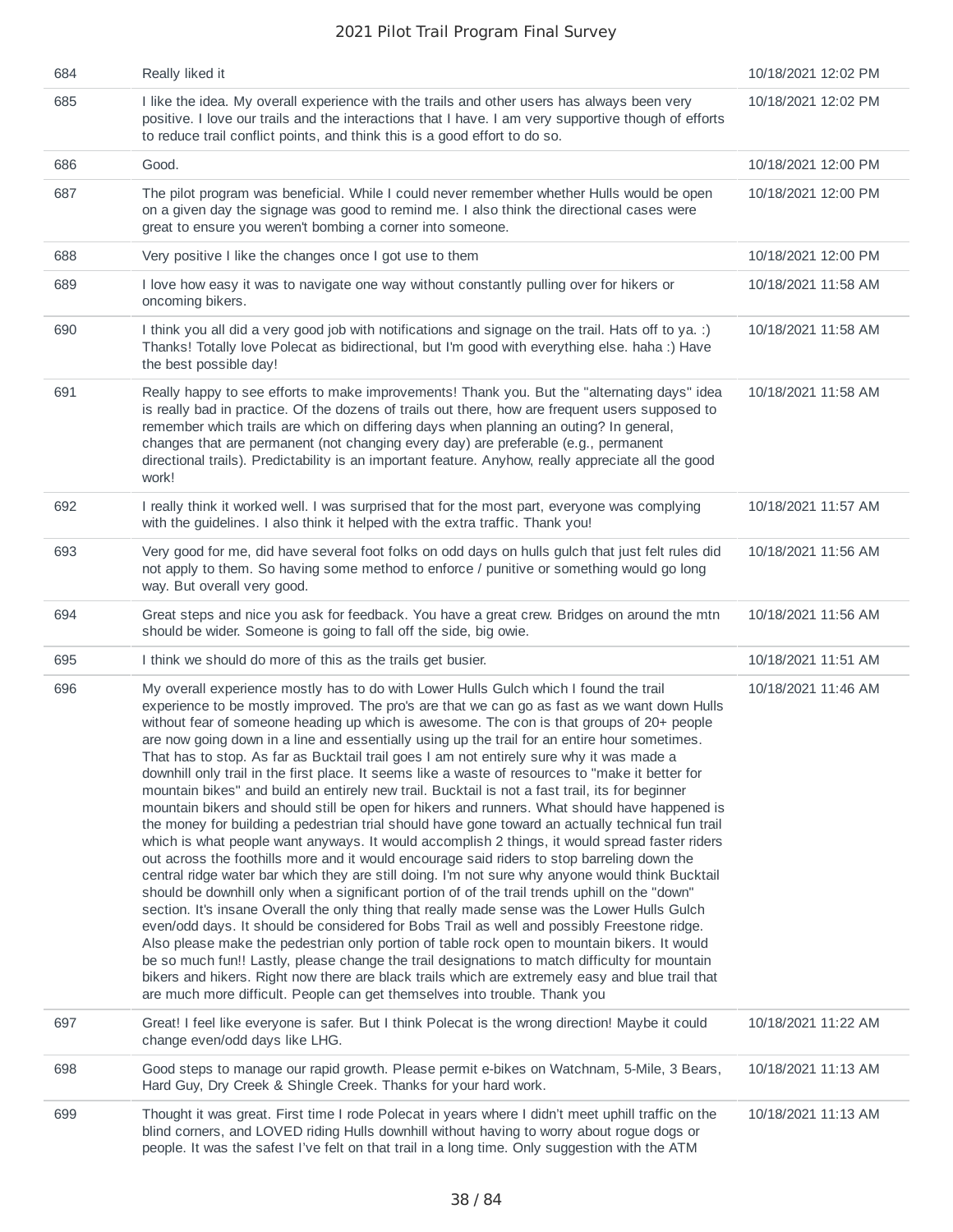| | | |
|---|---|---|
| 684 | Really liked it | 10/18/2021 12:02 PM |
| 685 | I like the idea. My overall experience with the trails and other users has always been very positive. I love our trails and the interactions that I have. I am very supportive though of efforts to reduce trail conflict points, and think this is a good effort to do so. | 10/18/2021 12:02 PM |
| 686 | Good. | 10/18/2021 12:00 PM |
| 687 | The pilot program was beneficial. While I could never remember whether Hulls would be open on a given day the signage was good to remind me. I also think the directional cases were great to ensure you weren't bombing a corner into someone. | 10/18/2021 12:00 PM |
| 688 | Very positive I like the changes once I got use to them | 10/18/2021 12:00 PM |
| 689 | I love how easy it was to navigate one way without constantly pulling over for hikers or oncoming bikers. | 10/18/2021 11:58 AM |
| 690 | I think you all did a very good job with notifications and signage on the trail. Hats off to ya. :) Thanks! Totally love Polecat as bidirectional, but I'm good with everything else. haha :) Have the best possible day! | 10/18/2021 11:58 AM |
| 691 | Really happy to see efforts to make improvements! Thank you. But the "alternating days" idea is really bad in practice. Of the dozens of trails out there, how are frequent users supposed to remember which trails are which on differing days when planning an outing? In general, changes that are permanent (not changing every day) are preferable (e.g., permanent directional trails). Predictability is an important feature. Anyhow, really appreciate all the good work! | 10/18/2021 11:58 AM |
| 692 | I really think it worked well. I was surprised that for the most part, everyone was complying with the guidelines. I also think it helped with the extra traffic. Thank you! | 10/18/2021 11:57 AM |
| 693 | Very good for me, did have several foot folks on odd days on hulls gulch that just felt rules did not apply to them. So having some method to enforce / punitive or something would go long way. But overall very good. | 10/18/2021 11:56 AM |
| 694 | Great steps and nice you ask for feedback. You have a great crew. Bridges on around the mtn should be wider. Someone is going to fall off the side, big owie. | 10/18/2021 11:56 AM |
| 695 | I think we should do more of this as the trails get busier. | 10/18/2021 11:51 AM |
| 696 | My overall experience mostly has to do with Lower Hulls Gulch which I found the trail experience to be mostly improved. The pro's are that we can go as fast as we want down Hulls without fear of someone heading up which is awesome. The con is that groups of 20+ people are now going down in a line and essentially using up the trail for an entire hour sometimes. That has to stop. As far as Bucktail trail goes I am not entirely sure why it was made a downhill only trail in the first place. It seems like a waste of resources to "make it better for mountain bikes" and build an entirely new trail. Bucktail is not a fast trail, its for beginner mountain bikers and should still be open for hikers and runners. What should have happened is the money for building a pedestrian trial should have gone toward an actually technical fun trail which is what people want anyways. It would accomplish 2 things, it would spread faster riders out across the foothills more and it would encourage said riders to stop barreling down the central ridge water bar which they are still doing. I'm not sure why anyone would think Bucktail should be downhill only when a significant portion of of the trail trends uphill on the "down" section. It's insane Overall the only thing that really made sense was the Lower Hulls Gulch even/odd days. It should be considered for Bobs Trail as well and possibly Freestone ridge. Also please make the pedestrian only portion of table rock open to mountain bikers. It would be so much fun!! Lastly, please change the trail designations to match difficulty for mountain bikers and hikers. Right now there are black trails which are extremely easy and blue trail that are much more difficult. People can get themselves into trouble. Thank you | 10/18/2021 11:46 AM |
| 697 | Great! I feel like everyone is safer. But I think Polecat is the wrong direction! Maybe it could change even/odd days like LHG. | 10/18/2021 11:22 AM |
| 698 | Good steps to manage our rapid growth. Please permit e-bikes on Watchnam, 5-Mile, 3 Bears, Hard Guy, Dry Creek & Shingle Creek. Thanks for your hard work. | 10/18/2021 11:13 AM |
| 699 | Thought it was great. First time I rode Polecat in years where I didn't meet uphill traffic on the blind corners, and LOVED riding Hulls downhill without having to worry about rogue dogs or people. It was the safest I've felt on that trail in a long time. Only suggestion with the ATM | 10/18/2021 11:13 AM |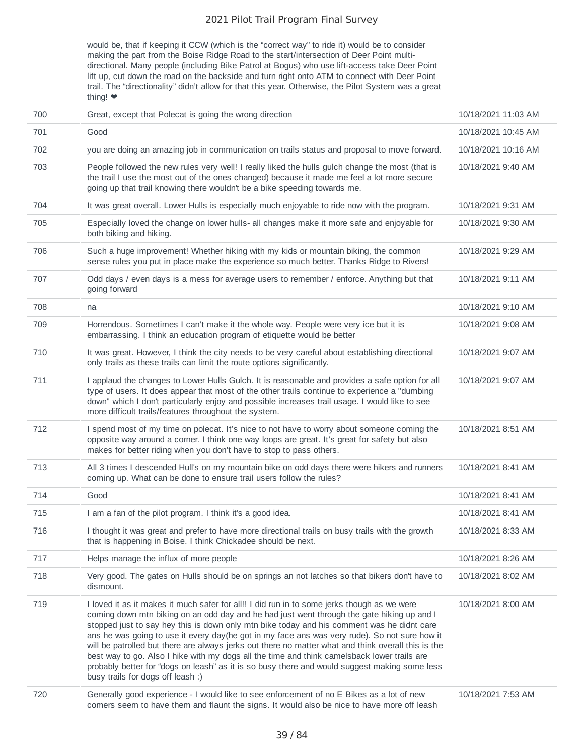| | | |
|---|---|---|
| | would be, that if keeping it CCW (which is the “correct way” to ride it) would be to consider making the part from the Boise Ridge Road to the start/intersection of Deer Point multi-directional. Many people (including Bike Patrol at Bogus) who use lift-access take Deer Point lift up, cut down the road on the backside and turn right onto ATM to connect with Deer Point trail. The “directionality” didn’t allow for that this year. Otherwise, the Pilot System was a great thing! ❤ | |
| 700 | Great, except that Polecat is going the wrong direction | 10/18/2021 11:03 AM |
| 701 | Good | 10/18/2021 10:45 AM |
| 702 | you are doing an amazing job in communication on trails status and proposal to move forward. | 10/18/2021 10:16 AM |
| 703 | People followed the new rules very well! I really liked the hulls gulch change the most (that is the trail I use the most out of the ones changed) because it made me feel a lot more secure going up that trail knowing there wouldn't be a bike speeding towards me. | 10/18/2021 9:40 AM |
| 704 | It was great overall. Lower Hulls is especially much enjoyable to ride now with the program. | 10/18/2021 9:31 AM |
| 705 | Especially loved the change on lower hulls- all changes make it more safe and enjoyable for both biking and hiking. | 10/18/2021 9:30 AM |
| 706 | Such a huge improvement! Whether hiking with my kids or mountain biking, the common sense rules you put in place make the experience so much better. Thanks Ridge to Rivers! | 10/18/2021 9:29 AM |
| 707 | Odd days / even days is a mess for average users to remember / enforce. Anything but that going forward | 10/18/2021 9:11 AM |
| 708 | na | 10/18/2021 9:10 AM |
| 709 | Horrendous. Sometimes I can't make it the whole way. People were very ice but it is embarrassing. I think an education program of etiquette would be better | 10/18/2021 9:08 AM |
| 710 | It was great. However, I think the city needs to be very careful about establishing directional only trails as these trails can limit the route options significantly. | 10/18/2021 9:07 AM |
| 711 | I applaud the changes to Lower Hulls Gulch. It is reasonable and provides a safe option for all type of users. It does appear that most of the other trails continue to experience a "dumbing down" which I don't particularly enjoy and possible increases trail usage. I would like to see more difficult trails/features throughout the system. | 10/18/2021 9:07 AM |
| 712 | I spend most of my time on polecat. It's nice to not have to worry about someone coming the opposite way around a corner. I think one way loops are great. It's great for safety but also makes for better riding when you don't have to stop to pass others. | 10/18/2021 8:51 AM |
| 713 | All 3 times I descended Hull's on my mountain bike on odd days there were hikers and runners coming up. What can be done to ensure trail users follow the rules? | 10/18/2021 8:41 AM |
| 714 | Good | 10/18/2021 8:41 AM |
| 715 | I am a fan of the pilot program. I think it's a good idea. | 10/18/2021 8:41 AM |
| 716 | I thought it was great and prefer to have more directional trails on busy trails with the growth that is happening in Boise. I think Chickadee should be next. | 10/18/2021 8:33 AM |
| 717 | Helps manage the influx of more people | 10/18/2021 8:26 AM |
| 718 | Very good. The gates on Hulls should be on springs an not latches so that bikers don't have to dismount. | 10/18/2021 8:02 AM |
| 719 | I loved it as it makes it much safer for all!! I did run in to some jerks though as we were coming down mtn biking on an odd day and he had just went through the gate hiking up and I stopped just to say hey this is down only mtn bike today and his comment was he didnt care ans he was going to use it every day(he got in my face ans was very rude). So not sure how it will be patrolled but there are always jerks out there no matter what and think overall this is the best way to go. Also I hike with my dogs all the time and think camelsback lower trails are probably better for "dogs on leash" as it is so busy there and would suggest making some less busy trails for dogs off leash :) | 10/18/2021 8:00 AM |
| 720 | Generally good experience - I would like to see enforcement of no E Bikes as a lot of new comers seem to have them and flaunt the signs. It would also be nice to have more off leash | 10/18/2021 7:53 AM |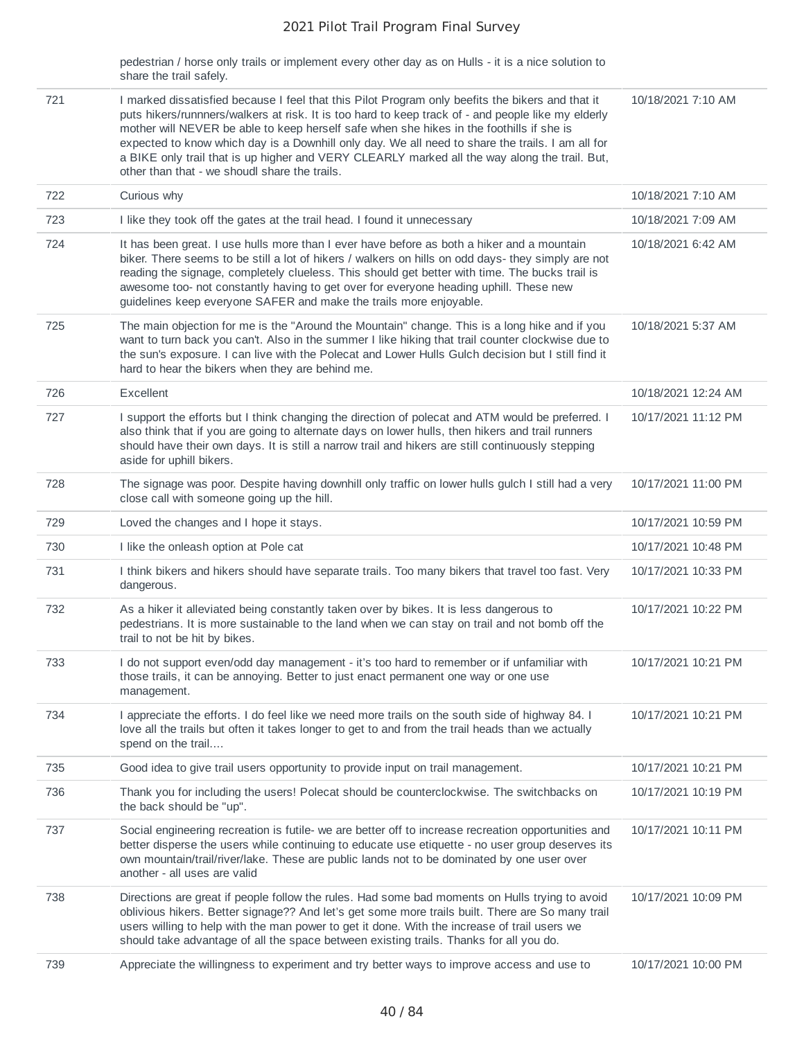| | pedestrian / horse only trails or implement every other day as on Hulls - it is a nice solution to share the trail safely. | |
|---|---|---|
| 721 | I marked dissatisfied because I feel that this Pilot Program only beefits the bikers and that it puts hikers/runnners/walkers at risk. It is too hard to keep track of - and people like my elderly mother will NEVER be able to keep herself safe when she hikes in the foothills if she is expected to know which day is a Downhill only day. We all need to share the trails. I am all for a BIKE only trail that is up higher and VERY CLEARLY marked all the way along the trail. But, other than that - we shoudl share the trails. | 10/18/2021 7:10 AM |
| 722 | Curious why | 10/18/2021 7:10 AM |
| 723 | I like they took off the gates at the trail head. I found it unnecessary | 10/18/2021 7:09 AM |
| 724 | It has been great. I use hulls more than I ever have before as both a hiker and a mountain biker. There seems to be still a lot of hikers / walkers on hills on odd days- they simply are not reading the signage, completely clueless. This should get better with time. The bucks trail is awesome too- not constantly having to get over for everyone heading uphill. These new guidelines keep everyone SAFER and make the trails more enjoyable. | 10/18/2021 6:42 AM |
| 725 | The main objection for me is the "Around the Mountain" change. This is a long hike and if you want to turn back you can't. Also in the summer I like hiking that trail counter clockwise due to the sun's exposure. I can live with the Polecat and Lower Hulls Gulch decision but I still find it hard to hear the bikers when they are behind me. | 10/18/2021 5:37 AM |
| 726 | Excellent | 10/18/2021 12:24 AM |
| 727 | I support the efforts but I think changing the direction of polecat and ATM would be preferred. I also think that if you are going to alternate days on lower hulls, then hikers and trail runners should have their own days. It is still a narrow trail and hikers are still continuously stepping aside for uphill bikers. | 10/17/2021 11:12 PM |
| 728 | The signage was poor. Despite having downhill only traffic on lower hulls gulch I still had a very close call with someone going up the hill. | 10/17/2021 11:00 PM |
| 729 | Loved the changes and I hope it stays. | 10/17/2021 10:59 PM |
| 730 | I like the onleash option at Pole cat | 10/17/2021 10:48 PM |
| 731 | I think bikers and hikers should have separate trails. Too many bikers that travel too fast. Very dangerous. | 10/17/2021 10:33 PM |
| 732 | As a hiker it alleviated being constantly taken over by bikes. It is less dangerous to pedestrians. It is more sustainable to the land when we can stay on trail and not bomb off the trail to not be hit by bikes. | 10/17/2021 10:22 PM |
| 733 | I do not support even/odd day management - it's too hard to remember or if unfamiliar with those trails, it can be annoying. Better to just enact permanent one way or one use management. | 10/17/2021 10:21 PM |
| 734 | I appreciate the efforts. I do feel like we need more trails on the south side of highway 84. I love all the trails but often it takes longer to get to and from the trail heads than we actually spend on the trail.... | 10/17/2021 10:21 PM |
| 735 | Good idea to give trail users opportunity to provide input on trail management. | 10/17/2021 10:21 PM |
| 736 | Thank you for including the users! Polecat should be counterclockwise. The switchbacks on the back should be "up". | 10/17/2021 10:19 PM |
| 737 | Social engineering recreation is futile- we are better off to increase recreation opportunities and better disperse the users while continuing to educate use etiquette - no user group deserves its own mountain/trail/river/lake. These are public lands not to be dominated by one user over another - all uses are valid | 10/17/2021 10:11 PM |
| 738 | Directions are great if people follow the rules. Had some bad moments on Hulls trying to avoid oblivious hikers. Better signage?? And let's get some more trails built. There are So many trail users willing to help with the man power to get it done. With the increase of trail users we should take advantage of all the space between existing trails. Thanks for all you do. | 10/17/2021 10:09 PM |
| 739 | Appreciate the willingness to experiment and try better ways to improve access and use to | 10/17/2021 10:00 PM |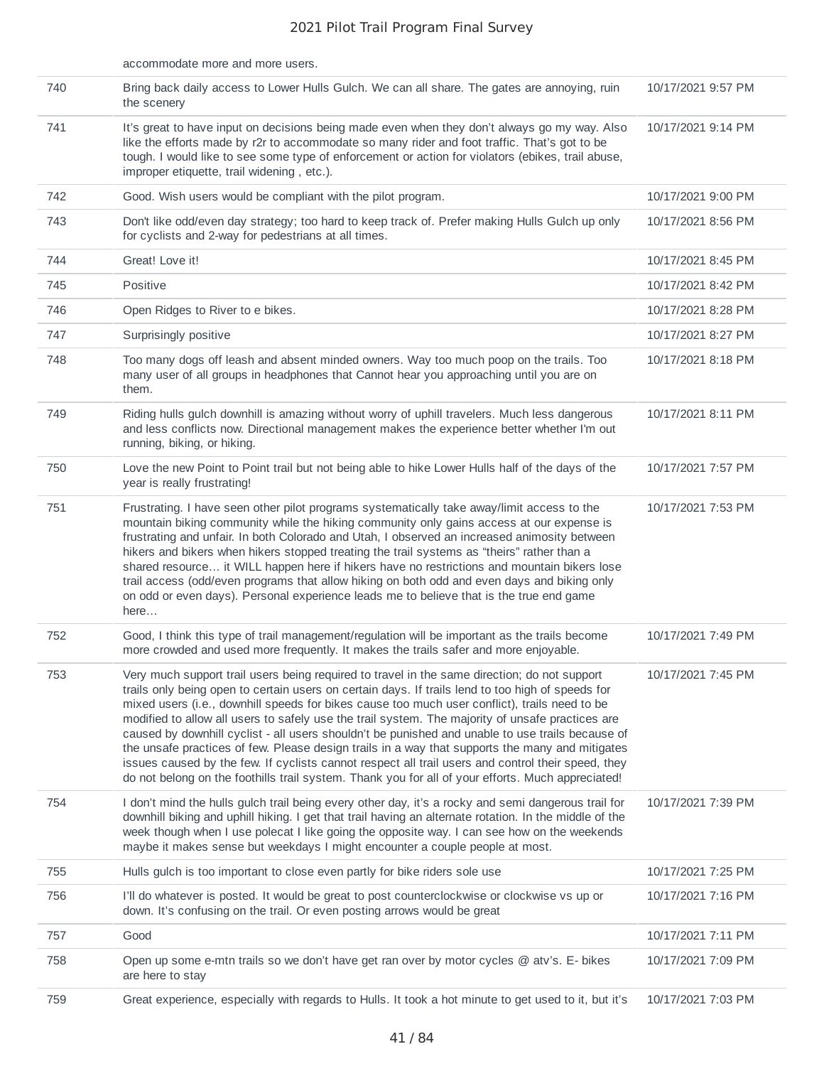| | | |
|---|---|---|
| | accommodate more and more users. | |
| 740 | Bring back daily access to Lower Hulls Gulch. We can all share. The gates are annoying, ruin the scenery | 10/17/2021 9:57 PM |
| 741 | It's great to have input on decisions being made even when they don't always go my way. Also like the efforts made by r2r to accommodate so many rider and foot traffic. That's got to be tough. I would like to see some type of enforcement or action for violators (ebikes, trail abuse, improper etiquette, trail widening , etc.). | 10/17/2021 9:14 PM |
| 742 | Good. Wish users would be compliant with the pilot program. | 10/17/2021 9:00 PM |
| 743 | Don't like odd/even day strategy; too hard to keep track of. Prefer making Hulls Gulch up only for cyclists and 2-way for pedestrians at all times. | 10/17/2021 8:56 PM |
| 744 | Great! Love it! | 10/17/2021 8:45 PM |
| 745 | Positive | 10/17/2021 8:42 PM |
| 746 | Open Ridges to River to e bikes. | 10/17/2021 8:28 PM |
| 747 | Surprisingly positive | 10/17/2021 8:27 PM |
| 748 | Too many dogs off leash and absent minded owners. Way too much poop on the trails. Too many user of all groups in headphones that Cannot hear you approaching until you are on them. | 10/17/2021 8:18 PM |
| 749 | Riding hulls gulch downhill is amazing without worry of uphill travelers. Much less dangerous and less conflicts now. Directional management makes the experience better whether I'm out running, biking, or hiking. | 10/17/2021 8:11 PM |
| 750 | Love the new Point to Point trail but not being able to hike Lower Hulls half of the days of the year is really frustrating! | 10/17/2021 7:57 PM |
| 751 | Frustrating. I have seen other pilot programs systematically take away/limit access to the mountain biking community while the hiking community only gains access at our expense is frustrating and unfair. In both Colorado and Utah, I observed an increased animosity between hikers and bikers when hikers stopped treating the trail systems as "theirs" rather than a shared resource… it WILL happen here if hikers have no restrictions and mountain bikers lose trail access (odd/even programs that allow hiking on both odd and even days and biking only on odd or even days). Personal experience leads me to believe that is the true end game here… | 10/17/2021 7:53 PM |
| 752 | Good, I think this type of trail management/regulation will be important as the trails become more crowded and used more frequently. It makes the trails safer and more enjoyable. | 10/17/2021 7:49 PM |
| 753 | Very much support trail users being required to travel in the same direction; do not support trails only being open to certain users on certain days. If trails lend to too high of speeds for mixed users (i.e., downhill speeds for bikes cause too much user conflict), trails need to be modified to allow all users to safely use the trail system. The majority of unsafe practices are caused by downhill cyclist - all users shouldn't be punished and unable to use trails because of the unsafe practices of few. Please design trails in a way that supports the many and mitigates issues caused by the few. If cyclists cannot respect all trail users and control their speed, they do not belong on the foothills trail system. Thank you for all of your efforts. Much appreciated! | 10/17/2021 7:45 PM |
| 754 | I don't mind the hulls gulch trail being every other day, it's a rocky and semi dangerous trail for downhill biking and uphill hiking. I get that trail having an alternate rotation. In the middle of the week though when I use polecat I like going the opposite way. I can see how on the weekends maybe it makes sense but weekdays I might encounter a couple people at most. | 10/17/2021 7:39 PM |
| 755 | Hulls gulch is too important to close even partly for bike riders sole use | 10/17/2021 7:25 PM |
| 756 | I'll do whatever is posted. It would be great to post counterclockwise or clockwise vs up or down. It's confusing on the trail. Or even posting arrows would be great | 10/17/2021 7:16 PM |
| 757 | Good | 10/17/2021 7:11 PM |
| 758 | Open up some e-mtn trails so we don't have get ran over by motor cycles @ atv's. E- bikes are here to stay | 10/17/2021 7:09 PM |
| 759 | Great experience, especially with regards to Hulls. It took a hot minute to get used to it, but it's | 10/17/2021 7:03 PM |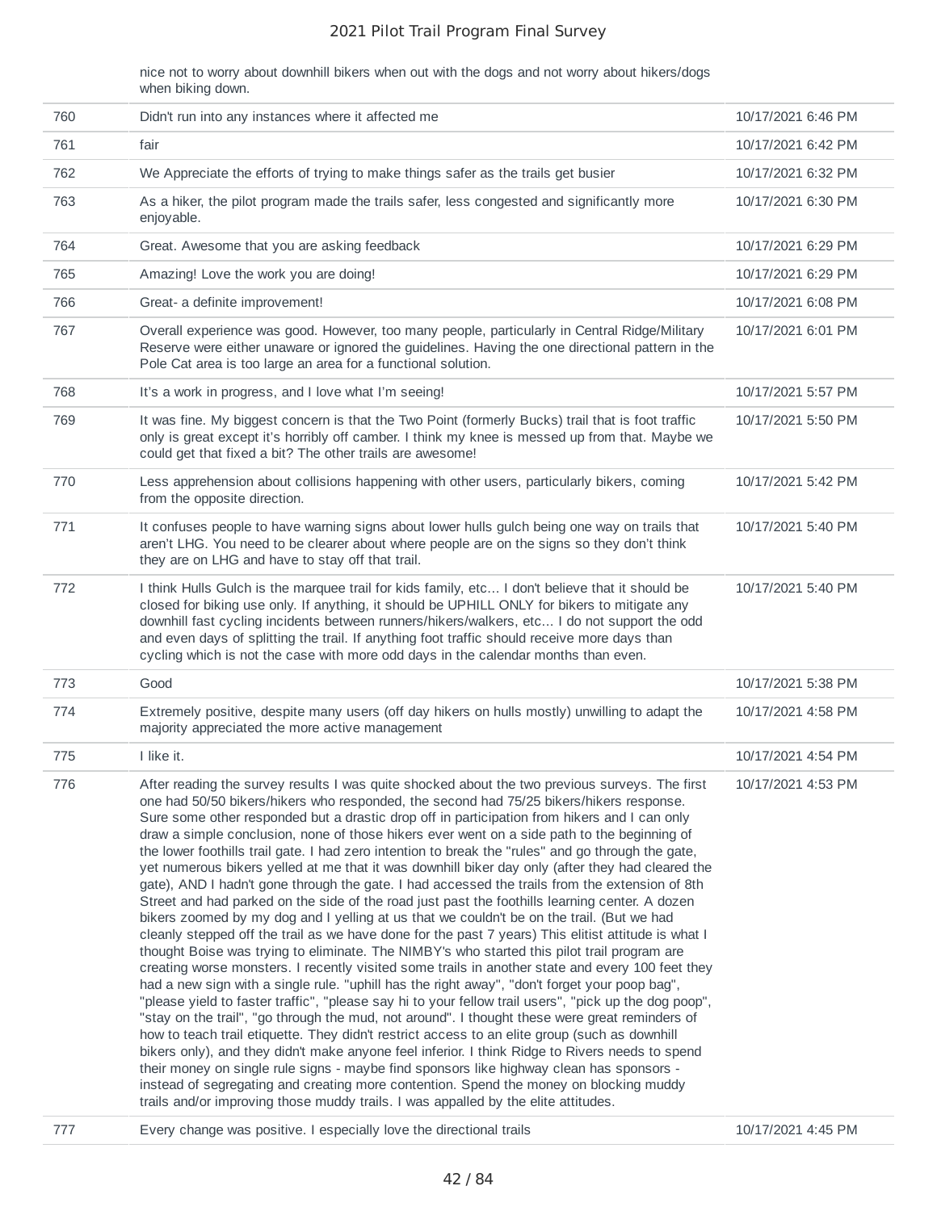| | nice not to worry about downhill bikers when out with the dogs and not worry about hikers/dogs when biking down. | |
|---|---|---|
| 760 | Didn't run into any instances where it affected me | 10/17/2021 6:46 PM |
| 761 | fair | 10/17/2021 6:42 PM |
| 762 | We Appreciate the efforts of trying to make things safer as the trails get busier | 10/17/2021 6:32 PM |
| 763 | As a hiker, the pilot program made the trails safer, less congested and significantly more enjoyable. | 10/17/2021 6:30 PM |
| 764 | Great. Awesome that you are asking feedback | 10/17/2021 6:29 PM |
| 765 | Amazing! Love the work you are doing! | 10/17/2021 6:29 PM |
| 766 | Great- a definite improvement! | 10/17/2021 6:08 PM |
| 767 | Overall experience was good. However, too many people, particularly in Central Ridge/Military Reserve were either unaware or ignored the guidelines. Having the one directional pattern in the Pole Cat area is too large an area for a functional solution. | 10/17/2021 6:01 PM |
| 768 | It's a work in progress, and I love what I'm seeing! | 10/17/2021 5:57 PM |
| 769 | It was fine. My biggest concern is that the Two Point (formerly Bucks) trail that is foot traffic only is great except it's horribly off camber. I think my knee is messed up from that. Maybe we could get that fixed a bit? The other trails are awesome! | 10/17/2021 5:50 PM |
| 770 | Less apprehension about collisions happening with other users, particularly bikers, coming from the opposite direction. | 10/17/2021 5:42 PM |
| 771 | It confuses people to have warning signs about lower hulls gulch being one way on trails that aren't LHG. You need to be clearer about where people are on the signs so they don't think they are on LHG and have to stay off that trail. | 10/17/2021 5:40 PM |
| 772 | I think Hulls Gulch is the marquee trail for kids family, etc... I don't believe that it should be closed for biking use only. If anything, it should be UPHILL ONLY for bikers to mitigate any downhill fast cycling incidents between runners/hikers/walkers, etc... I do not support the odd and even days of splitting the trail. If anything foot traffic should receive more days than cycling which is not the case with more odd days in the calendar months than even. | 10/17/2021 5:40 PM |
| 773 | Good | 10/17/2021 5:38 PM |
| 774 | Extremely positive, despite many users (off day hikers on hulls mostly) unwilling to adapt the majority appreciated the more active management | 10/17/2021 4:58 PM |
| 775 | I like it. | 10/17/2021 4:54 PM |
| 776 | After reading the survey results I was quite shocked about the two previous surveys. The first one had 50/50 bikers/hikers who responded, the second had 75/25 bikers/hikers response. Sure some other responded but a drastic drop off in participation from hikers and I can only draw a simple conclusion, none of those hikers ever went on a side path to the beginning of the lower foothills trail gate. I had zero intention to break the "rules" and go through the gate, yet numerous bikers yelled at me that it was downhill biker day only (after they had cleared the gate), AND I hadn't gone through the gate. I had accessed the trails from the extension of 8th Street and had parked on the side of the road just past the foothills learning center. A dozen bikers zoomed by my dog and I yelling at us that we couldn't be on the trail. (But we had cleanly stepped off the trail as we have done for the past 7 years) This elitist attitude is what I thought Boise was trying to eliminate. The NIMBY's who started this pilot trail program are creating worse monsters. I recently visited some trails in another state and every 100 feet they had a new sign with a single rule. "uphill has the right away", "don't forget your poop bag", "please yield to faster traffic", "please say hi to your fellow trail users", "pick up the dog poop", "stay on the trail", "go through the mud, not around". I thought these were great reminders of how to teach trail etiquette. They didn't restrict access to an elite group (such as downhill bikers only), and they didn't make anyone feel inferior. I think Ridge to Rivers needs to spend their money on single rule signs - maybe find sponsors like highway clean has sponsors - instead of segregating and creating more contention. Spend the money on blocking muddy trails and/or improving those muddy trails. I was appalled by the elite attitudes. | 10/17/2021 4:53 PM |
| 777 | Every change was positive. I especially love the directional trails | 10/17/2021 4:45 PM |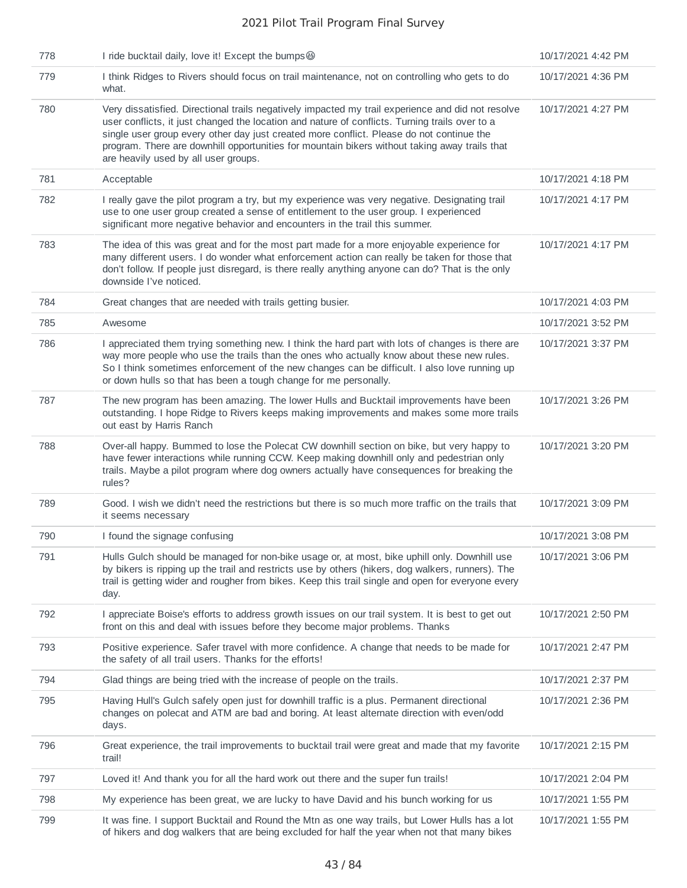| | | |
|---|---|---|
| 778 | I ride bucktail daily, love it! Except the bumps😆 | 10/17/2021 4:42 PM |
| 779 | I think Ridges to Rivers should focus on trail maintenance, not on controlling who gets to do what. | 10/17/2021 4:36 PM |
| 780 | Very dissatisfied. Directional trails negatively impacted my trail experience and did not resolve user conflicts, it just changed the location and nature of conflicts. Turning trails over to a single user group every other day just created more conflict. Please do not continue the program. There are downhill opportunities for mountain bikers without taking away trails that are heavily used by all user groups. | 10/17/2021 4:27 PM |
| 781 | Acceptable | 10/17/2021 4:18 PM |
| 782 | I really gave the pilot program a try, but my experience was very negative. Designating trail use to one user group created a sense of entitlement to the user group. I experienced significant more negative behavior and encounters in the trail this summer. | 10/17/2021 4:17 PM |
| 783 | The idea of this was great and for the most part made for a more enjoyable experience for many different users. I do wonder what enforcement action can really be taken for those that don't follow. If people just disregard, is there really anything anyone can do? That is the only downside I've noticed. | 10/17/2021 4:17 PM |
| 784 | Great changes that are needed with trails getting busier. | 10/17/2021 4:03 PM |
| 785 | Awesome | 10/17/2021 3:52 PM |
| 786 | I appreciated them trying something new. I think the hard part with lots of changes is there are way more people who use the trails than the ones who actually know about these new rules. So I think sometimes enforcement of the new changes can be difficult. I also love running up or down hulls so that has been a tough change for me personally. | 10/17/2021 3:37 PM |
| 787 | The new program has been amazing. The lower Hulls and Bucktail improvements have been outstanding. I hope Ridge to Rivers keeps making improvements and makes some more trails out east by Harris Ranch | 10/17/2021 3:26 PM |
| 788 | Over-all happy. Bummed to lose the Polecat CW downhill section on bike, but very happy to have fewer interactions while running CCW. Keep making downhill only and pedestrian only trails. Maybe a pilot program where dog owners actually have consequences for breaking the rules? | 10/17/2021 3:20 PM |
| 789 | Good. I wish we didn't need the restrictions but there is so much more traffic on the trails that it seems necessary | 10/17/2021 3:09 PM |
| 790 | I found the signage confusing | 10/17/2021 3:08 PM |
| 791 | Hulls Gulch should be managed for non-bike usage or, at most, bike uphill only. Downhill use by bikers is ripping up the trail and restricts use by others (hikers, dog walkers, runners). The trail is getting wider and rougher from bikes. Keep this trail single and open for everyone every day. | 10/17/2021 3:06 PM |
| 792 | I appreciate Boise's efforts to address growth issues on our trail system. It is best to get out front on this and deal with issues before they become major problems. Thanks | 10/17/2021 2:50 PM |
| 793 | Positive experience. Safer travel with more confidence. A change that needs to be made for the safety of all trail users. Thanks for the efforts! | 10/17/2021 2:47 PM |
| 794 | Glad things are being tried with the increase of people on the trails. | 10/17/2021 2:37 PM |
| 795 | Having Hull's Gulch safely open just for downhill traffic is a plus. Permanent directional changes on polecat and ATM are bad and boring. At least alternate direction with even/odd days. | 10/17/2021 2:36 PM |
| 796 | Great experience, the trail improvements to bucktail trail were great and made that my favorite trail! | 10/17/2021 2:15 PM |
| 797 | Loved it! And thank you for all the hard work out there and the super fun trails! | 10/17/2021 2:04 PM |
| 798 | My experience has been great, we are lucky to have David and his bunch working for us | 10/17/2021 1:55 PM |
| 799 | It was fine. I support Bucktail and Round the Mtn as one way trails, but Lower Hulls has a lot of hikers and dog walkers that are being excluded for half the year when not that many bikes | 10/17/2021 1:55 PM |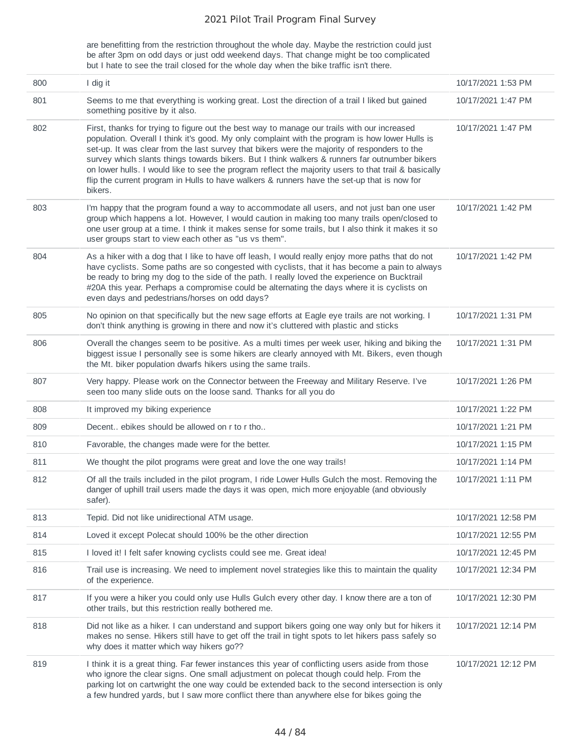| | | |
|---|---|---|
| | are benefitting from the restriction throughout the whole day. Maybe the restriction could just be after 3pm on odd days or just odd weekend days. That change might be too complicated but I hate to see the trail closed for the whole day when the bike traffic isn't there. | |
| 800 | I dig it | 10/17/2021 1:53 PM |
| 801 | Seems to me that everything is working great. Lost the direction of a trail I liked but gained something positive by it also. | 10/17/2021 1:47 PM |
| 802 | First, thanks for trying to figure out the best way to manage our trails with our increased population. Overall I think it's good. My only complaint with the program is how lower Hulls is set-up. It was clear from the last survey that bikers were the majority of responders to the survey which slants things towards bikers. But I think walkers & runners far outnumber bikers on lower hulls. I would like to see the program reflect the majority users to that trail & basically flip the current program in Hulls to have walkers & runners have the set-up that is now for bikers. | 10/17/2021 1:47 PM |
| 803 | I'm happy that the program found a way to accommodate all users, and not just ban one user group which happens a lot. However, I would caution in making too many trails open/closed to one user group at a time. I think it makes sense for some trails, but I also think it makes it so user groups start to view each other as "us vs them". | 10/17/2021 1:42 PM |
| 804 | As a hiker with a dog that I like to have off leash, I would really enjoy more paths that do not have cyclists. Some paths are so congested with cyclists, that it has become a pain to always be ready to bring my dog to the side of the path. I really loved the experience on Bucktrail #20A this year. Perhaps a compromise could be alternating the days where it is cyclists on even days and pedestrians/horses on odd days? | 10/17/2021 1:42 PM |
| 805 | No opinion on that specifically but the new sage efforts at Eagle eye trails are not working. I don't think anything is growing in there and now it's cluttered with plastic and sticks | 10/17/2021 1:31 PM |
| 806 | Overall the changes seem to be positive. As a multi times per week user, hiking and biking the biggest issue I personally see is some hikers are clearly annoyed with Mt. Bikers, even though the Mt. biker population dwarfs hikers using the same trails. | 10/17/2021 1:31 PM |
| 807 | Very happy. Please work on the Connector between the Freeway and Military Reserve. I've seen too many slide outs on the loose sand. Thanks for all you do | 10/17/2021 1:26 PM |
| 808 | It improved my biking experience | 10/17/2021 1:22 PM |
| 809 | Decent.. ebikes should be allowed on r to r tho.. | 10/17/2021 1:21 PM |
| 810 | Favorable, the changes made were for the better. | 10/17/2021 1:15 PM |
| 811 | We thought the pilot programs were great and love the one way trails! | 10/17/2021 1:14 PM |
| 812 | Of all the trails included in the pilot program, I ride Lower Hulls Gulch the most. Removing the danger of uphill trail users made the days it was open, mich more enjoyable (and obviously safer). | 10/17/2021 1:11 PM |
| 813 | Tepid. Did not like unidirectional ATM usage. | 10/17/2021 12:58 PM |
| 814 | Loved it except Polecat should 100% be the other direction | 10/17/2021 12:55 PM |
| 815 | I loved it! I felt safer knowing cyclists could see me. Great idea! | 10/17/2021 12:45 PM |
| 816 | Trail use is increasing. We need to implement novel strategies like this to maintain the quality of the experience. | 10/17/2021 12:34 PM |
| 817 | If you were a hiker you could only use Hulls Gulch every other day. I know there are a ton of other trails, but this restriction really bothered me. | 10/17/2021 12:30 PM |
| 818 | Did not like as a hiker. I can understand and support bikers going one way only but for hikers it makes no sense. Hikers still have to get off the trail in tight spots to let hikers pass safely so why does it matter which way hikers go?? | 10/17/2021 12:14 PM |
| 819 | I think it is a great thing. Far fewer instances this year of conflicting users aside from those who ignore the clear signs. One small adjustment on polecat though could help. From the parking lot on cartwright the one way could be extended back to the second intersection is only a few hundred yards, but I saw more conflict there than anywhere else for bikes going the | 10/17/2021 12:12 PM |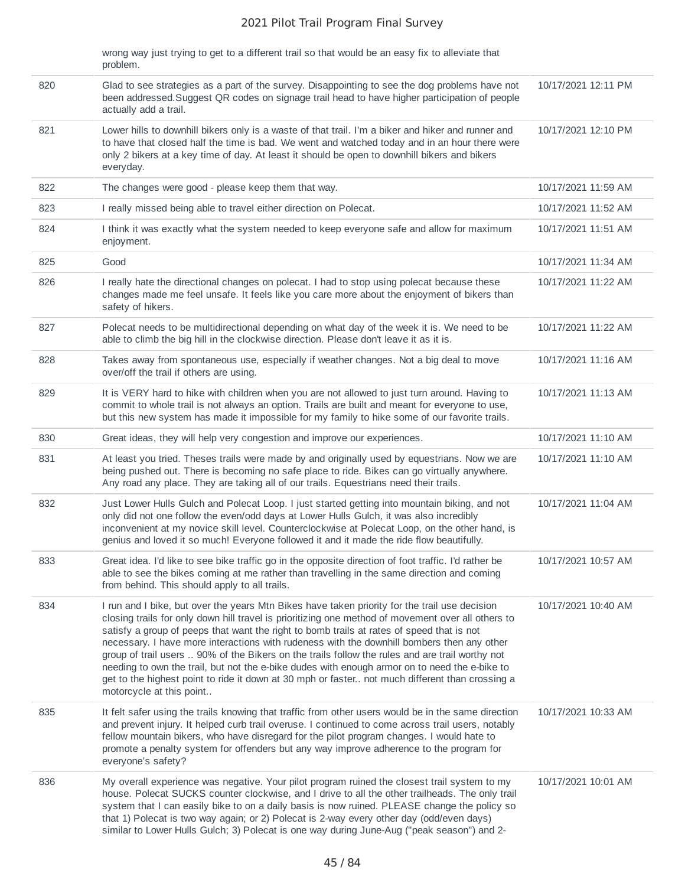| | wrong way just trying to get to a different trail so that would be an easy fix to alleviate that problem. | |
|---|---|---|
| 820 | Glad to see strategies as a part of the survey. Disappointing to see the dog problems have not been addressed.Suggest QR codes on signage trail head to have higher participation of people actually add a trail. | 10/17/2021 12:11 PM |
| 821 | Lower hills to downhill bikers only is a waste of that trail. I'm a biker and hiker and runner and to have that closed half the time is bad. We went and watched today and in an hour there were only 2 bikers at a key time of day. At least it should be open to downhill bikers and bikers everyday. | 10/17/2021 12:10 PM |
| 822 | The changes were good - please keep them that way. | 10/17/2021 11:59 AM |
| 823 | I really missed being able to travel either direction on Polecat. | 10/17/2021 11:52 AM |
| 824 | I think it was exactly what the system needed to keep everyone safe and allow for maximum enjoyment. | 10/17/2021 11:51 AM |
| 825 | Good | 10/17/2021 11:34 AM |
| 826 | I really hate the directional changes on polecat. I had to stop using polecat because these changes made me feel unsafe. It feels like you care more about the enjoyment of bikers than safety of hikers. | 10/17/2021 11:22 AM |
| 827 | Polecat needs to be multidirectional depending on what day of the week it is. We need to be able to climb the big hill in the clockwise direction. Please don't leave it as it is. | 10/17/2021 11:22 AM |
| 828 | Takes away from spontaneous use, especially if weather changes. Not a big deal to move over/off the trail if others are using. | 10/17/2021 11:16 AM |
| 829 | It is VERY hard to hike with children when you are not allowed to just turn around. Having to commit to whole trail is not always an option. Trails are built and meant for everyone to use, but this new system has made it impossible for my family to hike some of our favorite trails. | 10/17/2021 11:13 AM |
| 830 | Great ideas, they will help very congestion and improve our experiences. | 10/17/2021 11:10 AM |
| 831 | At least you tried. Theses trails were made by and originally used by equestrians. Now we are being pushed out. There is becoming no safe place to ride. Bikes can go virtually anywhere. Any road any place. They are taking all of our trails. Equestrians need their trails. | 10/17/2021 11:10 AM |
| 832 | Just Lower Hulls Gulch and Polecat Loop. I just started getting into mountain biking, and not only did not one follow the even/odd days at Lower Hulls Gulch, it was also incredibly inconvenient at my novice skill level. Counterclockwise at Polecat Loop, on the other hand, is genius and loved it so much! Everyone followed it and it made the ride flow beautifully. | 10/17/2021 11:04 AM |
| 833 | Great idea. I'd like to see bike traffic go in the opposite direction of foot traffic. I'd rather be able to see the bikes coming at me rather than travelling in the same direction and coming from behind. This should apply to all trails. | 10/17/2021 10:57 AM |
| 834 | I run and I bike, but over the years Mtn Bikes have taken priority for the trail use decision closing trails for only down hill travel is prioritizing one method of movement over all others to satisfy a group of peeps that want the right to bomb trails at rates of speed that is not necessary. I have more interactions with rudeness with the downhill bombers then any other group of trail users .. 90% of the Bikers on the trails follow the rules and are trail worthy not needing to own the trail, but not the e-bike dudes with enough armor on to need the e-bike to get to the highest point to ride it down at 30 mph or faster.. not much different than crossing a motorcycle at this point.. | 10/17/2021 10:40 AM |
| 835 | It felt safer using the trails knowing that traffic from other users would be in the same direction and prevent injury. It helped curb trail overuse. I continued to come across trail users, notably fellow mountain bikers, who have disregard for the pilot program changes. I would hate to promote a penalty system for offenders but any way improve adherence to the program for everyone's safety? | 10/17/2021 10:33 AM |
| 836 | My overall experience was negative. Your pilot program ruined the closest trail system to my house. Polecat SUCKS counter clockwise, and I drive to all the other trailheads. The only trail system that I can easily bike to on a daily basis is now ruined. PLEASE change the policy so that 1) Polecat is two way again; or 2) Polecat is 2-way every other day (odd/even days) similar to Lower Hulls Gulch; 3) Polecat is one way during June-Aug ("peak season") and 2- | 10/17/2021 10:01 AM |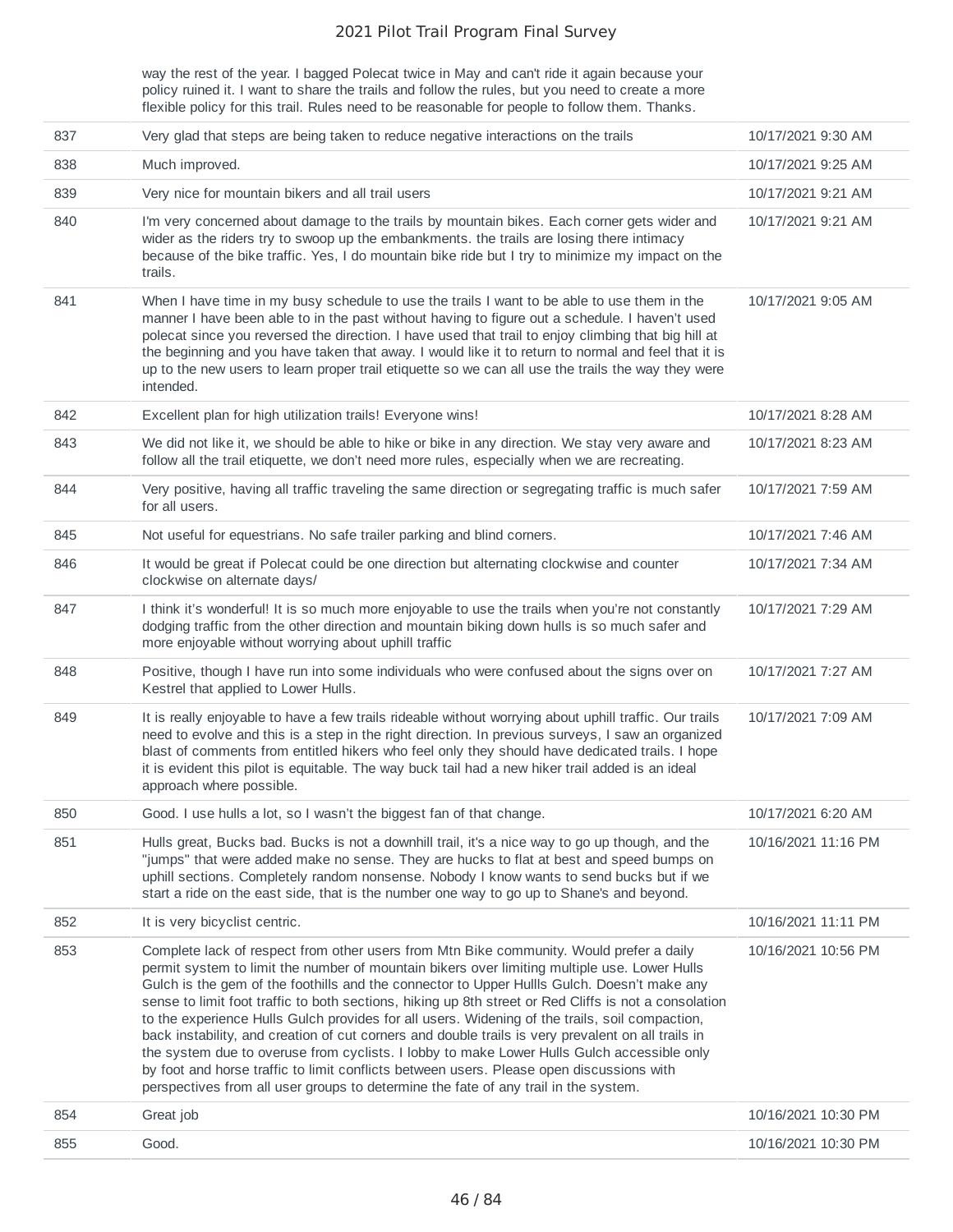| | | |
|---|---|---|
| | way the rest of the year. I bagged Polecat twice in May and can't ride it again because your policy ruined it. I want to share the trails and follow the rules, but you need to create a more flexible policy for this trail. Rules need to be reasonable for people to follow them. Thanks. | |
| 837 | Very glad that steps are being taken to reduce negative interactions on the trails | 10/17/2021 9:30 AM |
| 838 | Much improved. | 10/17/2021 9:25 AM |
| 839 | Very nice for mountain bikers and all trail users | 10/17/2021 9:21 AM |
| 840 | I'm very concerned about damage to the trails by mountain bikes. Each corner gets wider and wider as the riders try to swoop up the embankments. the trails are losing there intimacy because of the bike traffic. Yes, I do mountain bike ride but I try to minimize my impact on the trails. | 10/17/2021 9:21 AM |
| 841 | When I have time in my busy schedule to use the trails I want to be able to use them in the manner I have been able to in the past without having to figure out a schedule. I haven't used polecat since you reversed the direction. I have used that trail to enjoy climbing that big hill at the beginning and you have taken that away. I would like it to return to normal and feel that it is up to the new users to learn proper trail etiquette so we can all use the trails the way they were intended. | 10/17/2021 9:05 AM |
| 842 | Excellent plan for high utilization trails! Everyone wins! | 10/17/2021 8:28 AM |
| 843 | We did not like it, we should be able to hike or bike in any direction. We stay very aware and follow all the trail etiquette, we don't need more rules, especially when we are recreating. | 10/17/2021 8:23 AM |
| 844 | Very positive, having all traffic traveling the same direction or segregating traffic is much safer for all users. | 10/17/2021 7:59 AM |
| 845 | Not useful for equestrians. No safe trailer parking and blind corners. | 10/17/2021 7:46 AM |
| 846 | It would be great if Polecat could be one direction but alternating clockwise and counter clockwise on alternate days/ | 10/17/2021 7:34 AM |
| 847 | I think it's wonderful! It is so much more enjoyable to use the trails when you're not constantly dodging traffic from the other direction and mountain biking down hulls is so much safer and more enjoyable without worrying about uphill traffic | 10/17/2021 7:29 AM |
| 848 | Positive, though I have run into some individuals who were confused about the signs over on Kestrel that applied to Lower Hulls. | 10/17/2021 7:27 AM |
| 849 | It is really enjoyable to have a few trails rideable without worrying about uphill traffic. Our trails need to evolve and this is a step in the right direction. In previous surveys, I saw an organized blast of comments from entitled hikers who feel only they should have dedicated trails. I hope it is evident this pilot is equitable. The way buck tail had a new hiker trail added is an ideal approach where possible. | 10/17/2021 7:09 AM |
| 850 | Good. I use hulls a lot, so I wasn't the biggest fan of that change. | 10/17/2021 6:20 AM |
| 851 | Hulls great, Bucks bad. Bucks is not a downhill trail, it's a nice way to go up though, and the "jumps" that were added make no sense. They are hucks to flat at best and speed bumps on uphill sections. Completely random nonsense. Nobody I know wants to send bucks but if we start a ride on the east side, that is the number one way to go up to Shane's and beyond. | 10/16/2021 11:16 PM |
| 852 | It is very bicyclist centric. | 10/16/2021 11:11 PM |
| 853 | Complete lack of respect from other users from Mtn Bike community. Would prefer a daily permit system to limit the number of mountain bikers over limiting multiple use. Lower Hulls Gulch is the gem of the foothills and the connector to Upper Hullls Gulch. Doesn't make any sense to limit foot traffic to both sections, hiking up 8th street or Red Cliffs is not a consolation to the experience Hulls Gulch provides for all users. Widening of the trails, soil compaction, back instability, and creation of cut corners and double trails is very prevalent on all trails in the system due to overuse from cyclists. I lobby to make Lower Hulls Gulch accessible only by foot and horse traffic to limit conflicts between users. Please open discussions with perspectives from all user groups to determine the fate of any trail in the system. | 10/16/2021 10:56 PM |
| 854 | Great job | 10/16/2021 10:30 PM |
| 855 | Good. | 10/16/2021 10:30 PM |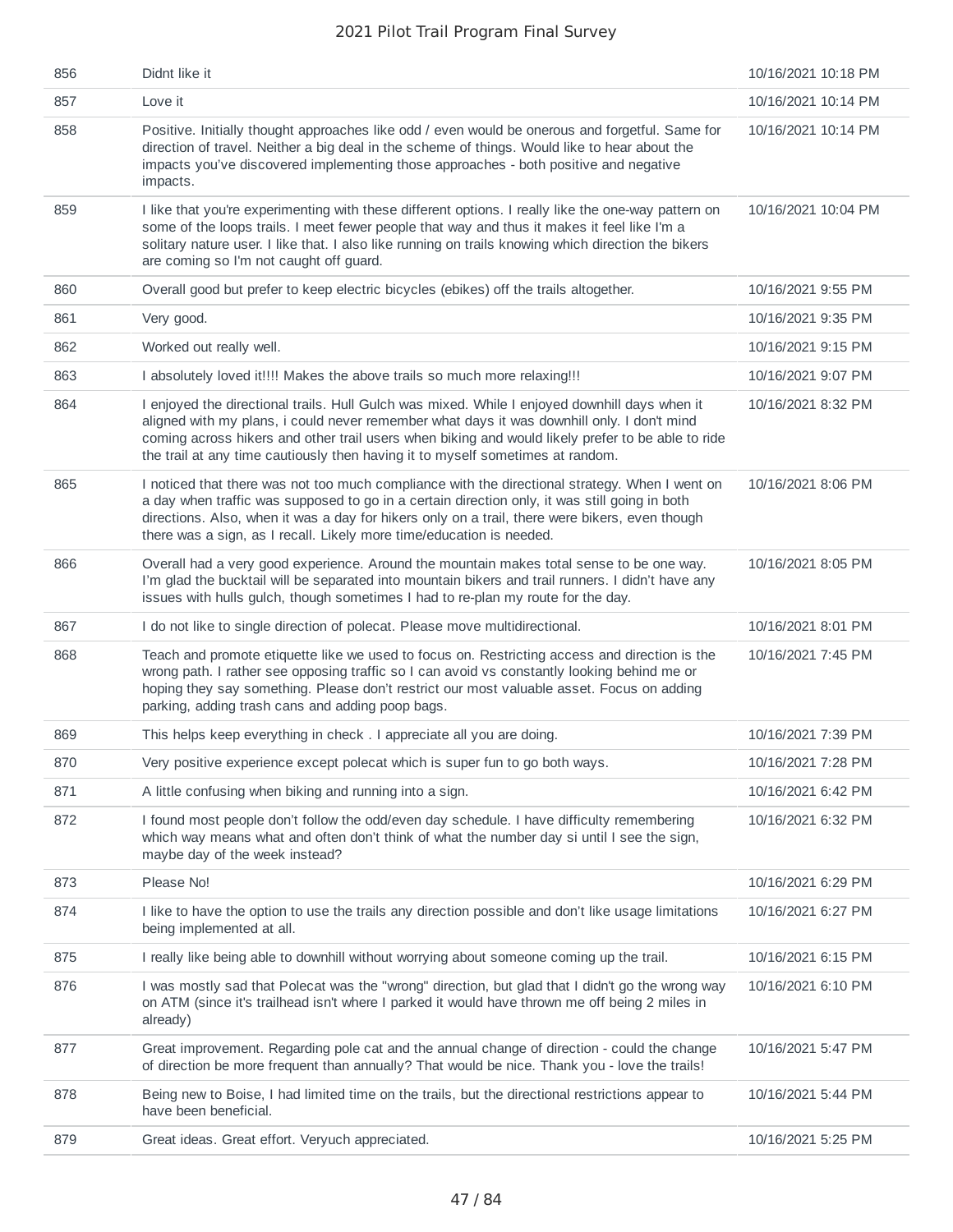| | | |
|---|---|---|
| 856 | Didnt like it | 10/16/2021 10:18 PM |
| 857 | Love it | 10/16/2021 10:14 PM |
| 858 | Positive. Initially thought approaches like odd / even would be onerous and forgetful. Same for direction of travel. Neither a big deal in the scheme of things. Would like to hear about the impacts you've discovered implementing those approaches - both positive and negative impacts. | 10/16/2021 10:14 PM |
| 859 | I like that you're experimenting with these different options. I really like the one-way pattern on some of the loops trails. I meet fewer people that way and thus it makes it feel like I'm a solitary nature user. I like that. I also like running on trails knowing which direction the bikers are coming so I'm not caught off guard. | 10/16/2021 10:04 PM |
| 860 | Overall good but prefer to keep electric bicycles (ebikes) off the trails altogether. | 10/16/2021 9:55 PM |
| 861 | Very good. | 10/16/2021 9:35 PM |
| 862 | Worked out really well. | 10/16/2021 9:15 PM |
| 863 | I absolutely loved it!!!! Makes the above trails so much more relaxing!!! | 10/16/2021 9:07 PM |
| 864 | I enjoyed the directional trails. Hull Gulch was mixed. While I enjoyed downhill days when it aligned with my plans, i could never remember what days it was downhill only. I don't mind coming across hikers and other trail users when biking and would likely prefer to be able to ride the trail at any time cautiously then having it to myself sometimes at random. | 10/16/2021 8:32 PM |
| 865 | I noticed that there was not too much compliance with the directional strategy. When I went on a day when traffic was supposed to go in a certain direction only, it was still going in both directions. Also, when it was a day for hikers only on a trail, there were bikers, even though there was a sign, as I recall. Likely more time/education is needed. | 10/16/2021 8:06 PM |
| 866 | Overall had a very good experience. Around the mountain makes total sense to be one way. I'm glad the bucktail will be separated into mountain bikers and trail runners. I didn't have any issues with hulls gulch, though sometimes I had to re-plan my route for the day. | 10/16/2021 8:05 PM |
| 867 | I do not like to single direction of polecat. Please move multidirectional. | 10/16/2021 8:01 PM |
| 868 | Teach and promote etiquette like we used to focus on. Restricting access and direction is the wrong path. I rather see opposing traffic so I can avoid vs constantly looking behind me or hoping they say something. Please don't restrict our most valuable asset. Focus on adding parking, adding trash cans and adding poop bags. | 10/16/2021 7:45 PM |
| 869 | This helps keep everything in check . I appreciate all you are doing. | 10/16/2021 7:39 PM |
| 870 | Very positive experience except polecat which is super fun to go both ways. | 10/16/2021 7:28 PM |
| 871 | A little confusing when biking and running into a sign. | 10/16/2021 6:42 PM |
| 872 | I found most people don't follow the odd/even day schedule. I have difficulty remembering which way means what and often don't think of what the number day si until I see the sign, maybe day of the week instead? | 10/16/2021 6:32 PM |
| 873 | Please No! | 10/16/2021 6:29 PM |
| 874 | I like to have the option to use the trails any direction possible and don't like usage limitations being implemented at all. | 10/16/2021 6:27 PM |
| 875 | I really like being able to downhill without worrying about someone coming up the trail. | 10/16/2021 6:15 PM |
| 876 | I was mostly sad that Polecat was the "wrong" direction, but glad that I didn't go the wrong way on ATM (since it's trailhead isn't where I parked it would have thrown me off being 2 miles in already) | 10/16/2021 6:10 PM |
| 877 | Great improvement. Regarding pole cat and the annual change of direction - could the change of direction be more frequent than annually? That would be nice. Thank you - love the trails! | 10/16/2021 5:47 PM |
| 878 | Being new to Boise, I had limited time on the trails, but the directional restrictions appear to have been beneficial. | 10/16/2021 5:44 PM |
| 879 | Great ideas. Great effort. Veryuch appreciated. | 10/16/2021 5:25 PM |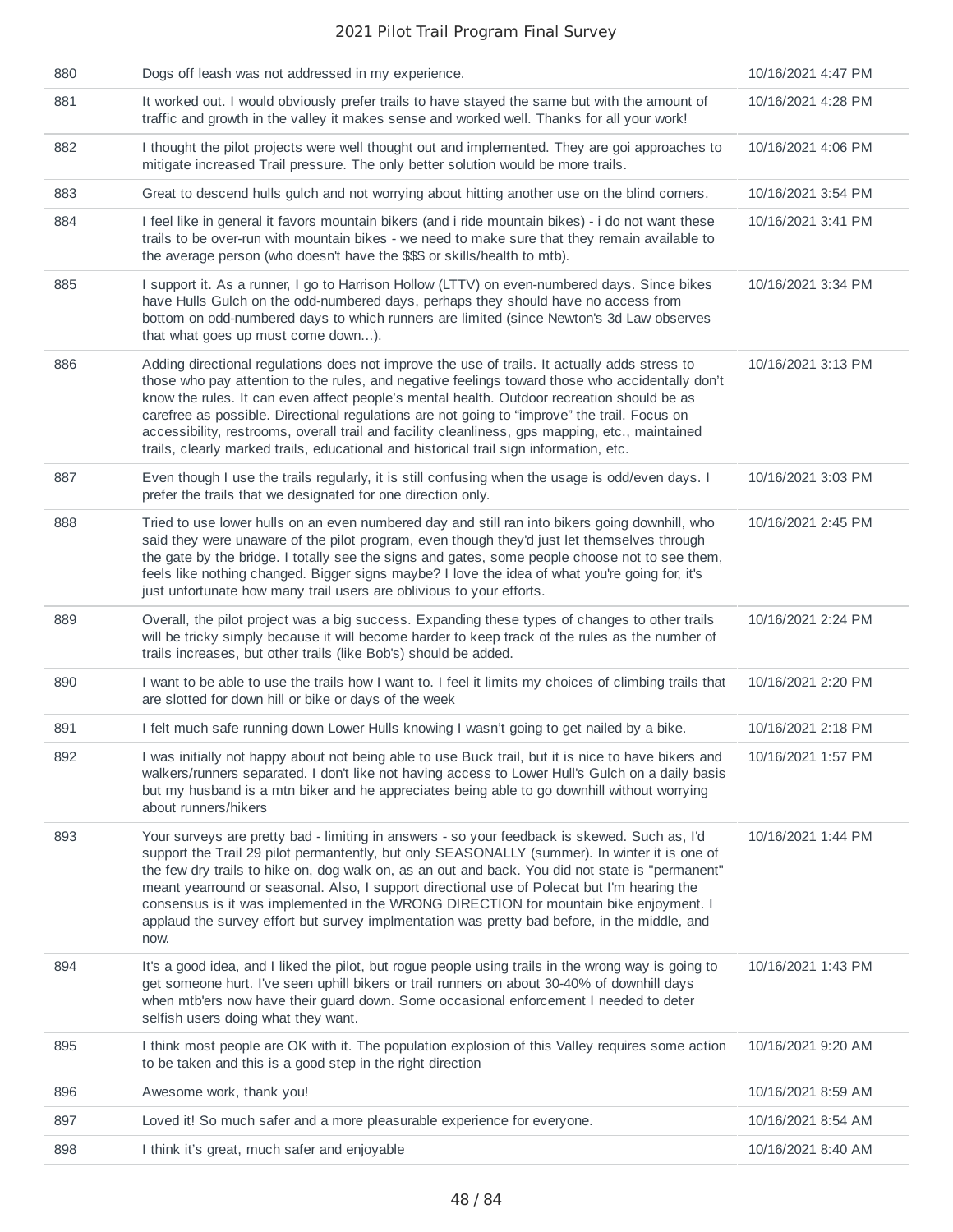| | | |
|---|---|---|
| 880 | Dogs off leash was not addressed in my experience. | 10/16/2021 4:47 PM |
| 881 | It worked out. I would obviously prefer trails to have stayed the same but with the amount of traffic and growth in the valley it makes sense and worked well. Thanks for all your work! | 10/16/2021 4:28 PM |
| 882 | I thought the pilot projects were well thought out and implemented. They are goi approaches to mitigate increased Trail pressure. The only better solution would be more trails. | 10/16/2021 4:06 PM |
| 883 | Great to descend hulls gulch and not worrying about hitting another use on the blind corners. | 10/16/2021 3:54 PM |
| 884 | I feel like in general it favors mountain bikers (and i ride mountain bikes) - i do not want these trails to be over-run with mountain bikes - we need to make sure that they remain available to the average person (who doesn't have the $$$ or skills/health to mtb). | 10/16/2021 3:41 PM |
| 885 | I support it. As a runner, I go to Harrison Hollow (LTTV) on even-numbered days. Since bikes have Hulls Gulch on the odd-numbered days, perhaps they should have no access from bottom on odd-numbered days to which runners are limited (since Newton's 3d Law observes that what goes up must come down...). | 10/16/2021 3:34 PM |
| 886 | Adding directional regulations does not improve the use of trails. It actually adds stress to those who pay attention to the rules, and negative feelings toward those who accidentally don't know the rules. It can even affect people's mental health. Outdoor recreation should be as carefree as possible. Directional regulations are not going to "improve" the trail. Focus on accessibility, restrooms, overall trail and facility cleanliness, gps mapping, etc., maintained trails, clearly marked trails, educational and historical trail sign information, etc. | 10/16/2021 3:13 PM |
| 887 | Even though I use the trails regularly, it is still confusing when the usage is odd/even days. I prefer the trails that we designated for one direction only. | 10/16/2021 3:03 PM |
| 888 | Tried to use lower hulls on an even numbered day and still ran into bikers going downhill, who said they were unaware of the pilot program, even though they'd just let themselves through the gate by the bridge. I totally see the signs and gates, some people choose not to see them, feels like nothing changed. Bigger signs maybe? I love the idea of what you're going for, it's just unfortunate how many trail users are oblivious to your efforts. | 10/16/2021 2:45 PM |
| 889 | Overall, the pilot project was a big success. Expanding these types of changes to other trails will be tricky simply because it will become harder to keep track of the rules as the number of trails increases, but other trails (like Bob's) should be added. | 10/16/2021 2:24 PM |
| 890 | I want to be able to use the trails how I want to. I feel it limits my choices of climbing trails that are slotted for down hill or bike or days of the week | 10/16/2021 2:20 PM |
| 891 | I felt much safe running down Lower Hulls knowing I wasn't going to get nailed by a bike. | 10/16/2021 2:18 PM |
| 892 | I was initially not happy about not being able to use Buck trail, but it is nice to have bikers and walkers/runners separated. I don't like not having access to Lower Hull's Gulch on a daily basis but my husband is a mtn biker and he appreciates being able to go downhill without worrying about runners/hikers | 10/16/2021 1:57 PM |
| 893 | Your surveys are pretty bad - limiting in answers - so your feedback is skewed. Such as, I'd support the Trail 29 pilot permantently, but only SEASONALLY (summer). In winter it is one of the few dry trails to hike on, dog walk on, as an out and back. You did not state is "permanent" meant yearround or seasonal. Also, I support directional use of Polecat but I'm hearing the consensus is it was implemented in the WRONG DIRECTION for mountain bike enjoyment. I applaud the survey effort but survey implmentation was pretty bad before, in the middle, and now. | 10/16/2021 1:44 PM |
| 894 | It's a good idea, and I liked the pilot, but rogue people using trails in the wrong way is going to get someone hurt. I've seen uphill bikers or trail runners on about 30-40% of downhill days when mtb'ers now have their guard down. Some occasional enforcement I needed to deter selfish users doing what they want. | 10/16/2021 1:43 PM |
| 895 | I think most people are OK with it. The population explosion of this Valley requires some action to be taken and this is a good step in the right direction | 10/16/2021 9:20 AM |
| 896 | Awesome work, thank you! | 10/16/2021 8:59 AM |
| 897 | Loved it! So much safer and a more pleasurable experience for everyone. | 10/16/2021 8:54 AM |
| 898 | I think it's great, much safer and enjoyable | 10/16/2021 8:40 AM |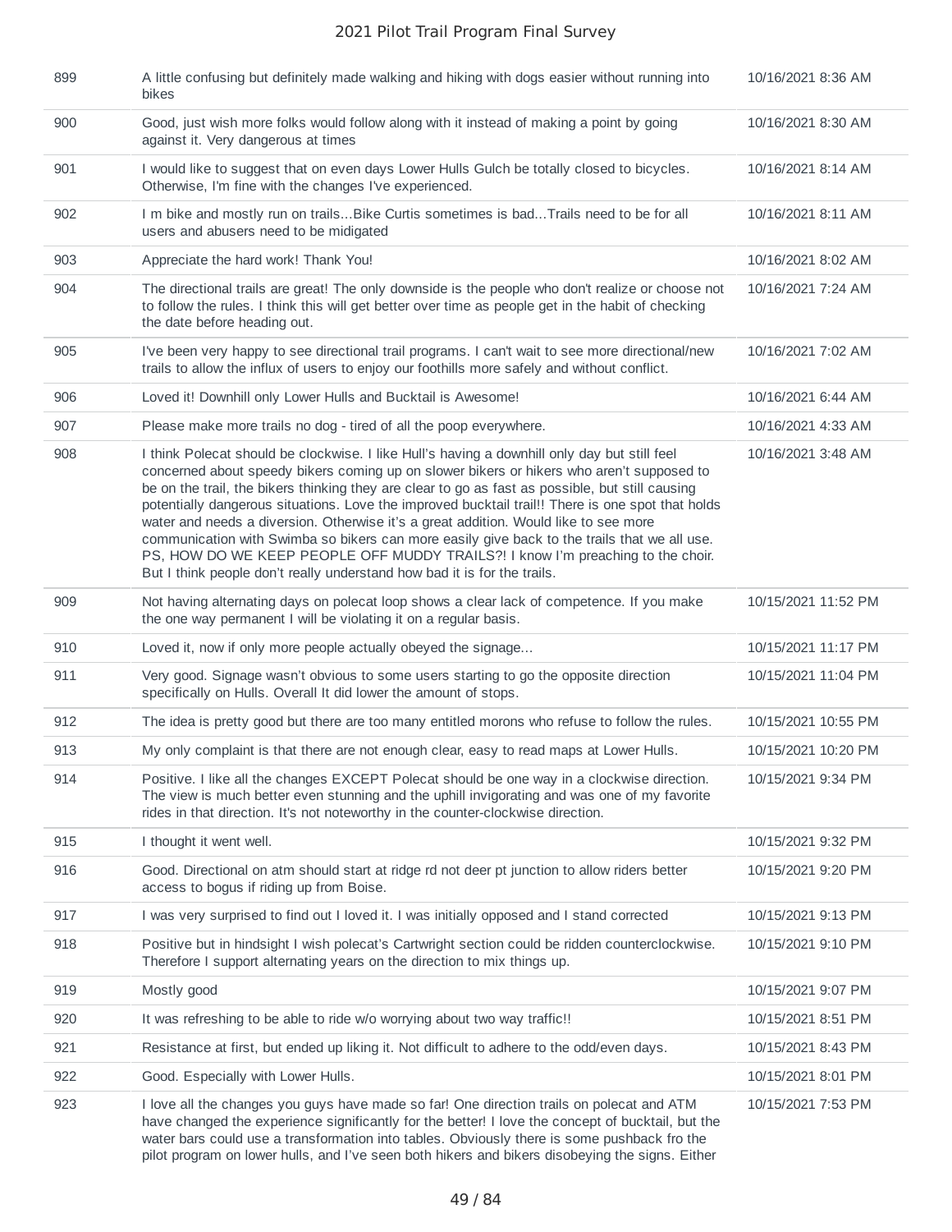| | | |
|---|---|---|
| 899 | A little confusing but definitely made walking and hiking with dogs easier without running into bikes | 10/16/2021 8:36 AM |
| 900 | Good, just wish more folks would follow along with it instead of making a point by going against it. Very dangerous at times | 10/16/2021 8:30 AM |
| 901 | I would like to suggest that on even days Lower Hulls Gulch be totally closed to bicycles. Otherwise, I'm fine with the changes I've experienced. | 10/16/2021 8:14 AM |
| 902 | I m bike and mostly run on trails...Bike Curtis sometimes is bad...Trails need to be for all users and abusers need to be midigated | 10/16/2021 8:11 AM |
| 903 | Appreciate the hard work! Thank You! | 10/16/2021 8:02 AM |
| 904 | The directional trails are great! The only downside is the people who don't realize or choose not to follow the rules. I think this will get better over time as people get in the habit of checking the date before heading out. | 10/16/2021 7:24 AM |
| 905 | I've been very happy to see directional trail programs. I can't wait to see more directional/new trails to allow the influx of users to enjoy our foothills more safely and without conflict. | 10/16/2021 7:02 AM |
| 906 | Loved it! Downhill only Lower Hulls and Bucktail is Awesome! | 10/16/2021 6:44 AM |
| 907 | Please make more trails no dog - tired of all the poop everywhere. | 10/16/2021 4:33 AM |
| 908 | I think Polecat should be clockwise. I like Hull's having a downhill only day but still feel concerned about speedy bikers coming up on slower bikers or hikers who aren't supposed to be on the trail, the bikers thinking they are clear to go as fast as possible, but still causing potentially dangerous situations. Love the improved bucktail trail!! There is one spot that holds water and needs a diversion. Otherwise it's a great addition. Would like to see more communication with Swimba so bikers can more easily give back to the trails that we all use. PS, HOW DO WE KEEP PEOPLE OFF MUDDY TRAILS?! I know I'm preaching to the choir. But I think people don't really understand how bad it is for the trails. | 10/16/2021 3:48 AM |
| 909 | Not having alternating days on polecat loop shows a clear lack of competence. If you make the one way permanent I will be violating it on a regular basis. | 10/15/2021 11:52 PM |
| 910 | Loved it, now if only more people actually obeyed the signage... | 10/15/2021 11:17 PM |
| 911 | Very good. Signage wasn't obvious to some users starting to go the opposite direction specifically on Hulls. Overall It did lower the amount of stops. | 10/15/2021 11:04 PM |
| 912 | The idea is pretty good but there are too many entitled morons who refuse to follow the rules. | 10/15/2021 10:55 PM |
| 913 | My only complaint is that there are not enough clear, easy to read maps at Lower Hulls. | 10/15/2021 10:20 PM |
| 914 | Positive. I like all the changes EXCEPT Polecat should be one way in a clockwise direction. The view is much better even stunning and the uphill invigorating and was one of my favorite rides in that direction. It's not noteworthy in the counter-clockwise direction. | 10/15/2021 9:34 PM |
| 915 | I thought it went well. | 10/15/2021 9:32 PM |
| 916 | Good. Directional on atm should start at ridge rd not deer pt junction to allow riders better access to bogus if riding up from Boise. | 10/15/2021 9:20 PM |
| 917 | I was very surprised to find out I loved it. I was initially opposed and I stand corrected | 10/15/2021 9:13 PM |
| 918 | Positive but in hindsight I wish polecat's Cartwright section could be ridden counterclockwise. Therefore I support alternating years on the direction to mix things up. | 10/15/2021 9:10 PM |
| 919 | Mostly good | 10/15/2021 9:07 PM |
| 920 | It was refreshing to be able to ride w/o worrying about two way traffic!! | 10/15/2021 8:51 PM |
| 921 | Resistance at first, but ended up liking it. Not difficult to adhere to the odd/even days. | 10/15/2021 8:43 PM |
| 922 | Good. Especially with Lower Hulls. | 10/15/2021 8:01 PM |
| 923 | I love all the changes you guys have made so far! One direction trails on polecat and ATM have changed the experience significantly for the better! I love the concept of bucktail, but the water bars could use a transformation into tables. Obviously there is some pushback fro the pilot program on lower hulls, and I've seen both hikers and bikers disobeying the signs. Either | 10/15/2021 7:53 PM |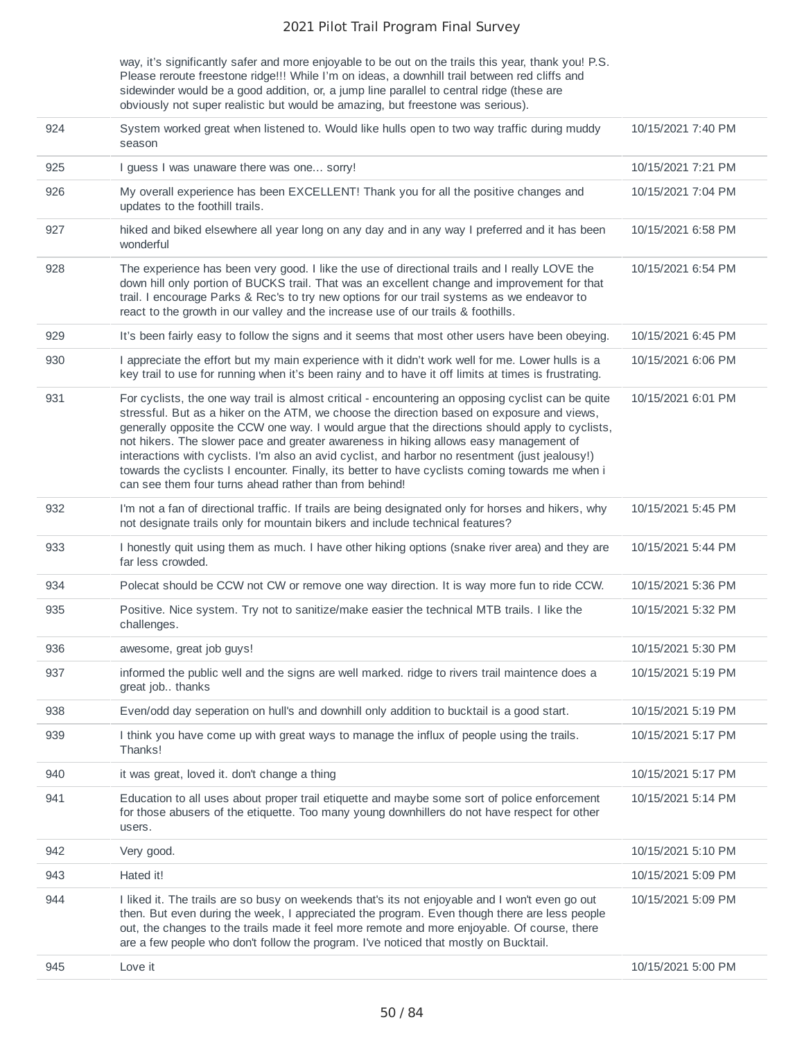| | | |
|---|---|---|
| | way, it's significantly safer and more enjoyable to be out on the trails this year, thank you! P.S. Please reroute freestone ridge!!! While I'm on ideas, a downhill trail between red cliffs and sidewinder would be a good addition, or, a jump line parallel to central ridge (these are obviously not super realistic but would be amazing, but freestone was serious). | |
| 924 | System worked great when listened to. Would like hulls open to two way traffic during muddy season | 10/15/2021 7:40 PM |
| 925 | I guess I was unaware there was one... sorry! | 10/15/2021 7:21 PM |
| 926 | My overall experience has been EXCELLENT! Thank you for all the positive changes and updates to the foothill trails. | 10/15/2021 7:04 PM |
| 927 | hiked and biked elsewhere all year long on any day and in any way I preferred and it has been wonderful | 10/15/2021 6:58 PM |
| 928 | The experience has been very good. I like the use of directional trails and I really LOVE the down hill only portion of BUCKS trail. That was an excellent change and improvement for that trail. I encourage Parks & Rec's to try new options for our trail systems as we endeavor to react to the growth in our valley and the increase use of our trails & foothills. | 10/15/2021 6:54 PM |
| 929 | It's been fairly easy to follow the signs and it seems that most other users have been obeying. | 10/15/2021 6:45 PM |
| 930 | I appreciate the effort but my main experience with it didn't work well for me. Lower hulls is a key trail to use for running when it's been rainy and to have it off limits at times is frustrating. | 10/15/2021 6:06 PM |
| 931 | For cyclists, the one way trail is almost critical - encountering an opposing cyclist can be quite stressful. But as a hiker on the ATM, we choose the direction based on exposure and views, generally opposite the CCW one way. I would argue that the directions should apply to cyclists, not hikers. The slower pace and greater awareness in hiking allows easy management of interactions with cyclists. I'm also an avid cyclist, and harbor no resentment (just jealousy!) towards the cyclists I encounter. Finally, its better to have cyclists coming towards me when i can see them four turns ahead rather than from behind! | 10/15/2021 6:01 PM |
| 932 | I'm not a fan of directional traffic. If trails are being designated only for horses and hikers, why not designate trails only for mountain bikers and include technical features? | 10/15/2021 5:45 PM |
| 933 | I honestly quit using them as much. I have other hiking options (snake river area) and they are far less crowded. | 10/15/2021 5:44 PM |
| 934 | Polecat should be CCW not CW or remove one way direction. It is way more fun to ride CCW. | 10/15/2021 5:36 PM |
| 935 | Positive. Nice system. Try not to sanitize/make easier the technical MTB trails. I like the challenges. | 10/15/2021 5:32 PM |
| 936 | awesome, great job guys! | 10/15/2021 5:30 PM |
| 937 | informed the public well and the signs are well marked. ridge to rivers trail maintence does a great job.. thanks | 10/15/2021 5:19 PM |
| 938 | Even/odd day seperation on hull's and downhill only addition to bucktail is a good start. | 10/15/2021 5:19 PM |
| 939 | I think you have come up with great ways to manage the influx of people using the trails. Thanks! | 10/15/2021 5:17 PM |
| 940 | it was great, loved it. don't change a thing | 10/15/2021 5:17 PM |
| 941 | Education to all uses about proper trail etiquette and maybe some sort of police enforcement for those abusers of the etiquette. Too many young downhillers do not have respect for other users. | 10/15/2021 5:14 PM |
| 942 | Very good. | 10/15/2021 5:10 PM |
| 943 | Hated it! | 10/15/2021 5:09 PM |
| 944 | I liked it. The trails are so busy on weekends that's its not enjoyable and I won't even go out then. But even during the week, I appreciated the program. Even though there are less people out, the changes to the trails made it feel more remote and more enjoyable. Of course, there are a few people who don't follow the program. I've noticed that mostly on Bucktail. | 10/15/2021 5:09 PM |
| 945 | Love it | 10/15/2021 5:00 PM |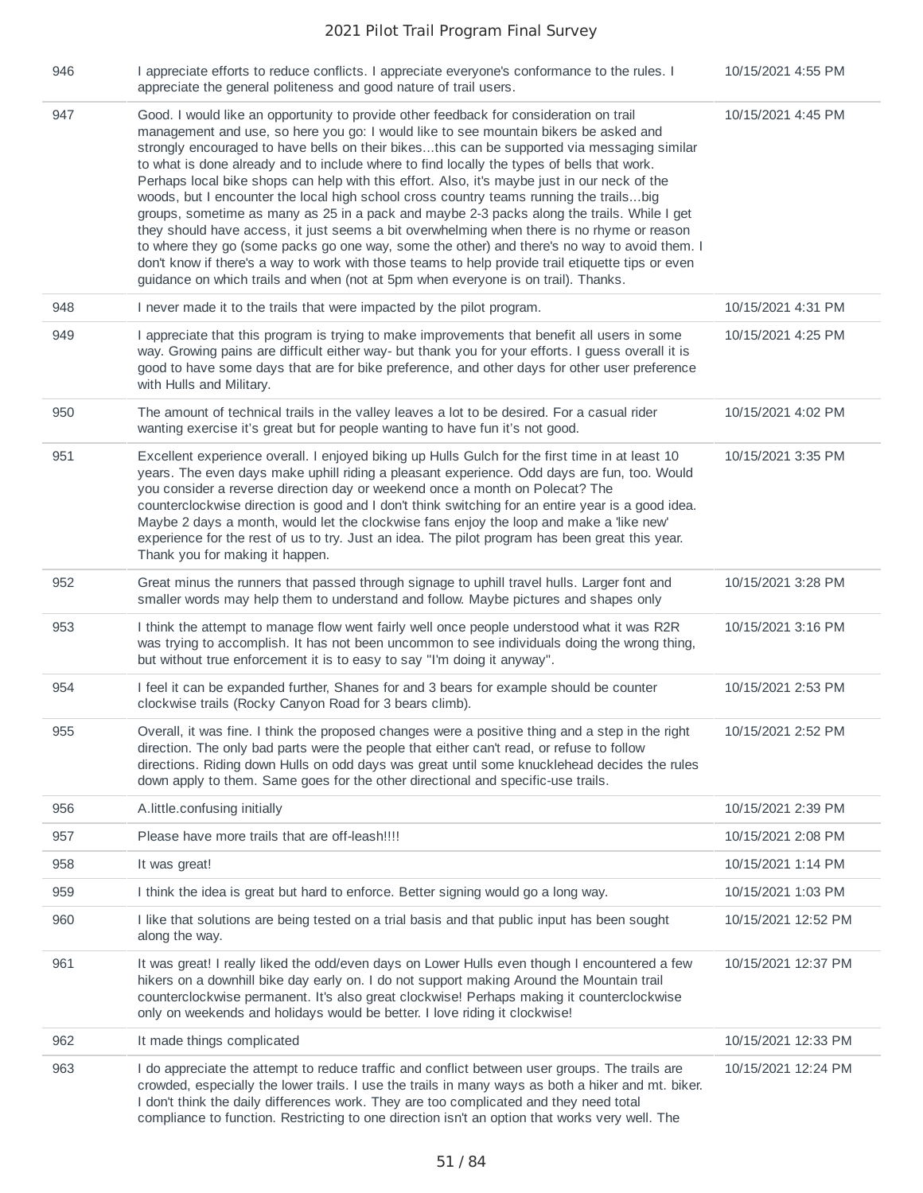| | | |
|---|---|---|
| 946 | I appreciate efforts to reduce conflicts. I appreciate everyone's conformance to the rules. I appreciate the general politeness and good nature of trail users. | 10/15/2021 4:55 PM |
| 947 | Good. I would like an opportunity to provide other feedback for consideration on trail management and use, so here you go: I would like to see mountain bikers be asked and strongly encouraged to have bells on their bikes...this can be supported via messaging similar to what is done already and to include where to find locally the types of bells that work. Perhaps local bike shops can help with this effort. Also, it's maybe just in our neck of the woods, but I encounter the local high school cross country teams running the trails...big groups, sometime as many as 25 in a pack and maybe 2-3 packs along the trails. While I get they should have access, it just seems a bit overwhelming when there is no rhyme or reason to where they go (some packs go one way, some the other) and there's no way to avoid them. I don't know if there's a way to work with those teams to help provide trail etiquette tips or even guidance on which trails and when (not at 5pm when everyone is on trail). Thanks. | 10/15/2021 4:45 PM |
| 948 | I never made it to the trails that were impacted by the pilot program. | 10/15/2021 4:31 PM |
| 949 | I appreciate that this program is trying to make improvements that benefit all users in some way. Growing pains are difficult either way- but thank you for your efforts. I guess overall it is good to have some days that are for bike preference, and other days for other user preference with Hulls and Military. | 10/15/2021 4:25 PM |
| 950 | The amount of technical trails in the valley leaves a lot to be desired. For a casual rider wanting exercise it's great but for people wanting to have fun it's not good. | 10/15/2021 4:02 PM |
| 951 | Excellent experience overall. I enjoyed biking up Hulls Gulch for the first time in at least 10 years. The even days make uphill riding a pleasant experience. Odd days are fun, too. Would you consider a reverse direction day or weekend once a month on Polecat? The counterclockwise direction is good and I don't think switching for an entire year is a good idea. Maybe 2 days a month, would let the clockwise fans enjoy the loop and make a 'like new' experience for the rest of us to try. Just an idea. The pilot program has been great this year. Thank you for making it happen. | 10/15/2021 3:35 PM |
| 952 | Great minus the runners that passed through signage to uphill travel hulls. Larger font and smaller words may help them to understand and follow. Maybe pictures and shapes only | 10/15/2021 3:28 PM |
| 953 | I think the attempt to manage flow went fairly well once people understood what it was R2R was trying to accomplish. It has not been uncommon to see individuals doing the wrong thing, but without true enforcement it is to easy to say "I'm doing it anyway". | 10/15/2021 3:16 PM |
| 954 | I feel it can be expanded further, Shanes for and 3 bears for example should be counter clockwise trails (Rocky Canyon Road for 3 bears climb). | 10/15/2021 2:53 PM |
| 955 | Overall, it was fine. I think the proposed changes were a positive thing and a step in the right direction. The only bad parts were the people that either can't read, or refuse to follow directions. Riding down Hulls on odd days was great until some knucklehead decides the rules down apply to them. Same goes for the other directional and specific-use trails. | 10/15/2021 2:52 PM |
| 956 | A.little.confusing initially | 10/15/2021 2:39 PM |
| 957 | Please have more trails that are off-leash!!!! | 10/15/2021 2:08 PM |
| 958 | It was great! | 10/15/2021 1:14 PM |
| 959 | I think the idea is great but hard to enforce. Better signing would go a long way. | 10/15/2021 1:03 PM |
| 960 | I like that solutions are being tested on a trial basis and that public input has been sought along the way. | 10/15/2021 12:52 PM |
| 961 | It was great! I really liked the odd/even days on Lower Hulls even though I encountered a few hikers on a downhill bike day early on. I do not support making Around the Mountain trail counterclockwise permanent. It's also great clockwise! Perhaps making it counterclockwise only on weekends and holidays would be better. I love riding it clockwise! | 10/15/2021 12:37 PM |
| 962 | It made things complicated | 10/15/2021 12:33 PM |
| 963 | I do appreciate the attempt to reduce traffic and conflict between user groups. The trails are crowded, especially the lower trails. I use the trails in many ways as both a hiker and mt. biker. I don't think the daily differences work. They are too complicated and they need total compliance to function. Restricting to one direction isn't an option that works very well. The | 10/15/2021 12:24 PM |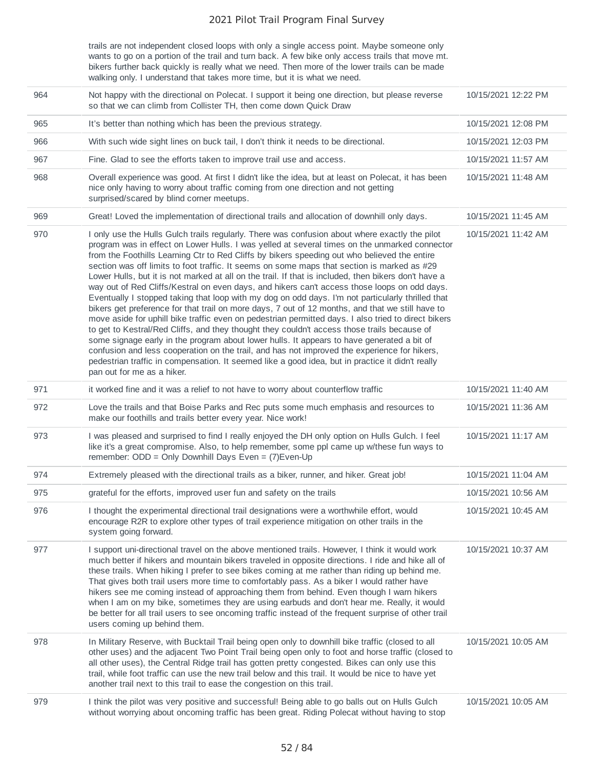| | | |
|---|---|---|
| | trails are not independent closed loops with only a single access point. Maybe someone only wants to go on a portion of the trail and turn back. A few bike only access trails that move mt. bikers further back quickly is really what we need. Then more of the lower trails can be made walking only. I understand that takes more time, but it is what we need. | |
| 964 | Not happy with the directional on Polecat. I support it being one direction, but please reverse so that we can climb from Collister TH, then come down Quick Draw | 10/15/2021 12:22 PM |
| 965 | It's better than nothing which has been the previous strategy. | 10/15/2021 12:08 PM |
| 966 | With such wide sight lines on buck tail, I don't think it needs to be directional. | 10/15/2021 12:03 PM |
| 967 | Fine. Glad to see the efforts taken to improve trail use and access. | 10/15/2021 11:57 AM |
| 968 | Overall experience was good. At first I didn't like the idea, but at least on Polecat, it has been nice only having to worry about traffic coming from one direction and not getting surprised/scared by blind corner meetups. | 10/15/2021 11:48 AM |
| 969 | Great! Loved the implementation of directional trails and allocation of downhill only days. | 10/15/2021 11:45 AM |
| 970 | I only use the Hulls Gulch trails regularly. There was confusion about where exactly the pilot program was in effect on Lower Hulls. I was yelled at several times on the unmarked connector from the Foothills Learning Ctr to Red Cliffs by bikers speeding out who believed the entire section was off limits to foot traffic. It seems on some maps that section is marked as #29 Lower Hulls, but it is not marked at all on the trail. If that is included, then bikers don't have a way out of Red Cliffs/Kestral on even days, and hikers can't access those loops on odd days. Eventually I stopped taking that loop with my dog on odd days. I'm not particularly thrilled that bikers get preference for that trail on more days, 7 out of 12 months, and that we still have to move aside for uphill bike traffic even on pedestrian permitted days. I also tried to direct bikers to get to Kestral/Red Cliffs, and they thought they couldn't access those trails because of some signage early in the program about lower hulls. It appears to have generated a bit of confusion and less cooperation on the trail, and has not improved the experience for hikers, pedestrian traffic in compensation. It seemed like a good idea, but in practice it didn't really pan out for me as a hiker. | 10/15/2021 11:42 AM |
| 971 | it worked fine and it was a relief to not have to worry about counterflow traffic | 10/15/2021 11:40 AM |
| 972 | Love the trails and that Boise Parks and Rec puts some much emphasis and resources to make our foothills and trails better every year. Nice work! | 10/15/2021 11:36 AM |
| 973 | I was pleased and surprised to find I really enjoyed the DH only option on Hulls Gulch. I feel like it's a great compromise. Also, to help remember, some ppl came up w/these fun ways to remember: ODD = Only Downhill Days Even = (7)Even-Up | 10/15/2021 11:17 AM |
| 974 | Extremely pleased with the directional trails as a biker, runner, and hiker. Great job! | 10/15/2021 11:04 AM |
| 975 | grateful for the efforts, improved user fun and safety on the trails | 10/15/2021 10:56 AM |
| 976 | I thought the experimental directional trail designations were a worthwhile effort, would encourage R2R to explore other types of trail experience mitigation on other trails in the system going forward. | 10/15/2021 10:45 AM |
| 977 | I support uni-directional travel on the above mentioned trails. However, I think it would work much better if hikers and mountain bikers traveled in opposite directions. I ride and hike all of these trails. When hiking I prefer to see bikes coming at me rather than riding up behind me. That gives both trail users more time to comfortably pass. As a biker I would rather have hikers see me coming instead of approaching them from behind. Even though I warn hikers when I am on my bike, sometimes they are using earbuds and don't hear me. Really, it would be better for all trail users to see oncoming traffic instead of the frequent surprise of other trail users coming up behind them. | 10/15/2021 10:37 AM |
| 978 | In Military Reserve, with Bucktail Trail being open only to downhill bike traffic (closed to all other uses) and the adjacent Two Point Trail being open only to foot and horse traffic (closed to all other uses), the Central Ridge trail has gotten pretty congested. Bikes can only use this trail, while foot traffic can use the new trail below and this trail. It would be nice to have yet another trail next to this trail to ease the congestion on this trail. | 10/15/2021 10:05 AM |
| 979 | I think the pilot was very positive and successful! Being able to go balls out on Hulls Gulch without worrying about oncoming traffic has been great. Riding Polecat without having to stop | 10/15/2021 10:05 AM |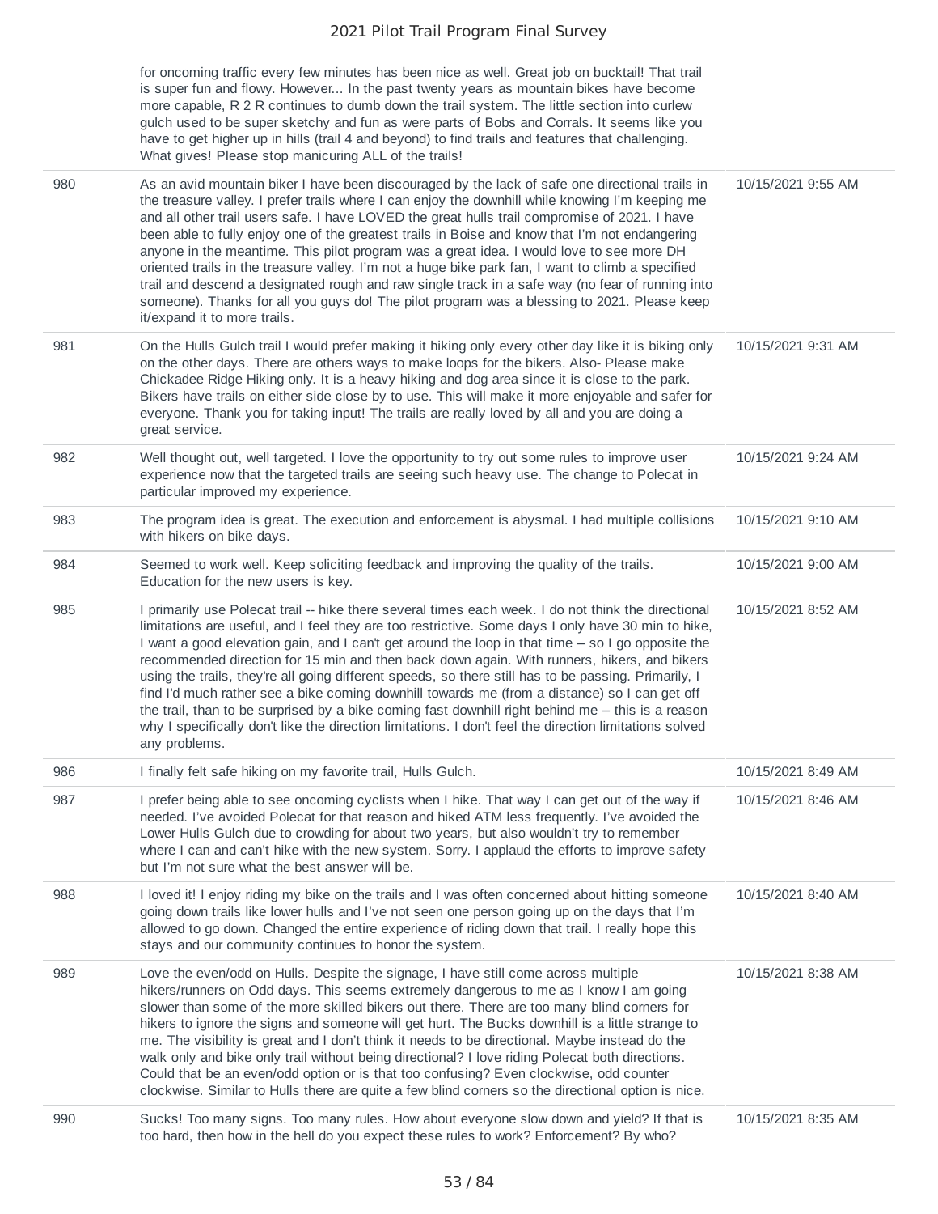| | | |
|---|---|---|
| | for oncoming traffic every few minutes has been nice as well. Great job on bucktail! That trail is super fun and flowy. However... In the past twenty years as mountain bikes have become more capable, R 2 R continues to dumb down the trail system. The little section into curlew gulch used to be super sketchy and fun as were parts of Bobs and Corrals. It seems like you have to get higher up in hills (trail 4 and beyond) to find trails and features that challenging. What gives! Please stop manicuring ALL of the trails! | |
| 980 | As an avid mountain biker I have been discouraged by the lack of safe one directional trails in the treasure valley. I prefer trails where I can enjoy the downhill while knowing I'm keeping me and all other trail users safe. I have LOVED the great hulls trail compromise of 2021. I have been able to fully enjoy one of the greatest trails in Boise and know that I'm not endangering anyone in the meantime. This pilot program was a great idea. I would love to see more DH oriented trails in the treasure valley. I'm not a huge bike park fan, I want to climb a specified trail and descend a designated rough and raw single track in a safe way (no fear of running into someone). Thanks for all you guys do! The pilot program was a blessing to 2021. Please keep it/expand it to more trails. | 10/15/2021 9:55 AM |
| 981 | On the Hulls Gulch trail I would prefer making it hiking only every other day like it is biking only on the other days. There are others ways to make loops for the bikers. Also- Please make Chickadee Ridge Hiking only. It is a heavy hiking and dog area since it is close to the park. Bikers have trails on either side close by to use. This will make it more enjoyable and safer for everyone. Thank you for taking input! The trails are really loved by all and you are doing a great service. | 10/15/2021 9:31 AM |
| 982 | Well thought out, well targeted. I love the opportunity to try out some rules to improve user experience now that the targeted trails are seeing such heavy use. The change to Polecat in particular improved my experience. | 10/15/2021 9:24 AM |
| 983 | The program idea is great. The execution and enforcement is abysmal. I had multiple collisions with hikers on bike days. | 10/15/2021 9:10 AM |
| 984 | Seemed to work well. Keep soliciting feedback and improving the quality of the trails. Education for the new users is key. | 10/15/2021 9:00 AM |
| 985 | I primarily use Polecat trail -- hike there several times each week. I do not think the directional limitations are useful, and I feel they are too restrictive. Some days I only have 30 min to hike, I want a good elevation gain, and I can't get around the loop in that time -- so I go opposite the recommended direction for 15 min and then back down again. With runners, hikers, and bikers using the trails, they're all going different speeds, so there still has to be passing. Primarily, I find I'd much rather see a bike coming downhill towards me (from a distance) so I can get off the trail, than to be surprised by a bike coming fast downhill right behind me -- this is a reason why I specifically don't like the direction limitations. I don't feel the direction limitations solved any problems. | 10/15/2021 8:52 AM |
| 986 | I finally felt safe hiking on my favorite trail, Hulls Gulch. | 10/15/2021 8:49 AM |
| 987 | I prefer being able to see oncoming cyclists when I hike. That way I can get out of the way if needed. I've avoided Polecat for that reason and hiked ATM less frequently. I've avoided the Lower Hulls Gulch due to crowding for about two years, but also wouldn't try to remember where I can and can't hike with the new system. Sorry. I applaud the efforts to improve safety but I'm not sure what the best answer will be. | 10/15/2021 8:46 AM |
| 988 | I loved it! I enjoy riding my bike on the trails and I was often concerned about hitting someone going down trails like lower hulls and I've not seen one person going up on the days that I'm allowed to go down. Changed the entire experience of riding down that trail. I really hope this stays and our community continues to honor the system. | 10/15/2021 8:40 AM |
| 989 | Love the even/odd on Hulls. Despite the signage, I have still come across multiple hikers/runners on Odd days. This seems extremely dangerous to me as I know I am going slower than some of the more skilled bikers out there. There are too many blind corners for hikers to ignore the signs and someone will get hurt. The Bucks downhill is a little strange to me. The visibility is great and I don't think it needs to be directional. Maybe instead do the walk only and bike only trail without being directional? I love riding Polecat both directions. Could that be an even/odd option or is that too confusing? Even clockwise, odd counter clockwise. Similar to Hulls there are quite a few blind corners so the directional option is nice. | 10/15/2021 8:38 AM |
| 990 | Sucks! Too many signs. Too many rules. How about everyone slow down and yield? If that is too hard, then how in the hell do you expect these rules to work? Enforcement? By who? | 10/15/2021 8:35 AM |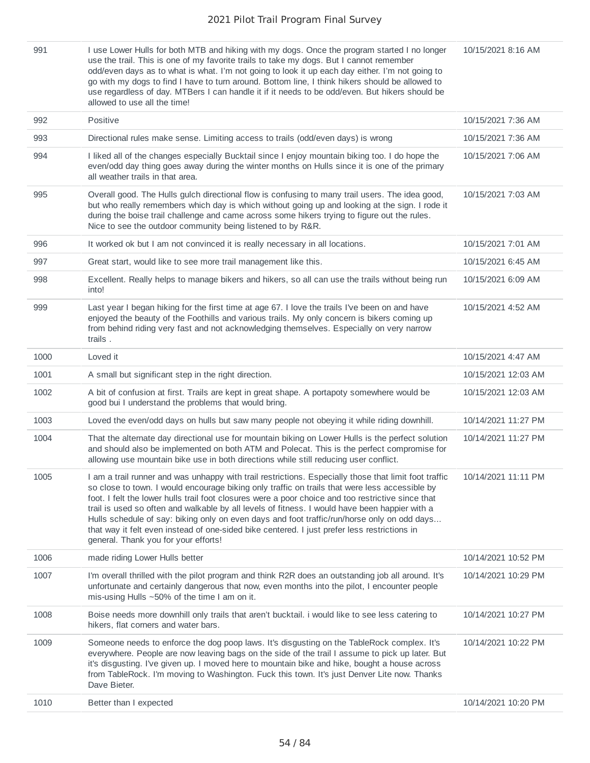| | | |
|---|---|---|
| 991 | I use Lower Hulls for both MTB and hiking with my dogs. Once the program started I no longer use the trail. This is one of my favorite trails to take my dogs. But I cannot remember odd/even days as to what is what. I'm not going to look it up each day either. I'm not going to go with my dogs to find I have to turn around. Bottom line, I think hikers should be allowed to use regardless of day. MTBers I can handle it if it needs to be odd/even. But hikers should be allowed to use all the time! | 10/15/2021 8:16 AM |
| 992 | Positive | 10/15/2021 7:36 AM |
| 993 | Directional rules make sense. Limiting access to trails (odd/even days) is wrong | 10/15/2021 7:36 AM |
| 994 | I liked all of the changes especially Bucktail since I enjoy mountain biking too. I do hope the even/odd day thing goes away during the winter months on Hulls since it is one of the primary all weather trails in that area. | 10/15/2021 7:06 AM |
| 995 | Overall good. The Hulls gulch directional flow is confusing to many trail users. The idea good, but who really remembers which day is which without going up and looking at the sign. I rode it during the boise trail challenge and came across some hikers trying to figure out the rules. Nice to see the outdoor community being listened to by R&R. | 10/15/2021 7:03 AM |
| 996 | It worked ok but I am not convinced it is really necessary in all locations. | 10/15/2021 7:01 AM |
| 997 | Great start, would like to see more trail management like this. | 10/15/2021 6:45 AM |
| 998 | Excellent. Really helps to manage bikers and hikers, so all can use the trails without being run into! | 10/15/2021 6:09 AM |
| 999 | Last year I began hiking for the first time at age 67. I love the trails I've been on and have enjoyed the beauty of the Foothills and various trails. My only concern is bikers coming up from behind riding very fast and not acknowledging themselves. Especially on very narrow trails . | 10/15/2021 4:52 AM |
| 1000 | Loved it | 10/15/2021 4:47 AM |
| 1001 | A small but significant step in the right direction. | 10/15/2021 12:03 AM |
| 1002 | A bit of confusion at first. Trails are kept in great shape. A portapoty somewhere would be good bui I understand the problems that would bring. | 10/15/2021 12:03 AM |
| 1003 | Loved the even/odd days on hulls but saw many people not obeying it while riding downhill. | 10/14/2021 11:27 PM |
| 1004 | That the alternate day directional use for mountain biking on Lower Hulls is the perfect solution and should also be implemented on both ATM and Polecat. This is the perfect compromise for allowing use mountain bike use in both directions while still reducing user conflict. | 10/14/2021 11:27 PM |
| 1005 | I am a trail runner and was unhappy with trail restrictions. Especially those that limit foot traffic so close to town. I would encourage biking only traffic on trails that were less accessible by foot. I felt the lower hulls trail foot closures were a poor choice and too restrictive since that trail is used so often and walkable by all levels of fitness. I would have been happier with a Hulls schedule of say: biking only on even days and foot traffic/run/horse only on odd days... that way it felt even instead of one-sided bike centered. I just prefer less restrictions in general. Thank you for your efforts! | 10/14/2021 11:11 PM |
| 1006 | made riding Lower Hulls better | 10/14/2021 10:52 PM |
| 1007 | I'm overall thrilled with the pilot program and think R2R does an outstanding job all around. It's unfortunate and certainly dangerous that now, even months into the pilot, I encounter people mis-using Hulls ~50% of the time I am on it. | 10/14/2021 10:29 PM |
| 1008 | Boise needs more downhill only trails that aren't bucktail. i would like to see less catering to hikers, flat corners and water bars. | 10/14/2021 10:27 PM |
| 1009 | Someone needs to enforce the dog poop laws. It's disgusting on the TableRock complex. It's everywhere. People are now leaving bags on the side of the trail I assume to pick up later. But it's disgusting. I've given up. I moved here to mountain bike and hike, bought a house across from TableRock. I'm moving to Washington. Fuck this town. It's just Denver Lite now. Thanks Dave Bieter. | 10/14/2021 10:22 PM |
| 1010 | Better than I expected | 10/14/2021 10:20 PM |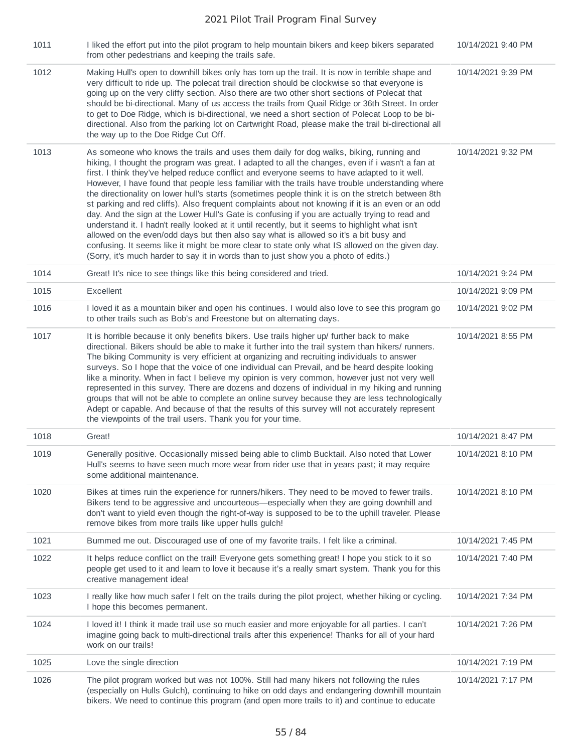| | | |
|---|---|---|
| 1011 | I liked the effort put into the pilot program to help mountain bikers and keep bikers separated from other pedestrians and keeping the trails safe. | 10/14/2021 9:40 PM |
| 1012 | Making Hull's open to downhill bikes only has torn up the trail. It is now in terrible shape and very difficult to ride up. The polecat trail direction should be clockwise so that everyone is going up on the very cliffy section. Also there are two other short sections of Polecat that should be bi-directional. Many of us access the trails from Quail Ridge or 36th Street. In order to get to Doe Ridge, which is bi-directional, we need a short section of Polecat Loop to be bi-directional. Also from the parking lot on Cartwright Road, please make the trail bi-directional all the way up to the Doe Ridge Cut Off. | 10/14/2021 9:39 PM |
| 1013 | As someone who knows the trails and uses them daily for dog walks, biking, running and hiking, I thought the program was great. I adapted to all the changes, even if i wasn't a fan at first. I think they've helped reduce conflict and everyone seems to have adapted to it well. However, I have found that people less familiar with the trails have trouble understanding where the directionality on lower hull's starts (sometimes people think it is on the stretch between 8th st parking and red cliffs). Also frequent complaints about not knowing if it is an even or an odd day. And the sign at the Lower Hull's Gate is confusing if you are actually trying to read and understand it. I hadn't really looked at it until recently, but it seems to highlight what isn't allowed on the even/odd days but then also say what is allowed so it's a bit busy and confusing. It seems like it might be more clear to state only what IS allowed on the given day. (Sorry, it's much harder to say it in words than to just show you a photo of edits.) | 10/14/2021 9:32 PM |
| 1014 | Great! It's nice to see things like this being considered and tried. | 10/14/2021 9:24 PM |
| 1015 | Excellent | 10/14/2021 9:09 PM |
| 1016 | I loved it as a mountain biker and open his continues. I would also love to see this program go to other trails such as Bob's and Freestone but on alternating days. | 10/14/2021 9:02 PM |
| 1017 | It is horrible because it only benefits bikers. Use trails higher up/ further back to make directional. Bikers should be able to make it further into the trail system than hikers/ runners. The biking Community is very efficient at organizing and recruiting individuals to answer surveys. So I hope that the voice of one individual can Prevail, and be heard despite looking like a minority. When in fact I believe my opinion is very common, however just not very well represented in this survey. There are dozens and dozens of individual in my hiking and running groups that will not be able to complete an online survey because they are less technologically Adept or capable. And because of that the results of this survey will not accurately represent the viewpoints of the trail users. Thank you for your time. | 10/14/2021 8:55 PM |
| 1018 | Great! | 10/14/2021 8:47 PM |
| 1019 | Generally positive. Occasionally missed being able to climb Bucktail. Also noted that Lower Hull's seems to have seen much more wear from rider use that in years past; it may require some additional maintenance. | 10/14/2021 8:10 PM |
| 1020 | Bikes at times ruin the experience for runners/hikers. They need to be moved to fewer trails. Bikers tend to be aggressive and uncourteous—especially when they are going downhill and don't want to yield even though the right-of-way is supposed to be to the uphill traveler. Please remove bikes from more trails like upper hulls gulch! | 10/14/2021 8:10 PM |
| 1021 | Bummed me out. Discouraged use of one of my favorite trails. I felt like a criminal. | 10/14/2021 7:45 PM |
| 1022 | It helps reduce conflict on the trail! Everyone gets something great! I hope you stick to it so people get used to it and learn to love it because it's a really smart system. Thank you for this creative management idea! | 10/14/2021 7:40 PM |
| 1023 | I really like how much safer I felt on the trails during the pilot project, whether hiking or cycling. I hope this becomes permanent. | 10/14/2021 7:34 PM |
| 1024 | I loved it! I think it made trail use so much easier and more enjoyable for all parties. I can't imagine going back to multi-directional trails after this experience! Thanks for all of your hard work on our trails! | 10/14/2021 7:26 PM |
| 1025 | Love the single direction | 10/14/2021 7:19 PM |
| 1026 | The pilot program worked but was not 100%. Still had many hikers not following the rules (especially on Hulls Gulch), continuing to hike on odd days and endangering downhill mountain bikers. We need to continue this program (and open more trails to it) and continue to educate | 10/14/2021 7:17 PM |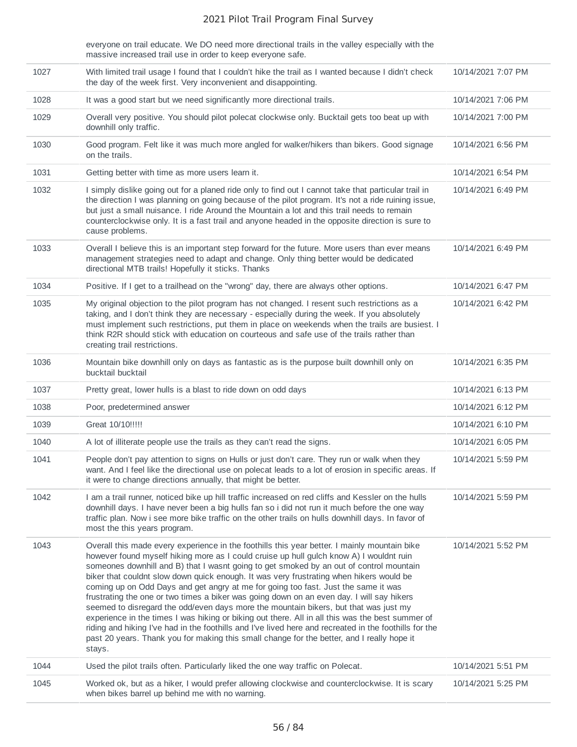| | | |
|---|---|---|
| | everyone on trail educate. We DO need more directional trails in the valley especially with the massive increased trail use in order to keep everyone safe. | |
| 1027 | With limited trail usage I found that I couldn't hike the trail as I wanted because I didn't check the day of the week first. Very inconvenient and disappointing. | 10/14/2021 7:07 PM |
| 1028 | It was a good start but we need significantly more directional trails. | 10/14/2021 7:06 PM |
| 1029 | Overall very positive. You should pilot polecat clockwise only. Bucktail gets too beat up with downhill only traffic. | 10/14/2021 7:00 PM |
| 1030 | Good program. Felt like it was much more angled for walker/hikers than bikers. Good signage on the trails. | 10/14/2021 6:56 PM |
| 1031 | Getting better with time as more users learn it. | 10/14/2021 6:54 PM |
| 1032 | I simply dislike going out for a planed ride only to find out I cannot take that particular trail in the direction I was planning on going because of the pilot program. It's not a ride ruining issue, but just a small nuisance. I ride Around the Mountain a lot and this trail needs to remain counterclockwise only. It is a fast trail and anyone headed in the opposite direction is sure to cause problems. | 10/14/2021 6:49 PM |
| 1033 | Overall I believe this is an important step forward for the future. More users than ever means management strategies need to adapt and change. Only thing better would be dedicated directional MTB trails! Hopefully it sticks. Thanks | 10/14/2021 6:49 PM |
| 1034 | Positive. If I get to a trailhead on the "wrong" day, there are always other options. | 10/14/2021 6:47 PM |
| 1035 | My original objection to the pilot program has not changed. I resent such restrictions as a taking, and I don't think they are necessary - especially during the week. If you absolutely must implement such restrictions, put them in place on weekends when the trails are busiest. I think R2R should stick with education on courteous and safe use of the trails rather than creating trail restrictions. | 10/14/2021 6:42 PM |
| 1036 | Mountain bike downhill only on days as fantastic as is the purpose built downhill only on bucktail bucktail | 10/14/2021 6:35 PM |
| 1037 | Pretty great, lower hulls is a blast to ride down on odd days | 10/14/2021 6:13 PM |
| 1038 | Poor, predetermined answer | 10/14/2021 6:12 PM |
| 1039 | Great 10/10!!!!! | 10/14/2021 6:10 PM |
| 1040 | A lot of illiterate people use the trails as they can't read the signs. | 10/14/2021 6:05 PM |
| 1041 | People don't pay attention to signs on Hulls or just don't care. They run or walk when they want. And I feel like the directional use on polecat leads to a lot of erosion in specific areas. If it were to change directions annually, that might be better. | 10/14/2021 5:59 PM |
| 1042 | I am a trail runner, noticed bike up hill traffic increased on red cliffs and Kessler on the hulls downhill days. I have never been a big hulls fan so i did not run it much before the one way traffic plan. Now i see more bike traffic on the other trails on hulls downhill days. In favor of most the this years program. | 10/14/2021 5:59 PM |
| 1043 | Overall this made every experience in the foothills this year better. I mainly mountain bike however found myself hiking more as I could cruise up hull gulch know A) I wouldnt ruin someones downhill and B) that I wasnt going to get smoked by an out of control mountain biker that couldnt slow down quick enough. It was very frustrating when hikers would be coming up on Odd Days and get angry at me for going too fast. Just the same it was frustrating the one or two times a biker was going down on an even day. I will say hikers seemed to disregard the odd/even days more the mountain bikers, but that was just my experience in the times I was hiking or biking out there. All in all this was the best summer of riding and hiking I've had in the foothills and I've lived here and recreated in the foothills for the past 20 years. Thank you for making this small change for the better, and I really hope it stays. | 10/14/2021 5:52 PM |
| 1044 | Used the pilot trails often. Particularly liked the one way traffic on Polecat. | 10/14/2021 5:51 PM |
| 1045 | Worked ok, but as a hiker, I would prefer allowing clockwise and counterclockwise. It is scary when bikes barrel up behind me with no warning. | 10/14/2021 5:25 PM |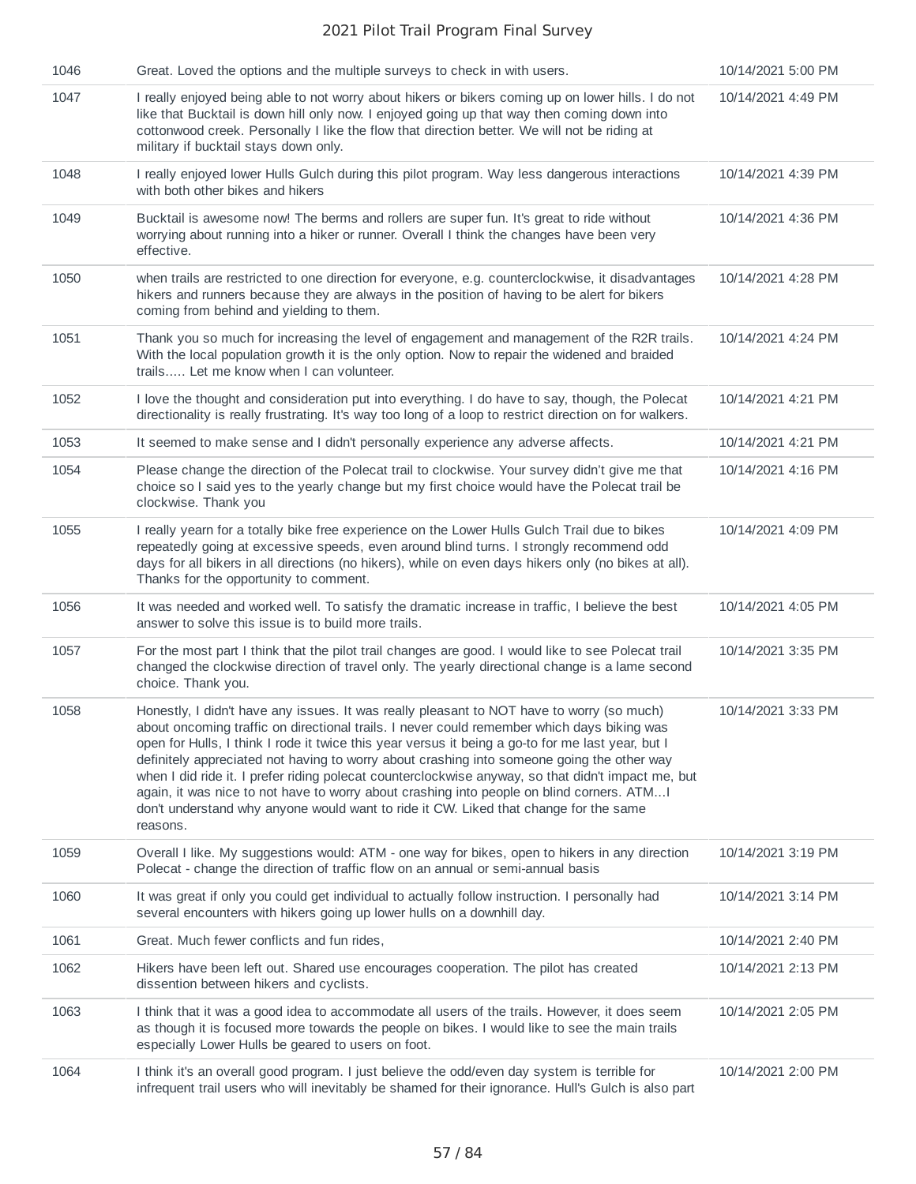| | | |
|---|---|---|
| 1046 | Great. Loved the options and the multiple surveys to check in with users. | 10/14/2021 5:00 PM |
| 1047 | I really enjoyed being able to not worry about hikers or bikers coming up on lower hills. I do not like that Bucktail is down hill only now. I enjoyed going up that way then coming down into cottonwood creek. Personally I like the flow that direction better. We will not be riding at military if bucktail stays down only. | 10/14/2021 4:49 PM |
| 1048 | I really enjoyed lower Hulls Gulch during this pilot program. Way less dangerous interactions with both other bikes and hikers | 10/14/2021 4:39 PM |
| 1049 | Bucktail is awesome now! The berms and rollers are super fun. It's great to ride without worrying about running into a hiker or runner. Overall I think the changes have been very effective. | 10/14/2021 4:36 PM |
| 1050 | when trails are restricted to one direction for everyone, e.g. counterclockwise, it disadvantages hikers and runners because they are always in the position of having to be alert for bikers coming from behind and yielding to them. | 10/14/2021 4:28 PM |
| 1051 | Thank you so much for increasing the level of engagement and management of the R2R trails. With the local population growth it is the only option. Now to repair the widened and braided trails..... Let me know when I can volunteer. | 10/14/2021 4:24 PM |
| 1052 | I love the thought and consideration put into everything. I do have to say, though, the Polecat directionality is really frustrating. It's way too long of a loop to restrict direction on for walkers. | 10/14/2021 4:21 PM |
| 1053 | It seemed to make sense and I didn't personally experience any adverse affects. | 10/14/2021 4:21 PM |
| 1054 | Please change the direction of the Polecat trail to clockwise. Your survey didn't give me that choice so I said yes to the yearly change but my first choice would have the Polecat trail be clockwise. Thank you | 10/14/2021 4:16 PM |
| 1055 | I really yearn for a totally bike free experience on the Lower Hulls Gulch Trail due to bikes repeatedly going at excessive speeds, even around blind turns. I strongly recommend odd days for all bikers in all directions (no hikers), while on even days hikers only (no bikes at all). Thanks for the opportunity to comment. | 10/14/2021 4:09 PM |
| 1056 | It was needed and worked well. To satisfy the dramatic increase in traffic, I believe the best answer to solve this issue is to build more trails. | 10/14/2021 4:05 PM |
| 1057 | For the most part I think that the pilot trail changes are good. I would like to see Polecat trail changed the clockwise direction of travel only. The yearly directional change is a lame second choice. Thank you. | 10/14/2021 3:35 PM |
| 1058 | Honestly, I didn't have any issues. It was really pleasant to NOT have to worry (so much) about oncoming traffic on directional trails. I never could remember which days biking was open for Hulls, I think I rode it twice this year versus it being a go-to for me last year, but I definitely appreciated not having to worry about crashing into someone going the other way when I did ride it. I prefer riding polecat counterclockwise anyway, so that didn't impact me, but again, it was nice to not have to worry about crashing into people on blind corners. ATM...I don't understand why anyone would want to ride it CW. Liked that change for the same reasons. | 10/14/2021 3:33 PM |
| 1059 | Overall I like. My suggestions would: ATM - one way for bikes, open to hikers in any direction Polecat - change the direction of traffic flow on an annual or semi-annual basis | 10/14/2021 3:19 PM |
| 1060 | It was great if only you could get individual to actually follow instruction. I personally had several encounters with hikers going up lower hulls on a downhill day. | 10/14/2021 3:14 PM |
| 1061 | Great. Much fewer conflicts and fun rides, | 10/14/2021 2:40 PM |
| 1062 | Hikers have been left out. Shared use encourages cooperation. The pilot has created dissention between hikers and cyclists. | 10/14/2021 2:13 PM |
| 1063 | I think that it was a good idea to accommodate all users of the trails. However, it does seem as though it is focused more towards the people on bikes. I would like to see the main trails especially Lower Hulls be geared to users on foot. | 10/14/2021 2:05 PM |
| 1064 | I think it's an overall good program. I just believe the odd/even day system is terrible for infrequent trail users who will inevitably be shamed for their ignorance. Hull's Gulch is also part | 10/14/2021 2:00 PM |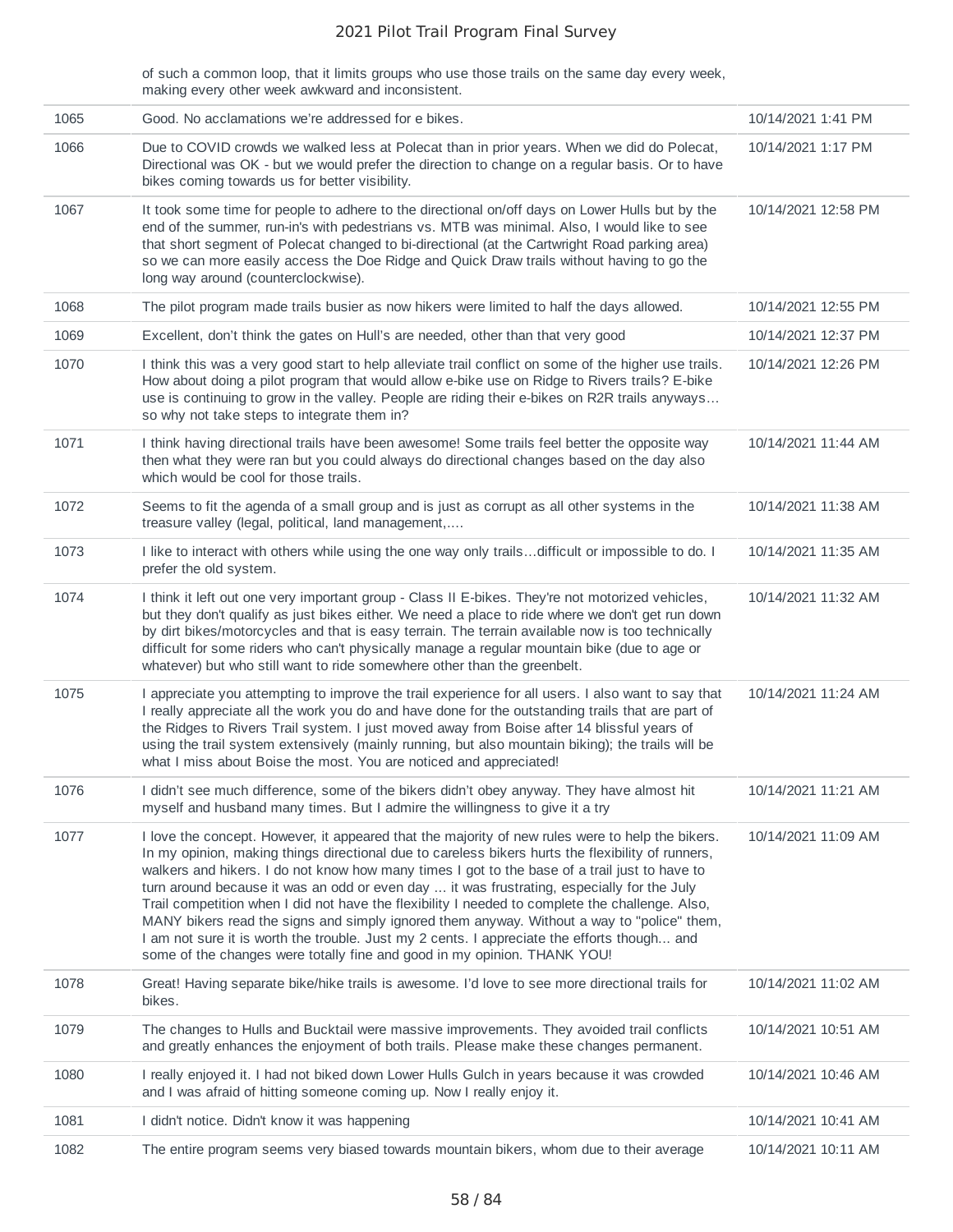| | | |
|---|---|---|
| | of such a common loop, that it limits groups who use those trails on the same day every week, making every other week awkward and inconsistent. | |
| 1065 | Good. No acclamations we're addressed for e bikes. | 10/14/2021 1:41 PM |
| 1066 | Due to COVID crowds we walked less at Polecat than in prior years. When we did do Polecat, Directional was OK - but we would prefer the direction to change on a regular basis. Or to have bikes coming towards us for better visibility. | 10/14/2021 1:17 PM |
| 1067 | It took some time for people to adhere to the directional on/off days on Lower Hulls but by the end of the summer, run-in's with pedestrians vs. MTB was minimal. Also, I would like to see that short segment of Polecat changed to bi-directional (at the Cartwright Road parking area) so we can more easily access the Doe Ridge and Quick Draw trails without having to go the long way around (counterclockwise). | 10/14/2021 12:58 PM |
| 1068 | The pilot program made trails busier as now hikers were limited to half the days allowed. | 10/14/2021 12:55 PM |
| 1069 | Excellent, don't think the gates on Hull's are needed, other than that very good | 10/14/2021 12:37 PM |
| 1070 | I think this was a very good start to help alleviate trail conflict on some of the higher use trails. How about doing a pilot program that would allow e-bike use on Ridge to Rivers trails? E-bike use is continuing to grow in the valley. People are riding their e-bikes on R2R trails anyways… so why not take steps to integrate them in? | 10/14/2021 12:26 PM |
| 1071 | I think having directional trails have been awesome! Some trails feel better the opposite way then what they were ran but you could always do directional changes based on the day also which would be cool for those trails. | 10/14/2021 11:44 AM |
| 1072 | Seems to fit the agenda of a small group and is just as corrupt as all other systems in the treasure valley (legal, political, land management,…. | 10/14/2021 11:38 AM |
| 1073 | I like to interact with others while using the one way only trails…difficult or impossible to do. I prefer the old system. | 10/14/2021 11:35 AM |
| 1074 | I think it left out one very important group - Class II E-bikes. They're not motorized vehicles, but they don't qualify as just bikes either. We need a place to ride where we don't get run down by dirt bikes/motorcycles and that is easy terrain. The terrain available now is too technically difficult for some riders who can't physically manage a regular mountain bike (due to age or whatever) but who still want to ride somewhere other than the greenbelt. | 10/14/2021 11:32 AM |
| 1075 | I appreciate you attempting to improve the trail experience for all users. I also want to say that I really appreciate all the work you do and have done for the outstanding trails that are part of the Ridges to Rivers Trail system. I just moved away from Boise after 14 blissful years of using the trail system extensively (mainly running, but also mountain biking); the trails will be what I miss about Boise the most. You are noticed and appreciated! | 10/14/2021 11:24 AM |
| 1076 | I didn't see much difference, some of the bikers didn't obey anyway. They have almost hit myself and husband many times. But I admire the willingness to give it a try | 10/14/2021 11:21 AM |
| 1077 | I love the concept. However, it appeared that the majority of new rules were to help the bikers. In my opinion, making things directional due to careless bikers hurts the flexibility of runners, walkers and hikers. I do not know how many times I got to the base of a trail just to have to turn around because it was an odd or even day ... it was frustrating, especially for the July Trail competition when I did not have the flexibility I needed to complete the challenge. Also, MANY bikers read the signs and simply ignored them anyway. Without a way to "police" them, I am not sure it is worth the trouble. Just my 2 cents. I appreciate the efforts though... and some of the changes were totally fine and good in my opinion. THANK YOU! | 10/14/2021 11:09 AM |
| 1078 | Great! Having separate bike/hike trails is awesome. I'd love to see more directional trails for bikes. | 10/14/2021 11:02 AM |
| 1079 | The changes to Hulls and Bucktail were massive improvements. They avoided trail conflicts and greatly enhances the enjoyment of both trails. Please make these changes permanent. | 10/14/2021 10:51 AM |
| 1080 | I really enjoyed it. I had not biked down Lower Hulls Gulch in years because it was crowded and I was afraid of hitting someone coming up. Now I really enjoy it. | 10/14/2021 10:46 AM |
| 1081 | I didn't notice. Didn't know it was happening | 10/14/2021 10:41 AM |
| 1082 | The entire program seems very biased towards mountain bikers, whom due to their average | 10/14/2021 10:11 AM |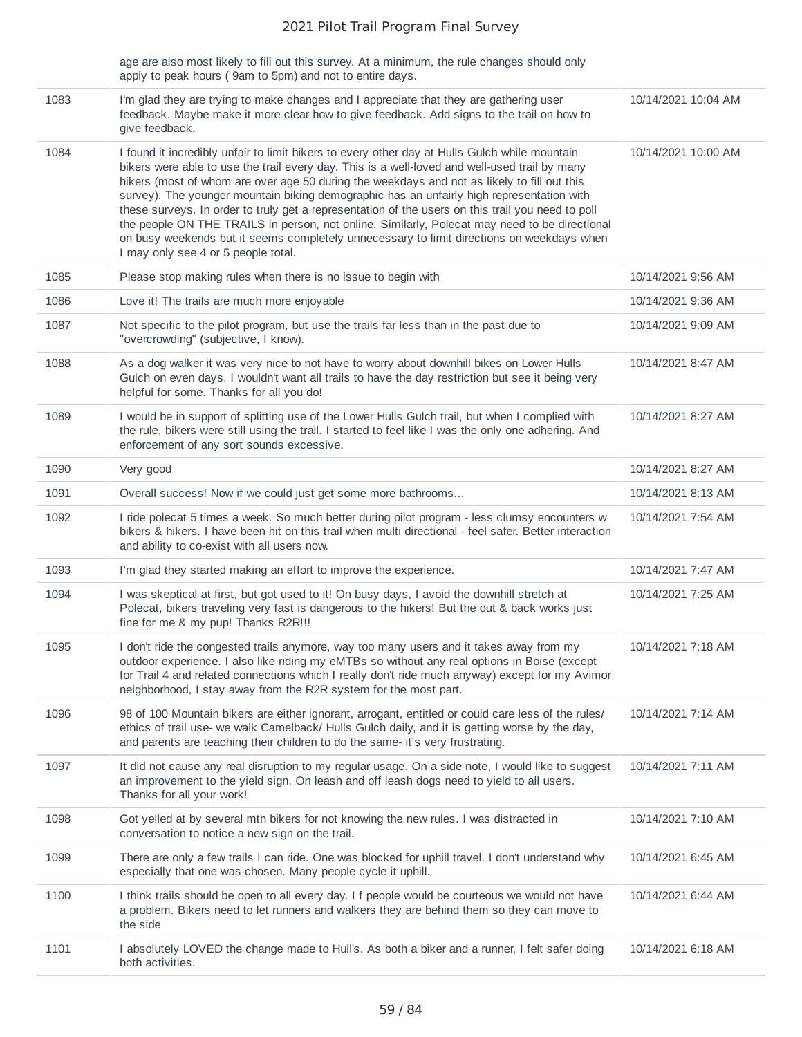| | | |
|---|---|---|
| | age are also most likely to fill out this survey. At a minimum, the rule changes should only apply to peak hours ( 9am to 5pm) and not to entire days. | |
| 1083 | I'm glad they are trying to make changes and I appreciate that they are gathering user feedback. Maybe make it more clear how to give feedback. Add signs to the trail on how to give feedback. | 10/14/2021 10:04 AM |
| 1084 | I found it incredibly unfair to limit hikers to every other day at Hulls Gulch while mountain bikers were able to use the trail every day. This is a well-loved and well-used trail by many hikers (most of whom are over age 50 during the weekdays and not as likely to fill out this survey). The younger mountain biking demographic has an unfairly high representation with these surveys. In order to truly get a representation of the users on this trail you need to poll the people ON THE TRAILS in person, not online. Similarly, Polecat may need to be directional on busy weekends but it seems completely unnecessary to limit directions on weekdays when I may only see 4 or 5 people total. | 10/14/2021 10:00 AM |
| 1085 | Please stop making rules when there is no issue to begin with | 10/14/2021 9:56 AM |
| 1086 | Love it! The trails are much more enjoyable | 10/14/2021 9:36 AM |
| 1087 | Not specific to the pilot program, but use the trails far less than in the past due to "overcrowding" (subjective, I know). | 10/14/2021 9:09 AM |
| 1088 | As a dog walker it was very nice to not have to worry about downhill bikes on Lower Hulls Gulch on even days. I wouldn't want all trails to have the day restriction but see it being very helpful for some. Thanks for all you do! | 10/14/2021 8:47 AM |
| 1089 | I would be in support of splitting use of the Lower Hulls Gulch trail, but when I complied with the rule, bikers were still using the trail. I started to feel like I was the only one adhering. And enforcement of any sort sounds excessive. | 10/14/2021 8:27 AM |
| 1090 | Very good | 10/14/2021 8:27 AM |
| 1091 | Overall success! Now if we could just get some more bathrooms... | 10/14/2021 8:13 AM |
| 1092 | I ride polecat 5 times a week. So much better during pilot program - less clumsy encounters w bikers & hikers. I have been hit on this trail when multi directional - feel safer. Better interaction and ability to co-exist with all users now. | 10/14/2021 7:54 AM |
| 1093 | I'm glad they started making an effort to improve the experience. | 10/14/2021 7:47 AM |
| 1094 | I was skeptical at first, but got used to it! On busy days, I avoid the downhill stretch at Polecat, bikers traveling very fast is dangerous to the hikers! But the out & back works just fine for me & my pup! Thanks R2R!!! | 10/14/2021 7:25 AM |
| 1095 | I don't ride the congested trails anymore, way too many users and it takes away from my outdoor experience. I also like riding my eMTBs so without any real options in Boise (except for Trail 4 and related connections which I really don't ride much anyway) except for my Avimor neighborhood, I stay away from the R2R system for the most part. | 10/14/2021 7:18 AM |
| 1096 | 98 of 100 Mountain bikers are either ignorant, arrogant, entitled or could care less of the rules/ ethics of trail use- we walk Camelback/ Hulls Gulch daily, and it is getting worse by the day, and parents are teaching their children to do the same- it's very frustrating. | 10/14/2021 7:14 AM |
| 1097 | It did not cause any real disruption to my regular usage. On a side note, I would like to suggest an improvement to the yield sign. On leash and off leash dogs need to yield to all users. Thanks for all your work! | 10/14/2021 7:11 AM |
| 1098 | Got yelled at by several mtn bikers for not knowing the new rules. I was distracted in conversation to notice a new sign on the trail. | 10/14/2021 7:10 AM |
| 1099 | There are only a few trails I can ride. One was blocked for uphill travel. I don't understand why especially that one was chosen. Many people cycle it uphill. | 10/14/2021 6:45 AM |
| 1100 | I think trails should be open to all every day. I f people would be courteous we would not have a problem. Bikers need to let runners and walkers they are behind them so they can move to the side | 10/14/2021 6:44 AM |
| 1101 | I absolutely LOVED the change made to Hull's. As both a biker and a runner, I felt safer doing both activities. | 10/14/2021 6:18 AM |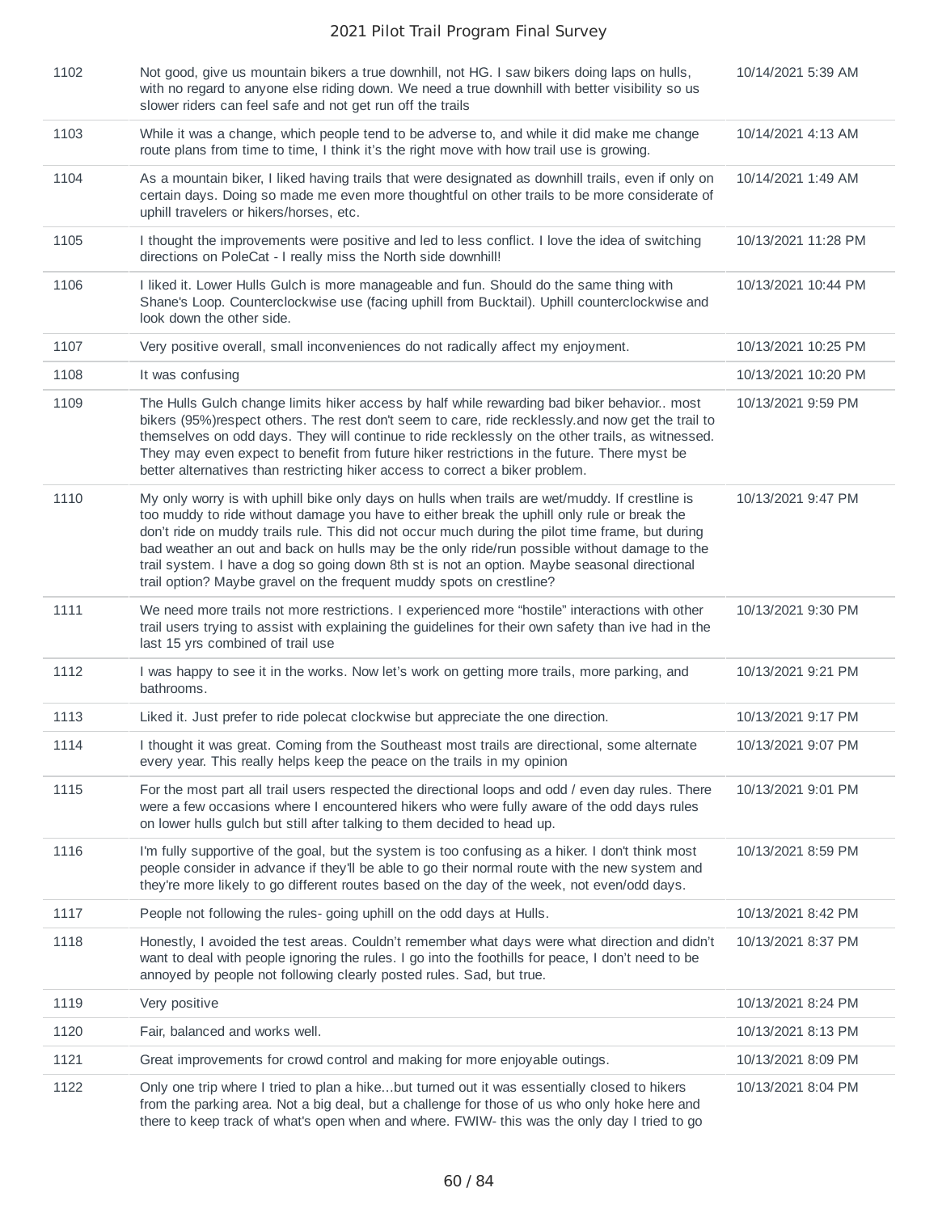| | | |
|---|---|---|
| 1102 | Not good, give us mountain bikers a true downhill, not HG. I saw bikers doing laps on hulls, with no regard to anyone else riding down. We need a true downhill with better visibility so us slower riders can feel safe and not get run off the trails | 10/14/2021 5:39 AM |
| 1103 | While it was a change, which people tend to be adverse to, and while it did make me change route plans from time to time, I think it's the right move with how trail use is growing. | 10/14/2021 4:13 AM |
| 1104 | As a mountain biker, I liked having trails that were designated as downhill trails, even if only on certain days. Doing so made me even more thoughtful on other trails to be more considerate of uphill travelers or hikers/horses, etc. | 10/14/2021 1:49 AM |
| 1105 | I thought the improvements were positive and led to less conflict. I love the idea of switching directions on PoleCat - I really miss the North side downhill! | 10/13/2021 11:28 PM |
| 1106 | I liked it. Lower Hulls Gulch is more manageable and fun. Should do the same thing with Shane's Loop. Counterclockwise use (facing uphill from Bucktail). Uphill counterclockwise and look down the other side. | 10/13/2021 10:44 PM |
| 1107 | Very positive overall, small inconveniences do not radically affect my enjoyment. | 10/13/2021 10:25 PM |
| 1108 | It was confusing | 10/13/2021 10:20 PM |
| 1109 | The Hulls Gulch change limits hiker access by half while rewarding bad biker behavior.. most bikers (95%)respect others. The rest don't seem to care, ride recklessly.and now get the trail to themselves on odd days. They will continue to ride recklessly on the other trails, as witnessed. They may even expect to benefit from future hiker restrictions in the future. There myst be better alternatives than restricting hiker access to correct a biker problem. | 10/13/2021 9:59 PM |
| 1110 | My only worry is with uphill bike only days on hulls when trails are wet/muddy. If crestline is too muddy to ride without damage you have to either break the uphill only rule or break the don't ride on muddy trails rule. This did not occur much during the pilot time frame, but during bad weather an out and back on hulls may be the only ride/run possible without damage to the trail system. I have a dog so going down 8th st is not an option. Maybe seasonal directional trail option? Maybe gravel on the frequent muddy spots on crestline? | 10/13/2021 9:47 PM |
| 1111 | We need more trails not more restrictions. I experienced more "hostile" interactions with other trail users trying to assist with explaining the guidelines for their own safety than ive had in the last 15 yrs combined of trail use | 10/13/2021 9:30 PM |
| 1112 | I was happy to see it in the works. Now let's work on getting more trails, more parking, and bathrooms. | 10/13/2021 9:21 PM |
| 1113 | Liked it. Just prefer to ride polecat clockwise but appreciate the one direction. | 10/13/2021 9:17 PM |
| 1114 | I thought it was great. Coming from the Southeast most trails are directional, some alternate every year. This really helps keep the peace on the trails in my opinion | 10/13/2021 9:07 PM |
| 1115 | For the most part all trail users respected the directional loops and odd / even day rules. There were a few occasions where I encountered hikers who were fully aware of the odd days rules on lower hulls gulch but still after talking to them decided to head up. | 10/13/2021 9:01 PM |
| 1116 | I'm fully supportive of the goal, but the system is too confusing as a hiker. I don't think most people consider in advance if they'll be able to go their normal route with the new system and they're more likely to go different routes based on the day of the week, not even/odd days. | 10/13/2021 8:59 PM |
| 1117 | People not following the rules- going uphill on the odd days at Hulls. | 10/13/2021 8:42 PM |
| 1118 | Honestly, I avoided the test areas. Couldn't remember what days were what direction and didn't want to deal with people ignoring the rules. I go into the foothills for peace, I don't need to be annoyed by people not following clearly posted rules. Sad, but true. | 10/13/2021 8:37 PM |
| 1119 | Very positive | 10/13/2021 8:24 PM |
| 1120 | Fair, balanced and works well. | 10/13/2021 8:13 PM |
| 1121 | Great improvements for crowd control and making for more enjoyable outings. | 10/13/2021 8:09 PM |
| 1122 | Only one trip where I tried to plan a hike...but turned out it was essentially closed to hikers from the parking area. Not a big deal, but a challenge for those of us who only hoke here and there to keep track of what's open when and where. FWIW- this was the only day I tried to go | 10/13/2021 8:04 PM |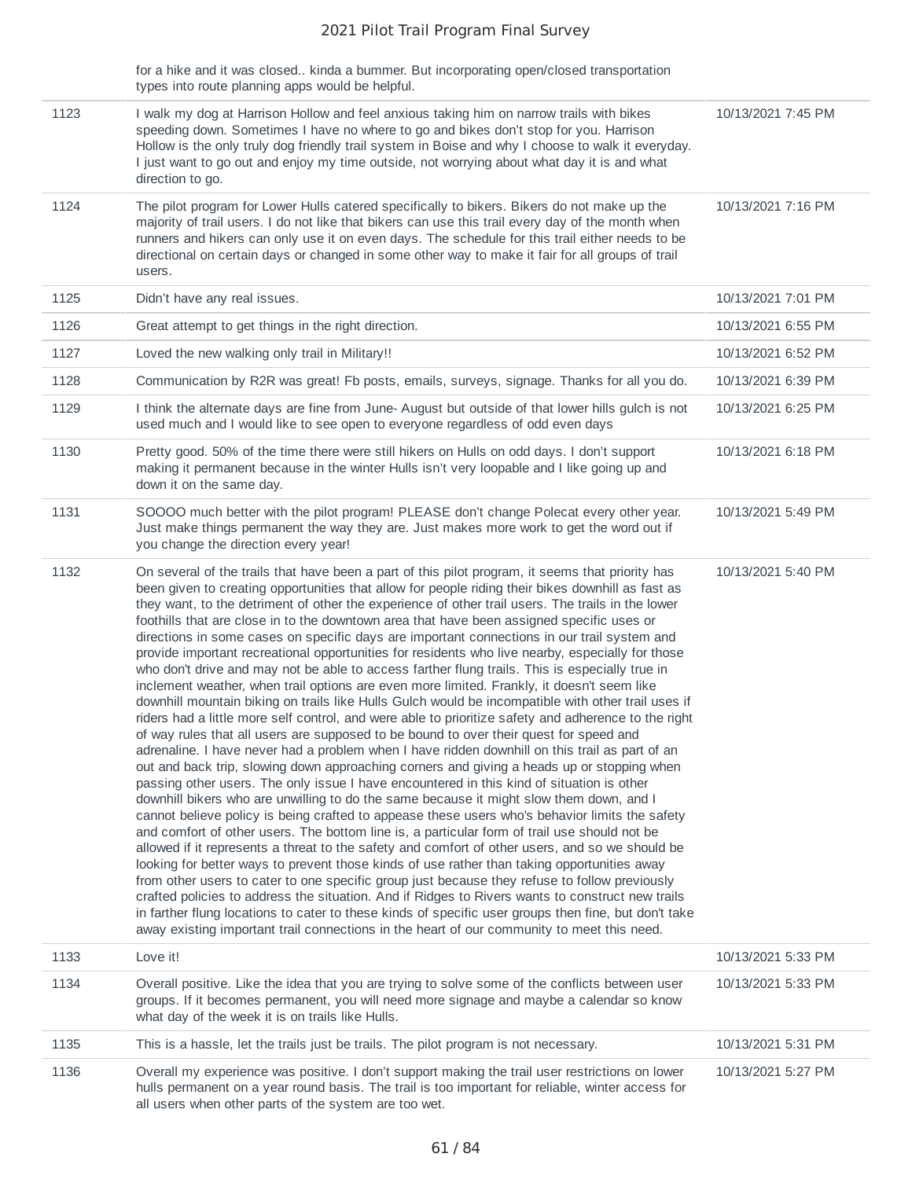| | for a hike and it was closed.. kinda a bummer. But incorporating open/closed transportation types into route planning apps would be helpful. | |
|---|---|---|
| 1123 | I walk my dog at Harrison Hollow and feel anxious taking him on narrow trails with bikes speeding down. Sometimes I have no where to go and bikes don't stop for you. Harrison Hollow is the only truly dog friendly trail system in Boise and why I choose to walk it everyday. I just want to go out and enjoy my time outside, not worrying about what day it is and what direction to go. | 10/13/2021 7:45 PM |
| 1124 | The pilot program for Lower Hulls catered specifically to bikers. Bikers do not make up the majority of trail users. I do not like that bikers can use this trail every day of the month when runners and hikers can only use it on even days. The schedule for this trail either needs to be directional on certain days or changed in some other way to make it fair for all groups of trail users. | 10/13/2021 7:16 PM |
| 1125 | Didn't have any real issues. | 10/13/2021 7:01 PM |
| 1126 | Great attempt to get things in the right direction. | 10/13/2021 6:55 PM |
| 1127 | Loved the new walking only trail in Military!! | 10/13/2021 6:52 PM |
| 1128 | Communication by R2R was great! Fb posts, emails, surveys, signage. Thanks for all you do. | 10/13/2021 6:39 PM |
| 1129 | I think the alternate days are fine from June- August but outside of that lower hills gulch is not used much and I would like to see open to everyone regardless of odd even days | 10/13/2021 6:25 PM |
| 1130 | Pretty good. 50% of the time there were still hikers on Hulls on odd days. I don't support making it permanent because in the winter Hulls isn't very loopable and I like going up and down it on the same day. | 10/13/2021 6:18 PM |
| 1131 | SOOOO much better with the pilot program! PLEASE don't change Polecat every other year. Just make things permanent the way they are. Just makes more work to get the word out if you change the direction every year! | 10/13/2021 5:49 PM |
| 1132 | On several of the trails that have been a part of this pilot program, it seems that priority has been given to creating opportunities that allow for people riding their bikes downhill as fast as they want, to the detriment of other the experience of other trail users. The trails in the lower foothills that are close in to the downtown area that have been assigned specific uses or directions in some cases on specific days are important connections in our trail system and provide important recreational opportunities for residents who live nearby, especially for those who don't drive and may not be able to access farther flung trails. This is especially true in inclement weather, when trail options are even more limited. Frankly, it doesn't seem like downhill mountain biking on trails like Hulls Gulch would be incompatible with other trail uses if riders had a little more self control, and were able to prioritize safety and adherence to the right of way rules that all users are supposed to be bound to over their quest for speed and adrenaline. I have never had a problem when I have ridden downhill on this trail as part of an out and back trip, slowing down approaching corners and giving a heads up or stopping when passing other users. The only issue I have encountered in this kind of situation is other downhill bikers who are unwilling to do the same because it might slow them down, and I cannot believe policy is being crafted to appease these users who's behavior limits the safety and comfort of other users. The bottom line is, a particular form of trail use should not be allowed if it represents a threat to the safety and comfort of other users, and so we should be looking for better ways to prevent those kinds of use rather than taking opportunities away from other users to cater to one specific group just because they refuse to follow previously crafted policies to address the situation. And if Ridges to Rivers wants to construct new trails in farther flung locations to cater to these kinds of specific user groups then fine, but don't take away existing important trail connections in the heart of our community to meet this need. | 10/13/2021 5:40 PM |
| 1133 | Love it! | 10/13/2021 5:33 PM |
| 1134 | Overall positive. Like the idea that you are trying to solve some of the conflicts between user groups. If it becomes permanent, you will need more signage and maybe a calendar so know what day of the week it is on trails like Hulls. | 10/13/2021 5:33 PM |
| 1135 | This is a hassle, let the trails just be trails. The pilot program is not necessary. | 10/13/2021 5:31 PM |
| 1136 | Overall my experience was positive. I don't support making the trail user restrictions on lower hulls permanent on a year round basis. The trail is too important for reliable, winter access for all users when other parts of the system are too wet. | 10/13/2021 5:27 PM |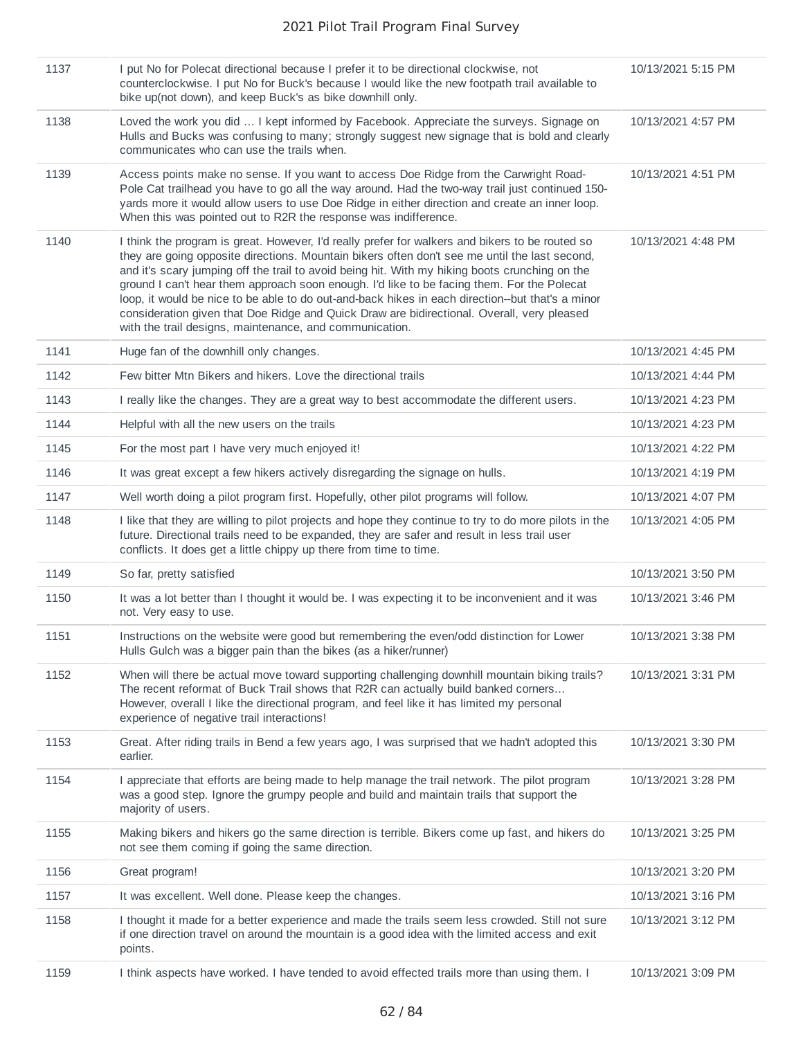| | | |
|---|---|---|
| 1137 | I put No for Polecat directional because I prefer it to be directional clockwise, not counterclockwise. I put No for Buck's because I would like the new footpath trail available to bike up(not down), and keep Buck's as bike downhill only. | 10/13/2021 5:15 PM |
| 1138 | Loved the work you did … I kept informed by Facebook. Appreciate the surveys. Signage on Hulls and Bucks was confusing to many; strongly suggest new signage that is bold and clearly communicates who can use the trails when. | 10/13/2021 4:57 PM |
| 1139 | Access points make no sense. If you want to access Doe Ridge from the Carwright Road-Pole Cat trailhead you have to go all the way around. Had the two-way trail just continued 150-yards more it would allow users to use Doe Ridge in either direction and create an inner loop. When this was pointed out to R2R the response was indifference. | 10/13/2021 4:51 PM |
| 1140 | I think the program is great. However, I'd really prefer for walkers and bikers to be routed so they are going opposite directions. Mountain bikers often don't see me until the last second, and it's scary jumping off the trail to avoid being hit. With my hiking boots crunching on the ground I can't hear them approach soon enough. I'd like to be facing them. For the Polecat loop, it would be nice to be able to do out-and-back hikes in each direction--but that's a minor consideration given that Doe Ridge and Quick Draw are bidirectional. Overall, very pleased with the trail designs, maintenance, and communication. | 10/13/2021 4:48 PM |
| 1141 | Huge fan of the downhill only changes. | 10/13/2021 4:45 PM |
| 1142 | Few bitter Mtn Bikers and hikers. Love the directional trails | 10/13/2021 4:44 PM |
| 1143 | I really like the changes. They are a great way to best accommodate the different users. | 10/13/2021 4:23 PM |
| 1144 | Helpful with all the new users on the trails | 10/13/2021 4:23 PM |
| 1145 | For the most part I have very much enjoyed it! | 10/13/2021 4:22 PM |
| 1146 | It was great except a few hikers actively disregarding the signage on hulls. | 10/13/2021 4:19 PM |
| 1147 | Well worth doing a pilot program first. Hopefully, other pilot programs will follow. | 10/13/2021 4:07 PM |
| 1148 | I like that they are willing to pilot projects and hope they continue to try to do more pilots in the future. Directional trails need to be expanded, they are safer and result in less trail user conflicts. It does get a little chippy up there from time to time. | 10/13/2021 4:05 PM |
| 1149 | So far, pretty satisfied | 10/13/2021 3:50 PM |
| 1150 | It was a lot better than I thought it would be. I was expecting it to be inconvenient and it was not. Very easy to use. | 10/13/2021 3:46 PM |
| 1151 | Instructions on the website were good but remembering the even/odd distinction for Lower Hulls Gulch was a bigger pain than the bikes (as a hiker/runner) | 10/13/2021 3:38 PM |
| 1152 | When will there be actual move toward supporting challenging downhill mountain biking trails? The recent reformat of Buck Trail shows that R2R can actually build banked corners... However, overall I like the directional program, and feel like it has limited my personal experience of negative trail interactions! | 10/13/2021 3:31 PM |
| 1153 | Great. After riding trails in Bend a few years ago, I was surprised that we hadn't adopted this earlier. | 10/13/2021 3:30 PM |
| 1154 | I appreciate that efforts are being made to help manage the trail network. The pilot program was a good step. Ignore the grumpy people and build and maintain trails that support the majority of users. | 10/13/2021 3:28 PM |
| 1155 | Making bikers and hikers go the same direction is terrible. Bikers come up fast, and hikers do not see them coming if going the same direction. | 10/13/2021 3:25 PM |
| 1156 | Great program! | 10/13/2021 3:20 PM |
| 1157 | It was excellent. Well done. Please keep the changes. | 10/13/2021 3:16 PM |
| 1158 | I thought it made for a better experience and made the trails seem less crowded. Still not sure if one direction travel on around the mountain is a good idea with the limited access and exit points. | 10/13/2021 3:12 PM |
| 1159 | I think aspects have worked. I have tended to avoid effected trails more than using them. I | 10/13/2021 3:09 PM |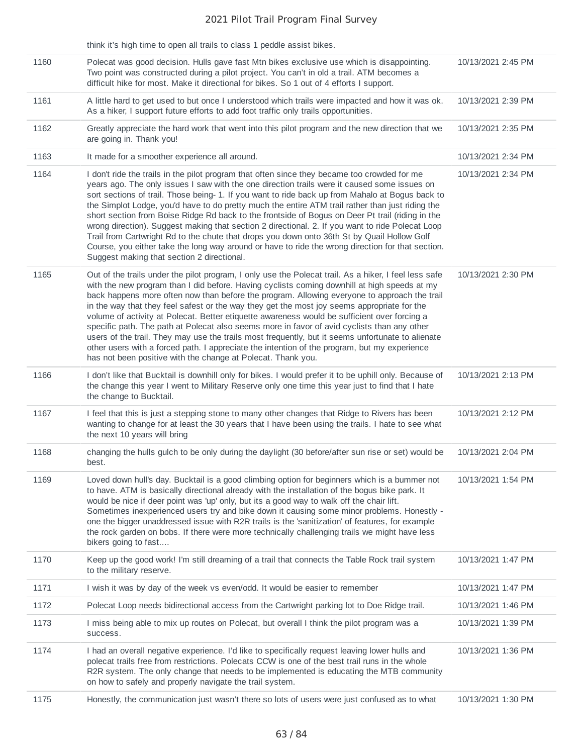| | think it's high time to open all trails to class 1 peddle assist bikes. | |
|---|---|---|
| 1160 | Polecat was good decision. Hulls gave fast Mtn bikes exclusive use which is disappointing. Two point was constructed during a pilot project. You can't in old a trail. ATM becomes a difficult hike for most. Make it directional for bikes. So 1 out of 4 efforts I support. | 10/13/2021 2:45 PM |
| 1161 | A little hard to get used to but once I understood which trails were impacted and how it was ok. As a hiker, I support future efforts to add foot traffic only trails opportunities. | 10/13/2021 2:39 PM |
| 1162 | Greatly appreciate the hard work that went into this pilot program and the new direction that we are going in. Thank you! | 10/13/2021 2:35 PM |
| 1163 | It made for a smoother experience all around. | 10/13/2021 2:34 PM |
| 1164 | I don't ride the trails in the pilot program that often since they became too crowded for me years ago. The only issues I saw with the one direction trails were it caused some issues on sort sections of trail. Those being- 1. If you want to ride back up from Mahalo at Bogus back to the Simplot Lodge, you'd have to do pretty much the entire ATM trail rather than just riding the short section from Boise Ridge Rd back to the frontside of Bogus on Deer Pt trail (riding in the wrong direction). Suggest making that section 2 directional. 2. If you want to ride Polecat Loop Trail from Cartwright Rd to the chute that drops you down onto 36th St by Quail Hollow Golf Course, you either take the long way around or have to ride the wrong direction for that section. Suggest making that section 2 directional. | 10/13/2021 2:34 PM |
| 1165 | Out of the trails under the pilot program, I only use the Polecat trail. As a hiker, I feel less safe with the new program than I did before. Having cyclists coming downhill at high speeds at my back happens more often now than before the program. Allowing everyone to approach the trail in the way that they feel safest or the way they get the most joy seems appropriate for the volume of activity at Polecat. Better etiquette awareness would be sufficient over forcing a specific path. The path at Polecat also seems more in favor of avid cyclists than any other users of the trail. They may use the trails most frequently, but it seems unfortunate to alienate other users with a forced path. I appreciate the intention of the program, but my experience has not been positive with the change at Polecat. Thank you. | 10/13/2021 2:30 PM |
| 1166 | I don't like that Bucktail is downhill only for bikes. I would prefer it to be uphill only. Because of the change this year I went to Military Reserve only one time this year just to find that I hate the change to Bucktail. | 10/13/2021 2:13 PM |
| 1167 | I feel that this is just a stepping stone to many other changes that Ridge to Rivers has been wanting to change for at least the 30 years that I have been using the trails. I hate to see what the next 10 years will bring | 10/13/2021 2:12 PM |
| 1168 | changing the hulls gulch to be only during the daylight (30 before/after sun rise or set) would be best. | 10/13/2021 2:04 PM |
| 1169 | Loved down hull's day. Bucktail is a good climbing option for beginners which is a bummer not to have. ATM is basically directional already with the installation of the bogus bike park. It would be nice if deer point was 'up' only, but its a good way to walk off the chair lift. Sometimes inexperienced users try and bike down it causing some minor problems. Honestly - one the bigger unaddressed issue with R2R trails is the 'sanitization' of features, for example the rock garden on bobs. If there were more technically challenging trails we might have less bikers going to fast.... | 10/13/2021 1:54 PM |
| 1170 | Keep up the good work! I'm still dreaming of a trail that connects the Table Rock trail system to the military reserve. | 10/13/2021 1:47 PM |
| 1171 | I wish it was by day of the week vs even/odd. It would be easier to remember | 10/13/2021 1:47 PM |
| 1172 | Polecat Loop needs bidirectional access from the Cartwright parking lot to Doe Ridge trail. | 10/13/2021 1:46 PM |
| 1173 | I miss being able to mix up routes on Polecat, but overall I think the pilot program was a success. | 10/13/2021 1:39 PM |
| 1174 | I had an overall negative experience. I'd like to specifically request leaving lower hulls and polecat trails free from restrictions. Polecats CCW is one of the best trail runs in the whole R2R system. The only change that needs to be implemented is educating the MTB community on how to safely and properly navigate the trail system. | 10/13/2021 1:36 PM |
| 1175 | Honestly, the communication just wasn't there so lots of users were just confused as to what | 10/13/2021 1:30 PM |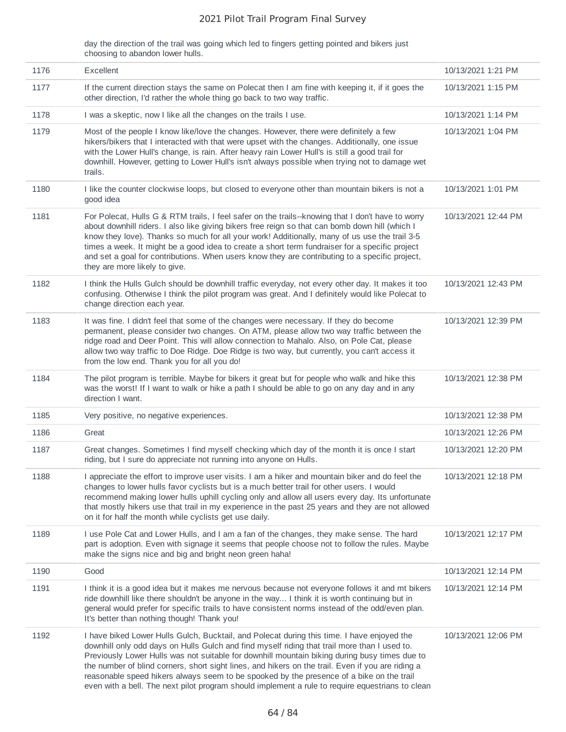| | | |
|---|---|---|
| | day the direction of the trail was going which led to fingers getting pointed and bikers just choosing to abandon lower hulls. | |
| 1176 | Excellent | 10/13/2021 1:21 PM |
| 1177 | If the current direction stays the same on Polecat then I am fine with keeping it, if it goes the other direction, I'd rather the whole thing go back to two way traffic. | 10/13/2021 1:15 PM |
| 1178 | I was a skeptic, now I like all the changes on the trails I use. | 10/13/2021 1:14 PM |
| 1179 | Most of the people I know like/love the changes. However, there were definitely a few hikers/bikers that I interacted with that were upset with the changes. Additionally, one issue with the Lower Hull's change, is rain. After heavy rain Lower Hull's is still a good trail for downhill. However, getting to Lower Hull's isn't always possible when trying not to damage wet trails. | 10/13/2021 1:04 PM |
| 1180 | I like the counter clockwise loops, but closed to everyone other than mountain bikers is not a good idea | 10/13/2021 1:01 PM |
| 1181 | For Polecat, Hulls G & RTM trails, I feel safer on the trails--knowing that I don't have to worry about downhill riders. I also like giving bikers free reign so that can bomb down hill (which I know they love). Thanks so much for all your work! Additionally, many of us use the trail 3-5 times a week. It might be a good idea to create a short term fundraiser for a specific project and set a goal for contributions. When users know they are contributing to a specific project, they are more likely to give. | 10/13/2021 12:44 PM |
| 1182 | I think the Hulls Gulch should be downhill traffic everyday, not every other day. It makes it too confusing. Otherwise I think the pilot program was great. And I definitely would like Polecat to change direction each year. | 10/13/2021 12:43 PM |
| 1183 | It was fine. I didn't feel that some of the changes were necessary. If they do become permanent, please consider two changes. On ATM, please allow two way traffic between the ridge road and Deer Point. This will allow connection to Mahalo. Also, on Pole Cat, please allow two way traffic to Doe Ridge. Doe Ridge is two way, but currently, you can't access it from the low end. Thank you for all you do! | 10/13/2021 12:39 PM |
| 1184 | The pilot program is terrible. Maybe for bikers it great but for people who walk and hike this was the worst! If I want to walk or hike a path I should be able to go on any day and in any direction I want. | 10/13/2021 12:38 PM |
| 1185 | Very positive, no negative experiences. | 10/13/2021 12:38 PM |
| 1186 | Great | 10/13/2021 12:26 PM |
| 1187 | Great changes. Sometimes I find myself checking which day of the month it is once I start riding, but I sure do appreciate not running into anyone on Hulls. | 10/13/2021 12:20 PM |
| 1188 | I appreciate the effort to improve user visits. I am a hiker and mountain biker and do feel the changes to lower hulls favor cyclists but is a much better trail for other users. I would recommend making lower hulls uphill cycling only and allow all users every day. Its unfortunate that mostly hikers use that trail in my experience in the past 25 years and they are not allowed on it for half the month while cyclists get use daily. | 10/13/2021 12:18 PM |
| 1189 | I use Pole Cat and Lower Hulls, and I am a fan of the changes, they make sense. The hard part is adoption. Even with signage it seems that people choose not to follow the rules. Maybe make the signs nice and big and bright neon green haha! | 10/13/2021 12:17 PM |
| 1190 | Good | 10/13/2021 12:14 PM |
| 1191 | I think it is a good idea but it makes me nervous because not everyone follows it and mt bikers ride downhill like there shouldn't be anyone in the way... I think it is worth continuing but in general would prefer for specific trails to have consistent norms instead of the odd/even plan. It's better than nothing though! Thank you! | 10/13/2021 12:14 PM |
| 1192 | I have biked Lower Hulls Gulch, Bucktail, and Polecat during this time. I have enjoyed the downhill only odd days on Hulls Gulch and find myself riding that trail more than I used to. Previously Lower Hulls was not suitable for downhill mountain biking during busy times due to the number of blind corners, short sight lines, and hikers on the trail. Even if you are riding a reasonable speed hikers always seem to be spooked by the presence of a bike on the trail even with a bell. The next pilot program should implement a rule to require equestrians to clean | 10/13/2021 12:06 PM |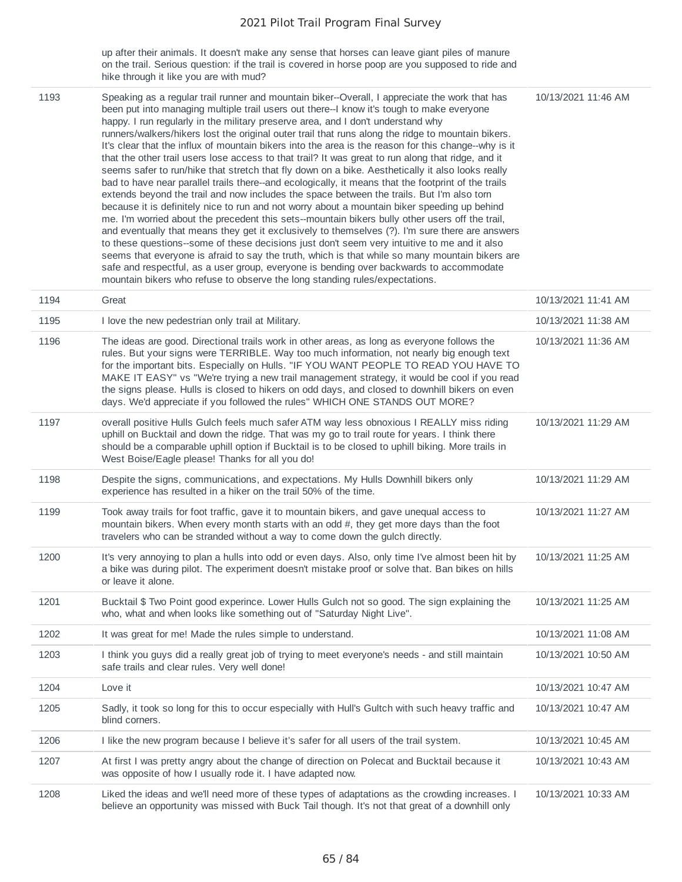| | | |
|---|---|---|
| | up after their animals. It doesn't make any sense that horses can leave giant piles of manure on the trail. Serious question: if the trail is covered in horse poop are you supposed to ride and hike through it like you are with mud? | |
| 1193 | Speaking as a regular trail runner and mountain biker--Overall, I appreciate the work that has been put into managing multiple trail users out there--I know it's tough to make everyone happy. I run regularly in the military preserve area, and I don't understand why runners/walkers/hikers lost the original outer trail that runs along the ridge to mountain bikers. It's clear that the influx of mountain bikers into the area is the reason for this change--why is it that the other trail users lose access to that trail? It was great to run along that ridge, and it seems safer to run/hike that stretch that fly down on a bike. Aesthetically it also looks really bad to have near parallel trails there--and ecologically, it means that the footprint of the trails extends beyond the trail and now includes the space between the trails. But I'm also torn because it is definitely nice to run and not worry about a mountain biker speeding up behind me. I'm worried about the precedent this sets--mountain bikers bully other users off the trail, and eventually that means they get it exclusively to themselves (?). I'm sure there are answers to these questions--some of these decisions just don't seem very intuitive to me and it also seems that everyone is afraid to say the truth, which is that while so many mountain bikers are safe and respectful, as a user group, everyone is bending over backwards to accommodate mountain bikers who refuse to observe the long standing rules/expectations. | 10/13/2021 11:46 AM |
| 1194 | Great | 10/13/2021 11:41 AM |
| 1195 | I love the new pedestrian only trail at Military. | 10/13/2021 11:38 AM |
| 1196 | The ideas are good. Directional trails work in other areas, as long as everyone follows the rules. But your signs were TERRIBLE. Way too much information, not nearly big enough text for the important bits. Especially on Hulls. "IF YOU WANT PEOPLE TO READ YOU HAVE TO MAKE IT EASY" vs "We're trying a new trail management strategy, it would be cool if you read the signs please. Hulls is closed to hikers on odd days, and closed to downhill bikers on even days. We'd appreciate if you followed the rules" WHICH ONE STANDS OUT MORE? | 10/13/2021 11:36 AM |
| 1197 | overall positive Hulls Gulch feels much safer ATM way less obnoxious I REALLY miss riding uphill on Bucktail and down the ridge. That was my go to trail route for years. I think there should be a comparable uphill option if Bucktail is to be closed to uphill biking. More trails in West Boise/Eagle please! Thanks for all you do! | 10/13/2021 11:29 AM |
| 1198 | Despite the signs, communications, and expectations. My Hulls Downhill bikers only experience has resulted in a hiker on the trail 50% of the time. | 10/13/2021 11:29 AM |
| 1199 | Took away trails for foot traffic, gave it to mountain bikers, and gave unequal access to mountain bikers. When every month starts with an odd #, they get more days than the foot travelers who can be stranded without a way to come down the gulch directly. | 10/13/2021 11:27 AM |
| 1200 | It's very annoying to plan a hulls into odd or even days. Also, only time I've almost been hit by a bike was during pilot. The experiment doesn't mistake proof or solve that. Ban bikes on hills or leave it alone. | 10/13/2021 11:25 AM |
| 1201 | Bucktail $ Two Point good experince. Lower Hulls Gulch not so good. The sign explaining the who, what and when looks like something out of "Saturday Night Live". | 10/13/2021 11:25 AM |
| 1202 | It was great for me! Made the rules simple to understand. | 10/13/2021 11:08 AM |
| 1203 | I think you guys did a really great job of trying to meet everyone's needs - and still maintain safe trails and clear rules. Very well done! | 10/13/2021 10:50 AM |
| 1204 | Love it | 10/13/2021 10:47 AM |
| 1205 | Sadly, it took so long for this to occur especially with Hull's Gultch with such heavy traffic and blind corners. | 10/13/2021 10:47 AM |
| 1206 | I like the new program because I believe it's safer for all users of the trail system. | 10/13/2021 10:45 AM |
| 1207 | At first I was pretty angry about the change of direction on Polecat and Bucktail because it was opposite of how I usually rode it. I have adapted now. | 10/13/2021 10:43 AM |
| 1208 | Liked the ideas and we'll need more of these types of adaptations as the crowding increases. I believe an opportunity was missed with Buck Tail though. It's not that great of a downhill only | 10/13/2021 10:33 AM |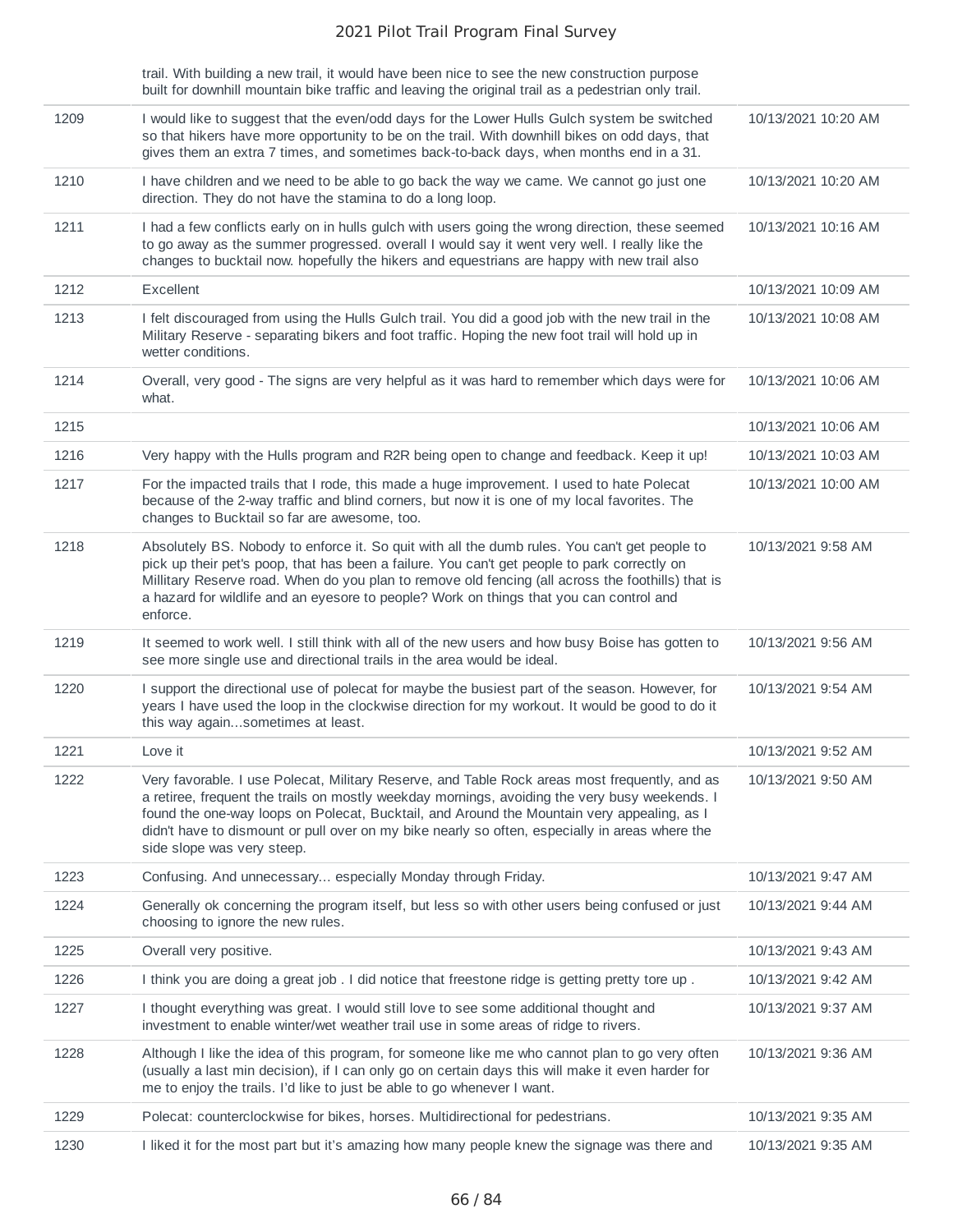| | | |
|---|---|---|
| | trail. With building a new trail, it would have been nice to see the new construction purpose built for downhill mountain bike traffic and leaving the original trail as a pedestrian only trail. | |
| 1209 | I would like to suggest that the even/odd days for the Lower Hulls Gulch system be switched so that hikers have more opportunity to be on the trail. With downhill bikes on odd days, that gives them an extra 7 times, and sometimes back-to-back days, when months end in a 31. | 10/13/2021 10:20 AM |
| 1210 | I have children and we need to be able to go back the way we came. We cannot go just one direction. They do not have the stamina to do a long loop. | 10/13/2021 10:20 AM |
| 1211 | I had a few conflicts early on in hulls gulch with users going the wrong direction, these seemed to go away as the summer progressed. overall I would say it went very well. I really like the changes to bucktail now. hopefully the hikers and equestrians are happy with new trail also | 10/13/2021 10:16 AM |
| 1212 | Excellent | 10/13/2021 10:09 AM |
| 1213 | I felt discouraged from using the Hulls Gulch trail. You did a good job with the new trail in the Military Reserve - separating bikers and foot traffic. Hoping the new foot trail will hold up in wetter conditions. | 10/13/2021 10:08 AM |
| 1214 | Overall, very good - The signs are very helpful as it was hard to remember which days were for what. | 10/13/2021 10:06 AM |
| 1215 | | 10/13/2021 10:06 AM |
| 1216 | Very happy with the Hulls program and R2R being open to change and feedback. Keep it up! | 10/13/2021 10:03 AM |
| 1217 | For the impacted trails that I rode, this made a huge improvement. I used to hate Polecat because of the 2-way traffic and blind corners, but now it is one of my local favorites. The changes to Bucktail so far are awesome, too. | 10/13/2021 10:00 AM |
| 1218 | Absolutely BS. Nobody to enforce it. So quit with all the dumb rules. You can't get people to pick up their pet's poop, that has been a failure. You can't get people to park correctly on Millitary Reserve road. When do you plan to remove old fencing (all across the foothills) that is a hazard for wildlife and an eyesore to people? Work on things that you can control and enforce. | 10/13/2021 9:58 AM |
| 1219 | It seemed to work well. I still think with all of the new users and how busy Boise has gotten to see more single use and directional trails in the area would be ideal. | 10/13/2021 9:56 AM |
| 1220 | I support the directional use of polecat for maybe the busiest part of the season. However, for years I have used the loop in the clockwise direction for my workout. It would be good to do it this way again...sometimes at least. | 10/13/2021 9:54 AM |
| 1221 | Love it | 10/13/2021 9:52 AM |
| 1222 | Very favorable. I use Polecat, Military Reserve, and Table Rock areas most frequently, and as a retiree, frequent the trails on mostly weekday mornings, avoiding the very busy weekends. I found the one-way loops on Polecat, Bucktail, and Around the Mountain very appealing, as I didn't have to dismount or pull over on my bike nearly so often, especially in areas where the side slope was very steep. | 10/13/2021 9:50 AM |
| 1223 | Confusing. And unnecessary... especially Monday through Friday. | 10/13/2021 9:47 AM |
| 1224 | Generally ok concerning the program itself, but less so with other users being confused or just choosing to ignore the new rules. | 10/13/2021 9:44 AM |
| 1225 | Overall very positive. | 10/13/2021 9:43 AM |
| 1226 | I think you are doing a great job . I did notice that freestone ridge is getting pretty tore up . | 10/13/2021 9:42 AM |
| 1227 | I thought everything was great. I would still love to see some additional thought and investment to enable winter/wet weather trail use in some areas of ridge to rivers. | 10/13/2021 9:37 AM |
| 1228 | Although I like the idea of this program, for someone like me who cannot plan to go very often (usually a last min decision), if I can only go on certain days this will make it even harder for me to enjoy the trails. I'd like to just be able to go whenever I want. | 10/13/2021 9:36 AM |
| 1229 | Polecat: counterclockwise for bikes, horses. Multidirectional for pedestrians. | 10/13/2021 9:35 AM |
| 1230 | I liked it for the most part but it's amazing how many people knew the signage was there and | 10/13/2021 9:35 AM |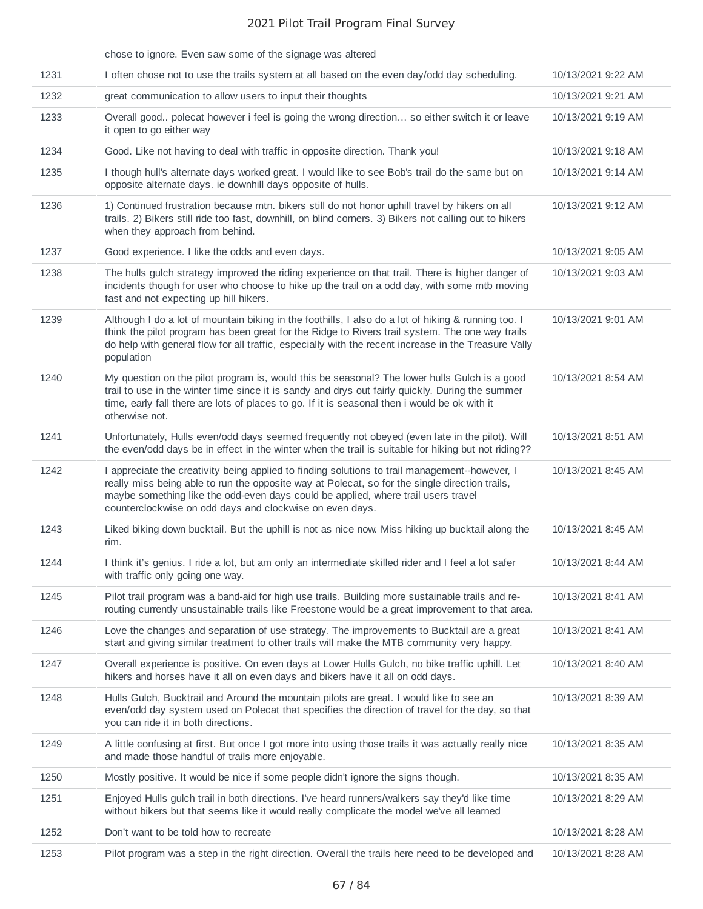| | chose to ignore. Even saw some of the signage was altered | |
|---|---|---|
| 1231 | I often chose not to use the trails system at all based on the even day/odd day scheduling. | 10/13/2021 9:22 AM |
| 1232 | great communication to allow users to input their thoughts | 10/13/2021 9:21 AM |
| 1233 | Overall good.. polecat however i feel is going the wrong direction... so either switch it or leave it open to go either way | 10/13/2021 9:19 AM |
| 1234 | Good. Like not having to deal with traffic in opposite direction. Thank you! | 10/13/2021 9:18 AM |
| 1235 | I though hull's alternate days worked great. I would like to see Bob's trail do the same but on opposite alternate days. ie downhill days opposite of hulls. | 10/13/2021 9:14 AM |
| 1236 | 1) Continued frustration because mtn. bikers still do not honor uphill travel by hikers on all trails. 2) Bikers still ride too fast, downhill, on blind corners. 3) Bikers not calling out to hikers when they approach from behind. | 10/13/2021 9:12 AM |
| 1237 | Good experience. I like the odds and even days. | 10/13/2021 9:05 AM |
| 1238 | The hulls gulch strategy improved the riding experience on that trail. There is higher danger of incidents though for user who choose to hike up the trail on a odd day, with some mtb moving fast and not expecting up hill hikers. | 10/13/2021 9:03 AM |
| 1239 | Although I do a lot of mountain biking in the foothills, I also do a lot of hiking & running too. I think the pilot program has been great for the Ridge to Rivers trail system. The one way trails do help with general flow for all traffic, especially with the recent increase in the Treasure Vally population | 10/13/2021 9:01 AM |
| 1240 | My question on the pilot program is, would this be seasonal? The lower hulls Gulch is a good trail to use in the winter time since it is sandy and drys out fairly quickly. During the summer time, early fall there are lots of places to go. If it is seasonal then i would be ok with it otherwise not. | 10/13/2021 8:54 AM |
| 1241 | Unfortunately, Hulls even/odd days seemed frequently not obeyed (even late in the pilot). Will the even/odd days be in effect in the winter when the trail is suitable for hiking but not riding?? | 10/13/2021 8:51 AM |
| 1242 | I appreciate the creativity being applied to finding solutions to trail management--however, I really miss being able to run the opposite way at Polecat, so for the single direction trails, maybe something like the odd-even days could be applied, where trail users travel counterclockwise on odd days and clockwise on even days. | 10/13/2021 8:45 AM |
| 1243 | Liked biking down bucktail. But the uphill is not as nice now. Miss hiking up bucktail along the rim. | 10/13/2021 8:45 AM |
| 1244 | I think it's genius. I ride a lot, but am only an intermediate skilled rider and I feel a lot safer with traffic only going one way. | 10/13/2021 8:44 AM |
| 1245 | Pilot trail program was a band-aid for high use trails. Building more sustainable trails and re-routing currently unsustainable trails like Freestone would be a great improvement to that area. | 10/13/2021 8:41 AM |
| 1246 | Love the changes and separation of use strategy. The improvements to Bucktail are a great start and giving similar treatment to other trails will make the MTB community very happy. | 10/13/2021 8:41 AM |
| 1247 | Overall experience is positive. On even days at Lower Hulls Gulch, no bike traffic uphill. Let hikers and horses have it all on even days and bikers have it all on odd days. | 10/13/2021 8:40 AM |
| 1248 | Hulls Gulch, Bucktrail and Around the mountain pilots are great. I would like to see an even/odd day system used on Polecat that specifies the direction of travel for the day, so that you can ride it in both directions. | 10/13/2021 8:39 AM |
| 1249 | A little confusing at first. But once I got more into using those trails it was actually really nice and made those handful of trails more enjoyable. | 10/13/2021 8:35 AM |
| 1250 | Mostly positive. It would be nice if some people didn't ignore the signs though. | 10/13/2021 8:35 AM |
| 1251 | Enjoyed Hulls gulch trail in both directions. I've heard runners/walkers say they'd like time without bikers but that seems like it would really complicate the model we've all learned | 10/13/2021 8:29 AM |
| 1252 | Don't want to be told how to recreate | 10/13/2021 8:28 AM |
| 1253 | Pilot program was a step in the right direction. Overall the trails here need to be developed and | 10/13/2021 8:28 AM |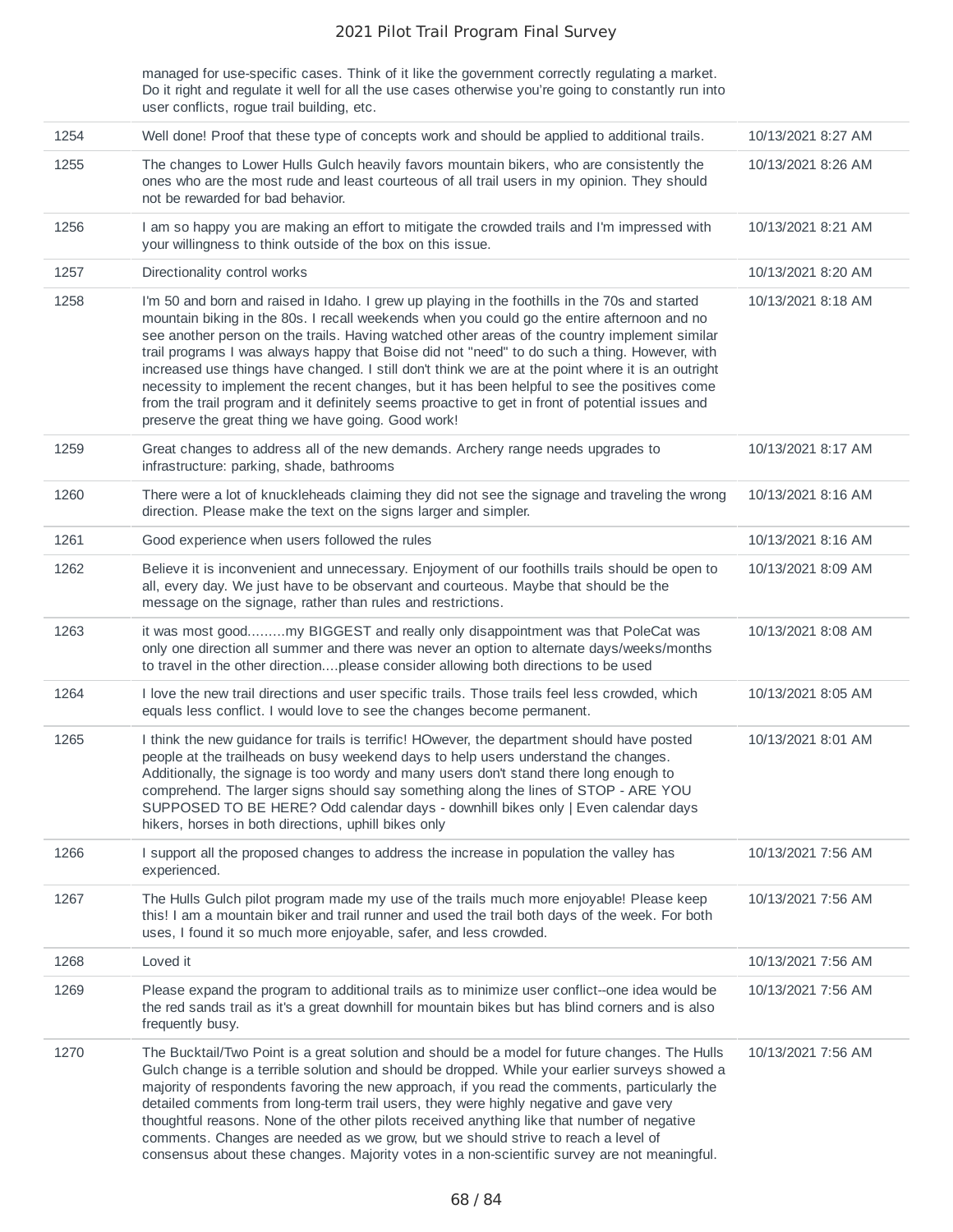| | | |
|---|---|---|
| | managed for use-specific cases. Think of it like the government correctly regulating a market. Do it right and regulate it well for all the use cases otherwise you're going to constantly run into user conflicts, rogue trail building, etc. | |
| 1254 | Well done! Proof that these type of concepts work and should be applied to additional trails. | 10/13/2021 8:27 AM |
| 1255 | The changes to Lower Hulls Gulch heavily favors mountain bikers, who are consistently the ones who are the most rude and least courteous of all trail users in my opinion. They should not be rewarded for bad behavior. | 10/13/2021 8:26 AM |
| 1256 | I am so happy you are making an effort to mitigate the crowded trails and I'm impressed with your willingness to think outside of the box on this issue. | 10/13/2021 8:21 AM |
| 1257 | Directionality control works | 10/13/2021 8:20 AM |
| 1258 | I'm 50 and born and raised in Idaho. I grew up playing in the foothills in the 70s and started mountain biking in the 80s. I recall weekends when you could go the entire afternoon and no see another person on the trails. Having watched other areas of the country implement similar trail programs I was always happy that Boise did not "need" to do such a thing. However, with increased use things have changed. I still don't think we are at the point where it is an outright necessity to implement the recent changes, but it has been helpful to see the positives come from the trail program and it definitely seems proactive to get in front of potential issues and preserve the great thing we have going. Good work! | 10/13/2021 8:18 AM |
| 1259 | Great changes to address all of the new demands. Archery range needs upgrades to infrastructure: parking, shade, bathrooms | 10/13/2021 8:17 AM |
| 1260 | There were a lot of knuckleheads claiming they did not see the signage and traveling the wrong direction. Please make the text on the signs larger and simpler. | 10/13/2021 8:16 AM |
| 1261 | Good experience when users followed the rules | 10/13/2021 8:16 AM |
| 1262 | Believe it is inconvenient and unnecessary. Enjoyment of our foothills trails should be open to all, every day. We just have to be observant and courteous. Maybe that should be the message on the signage, rather than rules and restrictions. | 10/13/2021 8:09 AM |
| 1263 | it was most good.........my BIGGEST and really only disappointment was that PoleCat was only one direction all summer and there was never an option to alternate days/weeks/months to travel in the other direction....please consider allowing both directions to be used | 10/13/2021 8:08 AM |
| 1264 | I love the new trail directions and user specific trails. Those trails feel less crowded, which equals less conflict. I would love to see the changes become permanent. | 10/13/2021 8:05 AM |
| 1265 | I think the new guidance for trails is terrific! HOwever, the department should have posted people at the trailheads on busy weekend days to help users understand the changes. Additionally, the signage is too wordy and many users don't stand there long enough to comprehend. The larger signs should say something along the lines of STOP - ARE YOU SUPPOSED TO BE HERE? Odd calendar days - downhill bikes only \| Even calendar days hikers, horses in both directions, uphill bikes only | 10/13/2021 8:01 AM |
| 1266 | I support all the proposed changes to address the increase in population the valley has experienced. | 10/13/2021 7:56 AM |
| 1267 | The Hulls Gulch pilot program made my use of the trails much more enjoyable! Please keep this! I am a mountain biker and trail runner and used the trail both days of the week. For both uses, I found it so much more enjoyable, safer, and less crowded. | 10/13/2021 7:56 AM |
| 1268 | Loved it | 10/13/2021 7:56 AM |
| 1269 | Please expand the program to additional trails as to minimize user conflict--one idea would be the red sands trail as it's a great downhill for mountain bikes but has blind corners and is also frequently busy. | 10/13/2021 7:56 AM |
| 1270 | The Bucktail/Two Point is a great solution and should be a model for future changes. The Hulls Gulch change is a terrible solution and should be dropped. While your earlier surveys showed a majority of respondents favoring the new approach, if you read the comments, particularly the detailed comments from long-term trail users, they were highly negative and gave very thoughtful reasons. None of the other pilots received anything like that number of negative comments. Changes are needed as we grow, but we should strive to reach a level of consensus about these changes. Majority votes in a non-scientific survey are not meaningful. | 10/13/2021 7:56 AM |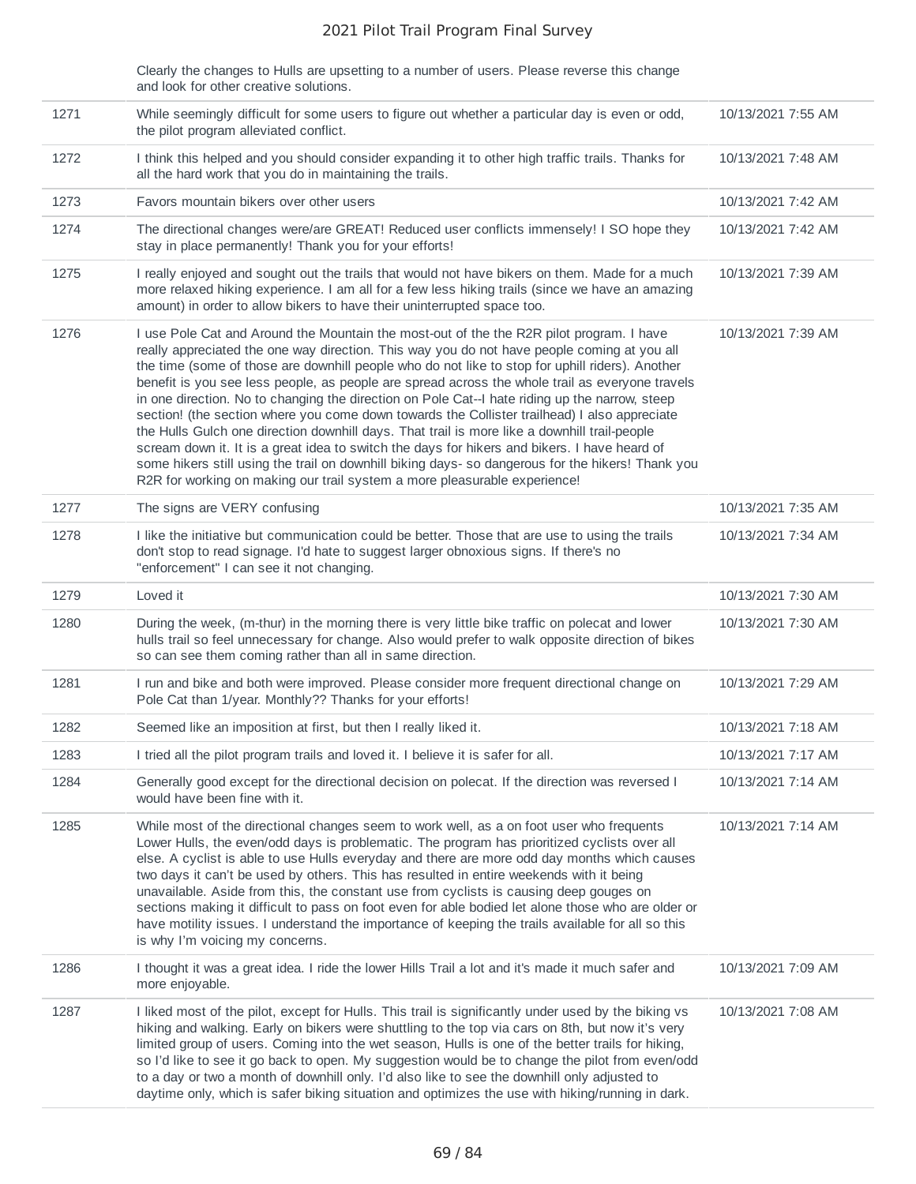| | | |
|---|---|---|
| | Clearly the changes to Hulls are upsetting to a number of users. Please reverse this change and look for other creative solutions. | |
| 1271 | While seemingly difficult for some users to figure out whether a particular day is even or odd, the pilot program alleviated conflict. | 10/13/2021 7:55 AM |
| 1272 | I think this helped and you should consider expanding it to other high traffic trails. Thanks for all the hard work that you do in maintaining the trails. | 10/13/2021 7:48 AM |
| 1273 | Favors mountain bikers over other users | 10/13/2021 7:42 AM |
| 1274 | The directional changes were/are GREAT! Reduced user conflicts immensely! I SO hope they stay in place permanently! Thank you for your efforts! | 10/13/2021 7:42 AM |
| 1275 | I really enjoyed and sought out the trails that would not have bikers on them. Made for a much more relaxed hiking experience. I am all for a few less hiking trails (since we have an amazing amount) in order to allow bikers to have their uninterrupted space too. | 10/13/2021 7:39 AM |
| 1276 | I use Pole Cat and Around the Mountain the most-out of the the R2R pilot program. I have really appreciated the one way direction. This way you do not have people coming at you all the time (some of those are downhill people who do not like to stop for uphill riders). Another benefit is you see less people, as people are spread across the whole trail as everyone travels in one direction. No to changing the direction on Pole Cat--I hate riding up the narrow, steep section! (the section where you come down towards the Collister trailhead) I also appreciate the Hulls Gulch one direction downhill days. That trail is more like a downhill trail-people scream down it. It is a great idea to switch the days for hikers and bikers. I have heard of some hikers still using the trail on downhill biking days- so dangerous for the hikers! Thank you R2R for working on making our trail system a more pleasurable experience! | 10/13/2021 7:39 AM |
| 1277 | The signs are VERY confusing | 10/13/2021 7:35 AM |
| 1278 | I like the initiative but communication could be better. Those that are use to using the trails don't stop to read signage. I'd hate to suggest larger obnoxious signs. If there's no "enforcement" I can see it not changing. | 10/13/2021 7:34 AM |
| 1279 | Loved it | 10/13/2021 7:30 AM |
| 1280 | During the week, (m-thur) in the morning there is very little bike traffic on polecat and lower hulls trail so feel unnecessary for change. Also would prefer to walk opposite direction of bikes so can see them coming rather than all in same direction. | 10/13/2021 7:30 AM |
| 1281 | I run and bike and both were improved. Please consider more frequent directional change on Pole Cat than 1/year. Monthly?? Thanks for your efforts! | 10/13/2021 7:29 AM |
| 1282 | Seemed like an imposition at first, but then I really liked it. | 10/13/2021 7:18 AM |
| 1283 | I tried all the pilot program trails and loved it. I believe it is safer for all. | 10/13/2021 7:17 AM |
| 1284 | Generally good except for the directional decision on polecat. If the direction was reversed I would have been fine with it. | 10/13/2021 7:14 AM |
| 1285 | While most of the directional changes seem to work well, as a on foot user who frequents Lower Hulls, the even/odd days is problematic. The program has prioritized cyclists over all else. A cyclist is able to use Hulls everyday and there are more odd day months which causes two days it can't be used by others. This has resulted in entire weekends with it being unavailable. Aside from this, the constant use from cyclists is causing deep gouges on sections making it difficult to pass on foot even for able bodied let alone those who are older or have motility issues. I understand the importance of keeping the trails available for all so this is why I'm voicing my concerns. | 10/13/2021 7:14 AM |
| 1286 | I thought it was a great idea. I ride the lower Hills Trail a lot and it's made it much safer and more enjoyable. | 10/13/2021 7:09 AM |
| 1287 | I liked most of the pilot, except for Hulls. This trail is significantly under used by the biking vs hiking and walking. Early on bikers were shuttling to the top via cars on 8th, but now it's very limited group of users. Coming into the wet season, Hulls is one of the better trails for hiking, so I'd like to see it go back to open. My suggestion would be to change the pilot from even/odd to a day or two a month of downhill only. I'd also like to see the downhill only adjusted to daytime only, which is safer biking situation and optimizes the use with hiking/running in dark. | 10/13/2021 7:08 AM |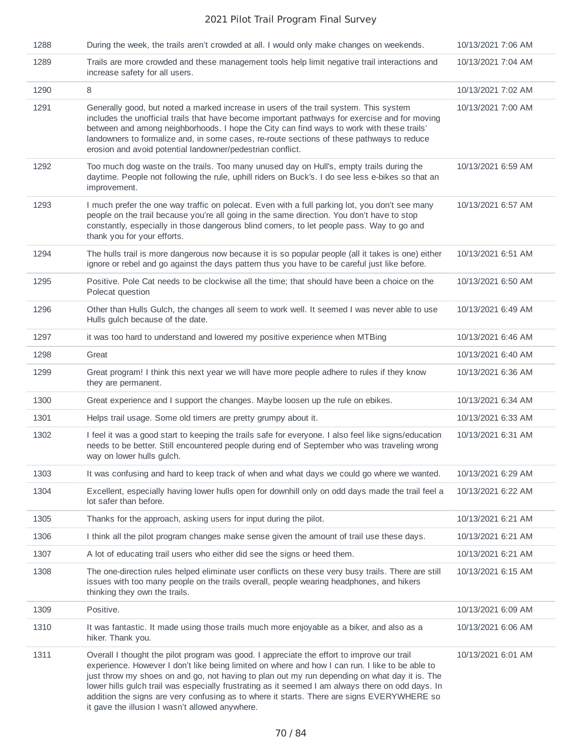| | | |
|---|---|---|
| 1288 | During the week, the trails aren't crowded at all. I would only make changes on weekends. | 10/13/2021 7:06 AM |
| 1289 | Trails are more crowded and these management tools help limit negative trail interactions and increase safety for all users. | 10/13/2021 7:04 AM |
| 1290 | 8 | 10/13/2021 7:02 AM |
| 1291 | Generally good, but noted a marked increase in users of the trail system. This system includes the unofficial trails that have become important pathways for exercise and for moving between and among neighborhoods. I hope the City can find ways to work with these trails' landowners to formalize and, in some cases, re-route sections of these pathways to reduce erosion and avoid potential landowner/pedestrian conflict. | 10/13/2021 7:00 AM |
| 1292 | Too much dog waste on the trails. Too many unused day on Hull's, empty trails during the daytime. People not following the rule, uphill riders on Buck's. I do see less e-bikes so that an improvement. | 10/13/2021 6:59 AM |
| 1293 | I much prefer the one way traffic on polecat. Even with a full parking lot, you don't see many people on the trail because you're all going in the same direction. You don't have to stop constantly, especially in those dangerous blind corners, to let people pass. Way to go and thank you for your efforts. | 10/13/2021 6:57 AM |
| 1294 | The hulls trail is more dangerous now because it is so popular people (all it takes is one) either ignore or rebel and go against the days pattern thus you have to be careful just like before. | 10/13/2021 6:51 AM |
| 1295 | Positive. Pole Cat needs to be clockwise all the time; that should have been a choice on the Polecat question | 10/13/2021 6:50 AM |
| 1296 | Other than Hulls Gulch, the changes all seem to work well. It seemed I was never able to use Hulls gulch because of the date. | 10/13/2021 6:49 AM |
| 1297 | it was too hard to understand and lowered my positive experience when MTBing | 10/13/2021 6:46 AM |
| 1298 | Great | 10/13/2021 6:40 AM |
| 1299 | Great program! I think this next year we will have more people adhere to rules if they know they are permanent. | 10/13/2021 6:36 AM |
| 1300 | Great experience and I support the changes. Maybe loosen up the rule on ebikes. | 10/13/2021 6:34 AM |
| 1301 | Helps trail usage. Some old timers are pretty grumpy about it. | 10/13/2021 6:33 AM |
| 1302 | I feel it was a good start to keeping the trails safe for everyone. I also feel like signs/education needs to be better. Still encountered people during end of September who was traveling wrong way on lower hulls gulch. | 10/13/2021 6:31 AM |
| 1303 | It was confusing and hard to keep track of when and what days we could go where we wanted. | 10/13/2021 6:29 AM |
| 1304 | Excellent, especially having lower hulls open for downhill only on odd days made the trail feel a lot safer than before. | 10/13/2021 6:22 AM |
| 1305 | Thanks for the approach, asking users for input during the pilot. | 10/13/2021 6:21 AM |
| 1306 | I think all the pilot program changes make sense given the amount of trail use these days. | 10/13/2021 6:21 AM |
| 1307 | A lot of educating trail users who either did see the signs or heed them. | 10/13/2021 6:21 AM |
| 1308 | The one-direction rules helped eliminate user conflicts on these very busy trails. There are still issues with too many people on the trails overall, people wearing headphones, and hikers thinking they own the trails. | 10/13/2021 6:15 AM |
| 1309 | Positive. | 10/13/2021 6:09 AM |
| 1310 | It was fantastic. It made using those trails much more enjoyable as a biker, and also as a hiker. Thank you. | 10/13/2021 6:06 AM |
| 1311 | Overall I thought the pilot program was good. I appreciate the effort to improve our trail experience. However I don't like being limited on where and how I can run. I like to be able to just throw my shoes on and go, not having to plan out my run depending on what day it is. The lower hills gulch trail was especially frustrating as it seemed I am always there on odd days. In addition the signs are very confusing as to where it starts. There are signs EVERYWHERE so it gave the illusion I wasn't allowed anywhere. | 10/13/2021 6:01 AM |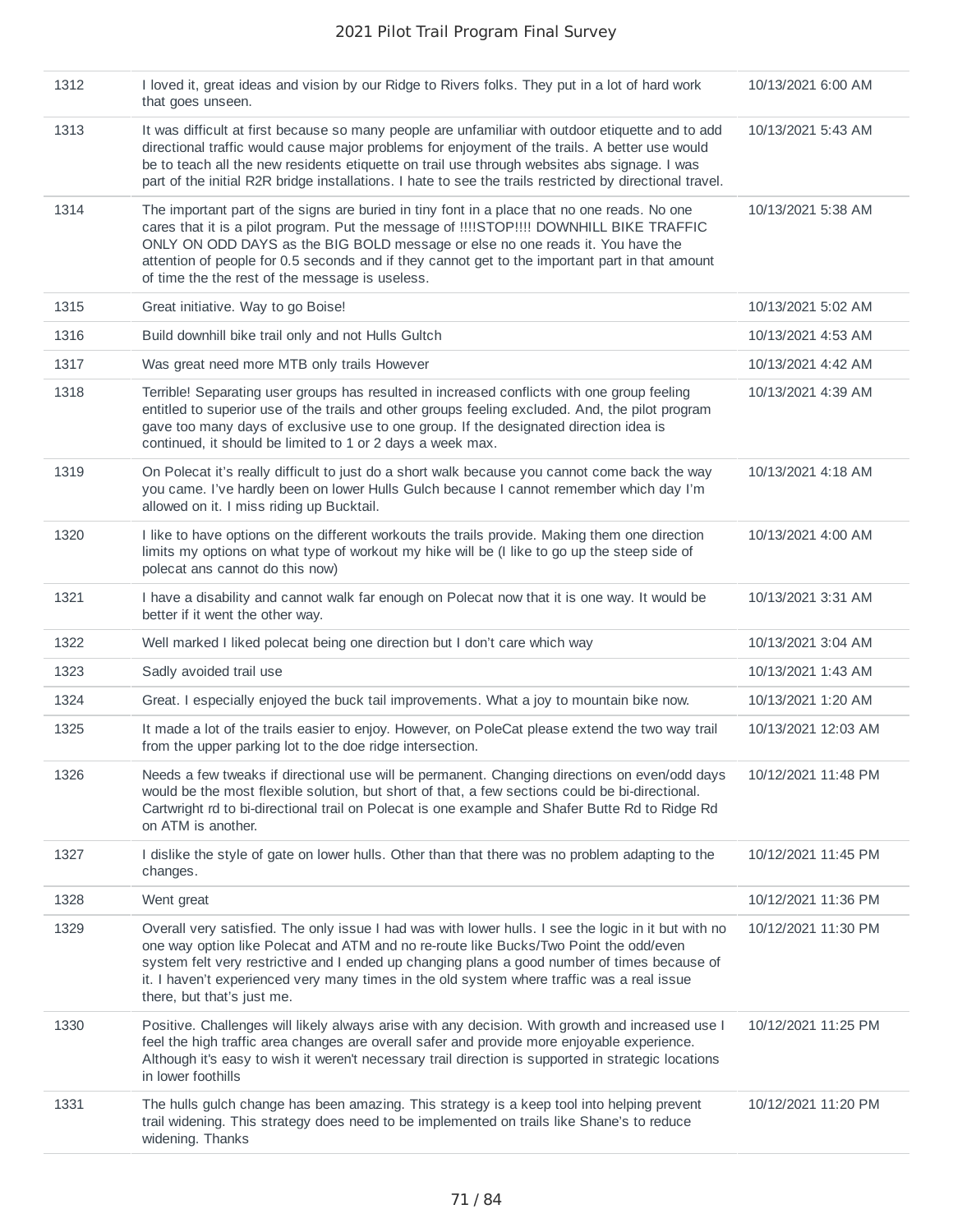| | | |
|---|---|---|
| 1312 | I loved it, great ideas and vision by our Ridge to Rivers folks. They put in a lot of hard work that goes unseen. | 10/13/2021 6:00 AM |
| 1313 | It was difficult at first because so many people are unfamiliar with outdoor etiquette and to add directional traffic would cause major problems for enjoyment of the trails. A better use would be to teach all the new residents etiquette on trail use through websites abs signage. I was part of the initial R2R bridge installations. I hate to see the trails restricted by directional travel. | 10/13/2021 5:43 AM |
| 1314 | The important part of the signs are buried in tiny font in a place that no one reads. No one cares that it is a pilot program. Put the message of !!!!STOP!!!! DOWNHILL BIKE TRAFFIC ONLY ON ODD DAYS as the BIG BOLD message or else no one reads it. You have the attention of people for 0.5 seconds and if they cannot get to the important part in that amount of time the the rest of the message is useless. | 10/13/2021 5:38 AM |
| 1315 | Great initiative. Way to go Boise! | 10/13/2021 5:02 AM |
| 1316 | Build downhill bike trail only and not Hulls Gultch | 10/13/2021 4:53 AM |
| 1317 | Was great need more MTB only trails However | 10/13/2021 4:42 AM |
| 1318 | Terrible! Separating user groups has resulted in increased conflicts with one group feeling entitled to superior use of the trails and other groups feeling excluded. And, the pilot program gave too many days of exclusive use to one group. If the designated direction idea is continued, it should be limited to 1 or 2 days a week max. | 10/13/2021 4:39 AM |
| 1319 | On Polecat it's really difficult to just do a short walk because you cannot come back the way you came. I've hardly been on lower Hulls Gulch because I cannot remember which day I'm allowed on it. I miss riding up Bucktail. | 10/13/2021 4:18 AM |
| 1320 | I like to have options on the different workouts the trails provide. Making them one direction limits my options on what type of workout my hike will be (I like to go up the steep side of polecat ans cannot do this now) | 10/13/2021 4:00 AM |
| 1321 | I have a disability and cannot walk far enough on Polecat now that it is one way. It would be better if it went the other way. | 10/13/2021 3:31 AM |
| 1322 | Well marked I liked polecat being one direction but I don't care which way | 10/13/2021 3:04 AM |
| 1323 | Sadly avoided trail use | 10/13/2021 1:43 AM |
| 1324 | Great. I especially enjoyed the buck tail improvements. What a joy to mountain bike now. | 10/13/2021 1:20 AM |
| 1325 | It made a lot of the trails easier to enjoy. However, on PoleCat please extend the two way trail from the upper parking lot to the doe ridge intersection. | 10/13/2021 12:03 AM |
| 1326 | Needs a few tweaks if directional use will be permanent. Changing directions on even/odd days would be the most flexible solution, but short of that, a few sections could be bi-directional. Cartwright rd to bi-directional trail on Polecat is one example and Shafer Butte Rd to Ridge Rd on ATM is another. | 10/12/2021 11:48 PM |
| 1327 | I dislike the style of gate on lower hulls. Other than that there was no problem adapting to the changes. | 10/12/2021 11:45 PM |
| 1328 | Went great | 10/12/2021 11:36 PM |
| 1329 | Overall very satisfied. The only issue I had was with lower hulls. I see the logic in it but with no one way option like Polecat and ATM and no re-route like Bucks/Two Point the odd/even system felt very restrictive and I ended up changing plans a good number of times because of it. I haven't experienced very many times in the old system where traffic was a real issue there, but that's just me. | 10/12/2021 11:30 PM |
| 1330 | Positive. Challenges will likely always arise with any decision. With growth and increased use I feel the high traffic area changes are overall safer and provide more enjoyable experience. Although it's easy to wish it weren't necessary trail direction is supported in strategic locations in lower foothills | 10/12/2021 11:25 PM |
| 1331 | The hulls gulch change has been amazing. This strategy is a keep tool into helping prevent trail widening. This strategy does need to be implemented on trails like Shane's to reduce widening. Thanks | 10/12/2021 11:20 PM |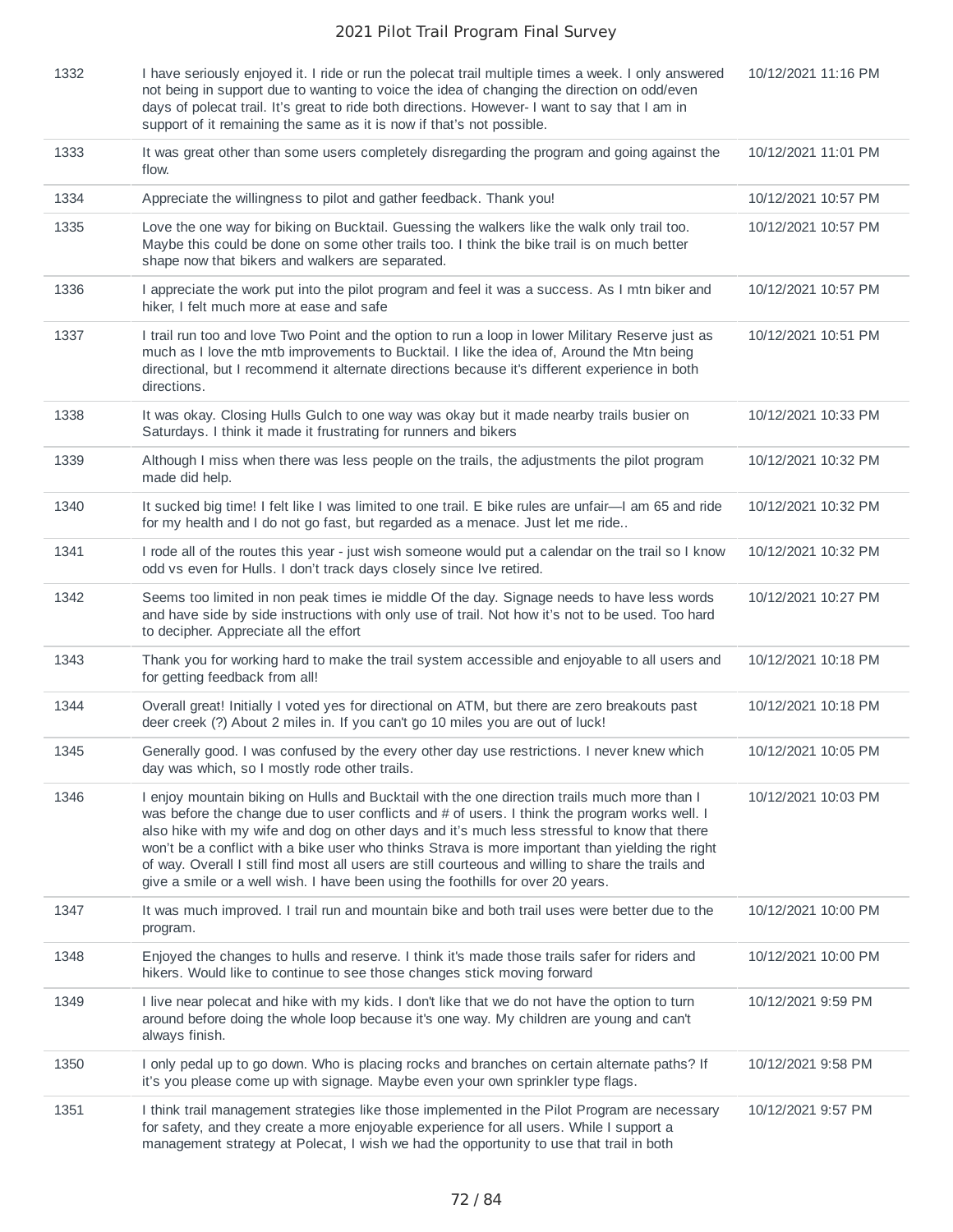| | | |
|---|---|---|
| 1332 | I have seriously enjoyed it. I ride or run the polecat trail multiple times a week. I only answered not being in support due to wanting to voice the idea of changing the direction on odd/even days of polecat trail. It's great to ride both directions. However- I want to say that I am in support of it remaining the same as it is now if that's not possible. | 10/12/2021 11:16 PM |
| 1333 | It was great other than some users completely disregarding the program and going against the flow. | 10/12/2021 11:01 PM |
| 1334 | Appreciate the willingness to pilot and gather feedback. Thank you! | 10/12/2021 10:57 PM |
| 1335 | Love the one way for biking on Bucktail. Guessing the walkers like the walk only trail too. Maybe this could be done on some other trails too. I think the bike trail is on much better shape now that bikers and walkers are separated. | 10/12/2021 10:57 PM |
| 1336 | I appreciate the work put into the pilot program and feel it was a success. As I mtn biker and hiker, I felt much more at ease and safe | 10/12/2021 10:57 PM |
| 1337 | I trail run too and love Two Point and the option to run a loop in lower Military Reserve just as much as I love the mtb improvements to Bucktail. I like the idea of, Around the Mtn being directional, but I recommend it alternate directions because it's different experience in both directions. | 10/12/2021 10:51 PM |
| 1338 | It was okay. Closing Hulls Gulch to one way was okay but it made nearby trails busier on Saturdays. I think it made it frustrating for runners and bikers | 10/12/2021 10:33 PM |
| 1339 | Although I miss when there was less people on the trails, the adjustments the pilot program made did help. | 10/12/2021 10:32 PM |
| 1340 | It sucked big time! I felt like I was limited to one trail. E bike rules are unfair—I am 65 and ride for my health and I do not go fast, but regarded as a menace. Just let me ride.. | 10/12/2021 10:32 PM |
| 1341 | I rode all of the routes this year - just wish someone would put a calendar on the trail so I know odd vs even for Hulls. I don't track days closely since Ive retired. | 10/12/2021 10:32 PM |
| 1342 | Seems too limited in non peak times ie middle Of the day. Signage needs to have less words and have side by side instructions with only use of trail. Not how it's not to be used. Too hard to decipher. Appreciate all the effort | 10/12/2021 10:27 PM |
| 1343 | Thank you for working hard to make the trail system accessible and enjoyable to all users and for getting feedback from all! | 10/12/2021 10:18 PM |
| 1344 | Overall great! Initially I voted yes for directional on ATM, but there are zero breakouts past deer creek (?) About 2 miles in. If you can't go 10 miles you are out of luck! | 10/12/2021 10:18 PM |
| 1345 | Generally good. I was confused by the every other day use restrictions. I never knew which day was which, so I mostly rode other trails. | 10/12/2021 10:05 PM |
| 1346 | I enjoy mountain biking on Hulls and Bucktail with the one direction trails much more than I was before the change due to user conflicts and # of users. I think the program works well. I also hike with my wife and dog on other days and it's much less stressful to know that there won't be a conflict with a bike user who thinks Strava is more important than yielding the right of way. Overall I still find most all users are still courteous and willing to share the trails and give a smile or a well wish. I have been using the foothills for over 20 years. | 10/12/2021 10:03 PM |
| 1347 | It was much improved. I trail run and mountain bike and both trail uses were better due to the program. | 10/12/2021 10:00 PM |
| 1348 | Enjoyed the changes to hulls and reserve. I think it's made those trails safer for riders and hikers. Would like to continue to see those changes stick moving forward | 10/12/2021 10:00 PM |
| 1349 | I live near polecat and hike with my kids. I don't like that we do not have the option to turn around before doing the whole loop because it's one way. My children are young and can't always finish. | 10/12/2021 9:59 PM |
| 1350 | I only pedal up to go down. Who is placing rocks and branches on certain alternate paths? If it's you please come up with signage. Maybe even your own sprinkler type flags. | 10/12/2021 9:58 PM |
| 1351 | I think trail management strategies like those implemented in the Pilot Program are necessary for safety, and they create a more enjoyable experience for all users. While I support a management strategy at Polecat, I wish we had the opportunity to use that trail in both | 10/12/2021 9:57 PM |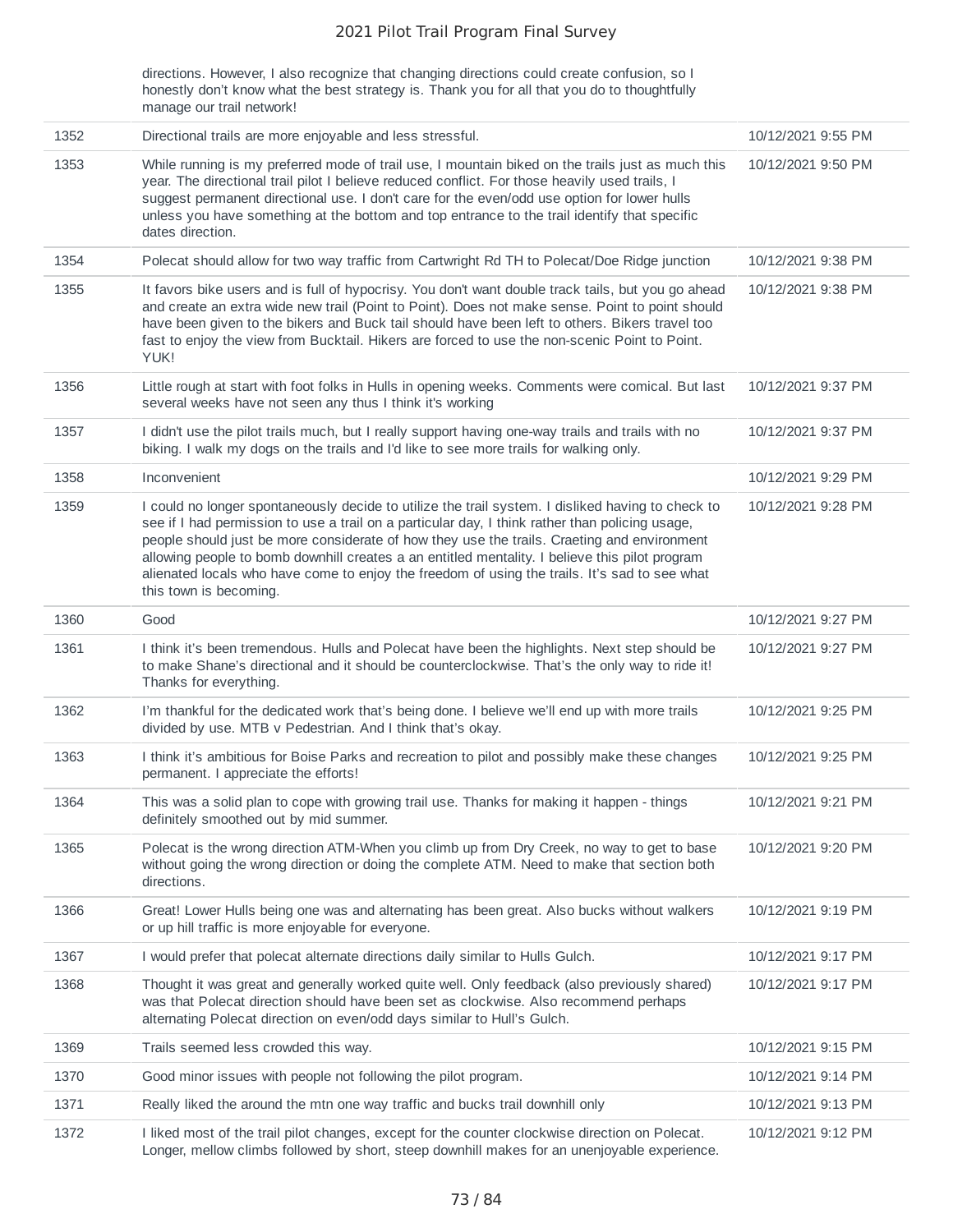| | | |
|---|---|---|
| | directions. However, I also recognize that changing directions could create confusion, so I honestly don't know what the best strategy is. Thank you for all that you do to thoughtfully manage our trail network! | |
| 1352 | Directional trails are more enjoyable and less stressful. | 10/12/2021 9:55 PM |
| 1353 | While running is my preferred mode of trail use, I mountain biked on the trails just as much this year. The directional trail pilot I believe reduced conflict. For those heavily used trails, I suggest permanent directional use. I don't care for the even/odd use option for lower hulls unless you have something at the bottom and top entrance to the trail identify that specific dates direction. | 10/12/2021 9:50 PM |
| 1354 | Polecat should allow for two way traffic from Cartwright Rd TH to Polecat/Doe Ridge junction | 10/12/2021 9:38 PM |
| 1355 | It favors bike users and is full of hypocrisy. You don't want double track tails, but you go ahead and create an extra wide new trail (Point to Point). Does not make sense. Point to point should have been given to the bikers and Buck tail should have been left to others. Bikers travel too fast to enjoy the view from Bucktail. Hikers are forced to use the non-scenic Point to Point. YUK! | 10/12/2021 9:38 PM |
| 1356 | Little rough at start with foot folks in Hulls in opening weeks. Comments were comical. But last several weeks have not seen any thus I think it's working | 10/12/2021 9:37 PM |
| 1357 | I didn't use the pilot trails much, but I really support having one-way trails and trails with no biking. I walk my dogs on the trails and I'd like to see more trails for walking only. | 10/12/2021 9:37 PM |
| 1358 | Inconvenient | 10/12/2021 9:29 PM |
| 1359 | I could no longer spontaneously decide to utilize the trail system. I disliked having to check to see if I had permission to use a trail on a particular day, I think rather than policing usage, people should just be more considerate of how they use the trails. Craeting and environment allowing people to bomb downhill creates a an entitled mentality. I believe this pilot program alienated locals who have come to enjoy the freedom of using the trails. It's sad to see what this town is becoming. | 10/12/2021 9:28 PM |
| 1360 | Good | 10/12/2021 9:27 PM |
| 1361 | I think it's been tremendous. Hulls and Polecat have been the highlights. Next step should be to make Shane's directional and it should be counterclockwise. That's the only way to ride it! Thanks for everything. | 10/12/2021 9:27 PM |
| 1362 | I'm thankful for the dedicated work that's being done. I believe we'll end up with more trails divided by use. MTB v Pedestrian. And I think that's okay. | 10/12/2021 9:25 PM |
| 1363 | I think it's ambitious for Boise Parks and recreation to pilot and possibly make these changes permanent. I appreciate the efforts! | 10/12/2021 9:25 PM |
| 1364 | This was a solid plan to cope with growing trail use. Thanks for making it happen - things definitely smoothed out by mid summer. | 10/12/2021 9:21 PM |
| 1365 | Polecat is the wrong direction ATM-When you climb up from Dry Creek, no way to get to base without going the wrong direction or doing the complete ATM. Need to make that section both directions. | 10/12/2021 9:20 PM |
| 1366 | Great! Lower Hulls being one was and alternating has been great. Also bucks without walkers or up hill traffic is more enjoyable for everyone. | 10/12/2021 9:19 PM |
| 1367 | I would prefer that polecat alternate directions daily similar to Hulls Gulch. | 10/12/2021 9:17 PM |
| 1368 | Thought it was great and generally worked quite well. Only feedback (also previously shared) was that Polecat direction should have been set as clockwise. Also recommend perhaps alternating Polecat direction on even/odd days similar to Hull's Gulch. | 10/12/2021 9:17 PM |
| 1369 | Trails seemed less crowded this way. | 10/12/2021 9:15 PM |
| 1370 | Good minor issues with people not following the pilot program. | 10/12/2021 9:14 PM |
| 1371 | Really liked the around the mtn one way traffic and bucks trail downhill only | 10/12/2021 9:13 PM |
| 1372 | I liked most of the trail pilot changes, except for the counter clockwise direction on Polecat. Longer, mellow climbs followed by short, steep downhill makes for an unenjoyable experience. | 10/12/2021 9:12 PM |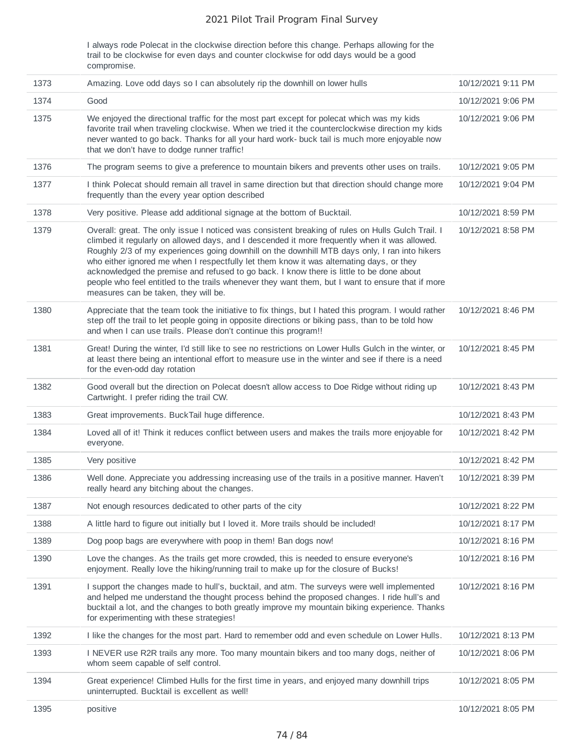| | | |
|---|---|---|
| | I always rode Polecat in the clockwise direction before this change. Perhaps allowing for the trail to be clockwise for even days and counter clockwise for odd days would be a good compromise. | |
| 1373 | Amazing. Love odd days so I can absolutely rip the downhill on lower hulls | 10/12/2021 9:11 PM |
| 1374 | Good | 10/12/2021 9:06 PM |
| 1375 | We enjoyed the directional traffic for the most part except for polecat which was my kids favorite trail when traveling clockwise. When we tried it the counterclockwise direction my kids never wanted to go back. Thanks for all your hard work- buck tail is much more enjoyable now that we don't have to dodge runner traffic! | 10/12/2021 9:06 PM |
| 1376 | The program seems to give a preference to mountain bikers and prevents other uses on trails. | 10/12/2021 9:05 PM |
| 1377 | I think Polecat should remain all travel in same direction but that direction should change more frequently than the every year option described | 10/12/2021 9:04 PM |
| 1378 | Very positive. Please add additional signage at the bottom of Bucktail. | 10/12/2021 8:59 PM |
| 1379 | Overall: great. The only issue I noticed was consistent breaking of rules on Hulls Gulch Trail. I climbed it regularly on allowed days, and I descended it more frequently when it was allowed. Roughly 2/3 of my experiences going downhill on the downhill MTB days only, I ran into hikers who either ignored me when I respectfully let them know it was alternating days, or they acknowledged the premise and refused to go back. I know there is little to be done about people who feel entitled to the trails whenever they want them, but I want to ensure that if more measures can be taken, they will be. | 10/12/2021 8:58 PM |
| 1380 | Appreciate that the team took the initiative to fix things, but I hated this program. I would rather step off the trail to let people going in opposite directions or biking pass, than to be told how and when I can use trails. Please don't continue this program!! | 10/12/2021 8:46 PM |
| 1381 | Great! During the winter, I'd still like to see no restrictions on Lower Hulls Gulch in the winter, or at least there being an intentional effort to measure use in the winter and see if there is a need for the even-odd day rotation | 10/12/2021 8:45 PM |
| 1382 | Good overall but the direction on Polecat doesn't allow access to Doe Ridge without riding up Cartwright. I prefer riding the trail CW. | 10/12/2021 8:43 PM |
| 1383 | Great improvements. BuckTail huge difference. | 10/12/2021 8:43 PM |
| 1384 | Loved all of it! Think it reduces conflict between users and makes the trails more enjoyable for everyone. | 10/12/2021 8:42 PM |
| 1385 | Very positive | 10/12/2021 8:42 PM |
| 1386 | Well done. Appreciate you addressing increasing use of the trails in a positive manner. Haven't really heard any bitching about the changes. | 10/12/2021 8:39 PM |
| 1387 | Not enough resources dedicated to other parts of the city | 10/12/2021 8:22 PM |
| 1388 | A little hard to figure out initially but I loved it. More trails should be included! | 10/12/2021 8:17 PM |
| 1389 | Dog poop bags are everywhere with poop in them! Ban dogs now! | 10/12/2021 8:16 PM |
| 1390 | Love the changes. As the trails get more crowded, this is needed to ensure everyone's enjoyment. Really love the hiking/running trail to make up for the closure of Bucks! | 10/12/2021 8:16 PM |
| 1391 | I support the changes made to hull's, bucktail, and atm. The surveys were well implemented and helped me understand the thought process behind the proposed changes. I ride hull's and bucktail a lot, and the changes to both greatly improve my mountain biking experience. Thanks for experimenting with these strategies! | 10/12/2021 8:16 PM |
| 1392 | I like the changes for the most part. Hard to remember odd and even schedule on Lower Hulls. | 10/12/2021 8:13 PM |
| 1393 | I NEVER use R2R trails any more. Too many mountain bikers and too many dogs, neither of whom seem capable of self control. | 10/12/2021 8:06 PM |
| 1394 | Great experience! Climbed Hulls for the first time in years, and enjoyed many downhill trips uninterrupted. Bucktail is excellent as well! | 10/12/2021 8:05 PM |
| 1395 | positive | 10/12/2021 8:05 PM |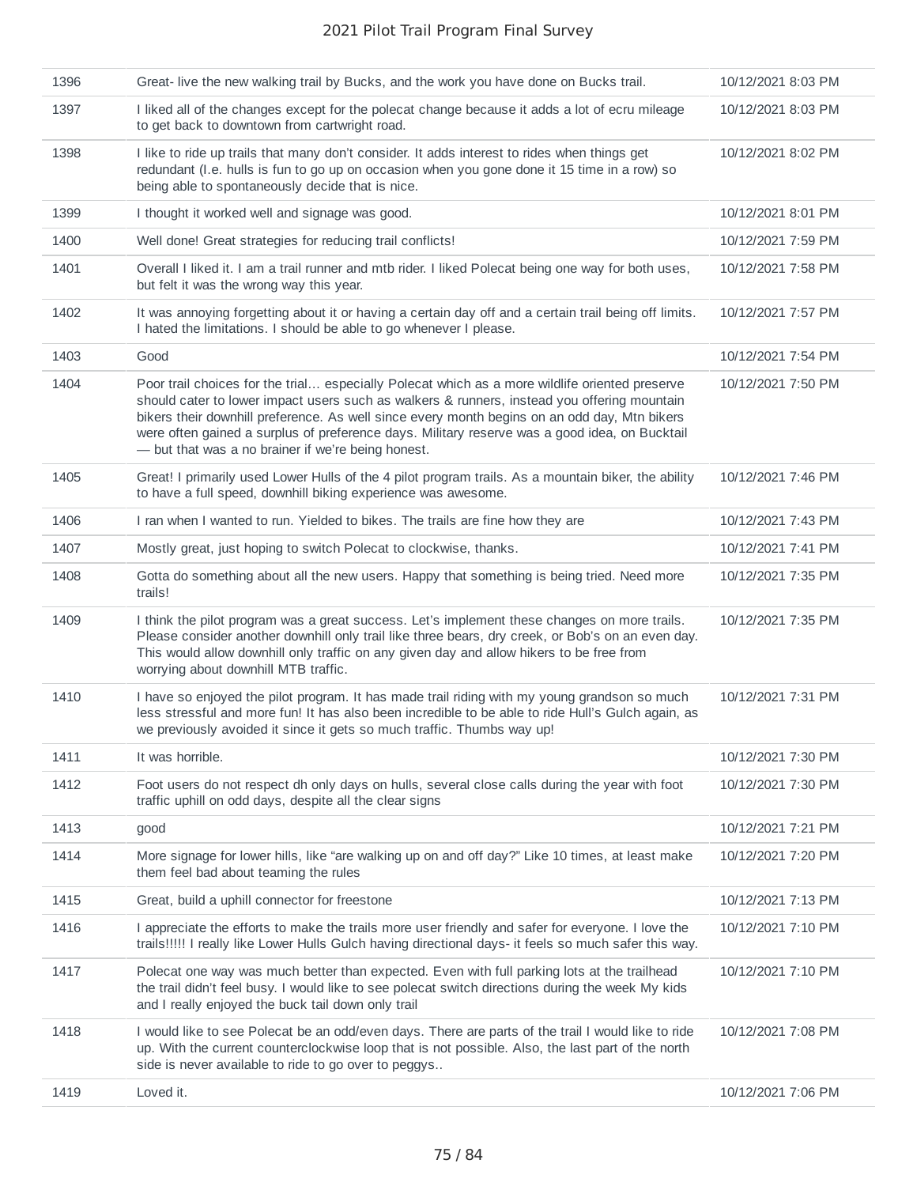| | | |
|---|---|---|
| 1396 | Great- live the new walking trail by Bucks, and the work you have done on Bucks trail. | 10/12/2021 8:03 PM |
| 1397 | I liked all of the changes except for the polecat change because it adds a lot of ecru mileage to get back to downtown from cartwright road. | 10/12/2021 8:03 PM |
| 1398 | I like to ride up trails that many don't consider. It adds interest to rides when things get redundant (I.e. hulls is fun to go up on occasion when you gone done it 15 time in a row) so being able to spontaneously decide that is nice. | 10/12/2021 8:02 PM |
| 1399 | I thought it worked well and signage was good. | 10/12/2021 8:01 PM |
| 1400 | Well done! Great strategies for reducing trail conflicts! | 10/12/2021 7:59 PM |
| 1401 | Overall I liked it. I am a trail runner and mtb rider. I liked Polecat being one way for both uses, but felt it was the wrong way this year. | 10/12/2021 7:58 PM |
| 1402 | It was annoying forgetting about it or having a certain day off and a certain trail being off limits. I hated the limitations. I should be able to go whenever I please. | 10/12/2021 7:57 PM |
| 1403 | Good | 10/12/2021 7:54 PM |
| 1404 | Poor trail choices for the trial… especially Polecat which as a more wildlife oriented preserve should cater to lower impact users such as walkers & runners, instead you offering mountain bikers their downhill preference. As well since every month begins on an odd day, Mtn bikers were often gained a surplus of preference days. Military reserve was a good idea, on Bucktail — but that was a no brainer if we're being honest. | 10/12/2021 7:50 PM |
| 1405 | Great! I primarily used Lower Hulls of the 4 pilot program trails. As a mountain biker, the ability to have a full speed, downhill biking experience was awesome. | 10/12/2021 7:46 PM |
| 1406 | I ran when I wanted to run. Yielded to bikes. The trails are fine how they are | 10/12/2021 7:43 PM |
| 1407 | Mostly great, just hoping to switch Polecat to clockwise, thanks. | 10/12/2021 7:41 PM |
| 1408 | Gotta do something about all the new users. Happy that something is being tried. Need more trails! | 10/12/2021 7:35 PM |
| 1409 | I think the pilot program was a great success. Let's implement these changes on more trails. Please consider another downhill only trail like three bears, dry creek, or Bob's on an even day. This would allow downhill only traffic on any given day and allow hikers to be free from worrying about downhill MTB traffic. | 10/12/2021 7:35 PM |
| 1410 | I have so enjoyed the pilot program. It has made trail riding with my young grandson so much less stressful and more fun! It has also been incredible to be able to ride Hull's Gulch again, as we previously avoided it since it gets so much traffic. Thumbs way up! | 10/12/2021 7:31 PM |
| 1411 | It was horrible. | 10/12/2021 7:30 PM |
| 1412 | Foot users do not respect dh only days on hulls, several close calls during the year with foot traffic uphill on odd days, despite all the clear signs | 10/12/2021 7:30 PM |
| 1413 | good | 10/12/2021 7:21 PM |
| 1414 | More signage for lower hills, like "are walking up on and off day?" Like 10 times, at least make them feel bad about teaming the rules | 10/12/2021 7:20 PM |
| 1415 | Great, build a uphill connector for freestone | 10/12/2021 7:13 PM |
| 1416 | I appreciate the efforts to make the trails more user friendly and safer for everyone. I love the trails!!!!! I really like Lower Hulls Gulch having directional days- it feels so much safer this way. | 10/12/2021 7:10 PM |
| 1417 | Polecat one way was much better than expected. Even with full parking lots at the trailhead the trail didn't feel busy. I would like to see polecat switch directions during the week My kids and I really enjoyed the buck tail down only trail | 10/12/2021 7:10 PM |
| 1418 | I would like to see Polecat be an odd/even days. There are parts of the trail I would like to ride up. With the current counterclockwise loop that is not possible. Also, the last part of the north side is never available to ride to go over to peggys.. | 10/12/2021 7:08 PM |
| 1419 | Loved it. | 10/12/2021 7:06 PM |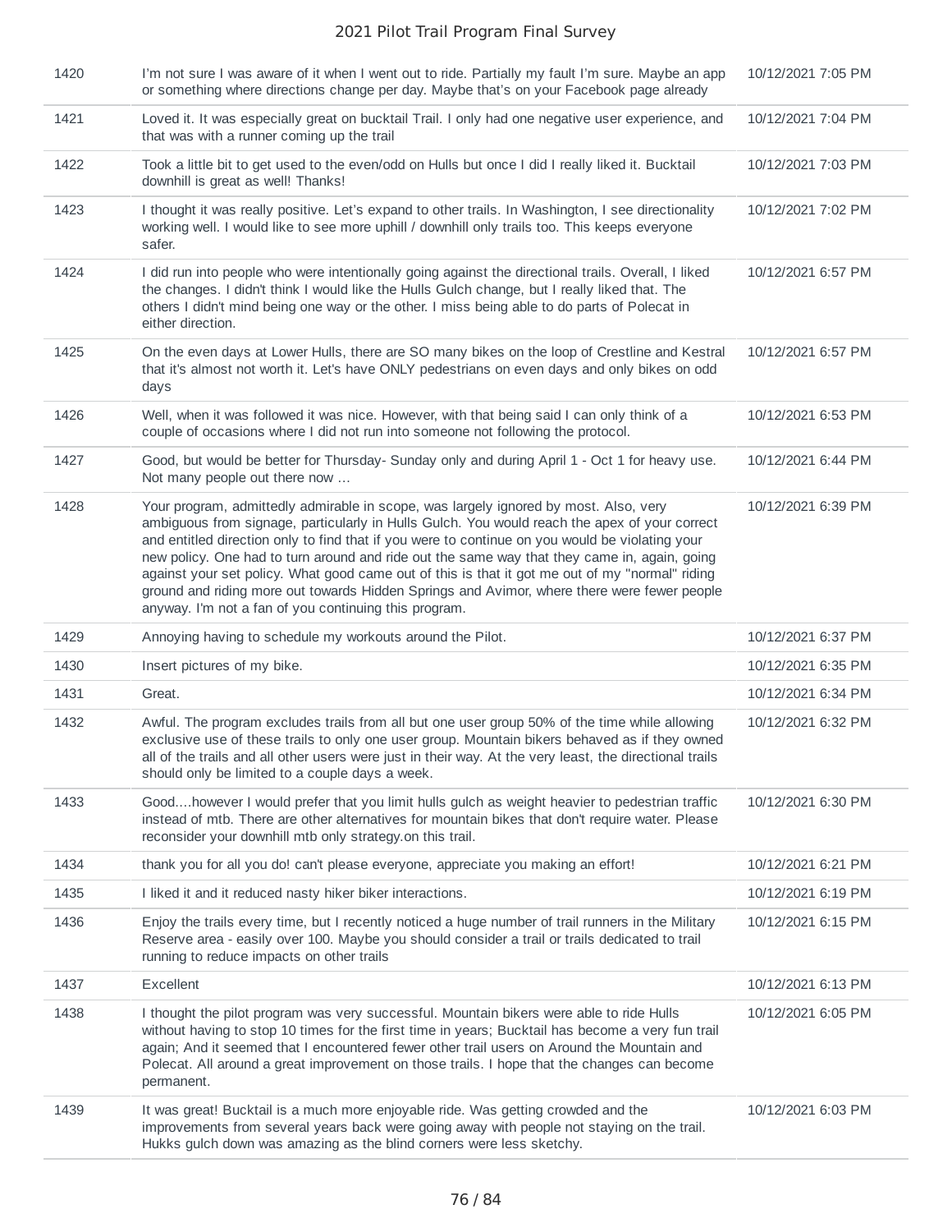| | | |
|---|---|---|
| 1420 | I'm not sure I was aware of it when I went out to ride. Partially my fault I'm sure. Maybe an app or something where directions change per day. Maybe that's on your Facebook page already | 10/12/2021 7:05 PM |
| 1421 | Loved it. It was especially great on bucktail Trail. I only had one negative user experience, and that was with a runner coming up the trail | 10/12/2021 7:04 PM |
| 1422 | Took a little bit to get used to the even/odd on Hulls but once I did I really liked it. Bucktail downhill is great as well! Thanks! | 10/12/2021 7:03 PM |
| 1423 | I thought it was really positive. Let's expand to other trails. In Washington, I see directionality working well. I would like to see more uphill / downhill only trails too. This keeps everyone safer. | 10/12/2021 7:02 PM |
| 1424 | I did run into people who were intentionally going against the directional trails. Overall, I liked the changes. I didn't think I would like the Hulls Gulch change, but I really liked that. The others I didn't mind being one way or the other. I miss being able to do parts of Polecat in either direction. | 10/12/2021 6:57 PM |
| 1425 | On the even days at Lower Hulls, there are SO many bikes on the loop of Crestline and Kestral that it's almost not worth it. Let's have ONLY pedestrians on even days and only bikes on odd days | 10/12/2021 6:57 PM |
| 1426 | Well, when it was followed it was nice. However, with that being said I can only think of a couple of occasions where I did not run into someone not following the protocol. | 10/12/2021 6:53 PM |
| 1427 | Good, but would be better for Thursday- Sunday only and during April 1 - Oct 1 for heavy use. Not many people out there now ... | 10/12/2021 6:44 PM |
| 1428 | Your program, admittedly admirable in scope, was largely ignored by most. Also, very ambiguous from signage, particularly in Hulls Gulch. You would reach the apex of your correct and entitled direction only to find that if you were to continue on you would be violating your new policy. One had to turn around and ride out the same way that they came in, again, going against your set policy. What good came out of this is that it got me out of my "normal" riding ground and riding more out towards Hidden Springs and Avimor, where there were fewer people anyway. I'm not a fan of you continuing this program. | 10/12/2021 6:39 PM |
| 1429 | Annoying having to schedule my workouts around the Pilot. | 10/12/2021 6:37 PM |
| 1430 | Insert pictures of my bike. | 10/12/2021 6:35 PM |
| 1431 | Great. | 10/12/2021 6:34 PM |
| 1432 | Awful. The program excludes trails from all but one user group 50% of the time while allowing exclusive use of these trails to only one user group. Mountain bikers behaved as if they owned all of the trails and all other users were just in their way. At the very least, the directional trails should only be limited to a couple days a week. | 10/12/2021 6:32 PM |
| 1433 | Good....however I would prefer that you limit hulls gulch as weight heavier to pedestrian traffic instead of mtb. There are other alternatives for mountain bikes that don't require water. Please reconsider your downhill mtb only strategy.on this trail. | 10/12/2021 6:30 PM |
| 1434 | thank you for all you do! can't please everyone, appreciate you making an effort! | 10/12/2021 6:21 PM |
| 1435 | I liked it and it reduced nasty hiker biker interactions. | 10/12/2021 6:19 PM |
| 1436 | Enjoy the trails every time, but I recently noticed a huge number of trail runners in the Military Reserve area - easily over 100. Maybe you should consider a trail or trails dedicated to trail running to reduce impacts on other trails | 10/12/2021 6:15 PM |
| 1437 | Excellent | 10/12/2021 6:13 PM |
| 1438 | I thought the pilot program was very successful. Mountain bikers were able to ride Hulls without having to stop 10 times for the first time in years; Bucktail has become a very fun trail again; And it seemed that I encountered fewer other trail users on Around the Mountain and Polecat. All around a great improvement on those trails. I hope that the changes can become permanent. | 10/12/2021 6:05 PM |
| 1439 | It was great! Bucktail is a much more enjoyable ride. Was getting crowded and the improvements from several years back were going away with people not staying on the trail. Hukks gulch down was amazing as the blind corners were less sketchy. | 10/12/2021 6:03 PM |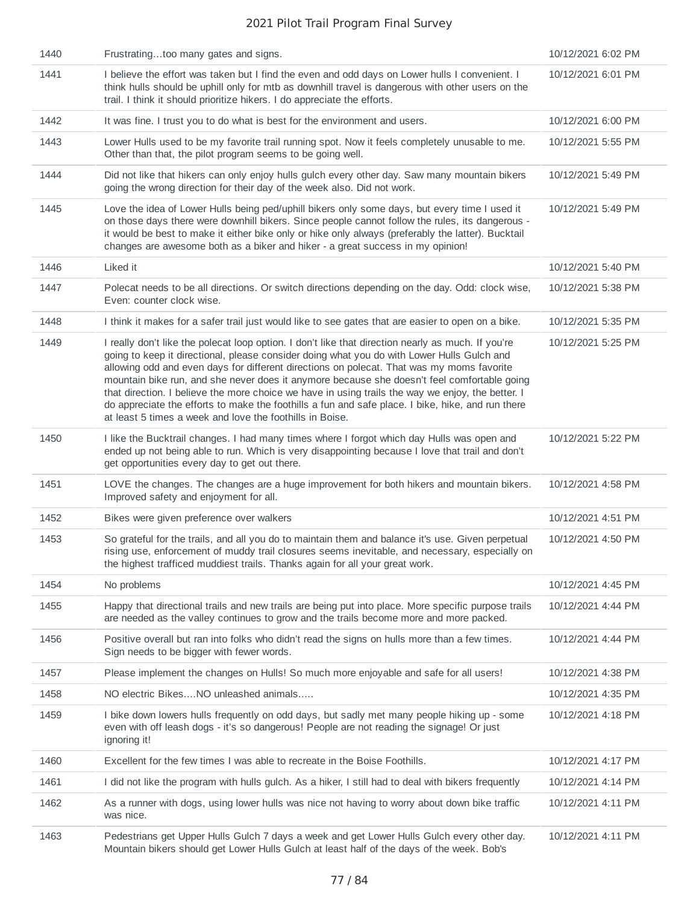| | | |
|---|---|---|
| 1440 | Frustrating…too many gates and signs. | 10/12/2021 6:02 PM |
| 1441 | I believe the effort was taken but I find the even and odd days on Lower hulls I convenient. I think hulls should be uphill only for mtb as downhill travel is dangerous with other users on the trail. I think it should prioritize hikers. I do appreciate the efforts. | 10/12/2021 6:01 PM |
| 1442 | It was fine. I trust you to do what is best for the environment and users. | 10/12/2021 6:00 PM |
| 1443 | Lower Hulls used to be my favorite trail running spot. Now it feels completely unusable to me. Other than that, the pilot program seems to be going well. | 10/12/2021 5:55 PM |
| 1444 | Did not like that hikers can only enjoy hulls gulch every other day. Saw many mountain bikers going the wrong direction for their day of the week also. Did not work. | 10/12/2021 5:49 PM |
| 1445 | Love the idea of Lower Hulls being ped/uphill bikers only some days, but every time I used it on those days there were downhill bikers. Since people cannot follow the rules, its dangerous - it would be best to make it either bike only or hike only always (preferably the latter). Bucktail changes are awesome both as a biker and hiker - a great success in my opinion! | 10/12/2021 5:49 PM |
| 1446 | Liked it | 10/12/2021 5:40 PM |
| 1447 | Polecat needs to be all directions. Or switch directions depending on the day. Odd: clock wise, Even: counter clock wise. | 10/12/2021 5:38 PM |
| 1448 | I think it makes for a safer trail just would like to see gates that are easier to open on a bike. | 10/12/2021 5:35 PM |
| 1449 | I really don't like the polecat loop option. I don't like that direction nearly as much. If you're going to keep it directional, please consider doing what you do with Lower Hulls Gulch and allowing odd and even days for different directions on polecat. That was my moms favorite mountain bike run, and she never does it anymore because she doesn't feel comfortable going that direction. I believe the more choice we have in using trails the way we enjoy, the better. I do appreciate the efforts to make the foothills a fun and safe place. I bike, hike, and run there at least 5 times a week and love the foothills in Boise. | 10/12/2021 5:25 PM |
| 1450 | I like the Bucktrail changes. I had many times where I forgot which day Hulls was open and ended up not being able to run. Which is very disappointing because I love that trail and don't get opportunities every day to get out there. | 10/12/2021 5:22 PM |
| 1451 | LOVE the changes. The changes are a huge improvement for both hikers and mountain bikers. Improved safety and enjoyment for all. | 10/12/2021 4:58 PM |
| 1452 | Bikes were given preference over walkers | 10/12/2021 4:51 PM |
| 1453 | So grateful for the trails, and all you do to maintain them and balance it's use. Given perpetual rising use, enforcement of muddy trail closures seems inevitable, and necessary, especially on the highest trafficed muddiest trails. Thanks again for all your great work. | 10/12/2021 4:50 PM |
| 1454 | No problems | 10/12/2021 4:45 PM |
| 1455 | Happy that directional trails and new trails are being put into place. More specific purpose trails are needed as the valley continues to grow and the trails become more and more packed. | 10/12/2021 4:44 PM |
| 1456 | Positive overall but ran into folks who didn't read the signs on hulls more than a few times. Sign needs to be bigger with fewer words. | 10/12/2021 4:44 PM |
| 1457 | Please implement the changes on Hulls! So much more enjoyable and safe for all users! | 10/12/2021 4:38 PM |
| 1458 | NO electric Bikes….NO unleashed animals….. | 10/12/2021 4:35 PM |
| 1459 | I bike down lowers hulls frequently on odd days, but sadly met many people hiking up - some even with off leash dogs - it's so dangerous! People are not reading the signage! Or just ignoring it! | 10/12/2021 4:18 PM |
| 1460 | Excellent for the few times I was able to recreate in the Boise Foothills. | 10/12/2021 4:17 PM |
| 1461 | I did not like the program with hulls gulch. As a hiker, I still had to deal with bikers frequently | 10/12/2021 4:14 PM |
| 1462 | As a runner with dogs, using lower hulls was nice not having to worry about down bike traffic was nice. | 10/12/2021 4:11 PM |
| 1463 | Pedestrians get Upper Hulls Gulch 7 days a week and get Lower Hulls Gulch every other day. Mountain bikers should get Lower Hulls Gulch at least half of the days of the week. Bob's | 10/12/2021 4:11 PM |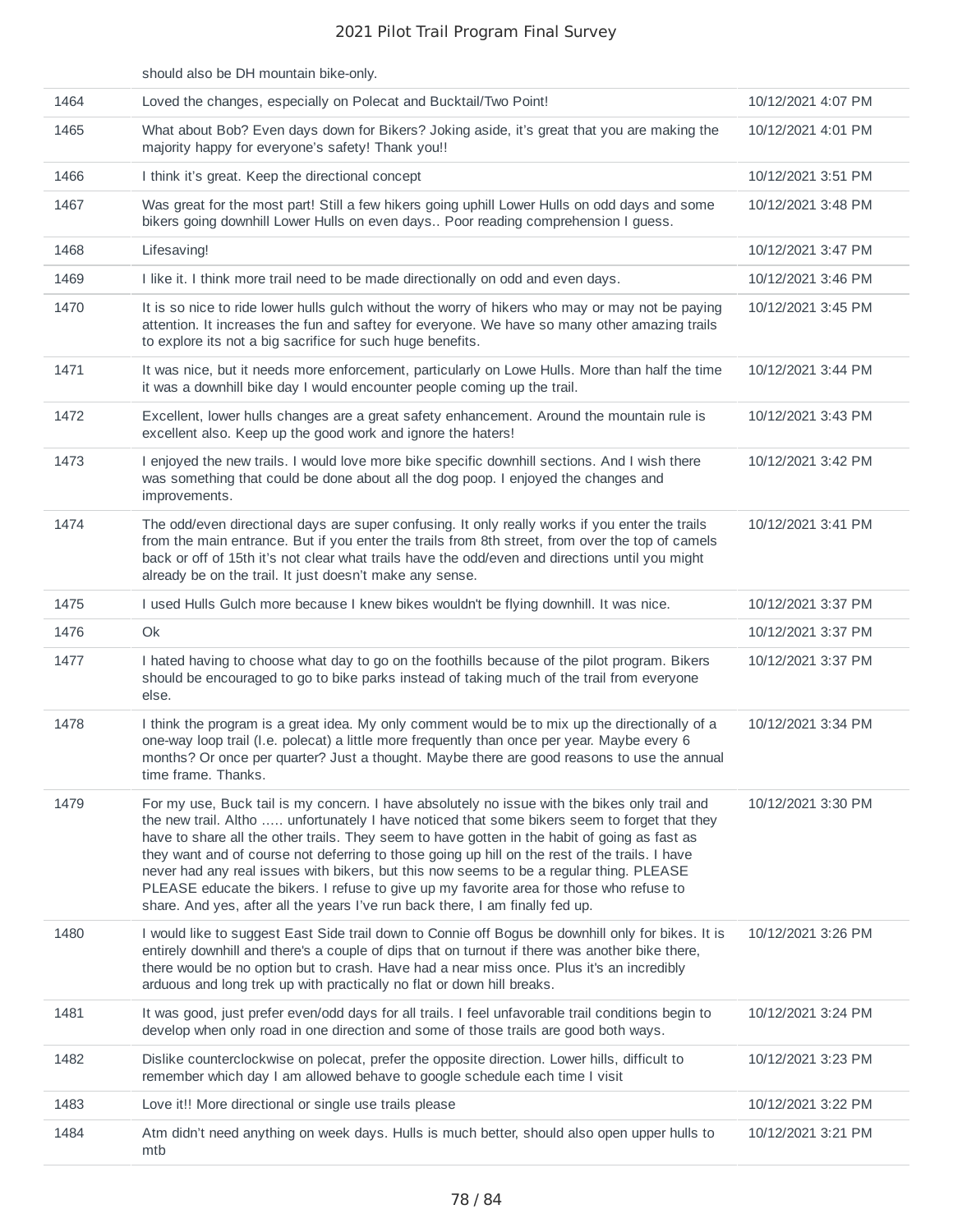| | should also be DH mountain bike-only. | |
|---|---|---|
| 1464 | Loved the changes, especially on Polecat and Bucktail/Two Point! | 10/12/2021 4:07 PM |
| 1465 | What about Bob? Even days down for Bikers? Joking aside, it's great that you are making the majority happy for everyone's safety! Thank you!! | 10/12/2021 4:01 PM |
| 1466 | I think it's great. Keep the directional concept | 10/12/2021 3:51 PM |
| 1467 | Was great for the most part! Still a few hikers going uphill Lower Hulls on odd days and some bikers going downhill Lower Hulls on even days.. Poor reading comprehension I guess. | 10/12/2021 3:48 PM |
| 1468 | Lifesaving! | 10/12/2021 3:47 PM |
| 1469 | I like it. I think more trail need to be made directionally on odd and even days. | 10/12/2021 3:46 PM |
| 1470 | It is so nice to ride lower hulls gulch without the worry of hikers who may or may not be paying attention. It increases the fun and saftey for everyone. We have so many other amazing trails to explore its not a big sacrifice for such huge benefits. | 10/12/2021 3:45 PM |
| 1471 | It was nice, but it needs more enforcement, particularly on Lowe Hulls. More than half the time it was a downhill bike day I would encounter people coming up the trail. | 10/12/2021 3:44 PM |
| 1472 | Excellent, lower hulls changes are a great safety enhancement. Around the mountain rule is excellent also. Keep up the good work and ignore the haters! | 10/12/2021 3:43 PM |
| 1473 | I enjoyed the new trails. I would love more bike specific downhill sections. And I wish there was something that could be done about all the dog poop. I enjoyed the changes and improvements. | 10/12/2021 3:42 PM |
| 1474 | The odd/even directional days are super confusing. It only really works if you enter the trails from the main entrance. But if you enter the trails from 8th street, from over the top of camels back or off of 15th it's not clear what trails have the odd/even and directions until you might already be on the trail. It just doesn't make any sense. | 10/12/2021 3:41 PM |
| 1475 | I used Hulls Gulch more because I knew bikes wouldn't be flying downhill. It was nice. | 10/12/2021 3:37 PM |
| 1476 | Ok | 10/12/2021 3:37 PM |
| 1477 | I hated having to choose what day to go on the foothills because of the pilot program. Bikers should be encouraged to go to bike parks instead of taking much of the trail from everyone else. | 10/12/2021 3:37 PM |
| 1478 | I think the program is a great idea. My only comment would be to mix up the directionally of a one-way loop trail (I.e. polecat) a little more frequently than once per year. Maybe every 6 months? Or once per quarter? Just a thought. Maybe there are good reasons to use the annual time frame. Thanks. | 10/12/2021 3:34 PM |
| 1479 | For my use, Buck tail is my concern. I have absolutely no issue with the bikes only trail and the new trail. Altho ….. unfortunately I have noticed that some bikers seem to forget that they have to share all the other trails. They seem to have gotten in the habit of going as fast as they want and of course not deferring to those going up hill on the rest of the trails. I have never had any real issues with bikers, but this now seems to be a regular thing. PLEASE PLEASE educate the bikers. I refuse to give up my favorite area for those who refuse to share. And yes, after all the years I've run back there, I am finally fed up. | 10/12/2021 3:30 PM |
| 1480 | I would like to suggest East Side trail down to Connie off Bogus be downhill only for bikes. It is entirely downhill and there's a couple of dips that on turnout if there was another bike there, there would be no option but to crash. Have had a near miss once. Plus it's an incredibly arduous and long trek up with practically no flat or down hill breaks. | 10/12/2021 3:26 PM |
| 1481 | It was good, just prefer even/odd days for all trails. I feel unfavorable trail conditions begin to develop when only road in one direction and some of those trails are good both ways. | 10/12/2021 3:24 PM |
| 1482 | Dislike counterclockwise on polecat, prefer the opposite direction. Lower hills, difficult to remember which day I am allowed behave to google schedule each time I visit | 10/12/2021 3:23 PM |
| 1483 | Love it!! More directional or single use trails please | 10/12/2021 3:22 PM |
| 1484 | Atm didn't need anything on week days. Hulls is much better, should also open upper hulls to mtb | 10/12/2021 3:21 PM |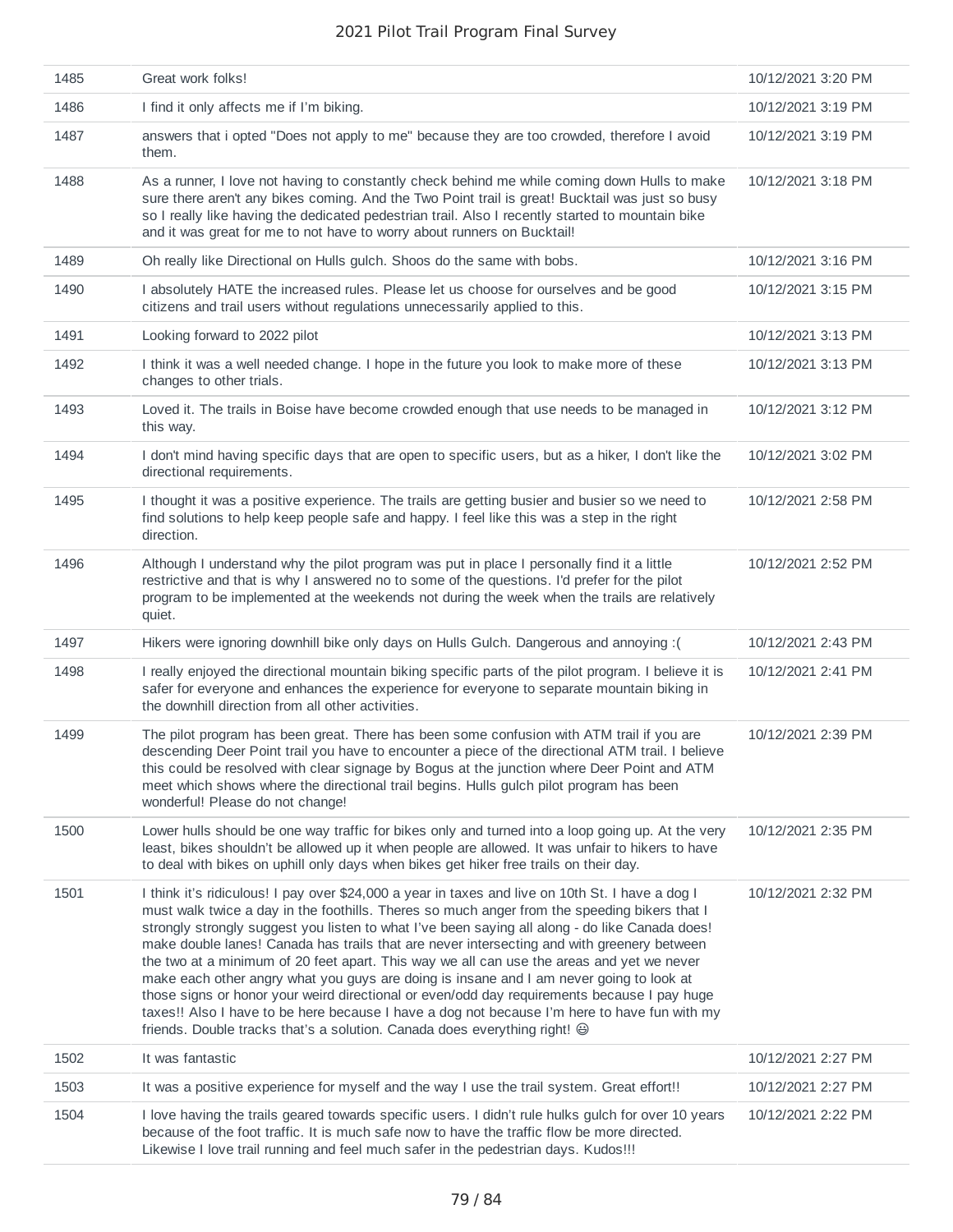| | | |
|---|---|---|
| 1485 | Great work folks! | 10/12/2021 3:20 PM |
| 1486 | I find it only affects me if I'm biking. | 10/12/2021 3:19 PM |
| 1487 | answers that i opted "Does not apply to me" because they are too crowded, therefore I avoid them. | 10/12/2021 3:19 PM |
| 1488 | As a runner, I love not having to constantly check behind me while coming down Hulls to make sure there aren't any bikes coming. And the Two Point trail is great! Bucktail was just so busy so I really like having the dedicated pedestrian trail. Also I recently started to mountain bike and it was great for me to not have to worry about runners on Bucktail! | 10/12/2021 3:18 PM |
| 1489 | Oh really like Directional on Hulls gulch. Shoos do the same with bobs. | 10/12/2021 3:16 PM |
| 1490 | I absolutely HATE the increased rules. Please let us choose for ourselves and be good citizens and trail users without regulations unnecessarily applied to this. | 10/12/2021 3:15 PM |
| 1491 | Looking forward to 2022 pilot | 10/12/2021 3:13 PM |
| 1492 | I think it was a well needed change. I hope in the future you look to make more of these changes to other trials. | 10/12/2021 3:13 PM |
| 1493 | Loved it. The trails in Boise have become crowded enough that use needs to be managed in this way. | 10/12/2021 3:12 PM |
| 1494 | I don't mind having specific days that are open to specific users, but as a hiker, I don't like the directional requirements. | 10/12/2021 3:02 PM |
| 1495 | I thought it was a positive experience. The trails are getting busier and busier so we need to find solutions to help keep people safe and happy. I feel like this was a step in the right direction. | 10/12/2021 2:58 PM |
| 1496 | Although I understand why the pilot program was put in place I personally find it a little restrictive and that is why I answered no to some of the questions. I'd prefer for the pilot program to be implemented at the weekends not during the week when the trails are relatively quiet. | 10/12/2021 2:52 PM |
| 1497 | Hikers were ignoring downhill bike only days on Hulls Gulch. Dangerous and annoying :( | 10/12/2021 2:43 PM |
| 1498 | I really enjoyed the directional mountain biking specific parts of the pilot program. I believe it is safer for everyone and enhances the experience for everyone to separate mountain biking in the downhill direction from all other activities. | 10/12/2021 2:41 PM |
| 1499 | The pilot program has been great. There has been some confusion with ATM trail if you are descending Deer Point trail you have to encounter a piece of the directional ATM trail. I believe this could be resolved with clear signage by Bogus at the junction where Deer Point and ATM meet which shows where the directional trail begins. Hulls gulch pilot program has been wonderful! Please do not change! | 10/12/2021 2:39 PM |
| 1500 | Lower hulls should be one way traffic for bikes only and turned into a loop going up. At the very least, bikes shouldn't be allowed up it when people are allowed. It was unfair to hikers to have to deal with bikes on uphill only days when bikes get hiker free trails on their day. | 10/12/2021 2:35 PM |
| 1501 | I think it's ridiculous! I pay over $24,000 a year in taxes and live on 10th St. I have a dog I must walk twice a day in the foothills. Theres so much anger from the speeding bikers that I strongly strongly suggest you listen to what I've been saying all along - do like Canada does! make double lanes! Canada has trails that are never intersecting and with greenery between the two at a minimum of 20 feet apart. This way we all can use the areas and yet we never make each other angry what you guys are doing is insane and I am never going to look at those signs or honor your weird directional or even/odd day requirements because I pay huge taxes!! Also I have to be here because I have a dog not because I'm here to have fun with my friends. Double tracks that's a solution. Canada does everything right! 😃 | 10/12/2021 2:32 PM |
| 1502 | It was fantastic | 10/12/2021 2:27 PM |
| 1503 | It was a positive experience for myself and the way I use the trail system. Great effort!! | 10/12/2021 2:27 PM |
| 1504 | I love having the trails geared towards specific users. I didn't rule hulks gulch for over 10 years because of the foot traffic. It is much safe now to have the traffic flow be more directed. Likewise I love trail running and feel much safer in the pedestrian days. Kudos!!! | 10/12/2021 2:22 PM |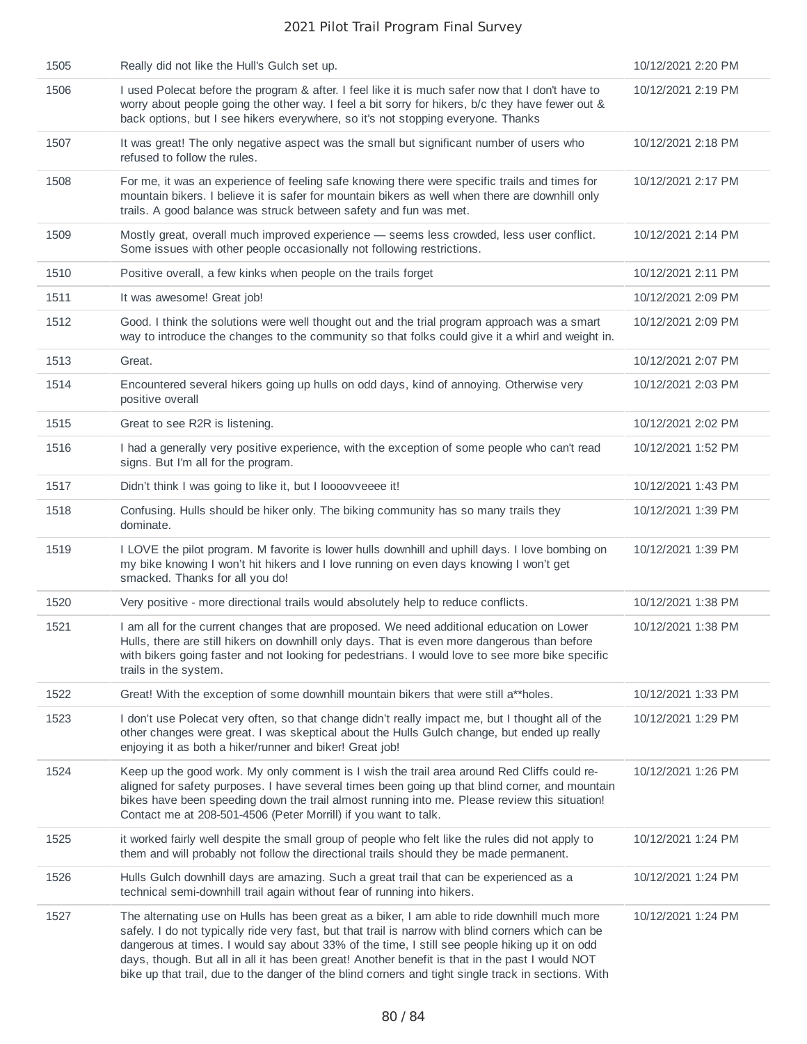| | | |
|---|---|---|
| 1505 | Really did not like the Hull's Gulch set up. | 10/12/2021 2:20 PM |
| 1506 | I used Polecat before the program & after. I feel like it is much safer now that I don't have to worry about people going the other way. I feel a bit sorry for hikers, b/c they have fewer out & back options, but I see hikers everywhere, so it's not stopping everyone. Thanks | 10/12/2021 2:19 PM |
| 1507 | It was great! The only negative aspect was the small but significant number of users who refused to follow the rules. | 10/12/2021 2:18 PM |
| 1508 | For me, it was an experience of feeling safe knowing there were specific trails and times for mountain bikers. I believe it is safer for mountain bikers as well when there are downhill only trails. A good balance was struck between safety and fun was met. | 10/12/2021 2:17 PM |
| 1509 | Mostly great, overall much improved experience — seems less crowded, less user conflict. Some issues with other people occasionally not following restrictions. | 10/12/2021 2:14 PM |
| 1510 | Positive overall, a few kinks when people on the trails forget | 10/12/2021 2:11 PM |
| 1511 | It was awesome! Great job! | 10/12/2021 2:09 PM |
| 1512 | Good. I think the solutions were well thought out and the trial program approach was a smart way to introduce the changes to the community so that folks could give it a whirl and weight in. | 10/12/2021 2:09 PM |
| 1513 | Great. | 10/12/2021 2:07 PM |
| 1514 | Encountered several hikers going up hulls on odd days, kind of annoying. Otherwise very positive overall | 10/12/2021 2:03 PM |
| 1515 | Great to see R2R is listening. | 10/12/2021 2:02 PM |
| 1516 | I had a generally very positive experience, with the exception of some people who can't read signs. But I'm all for the program. | 10/12/2021 1:52 PM |
| 1517 | Didn't think I was going to like it, but I loooovveeee it! | 10/12/2021 1:43 PM |
| 1518 | Confusing. Hulls should be hiker only. The biking community has so many trails they dominate. | 10/12/2021 1:39 PM |
| 1519 | I LOVE the pilot program. M favorite is lower hulls downhill and uphill days. I love bombing on my bike knowing I won't hit hikers and I love running on even days knowing I won't get smacked. Thanks for all you do! | 10/12/2021 1:39 PM |
| 1520 | Very positive - more directional trails would absolutely help to reduce conflicts. | 10/12/2021 1:38 PM |
| 1521 | I am all for the current changes that are proposed. We need additional education on Lower Hulls, there are still hikers on downhill only days. That is even more dangerous than before with bikers going faster and not looking for pedestrians. I would love to see more bike specific trails in the system. | 10/12/2021 1:38 PM |
| 1522 | Great! With the exception of some downhill mountain bikers that were still a**holes. | 10/12/2021 1:33 PM |
| 1523 | I don't use Polecat very often, so that change didn't really impact me, but I thought all of the other changes were great. I was skeptical about the Hulls Gulch change, but ended up really enjoying it as both a hiker/runner and biker! Great job! | 10/12/2021 1:29 PM |
| 1524 | Keep up the good work. My only comment is I wish the trail area around Red Cliffs could re-aligned for safety purposes. I have several times been going up that blind corner, and mountain bikes have been speeding down the trail almost running into me. Please review this situation! Contact me at 208-501-4506 (Peter Morrill) if you want to talk. | 10/12/2021 1:26 PM |
| 1525 | it worked fairly well despite the small group of people who felt like the rules did not apply to them and will probably not follow the directional trails should they be made permanent. | 10/12/2021 1:24 PM |
| 1526 | Hulls Gulch downhill days are amazing. Such a great trail that can be experienced as a technical semi-downhill trail again without fear of running into hikers. | 10/12/2021 1:24 PM |
| 1527 | The alternating use on Hulls has been great as a biker, I am able to ride downhill much more safely. I do not typically ride very fast, but that trail is narrow with blind corners which can be dangerous at times. I would say about 33% of the time, I still see people hiking up it on odd days, though. But all in all it has been great! Another benefit is that in the past I would NOT bike up that trail, due to the danger of the blind corners and tight single track in sections. With | 10/12/2021 1:24 PM |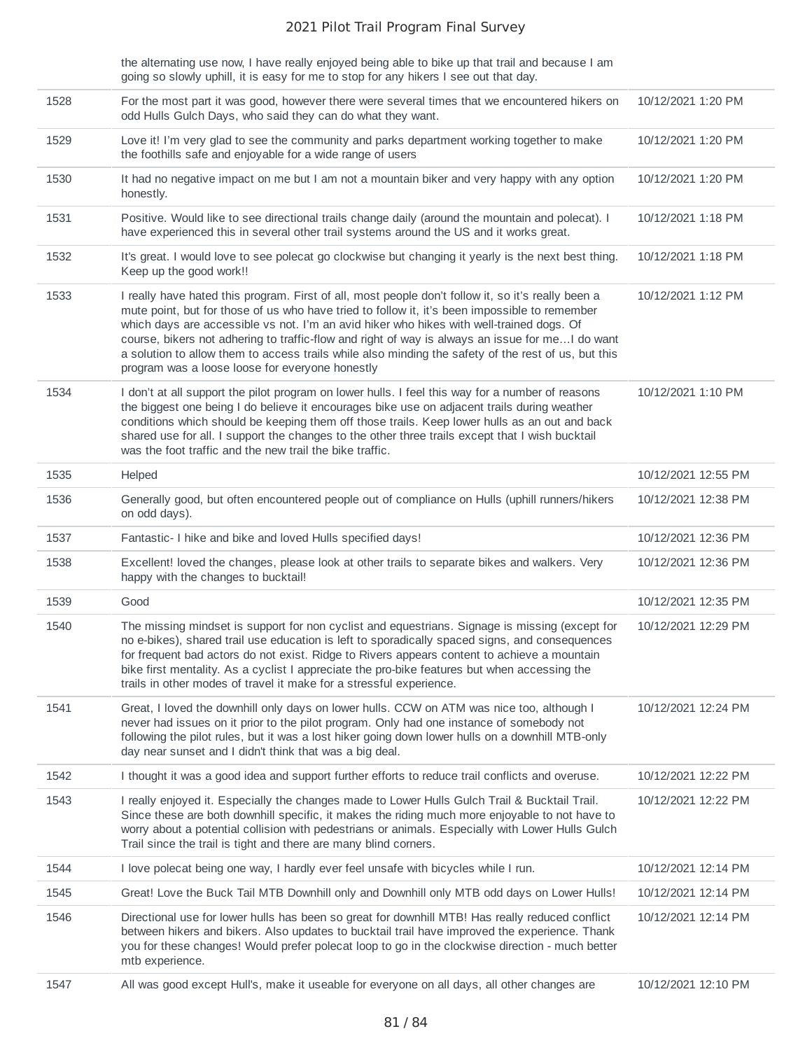| | | |
|---|---|---|
| | the alternating use now, I have really enjoyed being able to bike up that trail and because I am going so slowly uphill, it is easy for me to stop for any hikers I see out that day. | |
| 1528 | For the most part it was good, however there were several times that we encountered hikers on odd Hulls Gulch Days, who said they can do what they want. | 10/12/2021 1:20 PM |
| 1529 | Love it! I'm very glad to see the community and parks department working together to make the foothills safe and enjoyable for a wide range of users | 10/12/2021 1:20 PM |
| 1530 | It had no negative impact on me but I am not a mountain biker and very happy with any option honestly. | 10/12/2021 1:20 PM |
| 1531 | Positive. Would like to see directional trails change daily (around the mountain and polecat). I have experienced this in several other trail systems around the US and it works great. | 10/12/2021 1:18 PM |
| 1532 | It's great. I would love to see polecat go clockwise but changing it yearly is the next best thing. Keep up the good work!! | 10/12/2021 1:18 PM |
| 1533 | I really have hated this program. First of all, most people don't follow it, so it's really been a mute point, but for those of us who have tried to follow it, it's been impossible to remember which days are accessible vs not. I'm an avid hiker who hikes with well-trained dogs. Of course, bikers not adhering to traffic-flow and right of way is always an issue for me…I do want a solution to allow them to access trails while also minding the safety of the rest of us, but this program was a loose loose for everyone honestly | 10/12/2021 1:12 PM |
| 1534 | I don't at all support the pilot program on lower hulls. I feel this way for a number of reasons the biggest one being I do believe it encourages bike use on adjacent trails during weather conditions which should be keeping them off those trails. Keep lower hulls as an out and back shared use for all. I support the changes to the other three trails except that I wish bucktail was the foot traffic and the new trail the bike traffic. | 10/12/2021 1:10 PM |
| 1535 | Helped | 10/12/2021 12:55 PM |
| 1536 | Generally good, but often encountered people out of compliance on Hulls (uphill runners/hikers on odd days). | 10/12/2021 12:38 PM |
| 1537 | Fantastic- I hike and bike and loved Hulls specified days! | 10/12/2021 12:36 PM |
| 1538 | Excellent! loved the changes, please look at other trails to separate bikes and walkers. Very happy with the changes to bucktail! | 10/12/2021 12:36 PM |
| 1539 | Good | 10/12/2021 12:35 PM |
| 1540 | The missing mindset is support for non cyclist and equestrians. Signage is missing (except for no e-bikes), shared trail use education is left to sporadically spaced signs, and consequences for frequent bad actors do not exist. Ridge to Rivers appears content to achieve a mountain bike first mentality. As a cyclist I appreciate the pro-bike features but when accessing the trails in other modes of travel it make for a stressful experience. | 10/12/2021 12:29 PM |
| 1541 | Great, I loved the downhill only days on lower hulls. CCW on ATM was nice too, although I never had issues on it prior to the pilot program. Only had one instance of somebody not following the pilot rules, but it was a lost hiker going down lower hulls on a downhill MTB-only day near sunset and I didn't think that was a big deal. | 10/12/2021 12:24 PM |
| 1542 | I thought it was a good idea and support further efforts to reduce trail conflicts and overuse. | 10/12/2021 12:22 PM |
| 1543 | I really enjoyed it. Especially the changes made to Lower Hulls Gulch Trail & Bucktail Trail. Since these are both downhill specific, it makes the riding much more enjoyable to not have to worry about a potential collision with pedestrians or animals. Especially with Lower Hulls Gulch Trail since the trail is tight and there are many blind corners. | 10/12/2021 12:22 PM |
| 1544 | I love polecat being one way, I hardly ever feel unsafe with bicycles while I run. | 10/12/2021 12:14 PM |
| 1545 | Great! Love the Buck Tail MTB Downhill only and Downhill only MTB odd days on Lower Hulls! | 10/12/2021 12:14 PM |
| 1546 | Directional use for lower hulls has been so great for downhill MTB! Has really reduced conflict between hikers and bikers. Also updates to bucktail trail have improved the experience. Thank you for these changes! Would prefer polecat loop to go in the clockwise direction - much better mtb experience. | 10/12/2021 12:14 PM |
| 1547 | All was good except Hull's, make it useable for everyone on all days, all other changes are | 10/12/2021 12:10 PM |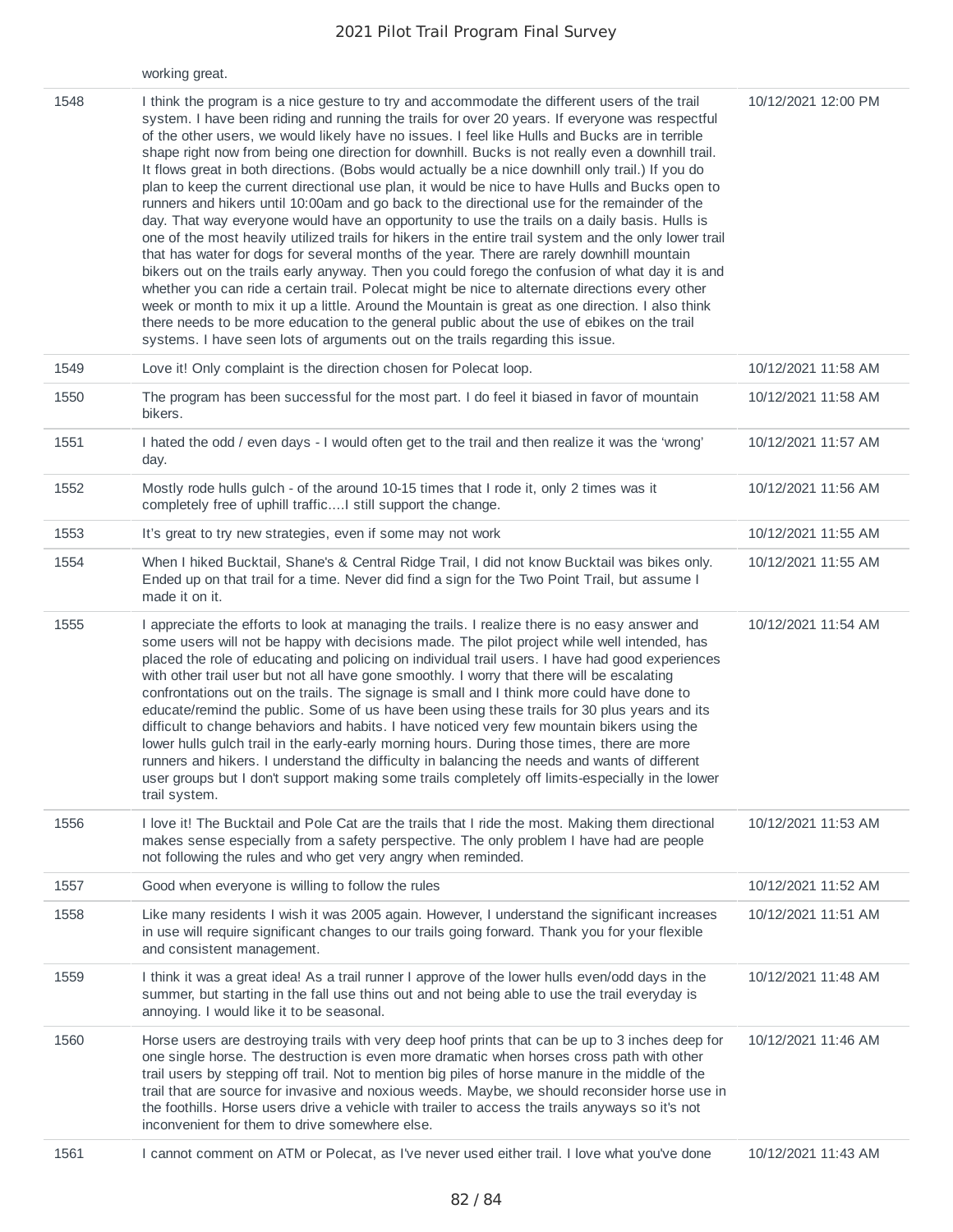| | | |
|---|---|---|
| | working great. | |
| 1548 | I think the program is a nice gesture to try and accommodate the different users of the trail system. I have been riding and running the trails for over 20 years. If everyone was respectful of the other users, we would likely have no issues. I feel like Hulls and Bucks are in terrible shape right now from being one direction for downhill. Bucks is not really even a downhill trail. It flows great in both directions. (Bobs would actually be a nice downhill only trail.) If you do plan to keep the current directional use plan, it would be nice to have Hulls and Bucks open to runners and hikers until 10:00am and go back to the directional use for the remainder of the day. That way everyone would have an opportunity to use the trails on a daily basis. Hulls is one of the most heavily utilized trails for hikers in the entire trail system and the only lower trail that has water for dogs for several months of the year. There are rarely downhill mountain bikers out on the trails early anyway. Then you could forego the confusion of what day it is and whether you can ride a certain trail. Polecat might be nice to alternate directions every other week or month to mix it up a little. Around the Mountain is great as one direction. I also think there needs to be more education to the general public about the use of ebikes on the trail systems. I have seen lots of arguments out on the trails regarding this issue. | 10/12/2021 12:00 PM |
| 1549 | Love it! Only complaint is the direction chosen for Polecat loop. | 10/12/2021 11:58 AM |
| 1550 | The program has been successful for the most part. I do feel it biased in favor of mountain bikers. | 10/12/2021 11:58 AM |
| 1551 | I hated the odd / even days - I would often get to the trail and then realize it was the 'wrong' day. | 10/12/2021 11:57 AM |
| 1552 | Mostly rode hulls gulch - of the around 10-15 times that I rode it, only 2 times was it completely free of uphill traffic....I still support the change. | 10/12/2021 11:56 AM |
| 1553 | It's great to try new strategies, even if some may not work | 10/12/2021 11:55 AM |
| 1554 | When I hiked Bucktail, Shane's & Central Ridge Trail, I did not know Bucktail was bikes only. Ended up on that trail for a time. Never did find a sign for the Two Point Trail, but assume I made it on it. | 10/12/2021 11:55 AM |
| 1555 | I appreciate the efforts to look at managing the trails. I realize there is no easy answer and some users will not be happy with decisions made. The pilot project while well intended, has placed the role of educating and policing on individual trail users. I have had good experiences with other trail user but not all have gone smoothly. I worry that there will be escalating confrontations out on the trails. The signage is small and I think more could have done to educate/remind the public. Some of us have been using these trails for 30 plus years and its difficult to change behaviors and habits. I have noticed very few mountain bikers using the lower hulls gulch trail in the early-early morning hours. During those times, there are more runners and hikers. I understand the difficulty in balancing the needs and wants of different user groups but I don't support making some trails completely off limits-especially in the lower trail system. | 10/12/2021 11:54 AM |
| 1556 | I love it! The Bucktail and Pole Cat are the trails that I ride the most. Making them directional makes sense especially from a safety perspective. The only problem I have had are people not following the rules and who get very angry when reminded. | 10/12/2021 11:53 AM |
| 1557 | Good when everyone is willing to follow the rules | 10/12/2021 11:52 AM |
| 1558 | Like many residents I wish it was 2005 again. However, I understand the significant increases in use will require significant changes to our trails going forward. Thank you for your flexible and consistent management. | 10/12/2021 11:51 AM |
| 1559 | I think it was a great idea! As a trail runner I approve of the lower hulls even/odd days in the summer, but starting in the fall use thins out and not being able to use the trail everyday is annoying. I would like it to be seasonal. | 10/12/2021 11:48 AM |
| 1560 | Horse users are destroying trails with very deep hoof prints that can be up to 3 inches deep for one single horse. The destruction is even more dramatic when horses cross path with other trail users by stepping off trail. Not to mention big piles of horse manure in the middle of the trail that are source for invasive and noxious weeds. Maybe, we should reconsider horse use in the foothills. Horse users drive a vehicle with trailer to access the trails anyways so it's not inconvenient for them to drive somewhere else. | 10/12/2021 11:46 AM |
| 1561 | I cannot comment on ATM or Polecat, as I've never used either trail. I love what you've done | 10/12/2021 11:43 AM |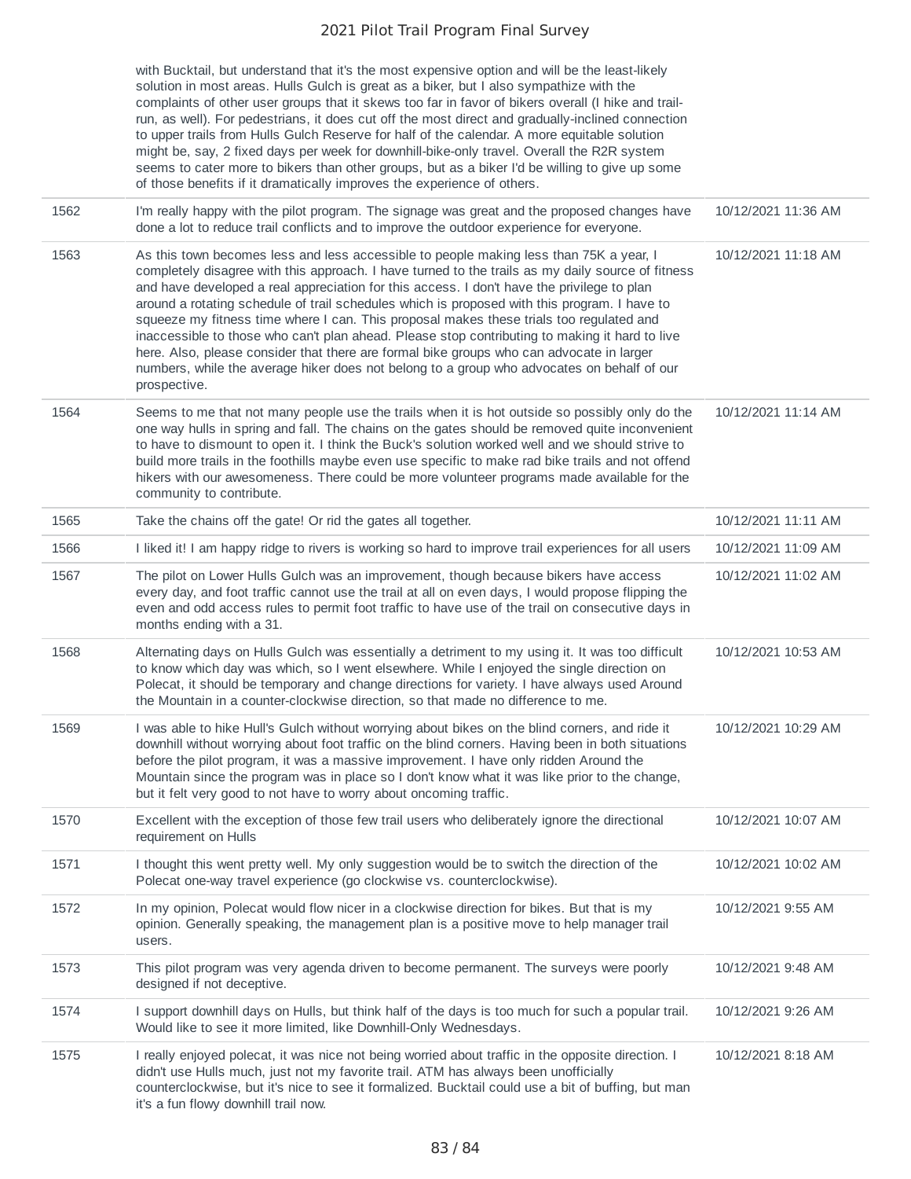| | | |
|---|---|---|
| | with Bucktail, but understand that it's the most expensive option and will be the least-likely solution in most areas. Hulls Gulch is great as a biker, but I also sympathize with the complaints of other user groups that it skews too far in favor of bikers overall (I hike and trail-run, as well). For pedestrians, it does cut off the most direct and gradually-inclined connection to upper trails from Hulls Gulch Reserve for half of the calendar. A more equitable solution might be, say, 2 fixed days per week for downhill-bike-only travel. Overall the R2R system seems to cater more to bikers than other groups, but as a biker I'd be willing to give up some of those benefits if it dramatically improves the experience of others. | |
| 1562 | I'm really happy with the pilot program. The signage was great and the proposed changes have done a lot to reduce trail conflicts and to improve the outdoor experience for everyone. | 10/12/2021 11:36 AM |
| 1563 | As this town becomes less and less accessible to people making less than 75K a year, I completely disagree with this approach. I have turned to the trails as my daily source of fitness and have developed a real appreciation for this access. I don't have the privilege to plan around a rotating schedule of trail schedules which is proposed with this program. I have to squeeze my fitness time where I can. This proposal makes these trials too regulated and inaccessible to those who can't plan ahead. Please stop contributing to making it hard to live here. Also, please consider that there are formal bike groups who can advocate in larger numbers, while the average hiker does not belong to a group who advocates on behalf of our prospective. | 10/12/2021 11:18 AM |
| 1564 | Seems to me that not many people use the trails when it is hot outside so possibly only do the one way hulls in spring and fall. The chains on the gates should be removed quite inconvenient to have to dismount to open it. I think the Buck's solution worked well and we should strive to build more trails in the foothills maybe even use specific to make rad bike trails and not offend hikers with our awesomeness. There could be more volunteer programs made available for the community to contribute. | 10/12/2021 11:14 AM |
| 1565 | Take the chains off the gate! Or rid the gates all together. | 10/12/2021 11:11 AM |
| 1566 | I liked it! I am happy ridge to rivers is working so hard to improve trail experiences for all users | 10/12/2021 11:09 AM |
| 1567 | The pilot on Lower Hulls Gulch was an improvement, though because bikers have access every day, and foot traffic cannot use the trail at all on even days, I would propose flipping the even and odd access rules to permit foot traffic to have use of the trail on consecutive days in months ending with a 31. | 10/12/2021 11:02 AM |
| 1568 | Alternating days on Hulls Gulch was essentially a detriment to my using it. It was too difficult to know which day was which, so I went elsewhere. While I enjoyed the single direction on Polecat, it should be temporary and change directions for variety. I have always used Around the Mountain in a counter-clockwise direction, so that made no difference to me. | 10/12/2021 10:53 AM |
| 1569 | I was able to hike Hull's Gulch without worrying about bikes on the blind corners, and ride it downhill without worrying about foot traffic on the blind corners. Having been in both situations before the pilot program, it was a massive improvement. I have only ridden Around the Mountain since the program was in place so I don't know what it was like prior to the change, but it felt very good to not have to worry about oncoming traffic. | 10/12/2021 10:29 AM |
| 1570 | Excellent with the exception of those few trail users who deliberately ignore the directional requirement on Hulls | 10/12/2021 10:07 AM |
| 1571 | I thought this went pretty well. My only suggestion would be to switch the direction of the Polecat one-way travel experience (go clockwise vs. counterclockwise). | 10/12/2021 10:02 AM |
| 1572 | In my opinion, Polecat would flow nicer in a clockwise direction for bikes. But that is my opinion. Generally speaking, the management plan is a positive move to help manager trail users. | 10/12/2021 9:55 AM |
| 1573 | This pilot program was very agenda driven to become permanent. The surveys were poorly designed if not deceptive. | 10/12/2021 9:48 AM |
| 1574 | I support downhill days on Hulls, but think half of the days is too much for such a popular trail. Would like to see it more limited, like Downhill-Only Wednesdays. | 10/12/2021 9:26 AM |
| 1575 | I really enjoyed polecat, it was nice not being worried about traffic in the opposite direction. I didn't use Hulls much, just not my favorite trail. ATM has always been unofficially counterclockwise, but it's nice to see it formalized. Bucktail could use a bit of buffing, but man it's a fun flowy downhill trail now. | 10/12/2021 8:18 AM |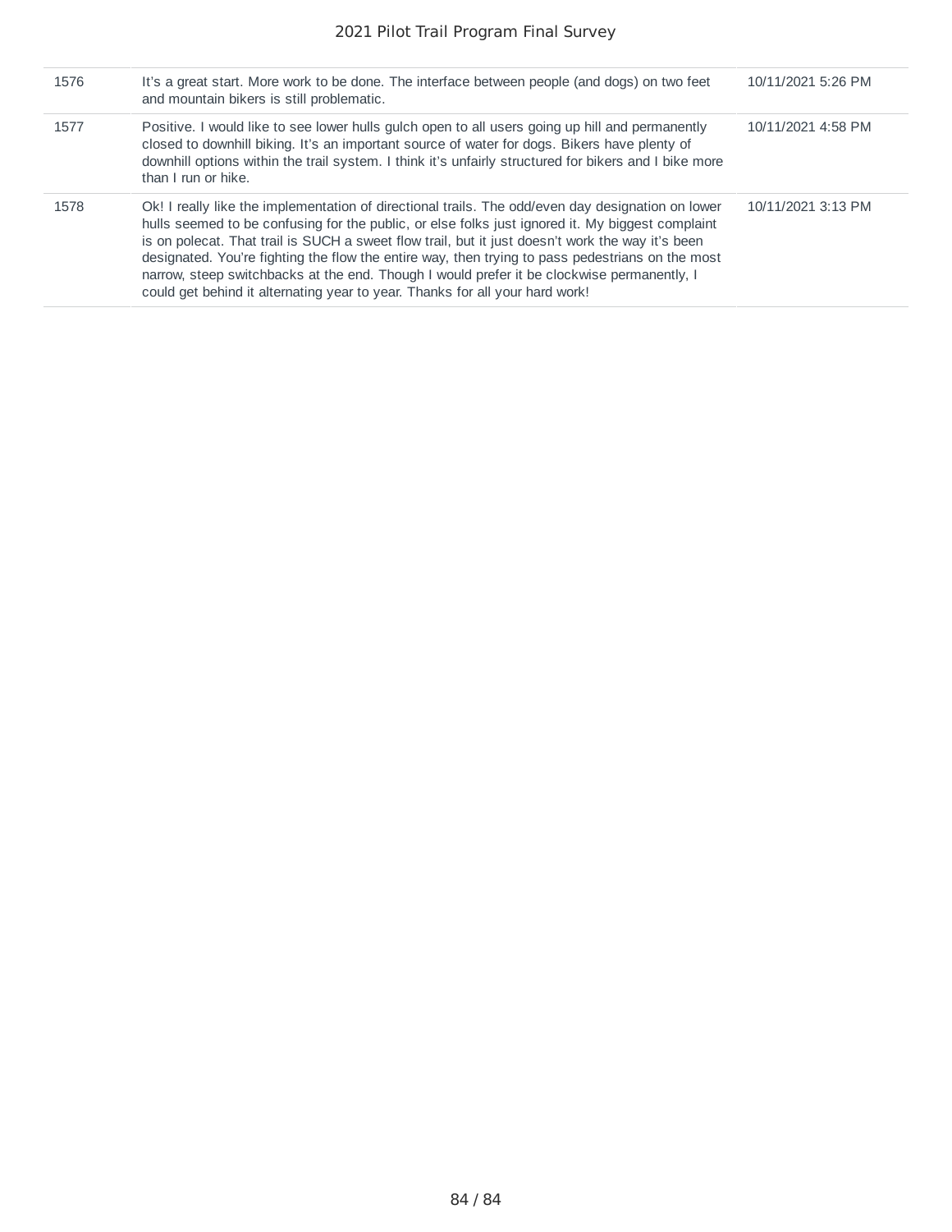| | | |
|---|---|---|
| 1576 | It’s a great start. More work to be done. The interface between people (and dogs) on two feet and mountain bikers is still problematic. | 10/11/2021 5:26 PM |
| 1577 | Positive. I would like to see lower hulls gulch open to all users going up hill and permanently closed to downhill biking. It’s an important source of water for dogs. Bikers have plenty of downhill options within the trail system. I think it’s unfairly structured for bikers and I bike more than I run or hike. | 10/11/2021 4:58 PM |
| 1578 | Ok! I really like the implementation of directional trails. The odd/even day designation on lower hulls seemed to be confusing for the public, or else folks just ignored it. My biggest complaint is on polecat. That trail is SUCH a sweet flow trail, but it just doesn’t work the way it’s been designated. You’re fighting the flow the entire way, then trying to pass pedestrians on the most narrow, steep switchbacks at the end. Though I would prefer it be clockwise permanently, I could get behind it alternating year to year. Thanks for all your hard work! | 10/11/2021 3:13 PM |